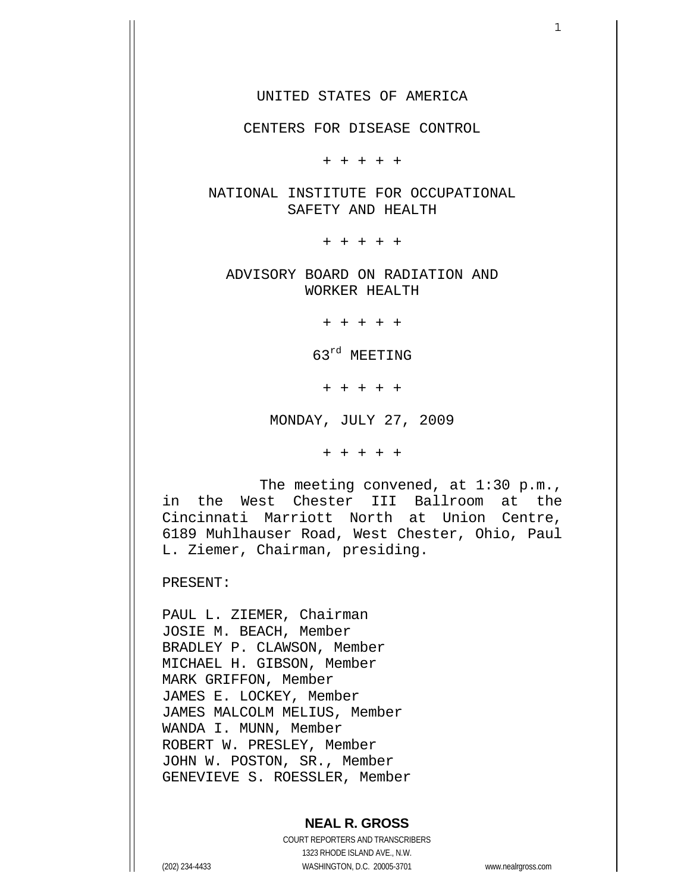UNITED STATES OF AMERICA

CENTERS FOR DISEASE CONTROL

+ + + + +

NATIONAL INSTITUTE FOR OCCUPATIONAL SAFETY AND HEALTH

+ + + + +

ADVISORY BOARD ON RADIATION AND WORKER HEALTH

+ + + + +

63rd MEETING

+ + + + +

MONDAY, JULY 27, 2009

+ + + + +

The meeting convened, at 1:30 p.m., in the West Chester III Ballroom at the Cincinnati Marriott North at Union Centre, 6189 Muhlhauser Road, West Chester, Ohio, Paul L. Ziemer, Chairman, presiding.

PRESENT:

PAUL L. ZIEMER, Chairman
JOSIE M. BEACH, Member
BRADLEY P. CLAWSON, Member
MICHAEL H. GIBSON, Member
MARK GRIFFON, Member
JAMES E. LOCKEY, Member
JAMES MALCOLM MELIUS, Member
WANDA I. MUNN, Member
ROBERT W. PRESLEY, Member
JOHN W. POSTON, SR., Member
GENEVIEVE S. ROESSLER, Member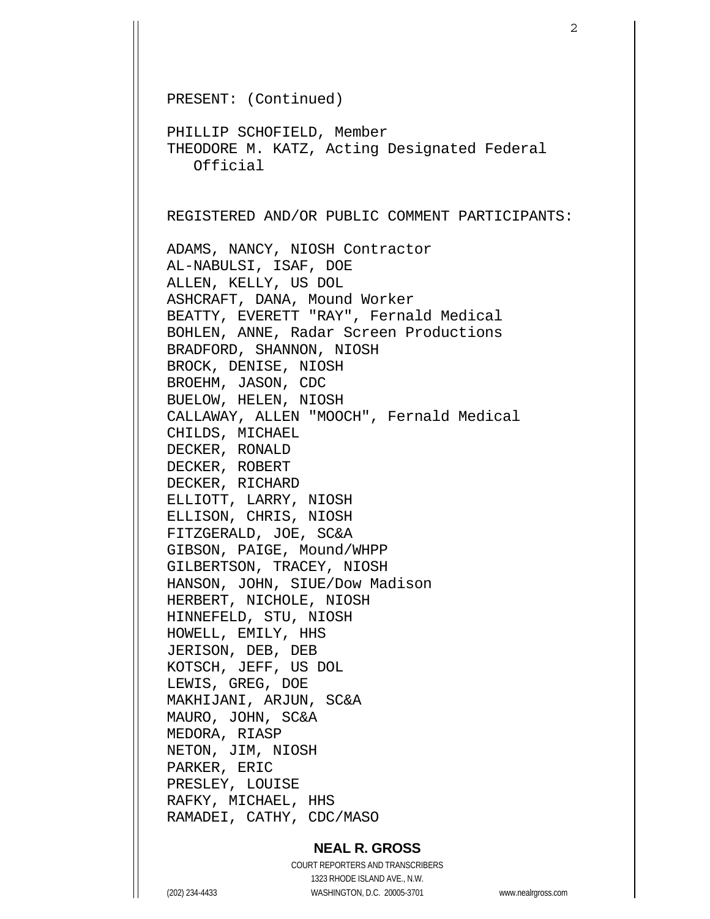PRESENT: (Continued)

PHILLIP SCHOFIELD, Member
THEODORE M. KATZ, Acting Designated Federal Official

REGISTERED AND/OR PUBLIC COMMENT PARTICIPANTS:

ADAMS, NANCY, NIOSH Contractor
AL-NABULSI, ISAF, DOE
ALLEN, KELLY, US DOL
ASHCRAFT, DANA, Mound Worker
BEATTY, EVERETT "RAY", Fernald Medical
BOHLEN, ANNE, Radar Screen Productions
BRADFORD, SHANNON, NIOSH
BROCK, DENISE, NIOSH
BROEHM, JASON, CDC
BUELOW, HELEN, NIOSH
CALLAWAY, ALLEN "MOOCH", Fernald Medical
CHILDS, MICHAEL
DECKER, RONALD
DECKER, ROBERT
DECKER, RICHARD
ELLIOTT, LARRY, NIOSH
ELLISON, CHRIS, NIOSH
FITZGERALD, JOE, SC&A
GIBSON, PAIGE, Mound/WHPP
GILBERTSON, TRACEY, NIOSH
HANSON, JOHN, SIUE/Dow Madison
HERBERT, NICHOLE, NIOSH
HINNEFELD, STU, NIOSH
HOWELL, EMILY, HHS
JERISON, DEB, DEB
KOTSCH, JEFF, US DOL
LEWIS, GREG, DOE
MAKHIJANI, ARJUN, SC&A
MAURO, JOHN, SC&A
MEDORA, RIASP
NETON, JIM, NIOSH
PARKER, ERIC
PRESLEY, LOUISE
RAFKY, MICHAEL, HHS
RAMADEI, CATHY, CDC/MASO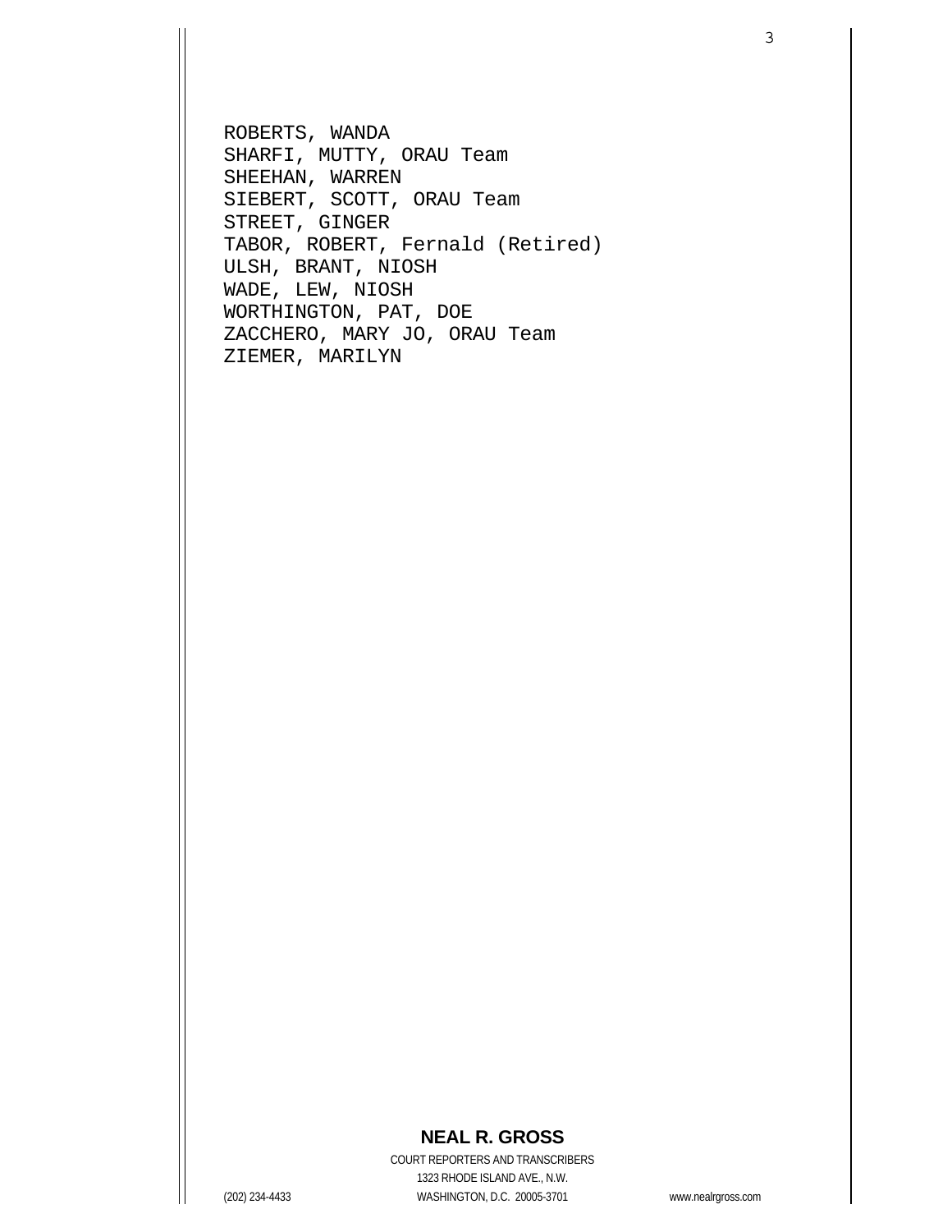ROBERTS, WANDA
SHARFI, MUTTY, ORAU Team
SHEEHAN, WARREN
SIEBERT, SCOTT, ORAU Team
STREET, GINGER
TABOR, ROBERT, Fernald (Retired)
ULSH, BRANT, NIOSH
WADE, LEW, NIOSH
WORTHINGTON, PAT, DOE
ZACCHERO, MARY JO, ORAU Team
ZIEMER, MARILYN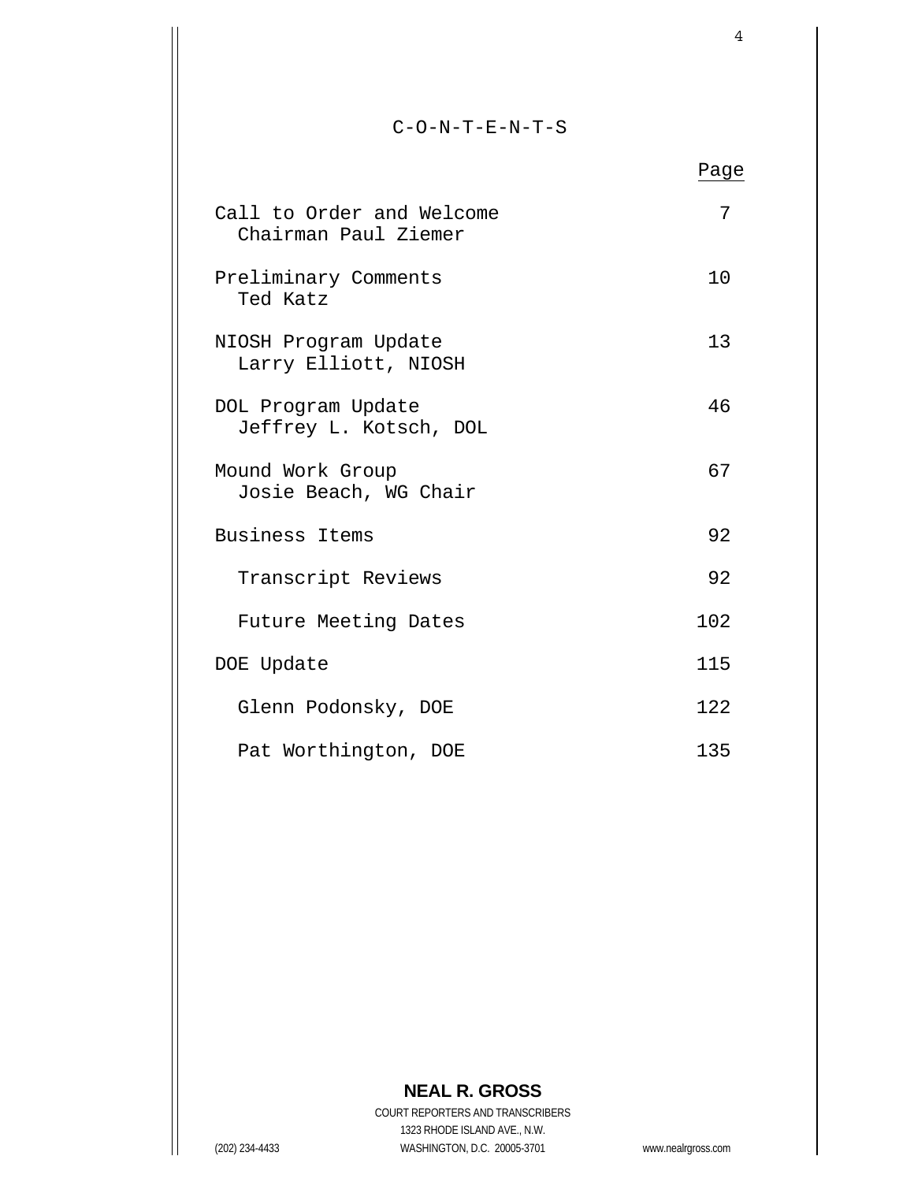C-O-N-T-E-N-T-S

| | Page |
|---|---|
| Call to Order and Welcome<br>Chairman Paul Ziemer | 7 |
| Preliminary Comments<br>Ted Katz | 10 |
| NIOSH Program Update<br>Larry Elliott, NIOSH | 13 |
| DOL Program Update<br>Jeffrey L. Kotsch, DOL | 46 |
| Mound Work Group<br>Josie Beach, WG Chair | 67 |
| Business Items | 92 |
| Transcript Reviews | 92 |
| Future Meeting Dates | 102 |
| DOE Update | 115 |
| Glenn Podonsky, DOE | 122 |
| Pat Worthington, DOE | 135 |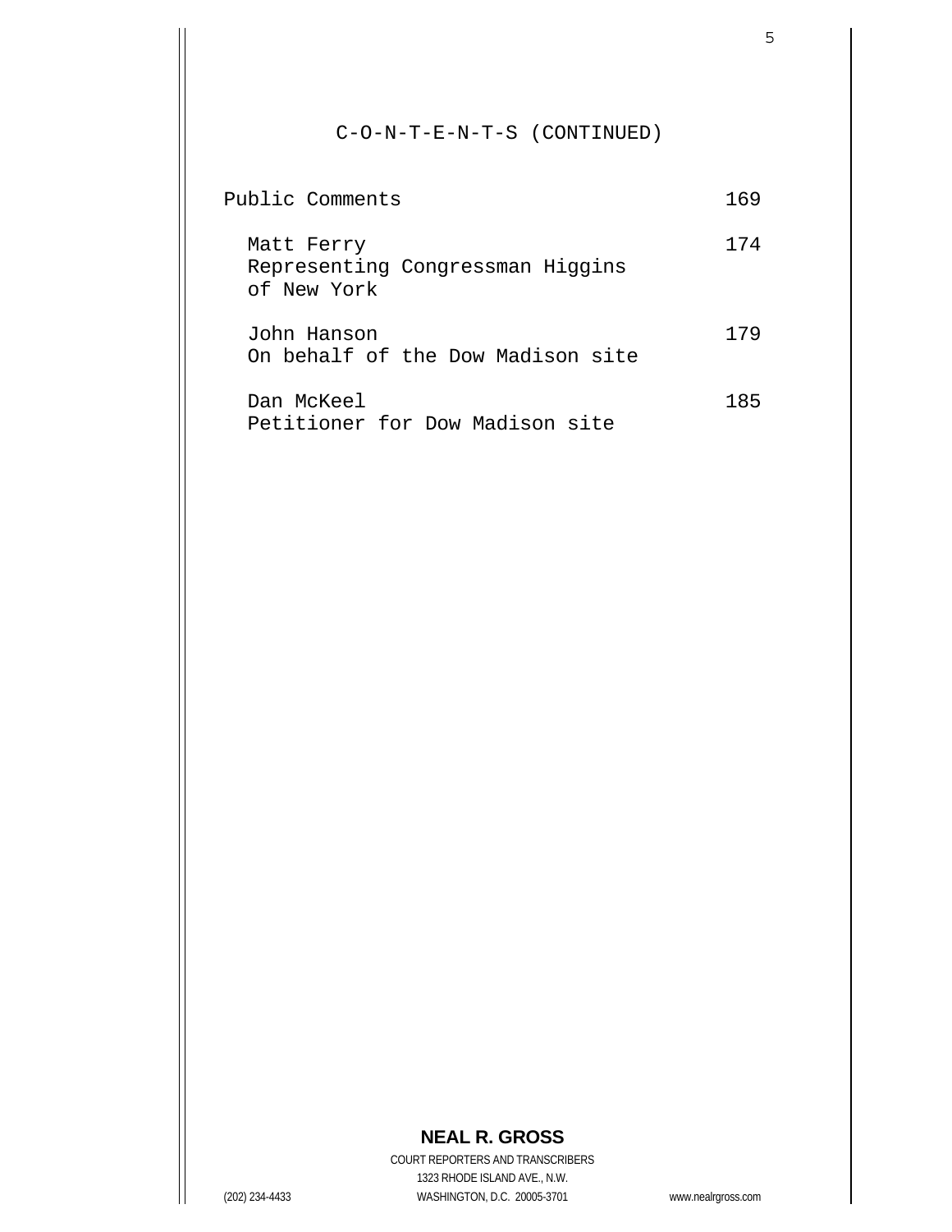C-O-N-T-E-N-T-S (CONTINUED)

| | |
|---|---|
| Public Comments | 169 |
| Matt Ferry<br>Representing Congressman Higgins of New York | 174 |
| John Hanson<br>On behalf of the Dow Madison site | 179 |
| Dan McKeel<br>Petitioner for Dow Madison site | 185 |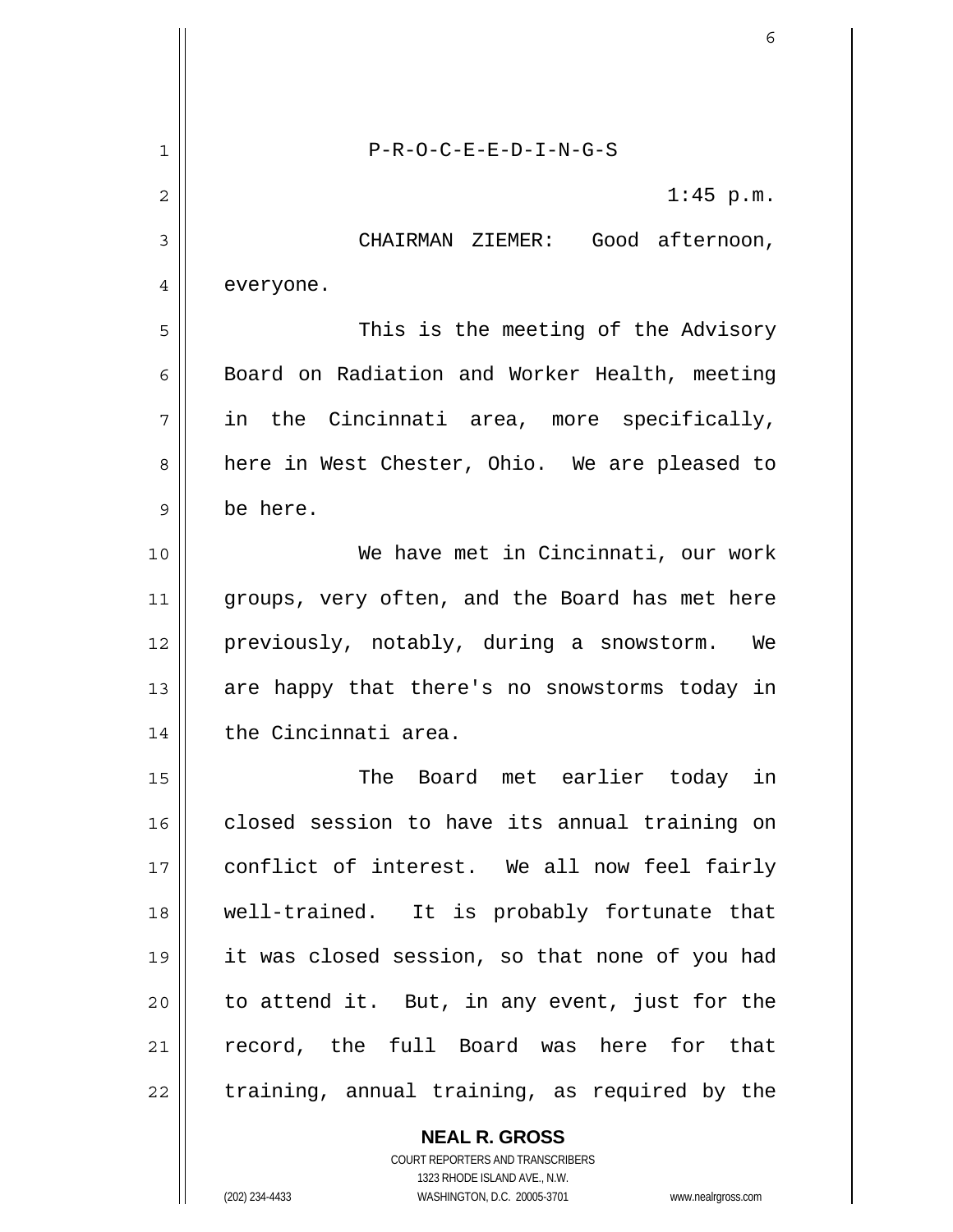P-R-O-C-E-E-D-I-N-G-S

1:45 p.m.

CHAIRMAN ZIEMER: Good afternoon, everyone.

This is the meeting of the Advisory Board on Radiation and Worker Health, meeting in the Cincinnati area, more specifically, here in West Chester, Ohio. We are pleased to be here.

We have met in Cincinnati, our work groups, very often, and the Board has met here previously, notably, during a snowstorm. We are happy that there's no snowstorms today in the Cincinnati area.

The Board met earlier today in closed session to have its annual training on conflict of interest. We all now feel fairly well-trained. It is probably fortunate that it was closed session, so that none of you had to attend it. But, in any event, just for the record, the full Board was here for that training, annual training, as required by the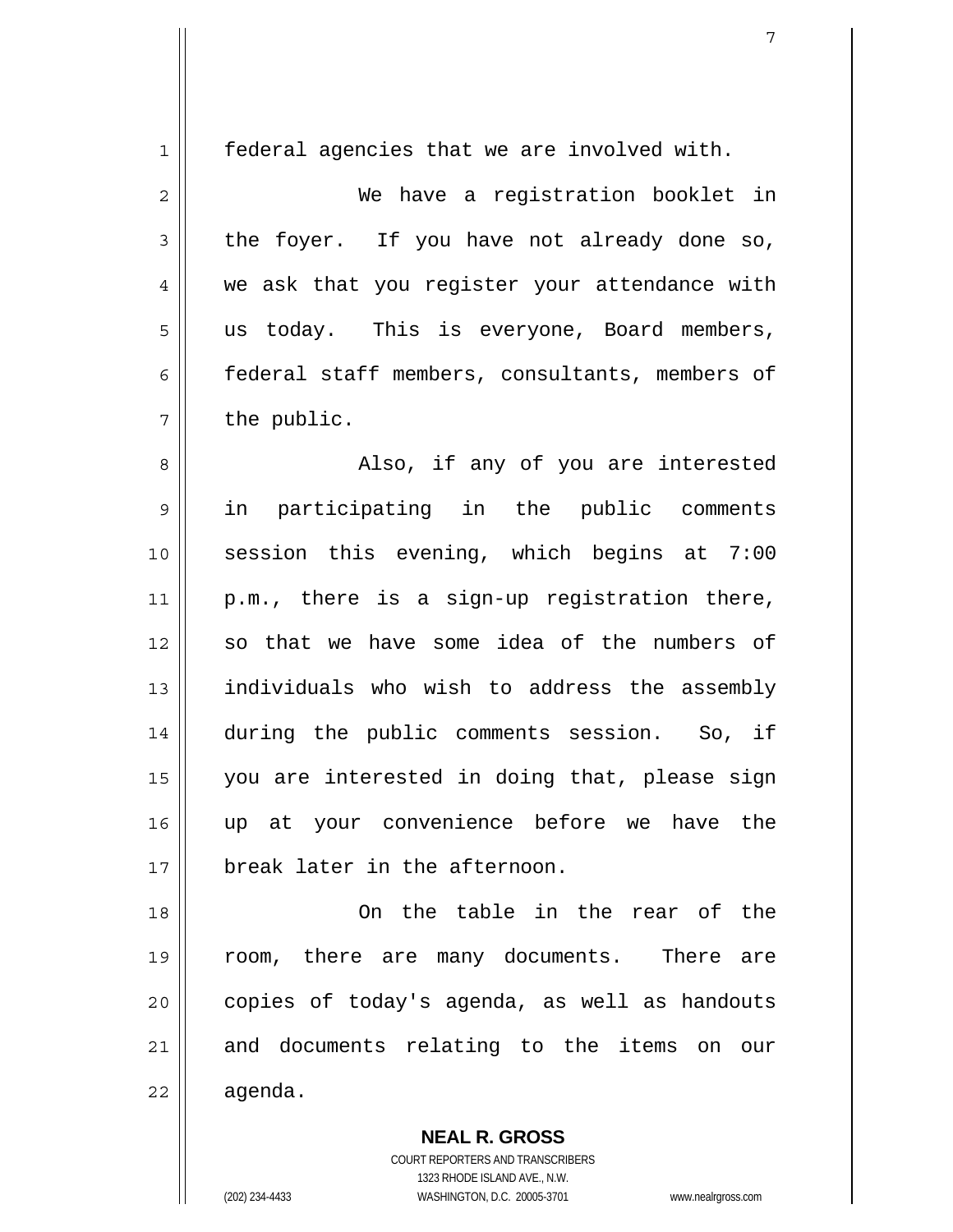federal agencies that we are involved with.

We have a registration booklet in the foyer. If you have not already done so, we ask that you register your attendance with us today. This is everyone, Board members, federal staff members, consultants, members of the public.

Also, if any of you are interested in participating in the public comments session this evening, which begins at 7:00 p.m., there is a sign-up registration there, so that we have some idea of the numbers of individuals who wish to address the assembly during the public comments session. So, if you are interested in doing that, please sign up at your convenience before we have the break later in the afternoon.

On the table in the rear of the room, there are many documents. There are copies of today's agenda, as well as handouts and documents relating to the items on our agenda.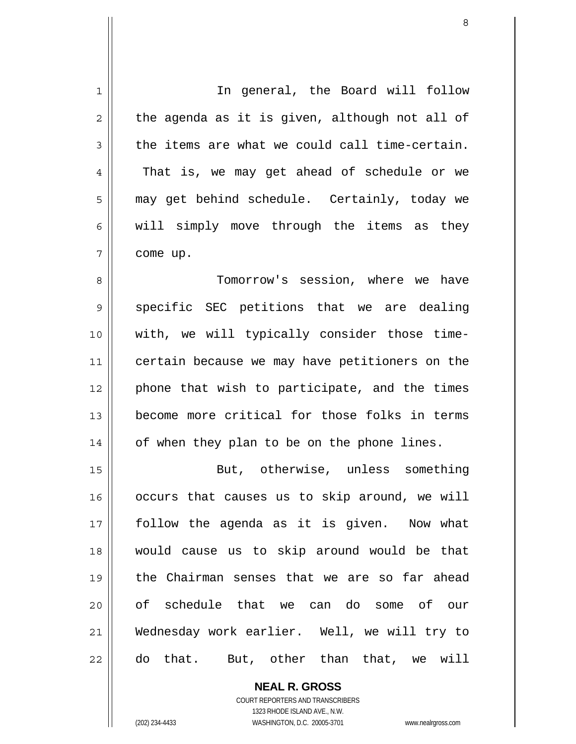In general, the Board will follow the agenda as it is given, although not all of the items are what we could call time-certain. That is, we may get ahead of schedule or we may get behind schedule. Certainly, today we will simply move through the items as they come up.

Tomorrow's session, where we have specific SEC petitions that we are dealing with, we will typically consider those time-certain because we may have petitioners on the phone that wish to participate, and the times become more critical for those folks in terms of when they plan to be on the phone lines.

But, otherwise, unless something occurs that causes us to skip around, we will follow the agenda as it is given. Now what would cause us to skip around would be that the Chairman senses that we are so far ahead of schedule that we can do some of our Wednesday work earlier. Well, we will try to do that. But, other than that, we will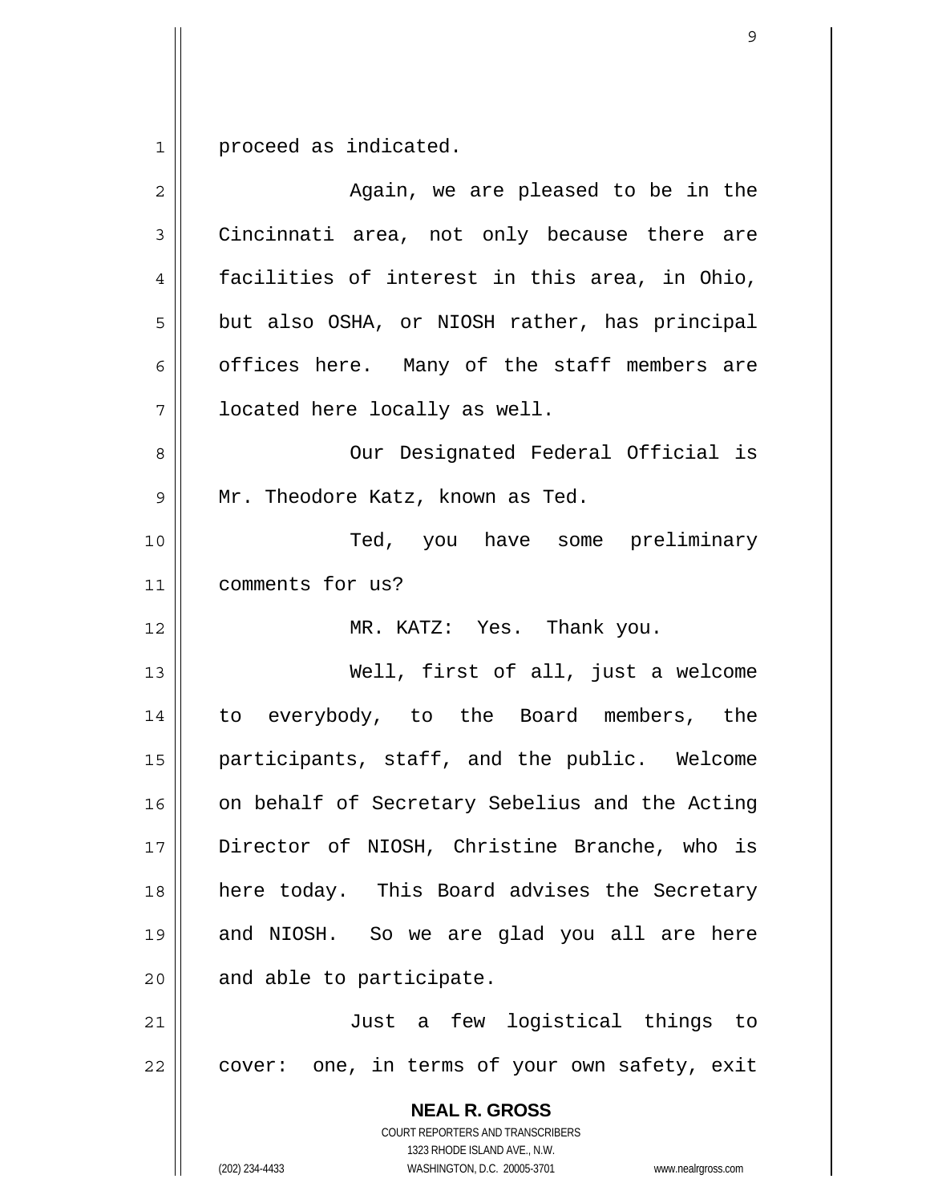proceed as indicated.

Again, we are pleased to be in the Cincinnati area, not only because there are facilities of interest in this area, in Ohio, but also OSHA, or NIOSH rather, has principal offices here. Many of the staff members are located here locally as well.

Our Designated Federal Official is Mr. Theodore Katz, known as Ted.

Ted, you have some preliminary comments for us?

MR. KATZ: Yes. Thank you.

Well, first of all, just a welcome to everybody, to the Board members, the participants, staff, and the public. Welcome on behalf of Secretary Sebelius and the Acting Director of NIOSH, Christine Branche, who is here today. This Board advises the Secretary and NIOSH. So we are glad you all are here and able to participate.

Just a few logistical things to cover: one, in terms of your own safety, exit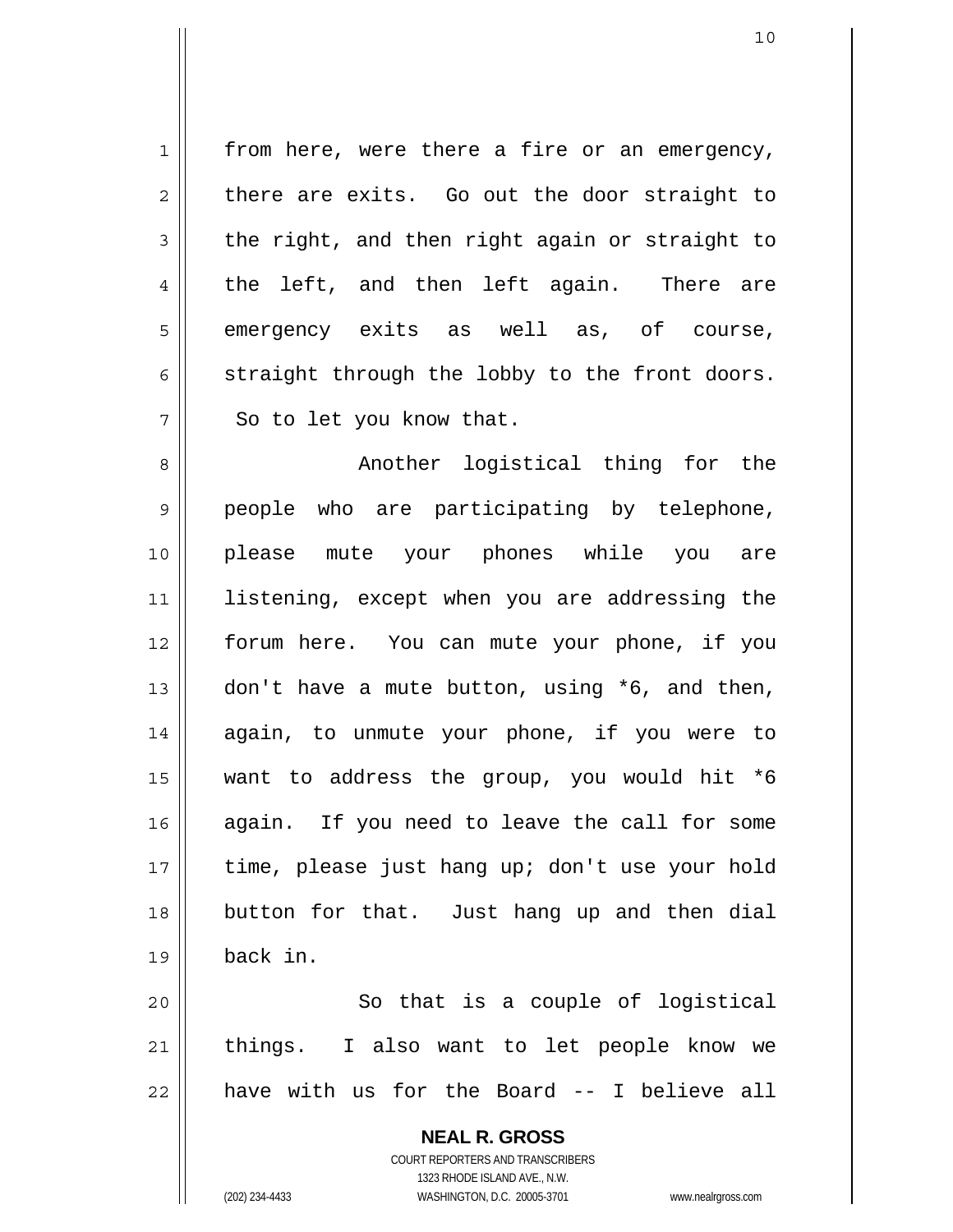from here, were there a fire or an emergency, there are exits. Go out the door straight to the right, and then right again or straight to the left, and then left again. There are emergency exits as well as, of course, straight through the lobby to the front doors. So to let you know that.

Another logistical thing for the people who are participating by telephone, please mute your phones while you are listening, except when you are addressing the forum here. You can mute your phone, if you don't have a mute button, using *6, and then, again, to unmute your phone, if you were to want to address the group, you would hit *6 again. If you need to leave the call for some time, please just hang up; don't use your hold button for that. Just hang up and then dial back in.

So that is a couple of logistical things. I also want to let people know we have with us for the Board -- I believe all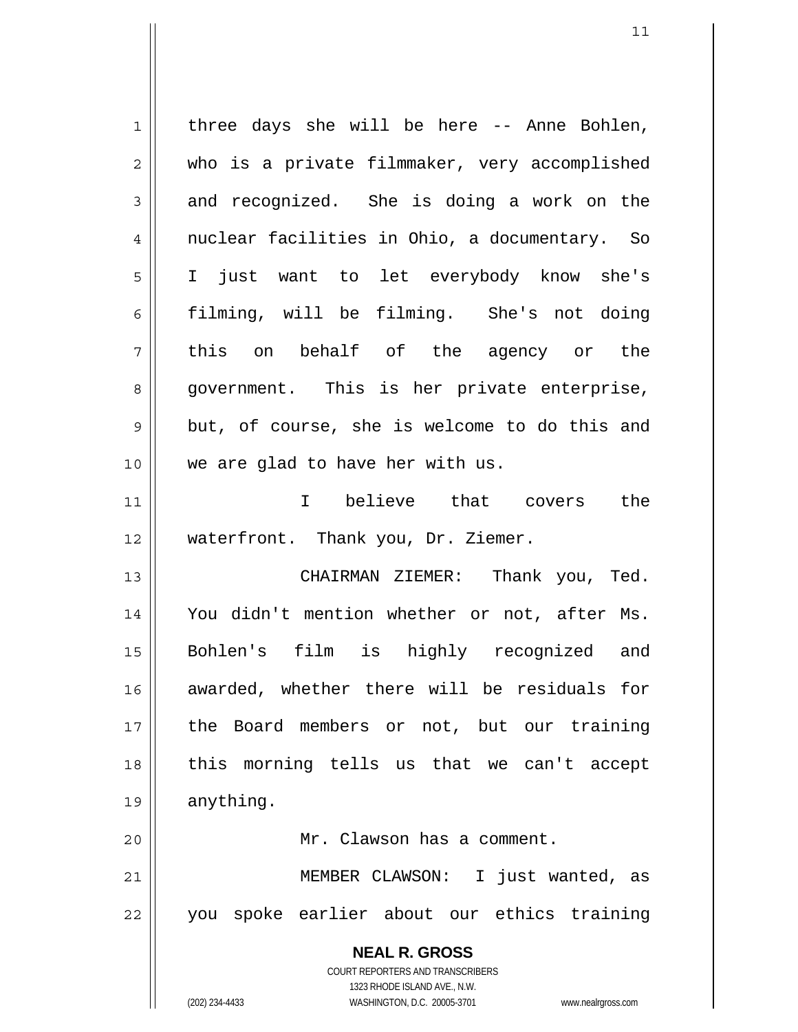three days she will be here -- Anne Bohlen, who is a private filmmaker, very accomplished and recognized. She is doing a work on the nuclear facilities in Ohio, a documentary. So I just want to let everybody know she's filming, will be filming. She's not doing this on behalf of the agency or the government. This is her private enterprise, but, of course, she is welcome to do this and we are glad to have her with us.

I believe that covers the waterfront. Thank you, Dr. Ziemer.

CHAIRMAN ZIEMER: Thank you, Ted. You didn't mention whether or not, after Ms. Bohlen's film is highly recognized and awarded, whether there will be residuals for the Board members or not, but our training this morning tells us that we can't accept anything.

Mr. Clawson has a comment.

MEMBER CLAWSON: I just wanted, as you spoke earlier about our ethics training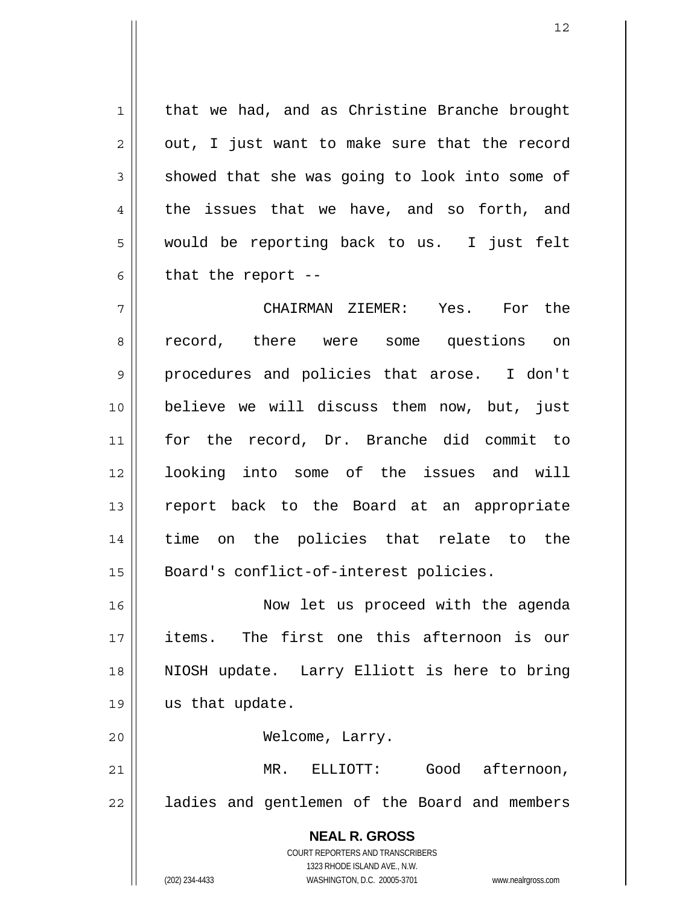that we had, and as Christine Branche brought out, I just want to make sure that the record showed that she was going to look into some of the issues that we have, and so forth, and would be reporting back to us. I just felt that the report --

CHAIRMAN ZIEMER: Yes. For the record, there were some questions on procedures and policies that arose. I don't believe we will discuss them now, but, just for the record, Dr. Branche did commit to looking into some of the issues and will report back to the Board at an appropriate time on the policies that relate to the Board's conflict-of-interest policies.

Now let us proceed with the agenda items. The first one this afternoon is our NIOSH update. Larry Elliott is here to bring us that update.

Welcome, Larry.

MR. ELLIOTT: Good afternoon, ladies and gentlemen of the Board and members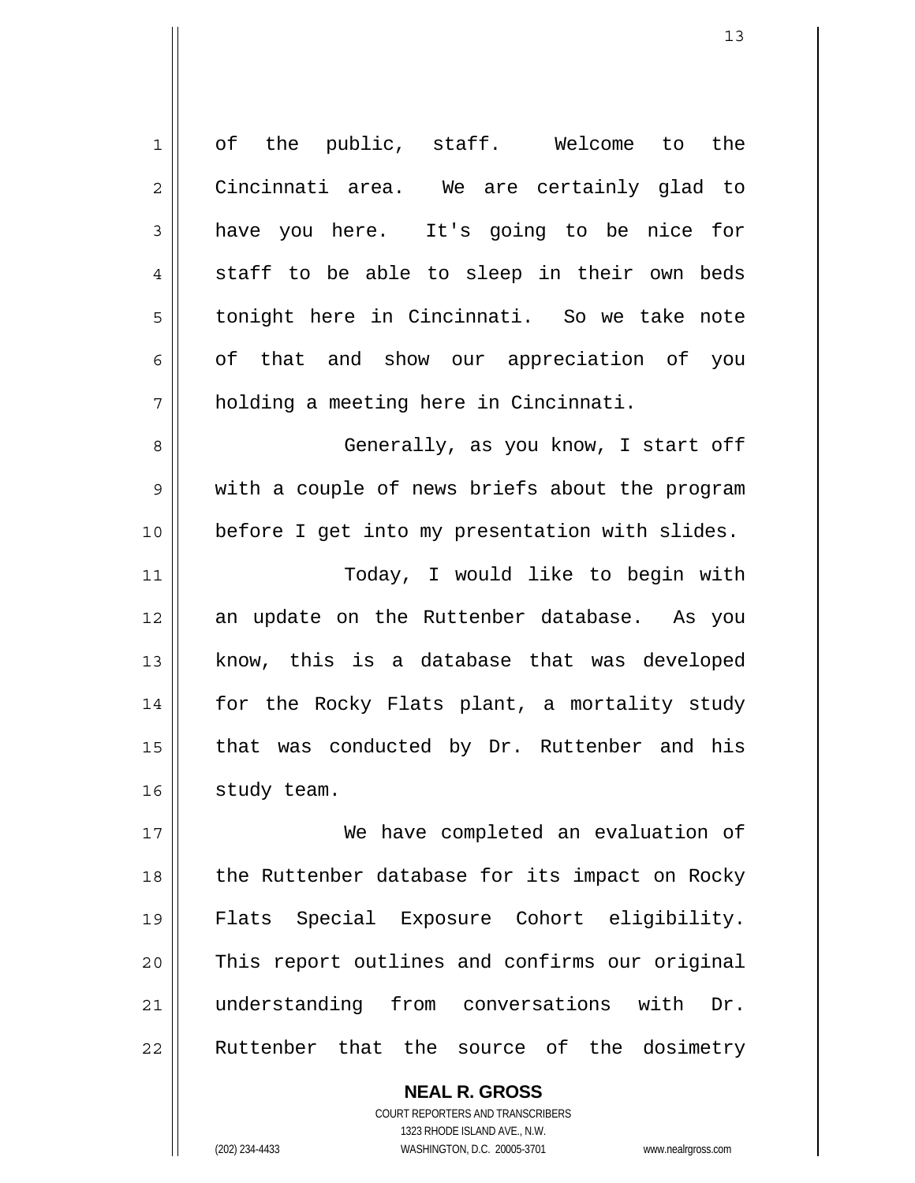of the public, staff. Welcome to the Cincinnati area. We are certainly glad to have you here. It's going to be nice for staff to be able to sleep in their own beds tonight here in Cincinnati. So we take note of that and show our appreciation of you holding a meeting here in Cincinnati.

Generally, as you know, I start off with a couple of news briefs about the program before I get into my presentation with slides.

Today, I would like to begin with an update on the Ruttenber database. As you know, this is a database that was developed for the Rocky Flats plant, a mortality study that was conducted by Dr. Ruttenber and his study team.

We have completed an evaluation of the Ruttenber database for its impact on Rocky Flats Special Exposure Cohort eligibility. This report outlines and confirms our original understanding from conversations with Dr. Ruttenber that the source of the dosimetry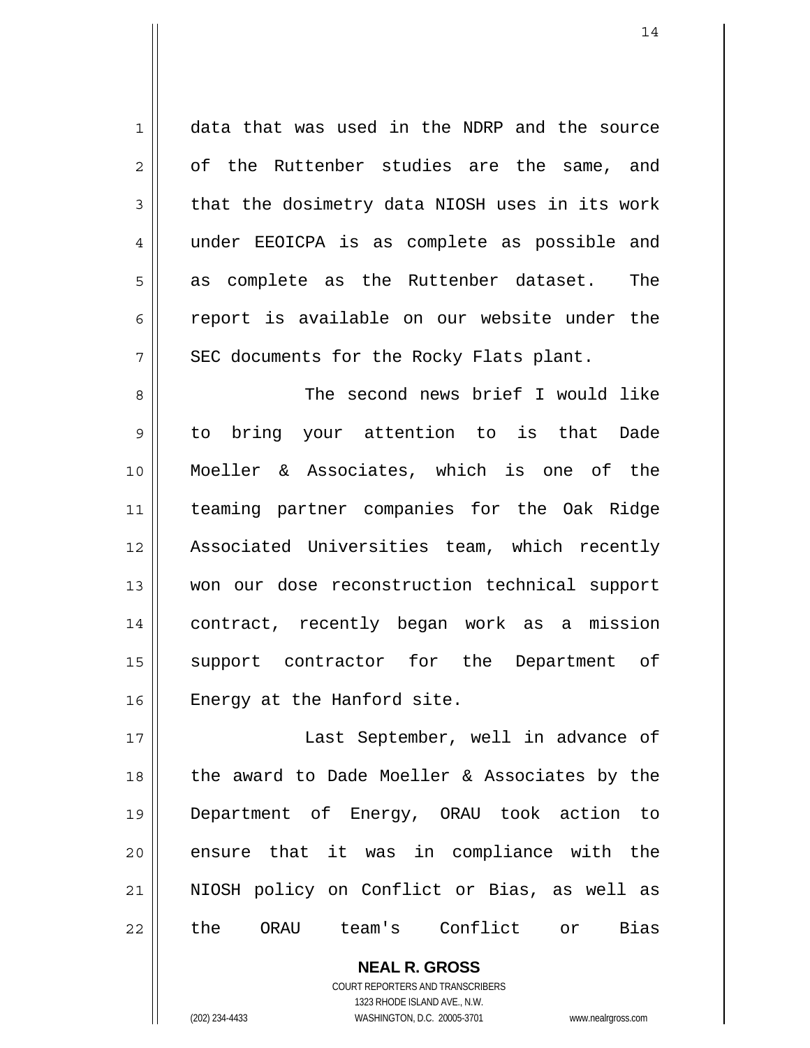data that was used in the NDRP and the source of the Ruttenber studies are the same, and that the dosimetry data NIOSH uses in its work under EEOICPA is as complete as possible and as complete as the Ruttenber dataset. The report is available on our website under the SEC documents for the Rocky Flats plant.

The second news brief I would like to bring your attention to is that Dade Moeller & Associates, which is one of the teaming partner companies for the Oak Ridge Associated Universities team, which recently won our dose reconstruction technical support contract, recently began work as a mission support contractor for the Department of Energy at the Hanford site.

Last September, well in advance of the award to Dade Moeller & Associates by the Department of Energy, ORAU took action to ensure that it was in compliance with the NIOSH policy on Conflict or Bias, as well as the ORAU team's Conflict or Bias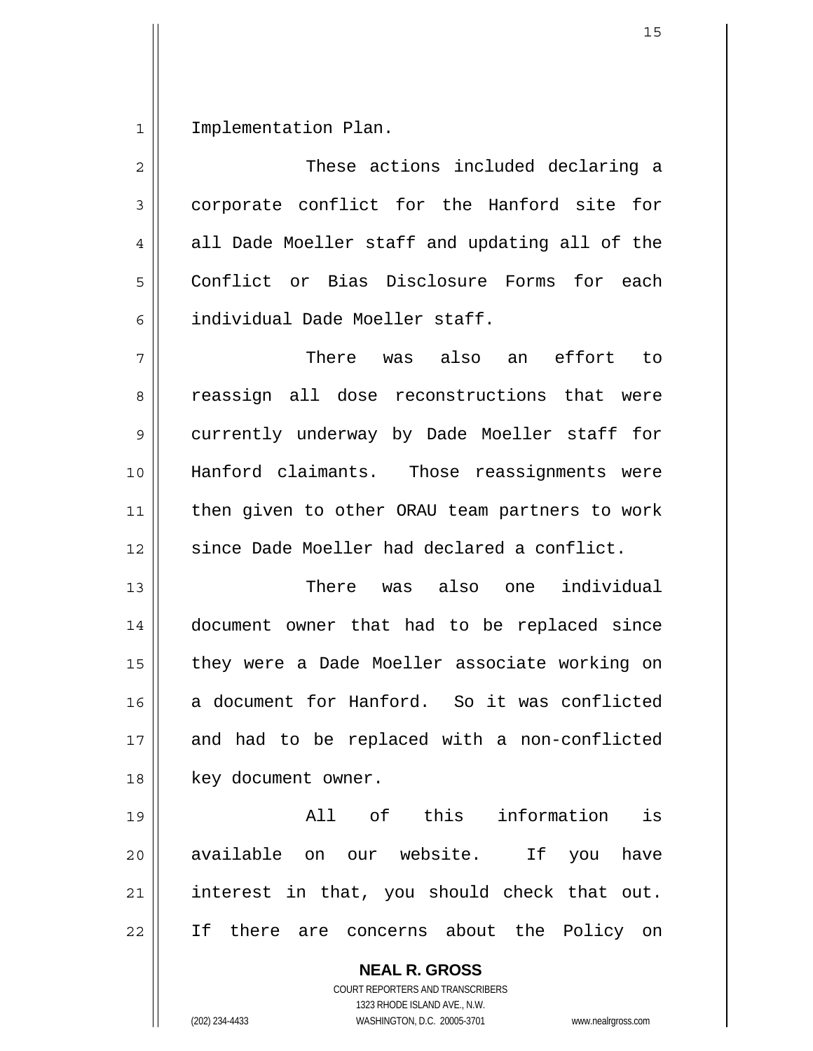Implementation Plan.

These actions included declaring a corporate conflict for the Hanford site for all Dade Moeller staff and updating all of the Conflict or Bias Disclosure Forms for each individual Dade Moeller staff.

There was also an effort to reassign all dose reconstructions that were currently underway by Dade Moeller staff for Hanford claimants. Those reassignments were then given to other ORAU team partners to work since Dade Moeller had declared a conflict.

There was also one individual document owner that had to be replaced since they were a Dade Moeller associate working on a document for Hanford. So it was conflicted and had to be replaced with a non-conflicted key document owner.

All of this information is available on our website. If you have interest in that, you should check that out. If there are concerns about the Policy on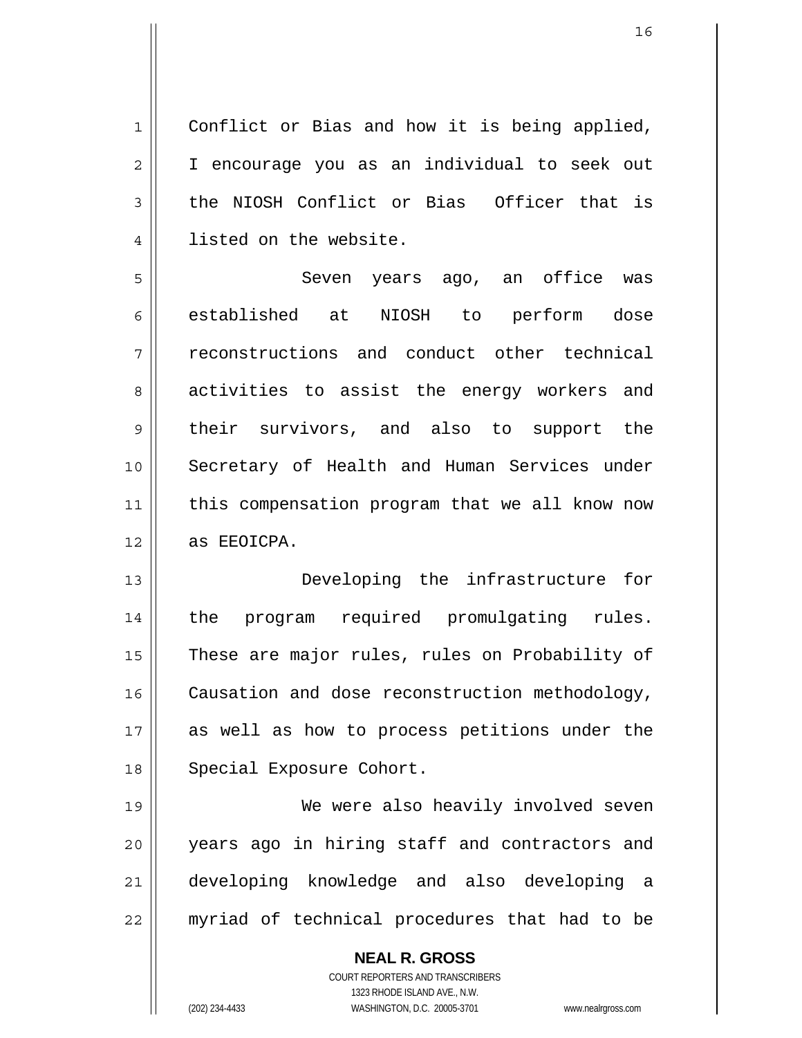Conflict or Bias and how it is being applied, I encourage you as an individual to seek out the NIOSH Conflict or Bias Officer that is listed on the website.

Seven years ago, an office was established at NIOSH to perform dose reconstructions and conduct other technical activities to assist the energy workers and their survivors, and also to support the Secretary of Health and Human Services under this compensation program that we all know now as EEOICPA.

Developing the infrastructure for the program required promulgating rules. These are major rules, rules on Probability of Causation and dose reconstruction methodology, as well as how to process petitions under the Special Exposure Cohort.

We were also heavily involved seven years ago in hiring staff and contractors and developing knowledge and also developing a myriad of technical procedures that had to be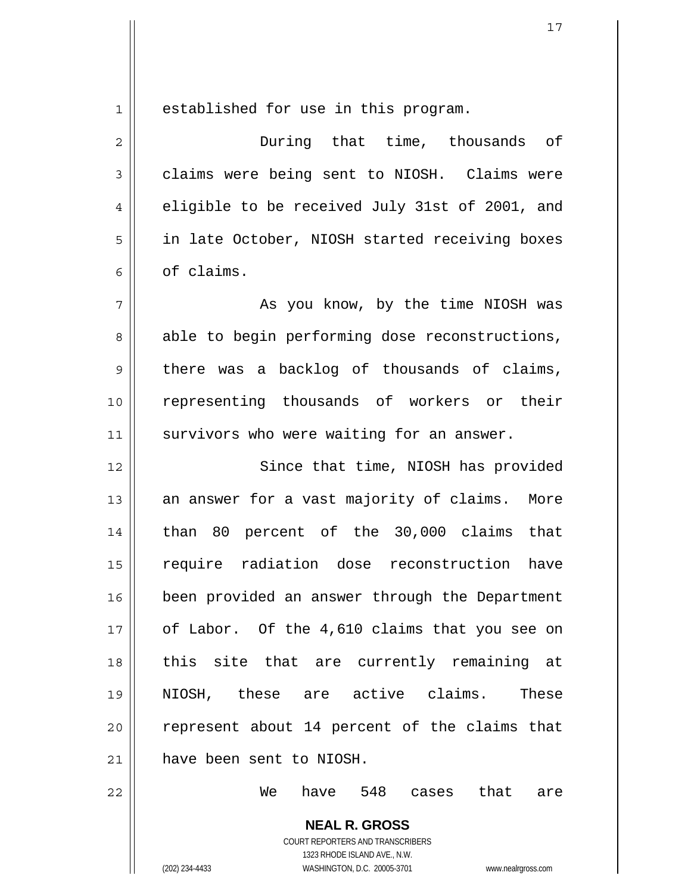established for use in this program.

During that time, thousands of claims were being sent to NIOSH. Claims were eligible to be received July 31st of 2001, and in late October, NIOSH started receiving boxes of claims.

As you know, by the time NIOSH was able to begin performing dose reconstructions, there was a backlog of thousands of claims, representing thousands of workers or their survivors who were waiting for an answer.

Since that time, NIOSH has provided an answer for a vast majority of claims. More than 80 percent of the 30,000 claims that require radiation dose reconstruction have been provided an answer through the Department of Labor. Of the 4,610 claims that you see on this site that are currently remaining at NIOSH, these are active claims. These represent about 14 percent of the claims that have been sent to NIOSH.

We have 548 cases that are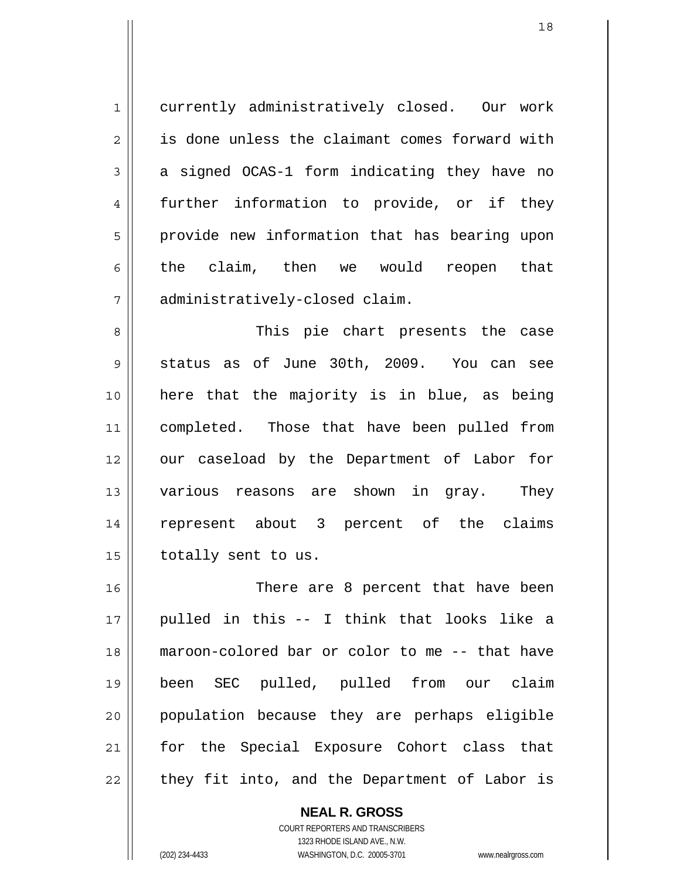currently administratively closed. Our work is done unless the claimant comes forward with a signed OCAS-1 form indicating they have no further information to provide, or if they provide new information that has bearing upon the claim, then we would reopen that administratively-closed claim.

This pie chart presents the case status as of June 30th, 2009. You can see here that the majority is in blue, as being completed. Those that have been pulled from our caseload by the Department of Labor for various reasons are shown in gray. They represent about 3 percent of the claims totally sent to us.

There are 8 percent that have been pulled in this -- I think that looks like a maroon-colored bar or color to me -- that have been SEC pulled, pulled from our claim population because they are perhaps eligible for the Special Exposure Cohort class that they fit into, and the Department of Labor is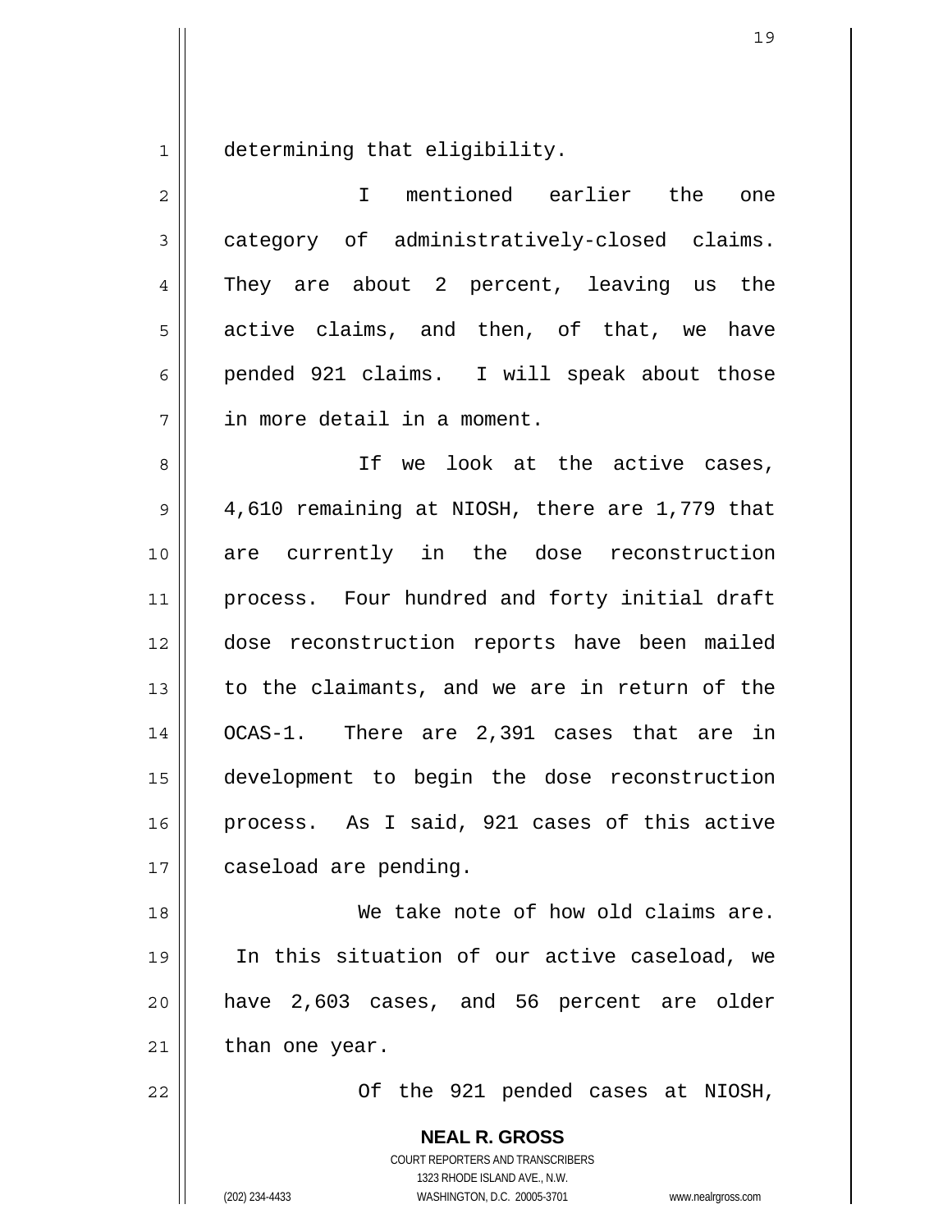determining that eligibility.

I mentioned earlier the one category of administratively-closed claims. They are about 2 percent, leaving us the active claims, and then, of that, we have pended 921 claims. I will speak about those in more detail in a moment.

If we look at the active cases, 4,610 remaining at NIOSH, there are 1,779 that are currently in the dose reconstruction process. Four hundred and forty initial draft dose reconstruction reports have been mailed to the claimants, and we are in return of the OCAS-1. There are 2,391 cases that are in development to begin the dose reconstruction process. As I said, 921 cases of this active caseload are pending.

We take note of how old claims are. In this situation of our active caseload, we have 2,603 cases, and 56 percent are older than one year.

Of the 921 pended cases at NIOSH,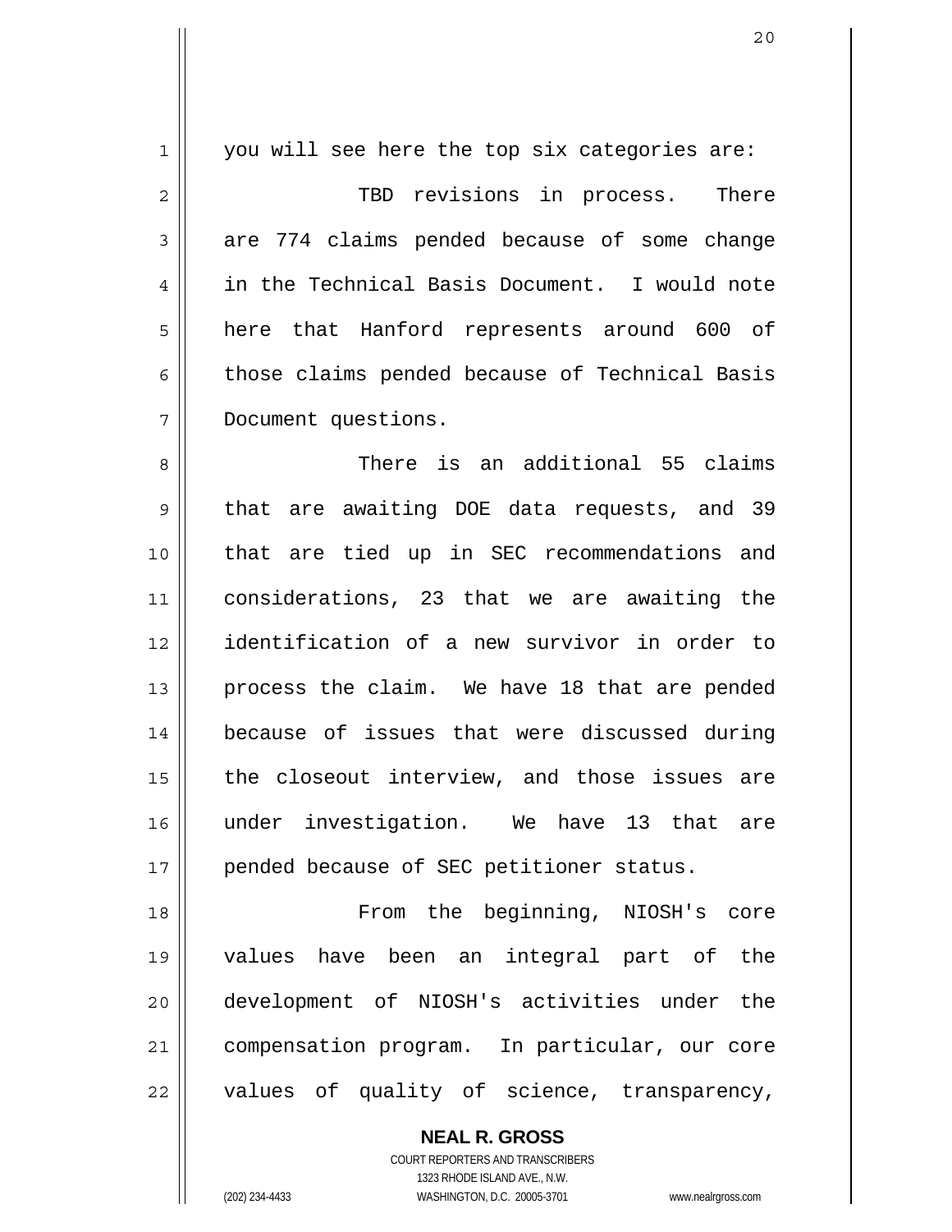you will see here the top six categories are:

TBD revisions in process. There are 774 claims pended because of some change in the Technical Basis Document. I would note here that Hanford represents around 600 of those claims pended because of Technical Basis Document questions.

There is an additional 55 claims that are awaiting DOE data requests, and 39 that are tied up in SEC recommendations and considerations, 23 that we are awaiting the identification of a new survivor in order to process the claim. We have 18 that are pended because of issues that were discussed during the closeout interview, and those issues are under investigation. We have 13 that are pended because of SEC petitioner status.

From the beginning, NIOSH's core values have been an integral part of the development of NIOSH's activities under the compensation program. In particular, our core values of quality of science, transparency,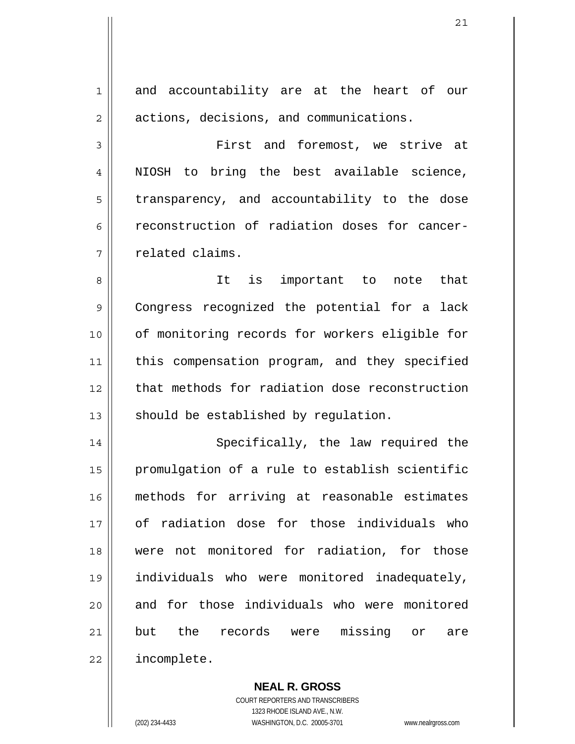and accountability are at the heart of our actions, decisions, and communications.

First and foremost, we strive at NIOSH to bring the best available science, transparency, and accountability to the dose reconstruction of radiation doses for cancer-related claims.

It is important to note that Congress recognized the potential for a lack of monitoring records for workers eligible for this compensation program, and they specified that methods for radiation dose reconstruction should be established by regulation.

Specifically, the law required the promulgation of a rule to establish scientific methods for arriving at reasonable estimates of radiation dose for those individuals who were not monitored for radiation, for those individuals who were monitored inadequately, and for those individuals who were monitored but the records were missing or are incomplete.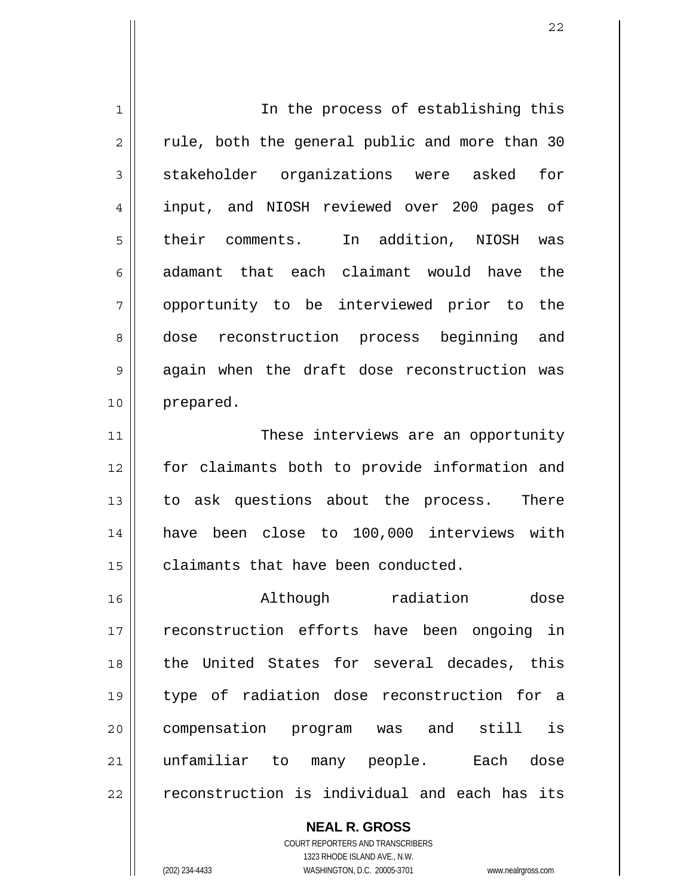In the process of establishing this rule, both the general public and more than 30 stakeholder organizations were asked for input, and NIOSH reviewed over 200 pages of their comments. In addition, NIOSH was adamant that each claimant would have the opportunity to be interviewed prior to the dose reconstruction process beginning and again when the draft dose reconstruction was prepared.

These interviews are an opportunity for claimants both to provide information and to ask questions about the process. There have been close to 100,000 interviews with claimants that have been conducted.

Although radiation dose reconstruction efforts have been ongoing in the United States for several decades, this type of radiation dose reconstruction for a compensation program was and still is unfamiliar to many people. Each dose reconstruction is individual and each has its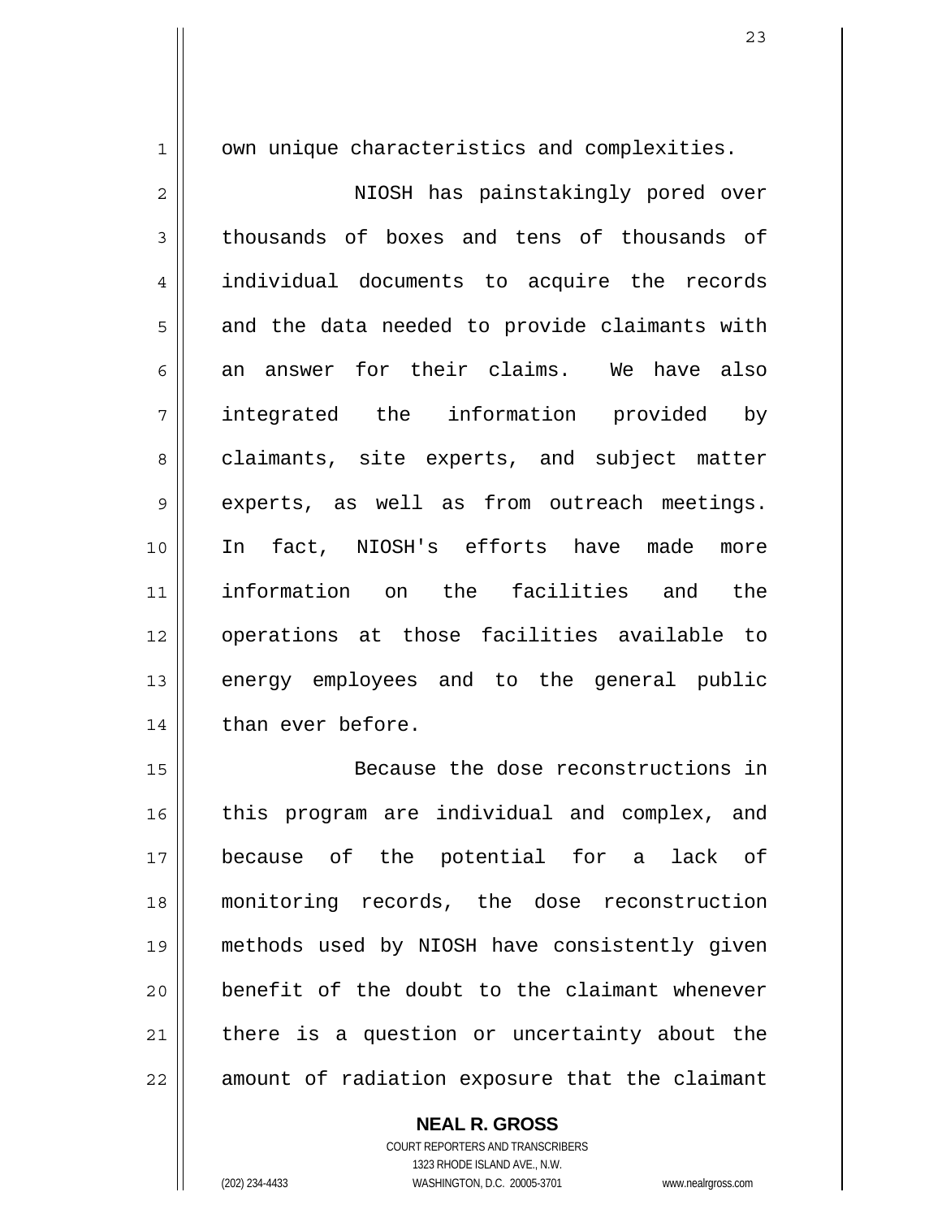own unique characteristics and complexities.

NIOSH has painstakingly pored over thousands of boxes and tens of thousands of individual documents to acquire the records and the data needed to provide claimants with an answer for their claims. We have also integrated the information provided by claimants, site experts, and subject matter experts, as well as from outreach meetings. In fact, NIOSH's efforts have made more information on the facilities and the operations at those facilities available to energy employees and to the general public than ever before.

Because the dose reconstructions in this program are individual and complex, and because of the potential for a lack of monitoring records, the dose reconstruction methods used by NIOSH have consistently given benefit of the doubt to the claimant whenever there is a question or uncertainty about the amount of radiation exposure that the claimant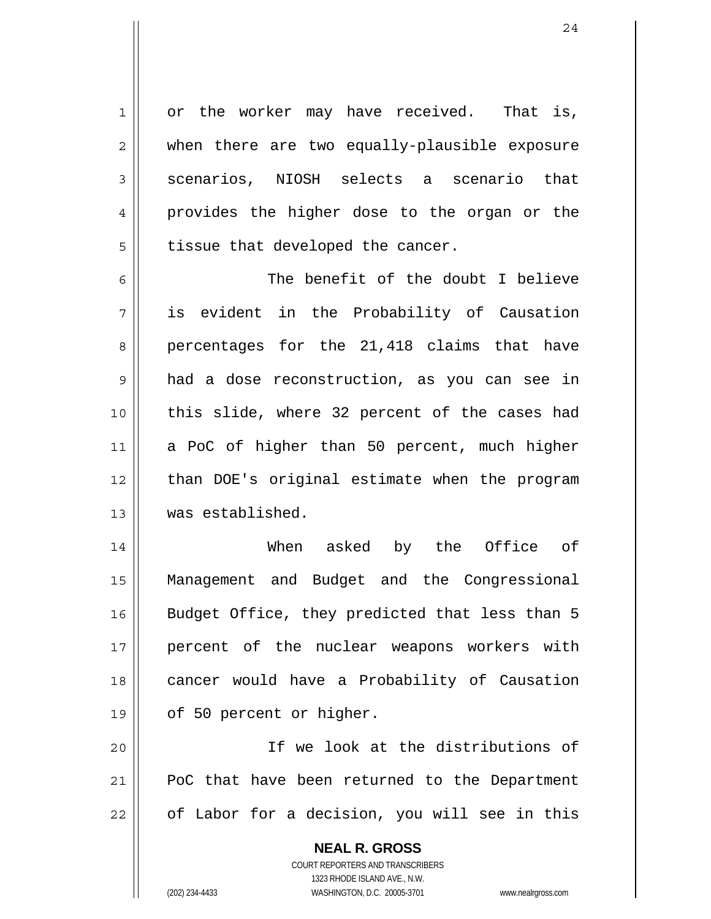or the worker may have received. That is, when there are two equally-plausible exposure scenarios, NIOSH selects a scenario that provides the higher dose to the organ or the tissue that developed the cancer.

The benefit of the doubt I believe is evident in the Probability of Causation percentages for the 21,418 claims that have had a dose reconstruction, as you can see in this slide, where 32 percent of the cases had a PoC of higher than 50 percent, much higher than DOE's original estimate when the program was established.

When asked by the Office of Management and Budget and the Congressional Budget Office, they predicted that less than 5 percent of the nuclear weapons workers with cancer would have a Probability of Causation of 50 percent or higher.

If we look at the distributions of PoC that have been returned to the Department of Labor for a decision, you will see in this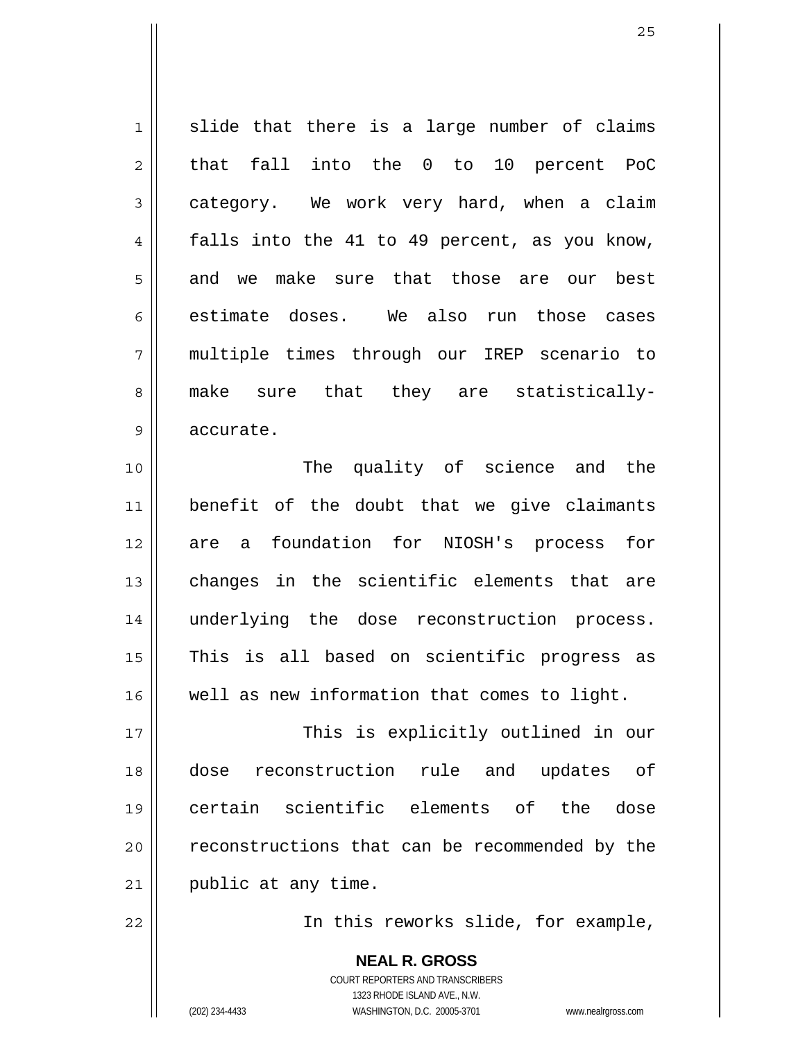slide that there is a large number of claims that fall into the 0 to 10 percent PoC category. We work very hard, when a claim falls into the 41 to 49 percent, as you know, and we make sure that those are our best estimate doses. We also run those cases multiple times through our IREP scenario to make sure that they are statistically-accurate.

The quality of science and the benefit of the doubt that we give claimants are a foundation for NIOSH's process for changes in the scientific elements that are underlying the dose reconstruction process. This is all based on scientific progress as well as new information that comes to light.

This is explicitly outlined in our dose reconstruction rule and updates of certain scientific elements of the dose reconstructions that can be recommended by the public at any time.

In this reworks slide, for example,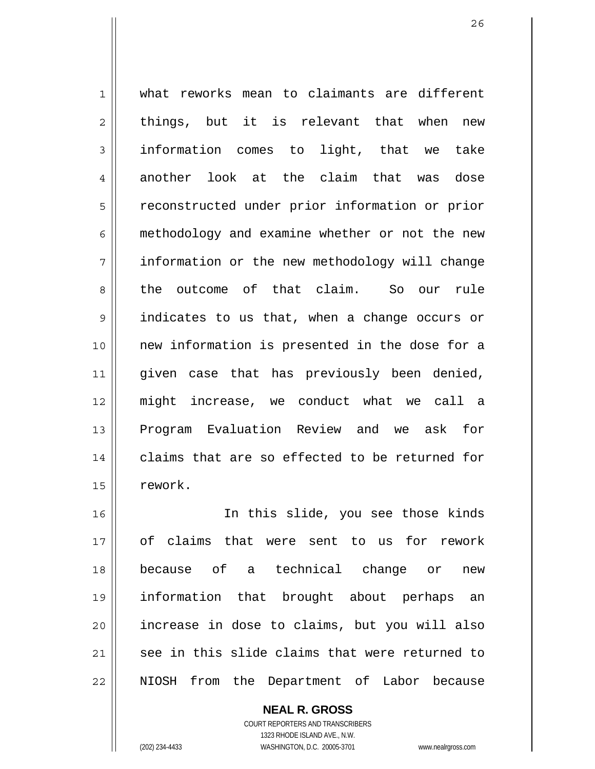what reworks mean to claimants are different things, but it is relevant that when new information comes to light, that we take another look at the claim that was dose reconstructed under prior information or prior methodology and examine whether or not the new information or the new methodology will change the outcome of that claim. So our rule indicates to us that, when a change occurs or new information is presented in the dose for a given case that has previously been denied, might increase, we conduct what we call a Program Evaluation Review and we ask for claims that are so effected to be returned for rework.

In this slide, you see those kinds of claims that were sent to us for rework because of a technical change or new information that brought about perhaps an increase in dose to claims, but you will also see in this slide claims that were returned to NIOSH from the Department of Labor because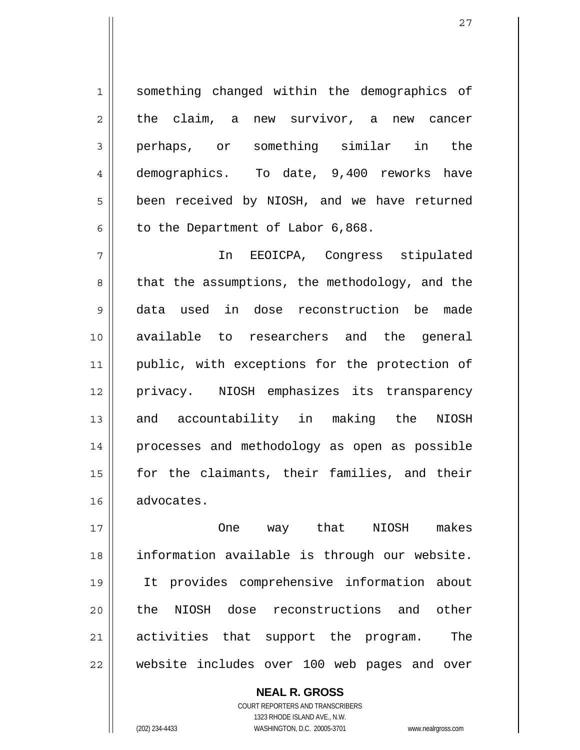something changed within the demographics of the claim, a new survivor, a new cancer perhaps, or something similar in the demographics. To date, 9,400 reworks have been received by NIOSH, and we have returned to the Department of Labor 6,868.

In EEOICPA, Congress stipulated that the assumptions, the methodology, and the data used in dose reconstruction be made available to researchers and the general public, with exceptions for the protection of privacy. NIOSH emphasizes its transparency and accountability in making the NIOSH processes and methodology as open as possible for the claimants, their families, and their advocates.

One way that NIOSH makes information available is through our website. It provides comprehensive information about the NIOSH dose reconstructions and other activities that support the program. The website includes over 100 web pages and over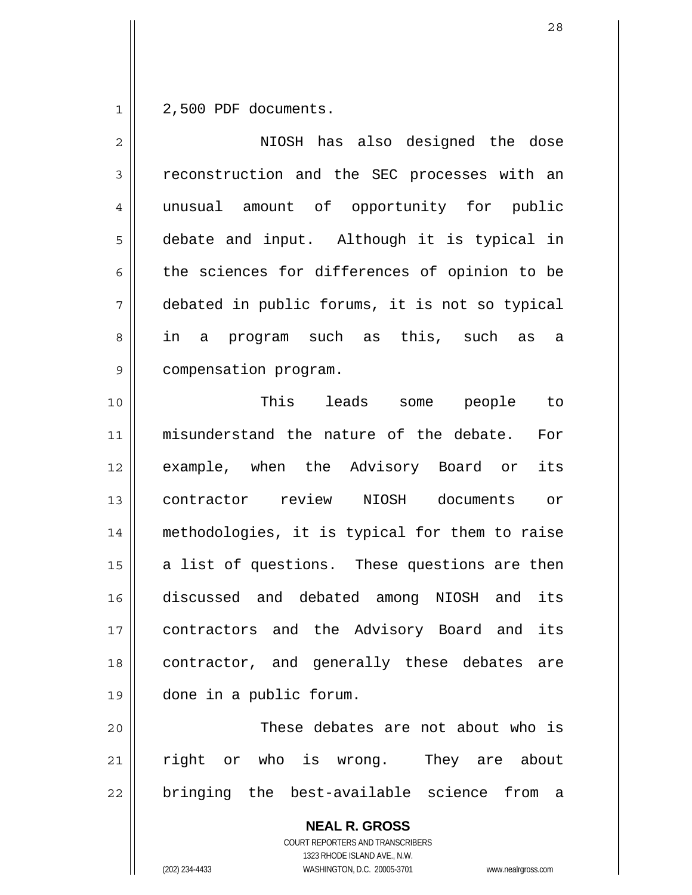2,500 PDF documents.

NIOSH has also designed the dose reconstruction and the SEC processes with an unusual amount of opportunity for public debate and input. Although it is typical in the sciences for differences of opinion to be debated in public forums, it is not so typical in a program such as this, such as a compensation program.

This leads some people to misunderstand the nature of the debate. For example, when the Advisory Board or its contractor review NIOSH documents or methodologies, it is typical for them to raise a list of questions. These questions are then discussed and debated among NIOSH and its contractors and the Advisory Board and its contractor, and generally these debates are done in a public forum.

These debates are not about who is right or who is wrong. They are about bringing the best-available science from a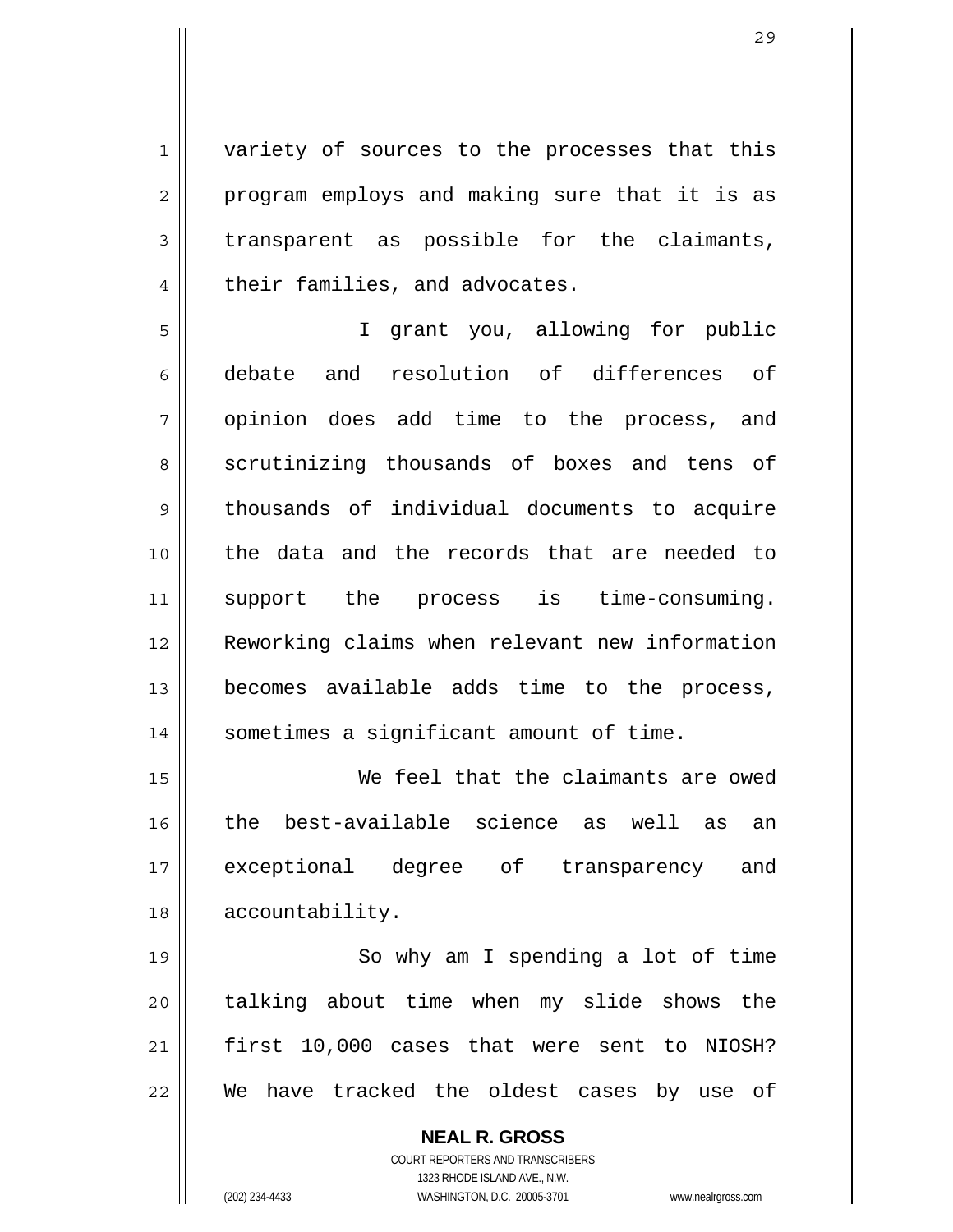variety of sources to the processes that this program employs and making sure that it is as transparent as possible for the claimants, their families, and advocates.

I grant you, allowing for public debate and resolution of differences of opinion does add time to the process, and scrutinizing thousands of boxes and tens of thousands of individual documents to acquire the data and the records that are needed to support the process is time-consuming. Reworking claims when relevant new information becomes available adds time to the process, sometimes a significant amount of time.

We feel that the claimants are owed the best-available science as well as an exceptional degree of transparency and accountability.

So why am I spending a lot of time talking about time when my slide shows the first 10,000 cases that were sent to NIOSH? We have tracked the oldest cases by use of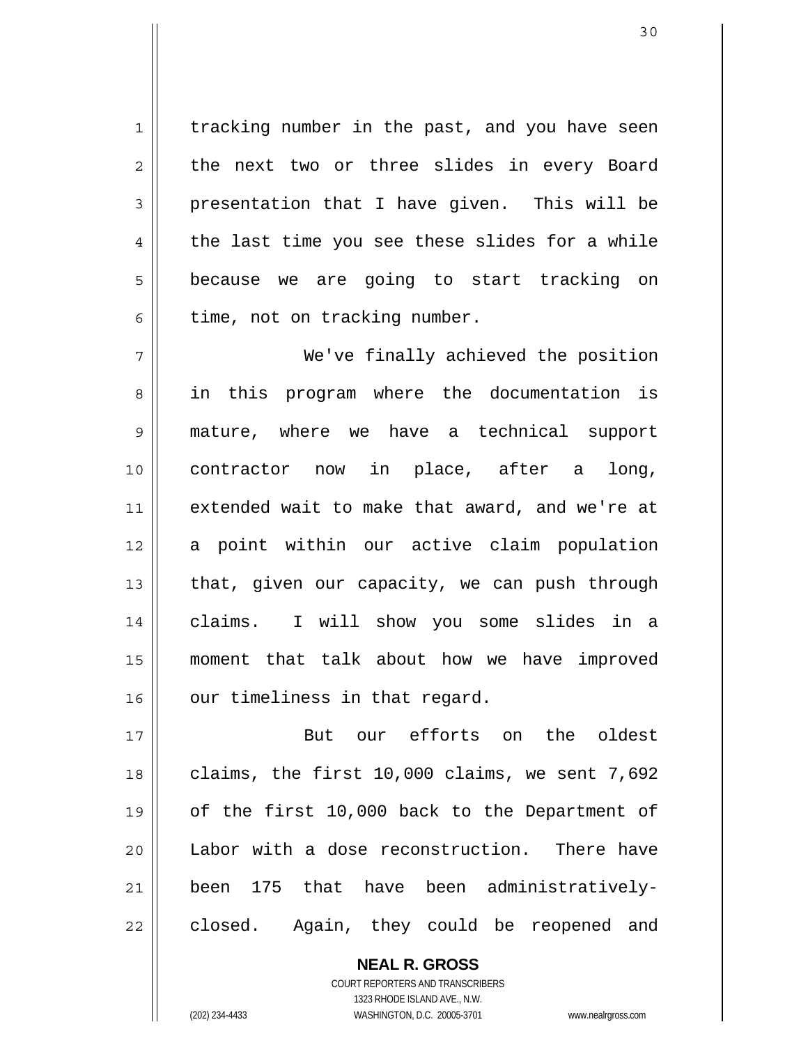tracking number in the past, and you have seen the next two or three slides in every Board presentation that I have given. This will be the last time you see these slides for a while because we are going to start tracking on time, not on tracking number.

We've finally achieved the position in this program where the documentation is mature, where we have a technical support contractor now in place, after a long, extended wait to make that award, and we're at a point within our active claim population that, given our capacity, we can push through claims. I will show you some slides in a moment that talk about how we have improved our timeliness in that regard.

But our efforts on the oldest claims, the first 10,000 claims, we sent 7,692 of the first 10,000 back to the Department of Labor with a dose reconstruction. There have been 175 that have been administratively-closed. Again, they could be reopened and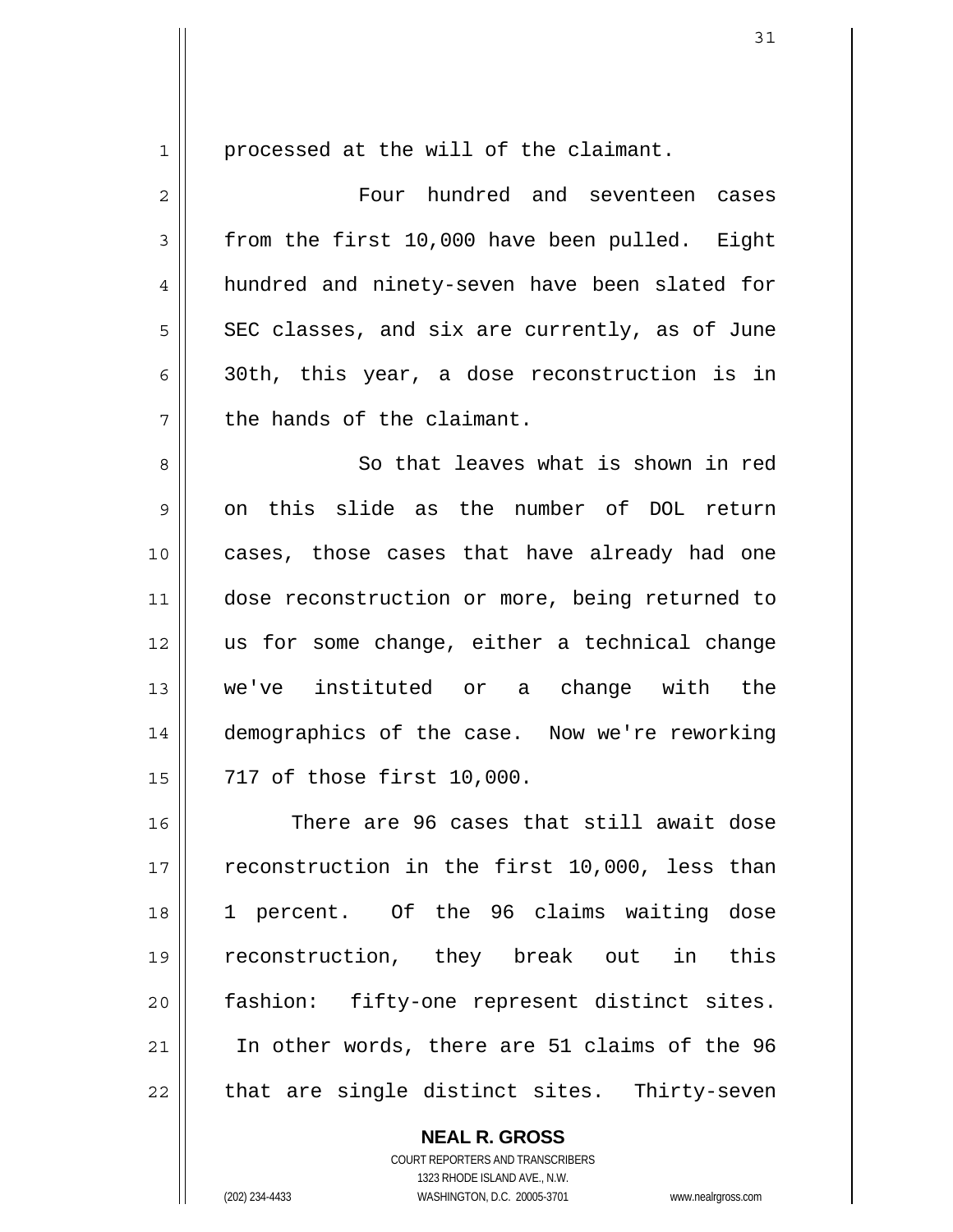processed at the will of the claimant.

Four hundred and seventeen cases from the first 10,000 have been pulled. Eight hundred and ninety-seven have been slated for SEC classes, and six are currently, as of June 30th, this year, a dose reconstruction is in the hands of the claimant.

So that leaves what is shown in red on this slide as the number of DOL return cases, those cases that have already had one dose reconstruction or more, being returned to us for some change, either a technical change we've instituted or a change with the demographics of the case. Now we're reworking 717 of those first 10,000.

There are 96 cases that still await dose reconstruction in the first 10,000, less than 1 percent. Of the 96 claims waiting dose reconstruction, they break out in this fashion: fifty-one represent distinct sites. In other words, there are 51 claims of the 96 that are single distinct sites. Thirty-seven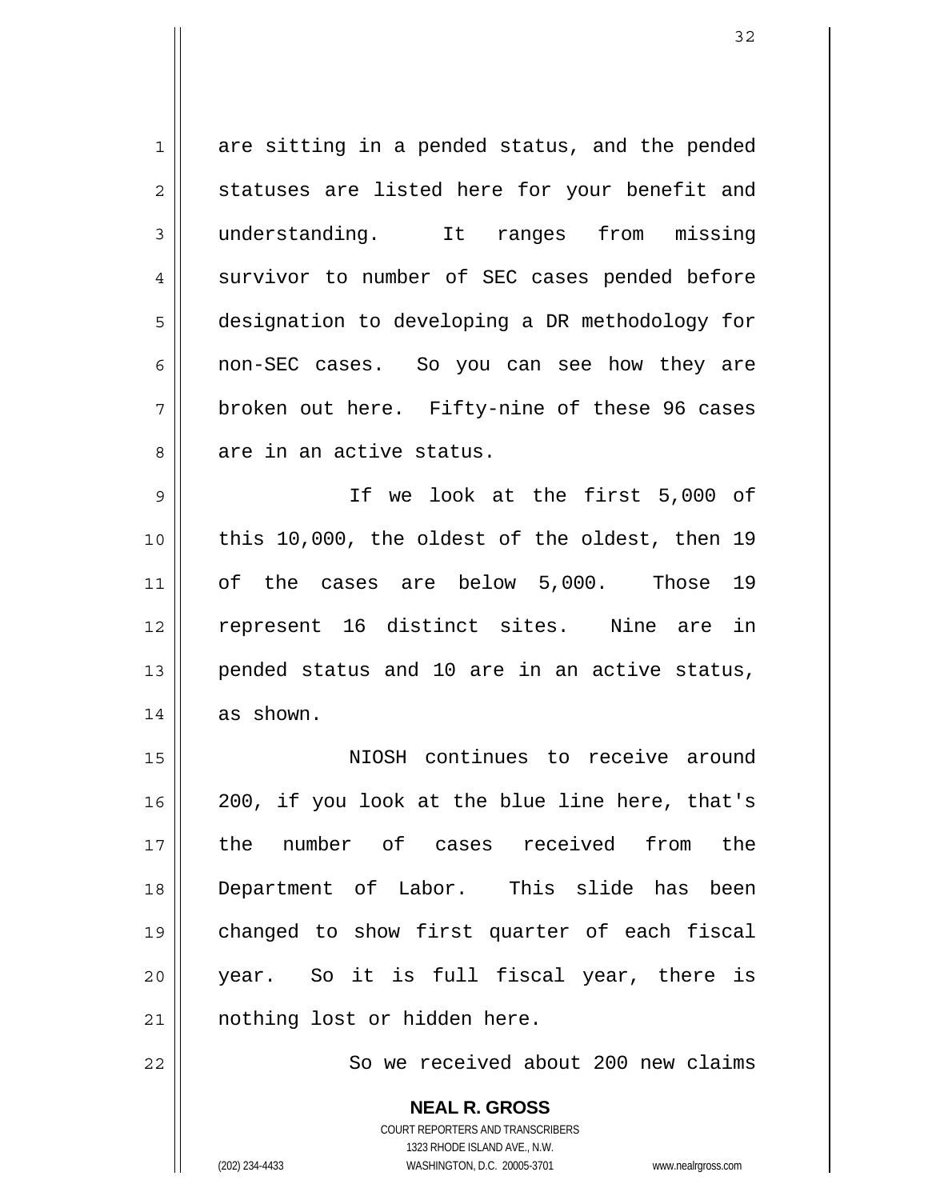are sitting in a pended status, and the pended statuses are listed here for your benefit and understanding. It ranges from missing survivor to number of SEC cases pended before designation to developing a DR methodology for non-SEC cases. So you can see how they are broken out here. Fifty-nine of these 96 cases are in an active status.

If we look at the first 5,000 of this 10,000, the oldest of the oldest, then 19 of the cases are below 5,000. Those 19 represent 16 distinct sites. Nine are in pended status and 10 are in an active status, as shown.

NIOSH continues to receive around 200, if you look at the blue line here, that's the number of cases received from the Department of Labor. This slide has been changed to show first quarter of each fiscal year. So it is full fiscal year, there is nothing lost or hidden here.

So we received about 200 new claims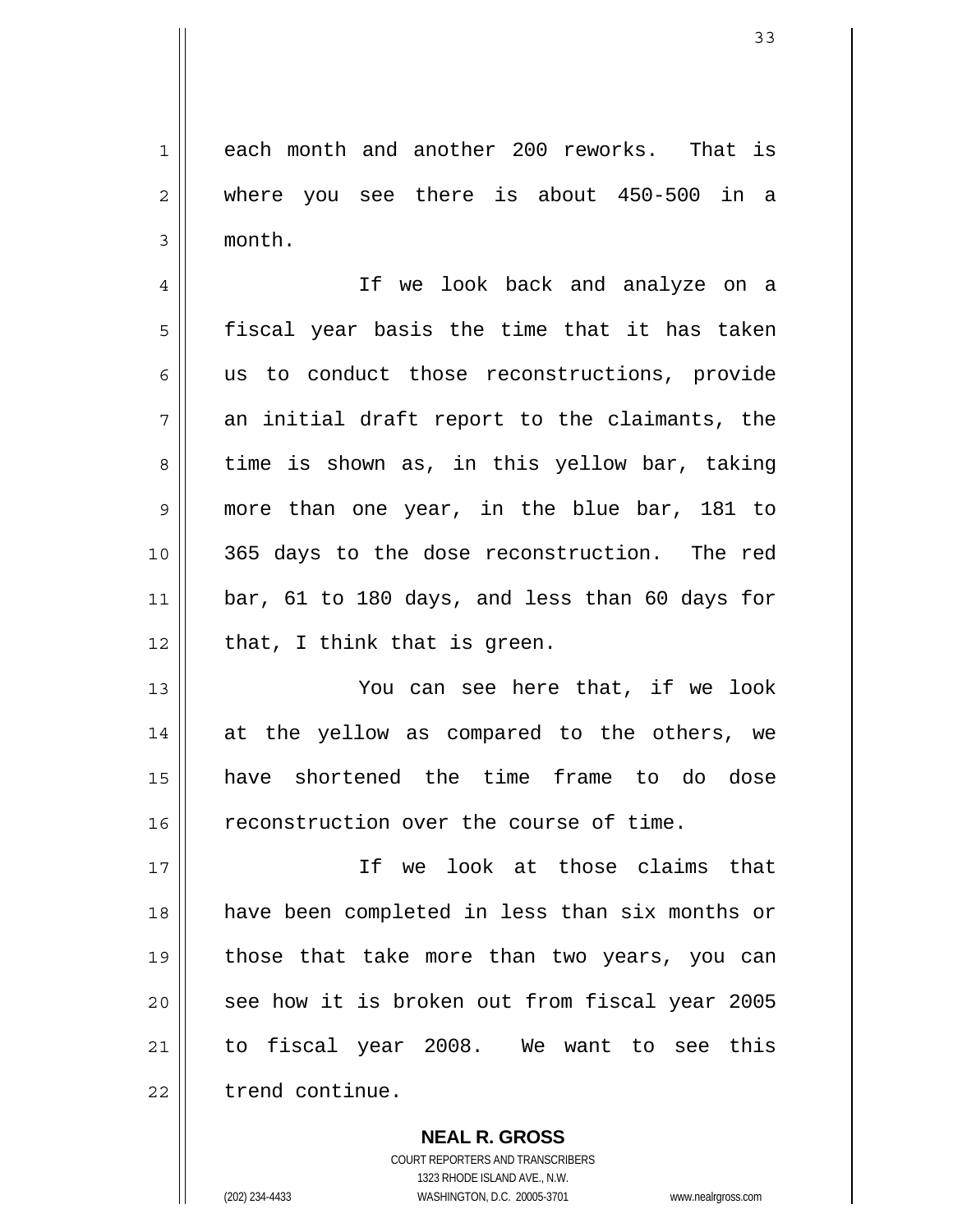each month and another 200 reworks. That is where you see there is about 450-500 in a month.

If we look back and analyze on a fiscal year basis the time that it has taken us to conduct those reconstructions, provide an initial draft report to the claimants, the time is shown as, in this yellow bar, taking more than one year, in the blue bar, 181 to 365 days to the dose reconstruction. The red bar, 61 to 180 days, and less than 60 days for that, I think that is green.

You can see here that, if we look at the yellow as compared to the others, we have shortened the time frame to do dose reconstruction over the course of time.

If we look at those claims that have been completed in less than six months or those that take more than two years, you can see how it is broken out from fiscal year 2005 to fiscal year 2008. We want to see this trend continue.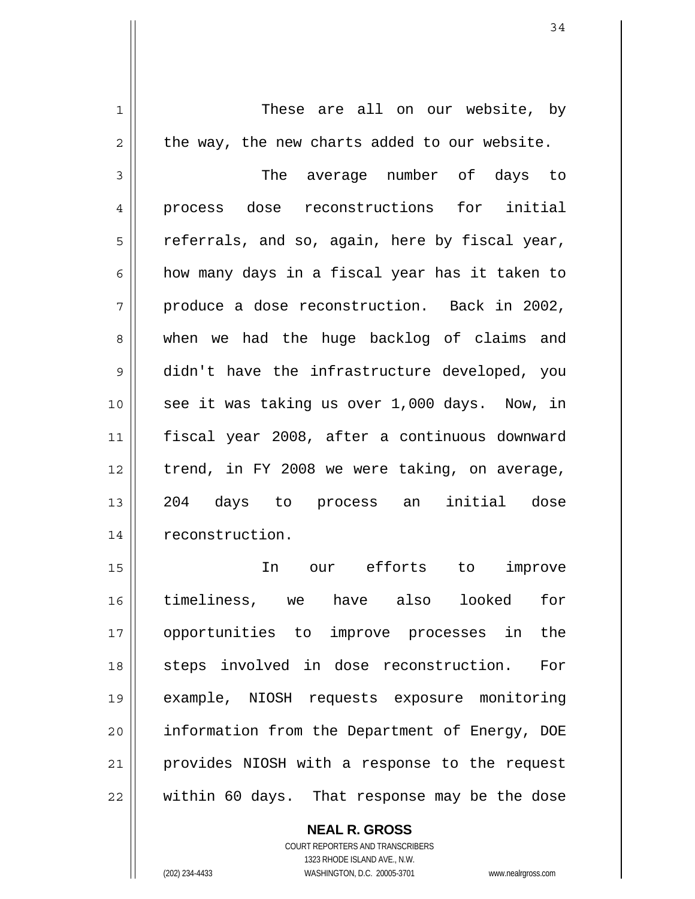These are all on our website, by the way, the new charts added to our website.

The average number of days to process dose reconstructions for initial referrals, and so, again, here by fiscal year, how many days in a fiscal year has it taken to produce a dose reconstruction. Back in 2002, when we had the huge backlog of claims and didn't have the infrastructure developed, you see it was taking us over 1,000 days. Now, in fiscal year 2008, after a continuous downward trend, in FY 2008 we were taking, on average, 204 days to process an initial dose reconstruction.

In our efforts to improve timeliness, we have also looked for opportunities to improve processes in the steps involved in dose reconstruction. For example, NIOSH requests exposure monitoring information from the Department of Energy, DOE provides NIOSH with a response to the request within 60 days. That response may be the dose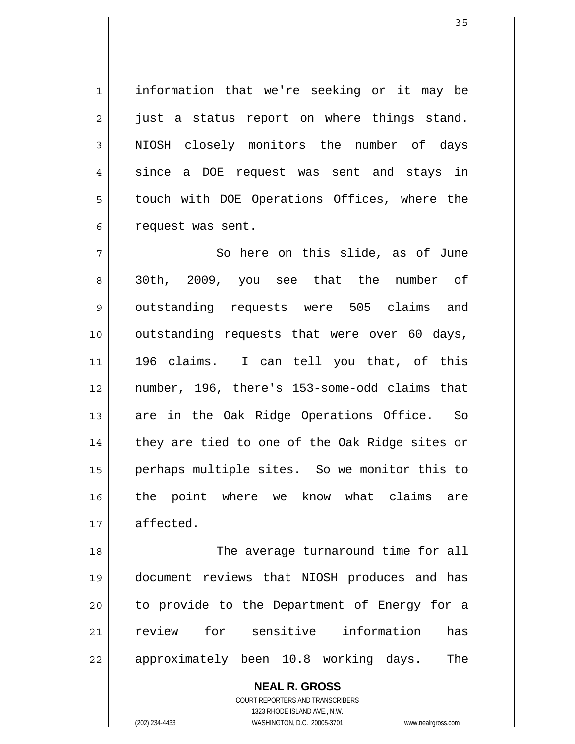information that we're seeking or it may be just a status report on where things stand. NIOSH closely monitors the number of days since a DOE request was sent and stays in touch with DOE Operations Offices, where the request was sent.

So here on this slide, as of June 30th, 2009, you see that the number of outstanding requests were 505 claims and outstanding requests that were over 60 days, 196 claims. I can tell you that, of this number, 196, there's 153-some-odd claims that are in the Oak Ridge Operations Office. So they are tied to one of the Oak Ridge sites or perhaps multiple sites. So we monitor this to the point where we know what claims are affected.

The average turnaround time for all document reviews that NIOSH produces and has to provide to the Department of Energy for a review for sensitive information has approximately been 10.8 working days. The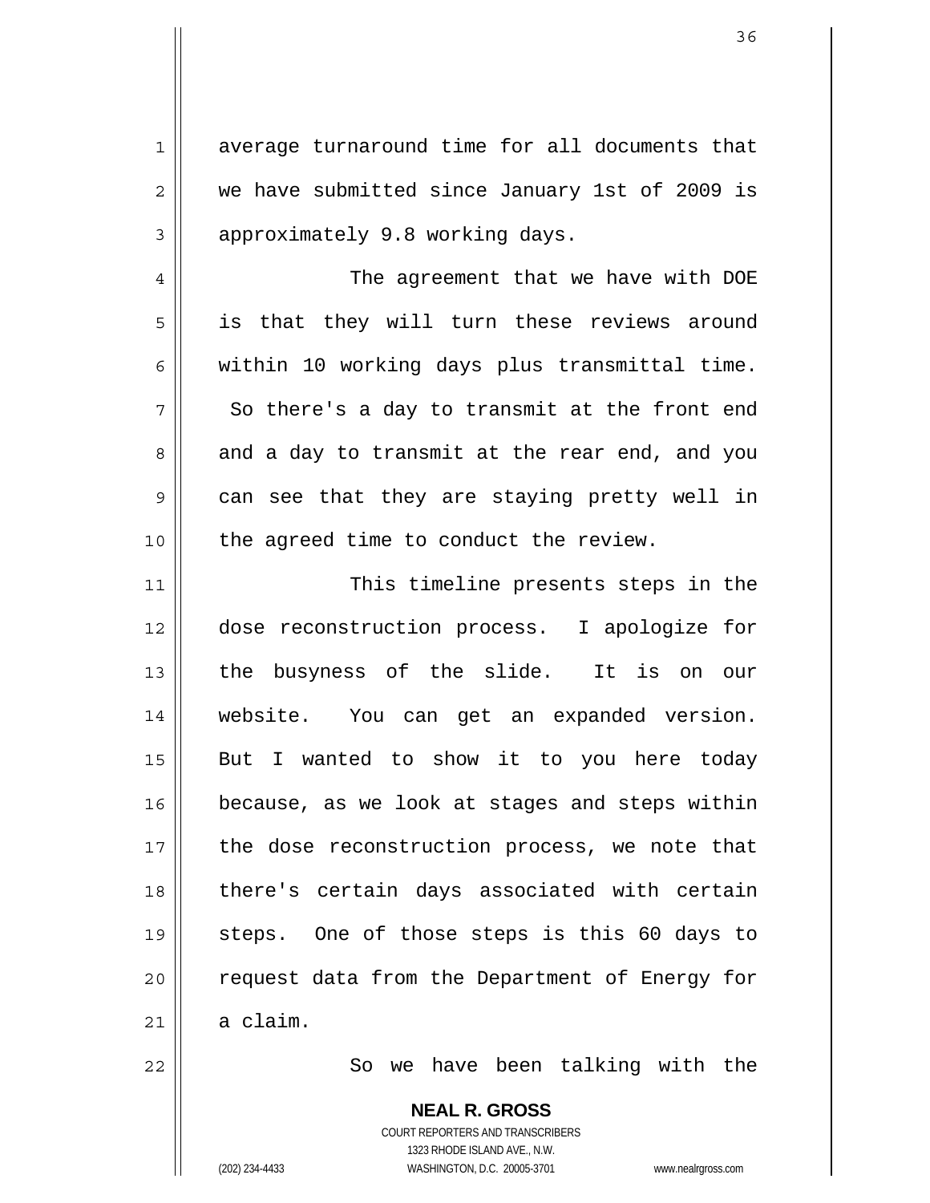average turnaround time for all documents that we have submitted since January 1st of 2009 is approximately 9.8 working days.

The agreement that we have with DOE is that they will turn these reviews around within 10 working days plus transmittal time. So there's a day to transmit at the front end and a day to transmit at the rear end, and you can see that they are staying pretty well in the agreed time to conduct the review.

This timeline presents steps in the dose reconstruction process. I apologize for the busyness of the slide. It is on our website. You can get an expanded version. But I wanted to show it to you here today because, as we look at stages and steps within the dose reconstruction process, we note that there's certain days associated with certain steps. One of those steps is this 60 days to request data from the Department of Energy for a claim.

So we have been talking with the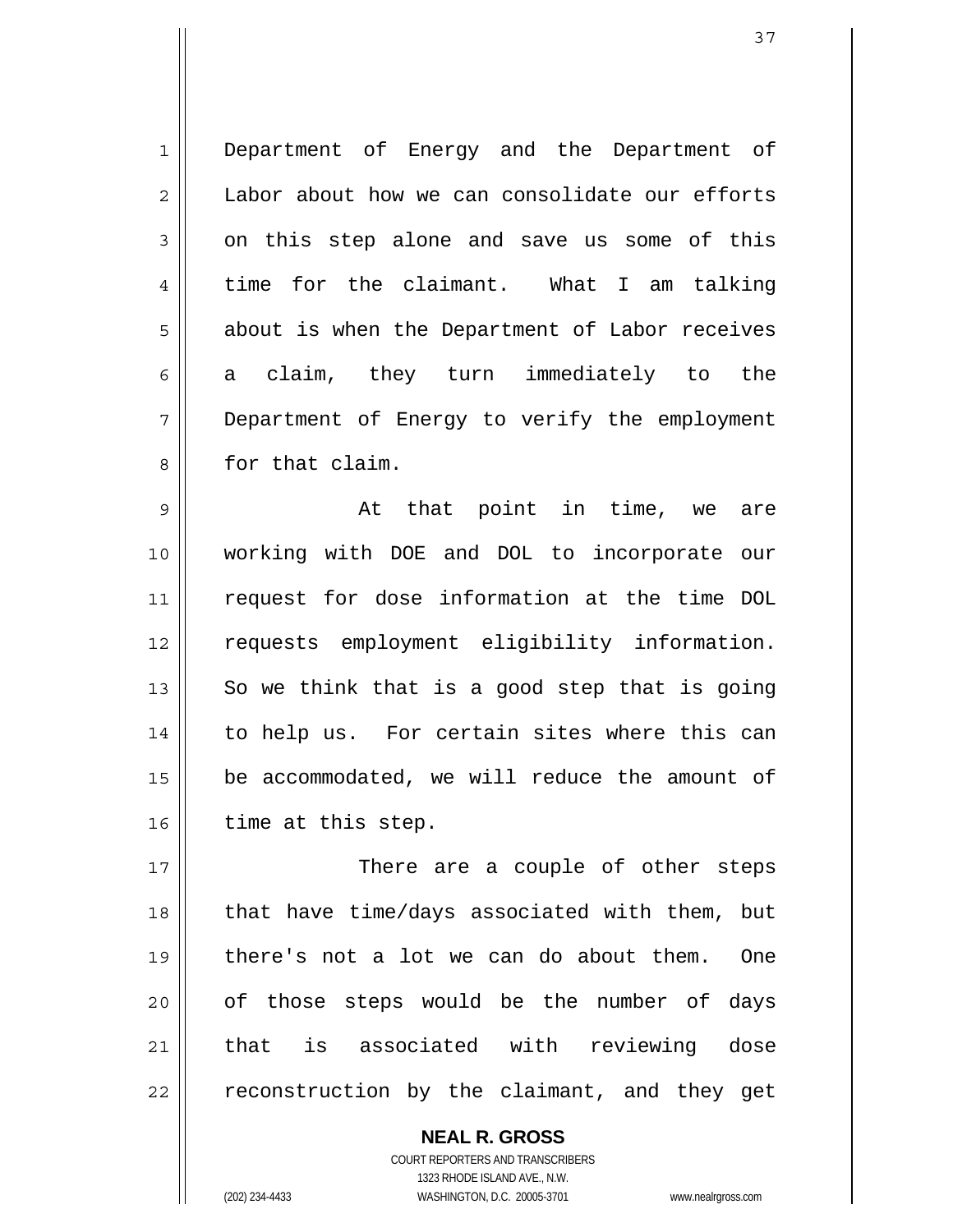Department of Energy and the Department of Labor about how we can consolidate our efforts on this step alone and save us some of this time for the claimant. What I am talking about is when the Department of Labor receives a claim, they turn immediately to the Department of Energy to verify the employment for that claim.

At that point in time, we are working with DOE and DOL to incorporate our request for dose information at the time DOL requests employment eligibility information. So we think that is a good step that is going to help us. For certain sites where this can be accommodated, we will reduce the amount of time at this step.

There are a couple of other steps that have time/days associated with them, but there's not a lot we can do about them. One of those steps would be the number of days that is associated with reviewing dose reconstruction by the claimant, and they get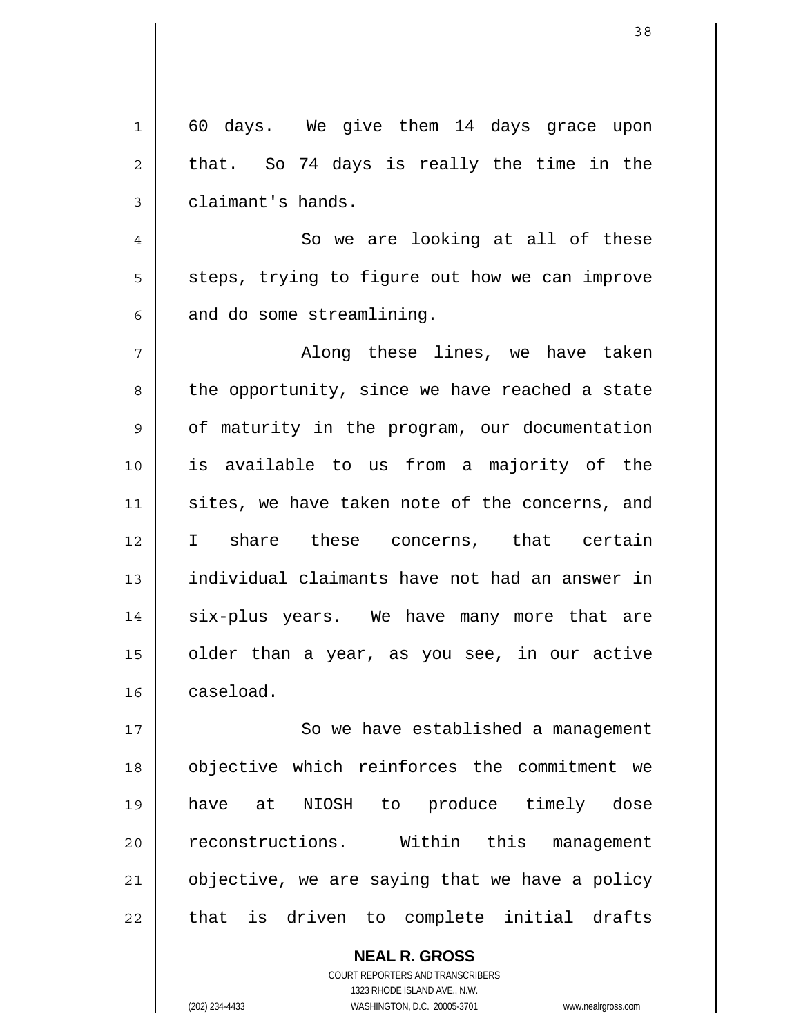60 days. We give them 14 days grace upon that. So 74 days is really the time in the claimant's hands.

So we are looking at all of these steps, trying to figure out how we can improve and do some streamlining.

Along these lines, we have taken the opportunity, since we have reached a state of maturity in the program, our documentation is available to us from a majority of the sites, we have taken note of the concerns, and I share these concerns, that certain individual claimants have not had an answer in six-plus years. We have many more that are older than a year, as you see, in our active caseload.

So we have established a management objective which reinforces the commitment we have at NIOSH to produce timely dose reconstructions. Within this management objective, we are saying that we have a policy that is driven to complete initial drafts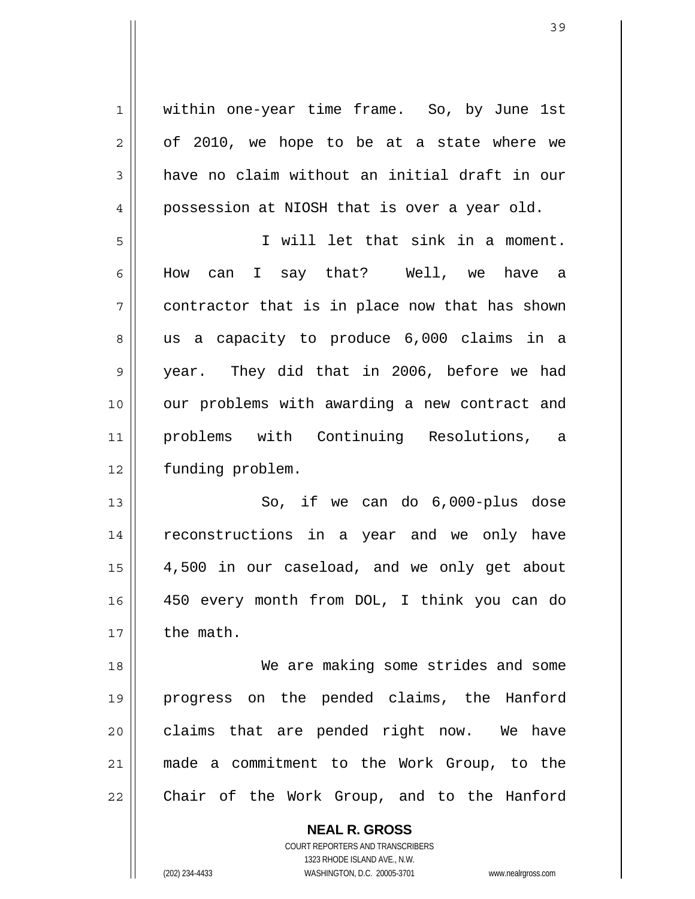within one-year time frame. So, by June 1st of 2010, we hope to be at a state where we have no claim without an initial draft in our possession at NIOSH that is over a year old.

I will let that sink in a moment. How can I say that? Well, we have a contractor that is in place now that has shown us a capacity to produce 6,000 claims in a year. They did that in 2006, before we had our problems with awarding a new contract and problems with Continuing Resolutions, a funding problem.

So, if we can do 6,000-plus dose reconstructions in a year and we only have 4,500 in our caseload, and we only get about 450 every month from DOL, I think you can do the math.

We are making some strides and some progress on the pended claims, the Hanford claims that are pended right now. We have made a commitment to the Work Group, to the Chair of the Work Group, and to the Hanford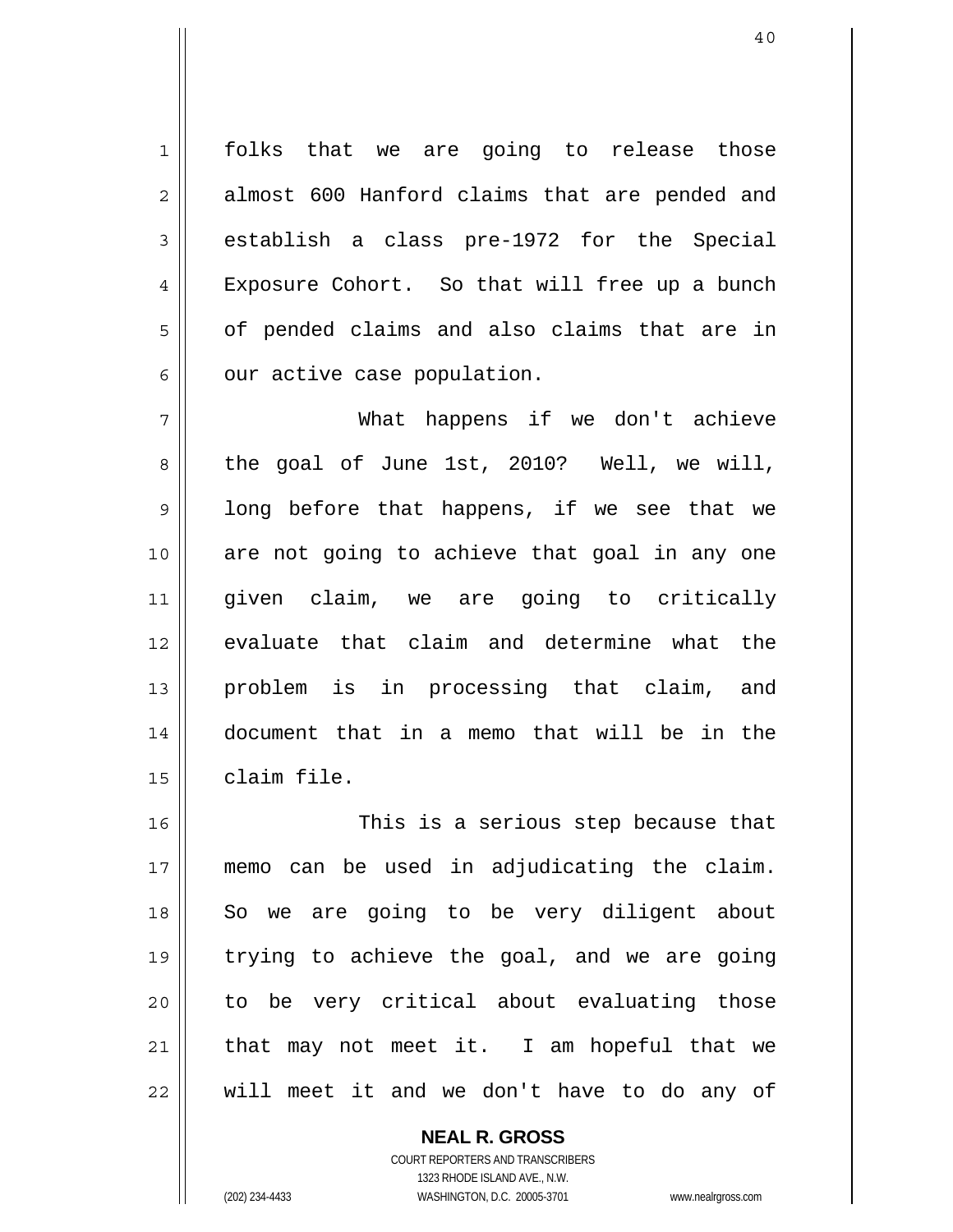folks that we are going to release those almost 600 Hanford claims that are pended and establish a class pre-1972 for the Special Exposure Cohort. So that will free up a bunch of pended claims and also claims that are in our active case population.

What happens if we don't achieve the goal of June 1st, 2010? Well, we will, long before that happens, if we see that we are not going to achieve that goal in any one given claim, we are going to critically evaluate that claim and determine what the problem is in processing that claim, and document that in a memo that will be in the claim file.

This is a serious step because that memo can be used in adjudicating the claim. So we are going to be very diligent about trying to achieve the goal, and we are going to be very critical about evaluating those that may not meet it. I am hopeful that we will meet it and we don't have to do any of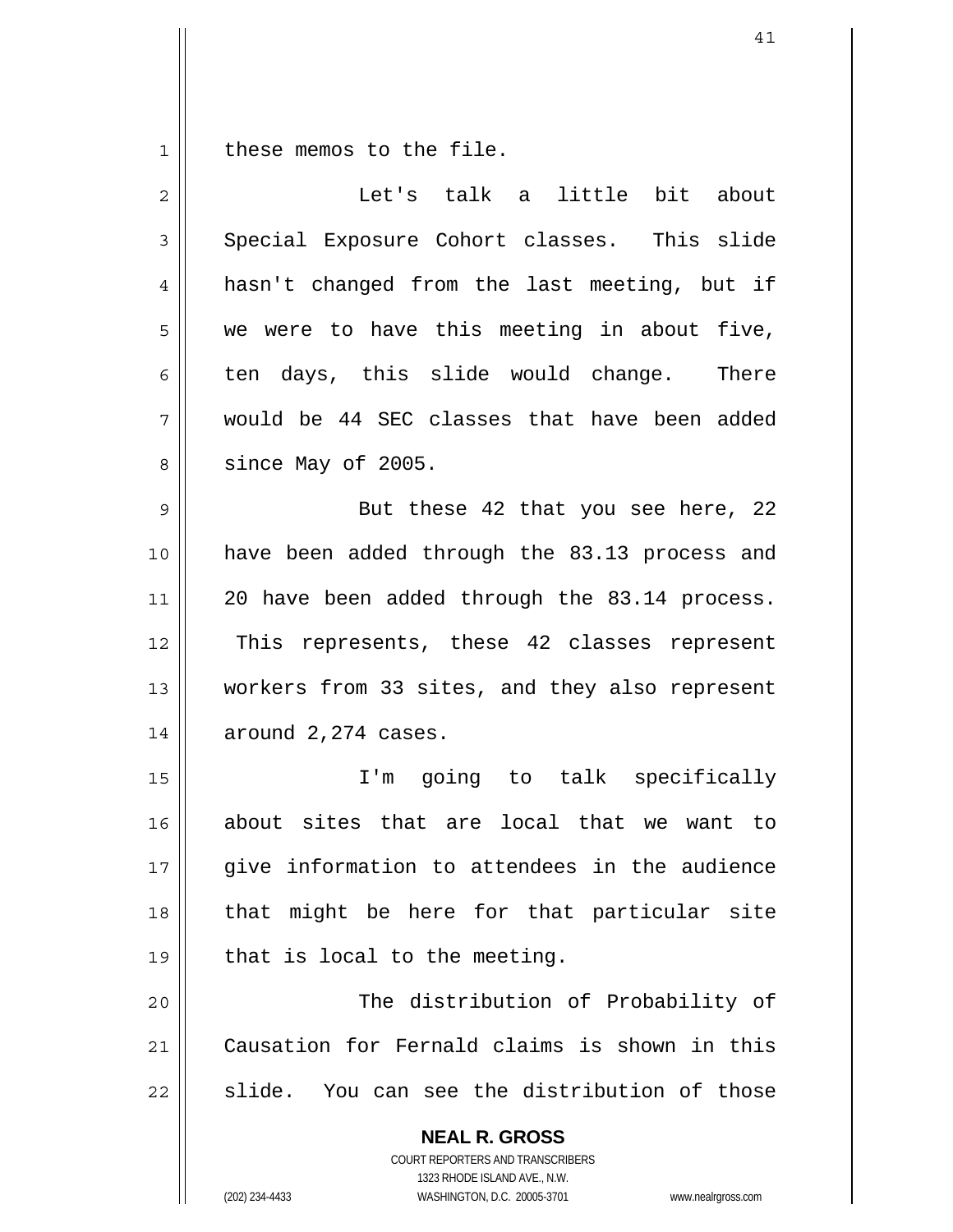these memos to the file.

Let's talk a little bit about Special Exposure Cohort classes. This slide hasn't changed from the last meeting, but if we were to have this meeting in about five, ten days, this slide would change. There would be 44 SEC classes that have been added since May of 2005.

But these 42 that you see here, 22 have been added through the 83.13 process and 20 have been added through the 83.14 process. This represents, these 42 classes represent workers from 33 sites, and they also represent around 2,274 cases.

I'm going to talk specifically about sites that are local that we want to give information to attendees in the audience that might be here for that particular site that is local to the meeting.

The distribution of Probability of Causation for Fernald claims is shown in this slide. You can see the distribution of those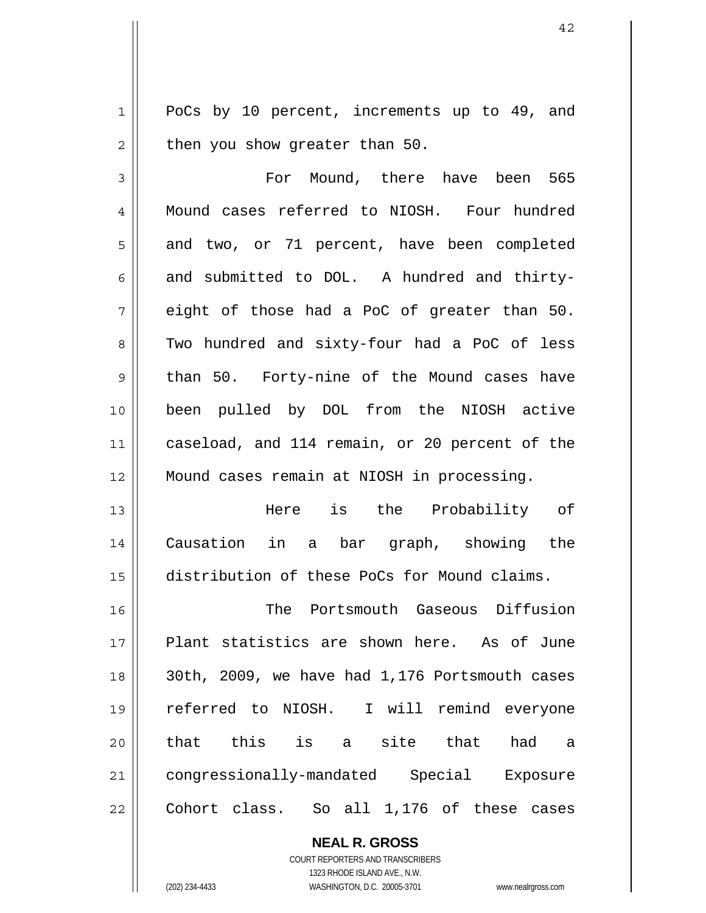PoCs by 10 percent, increments up to 49, and then you show greater than 50.

For Mound, there have been 565 Mound cases referred to NIOSH. Four hundred and two, or 71 percent, have been completed and submitted to DOL. A hundred and thirty-eight of those had a PoC of greater than 50. Two hundred and sixty-four had a PoC of less than 50. Forty-nine of the Mound cases have been pulled by DOL from the NIOSH active caseload, and 114 remain, or 20 percent of the Mound cases remain at NIOSH in processing.

Here is the Probability of Causation in a bar graph, showing the distribution of these PoCs for Mound claims.

The Portsmouth Gaseous Diffusion Plant statistics are shown here. As of June 30th, 2009, we have had 1,176 Portsmouth cases referred to NIOSH. I will remind everyone that this is a site that had a congressionally-mandated Special Exposure Cohort class. So all 1,176 of these cases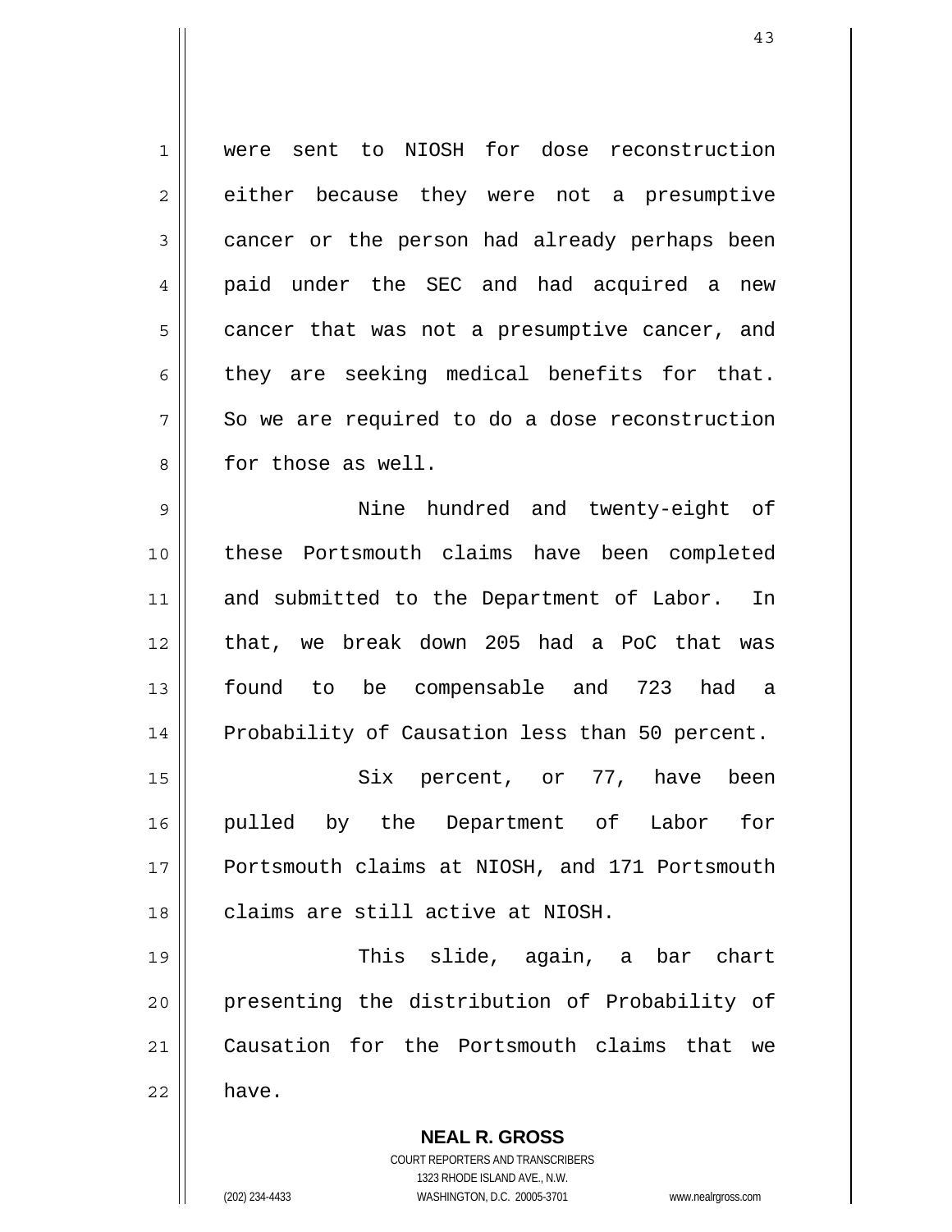were sent to NIOSH for dose reconstruction either because they were not a presumptive cancer or the person had already perhaps been paid under the SEC and had acquired a new cancer that was not a presumptive cancer, and they are seeking medical benefits for that. So we are required to do a dose reconstruction for those as well.

Nine hundred and twenty-eight of these Portsmouth claims have been completed and submitted to the Department of Labor. In that, we break down 205 had a PoC that was found to be compensable and 723 had a Probability of Causation less than 50 percent.

Six percent, or 77, have been pulled by the Department of Labor for Portsmouth claims at NIOSH, and 171 Portsmouth claims are still active at NIOSH.

This slide, again, a bar chart presenting the distribution of Probability of Causation for the Portsmouth claims that we have.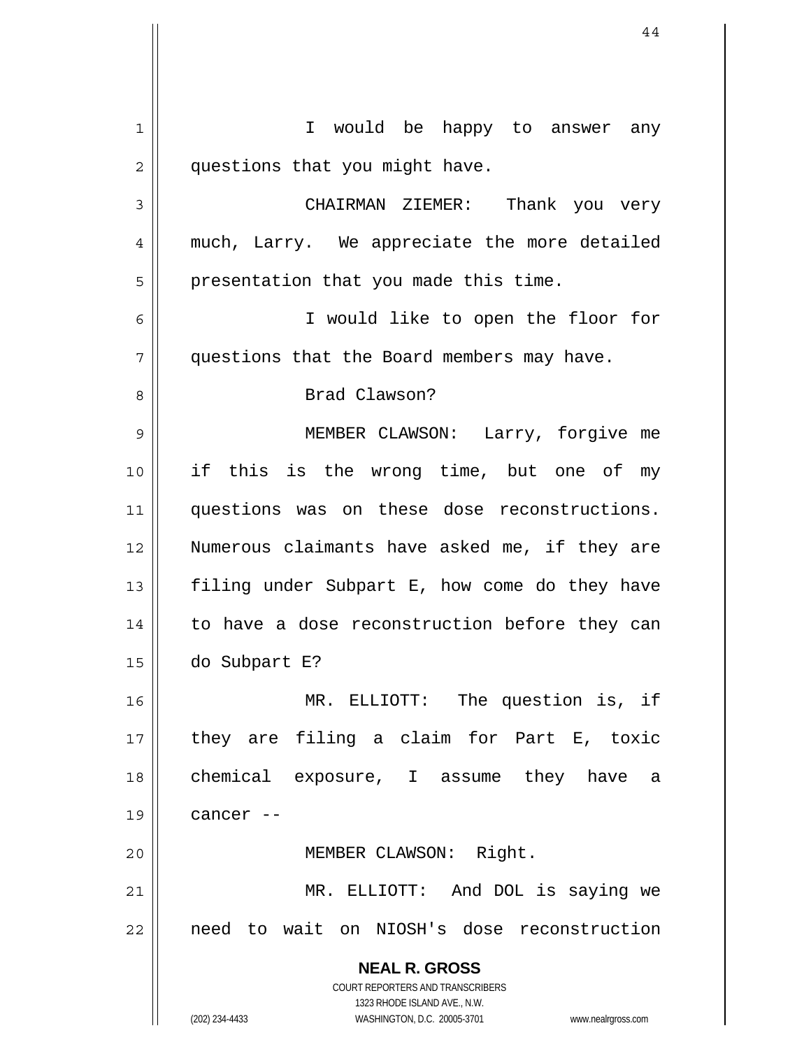I would be happy to answer any questions that you might have.

CHAIRMAN ZIEMER: Thank you very much, Larry. We appreciate the more detailed presentation that you made this time.

I would like to open the floor for questions that the Board members may have.

Brad Clawson?

MEMBER CLAWSON: Larry, forgive me if this is the wrong time, but one of my questions was on these dose reconstructions. Numerous claimants have asked me, if they are filing under Subpart E, how come do they have to have a dose reconstruction before they can do Subpart E?

MR. ELLIOTT: The question is, if they are filing a claim for Part E, toxic chemical exposure, I assume they have a cancer --

MEMBER CLAWSON: Right.

MR. ELLIOTT: And DOL is saying we need to wait on NIOSH's dose reconstruction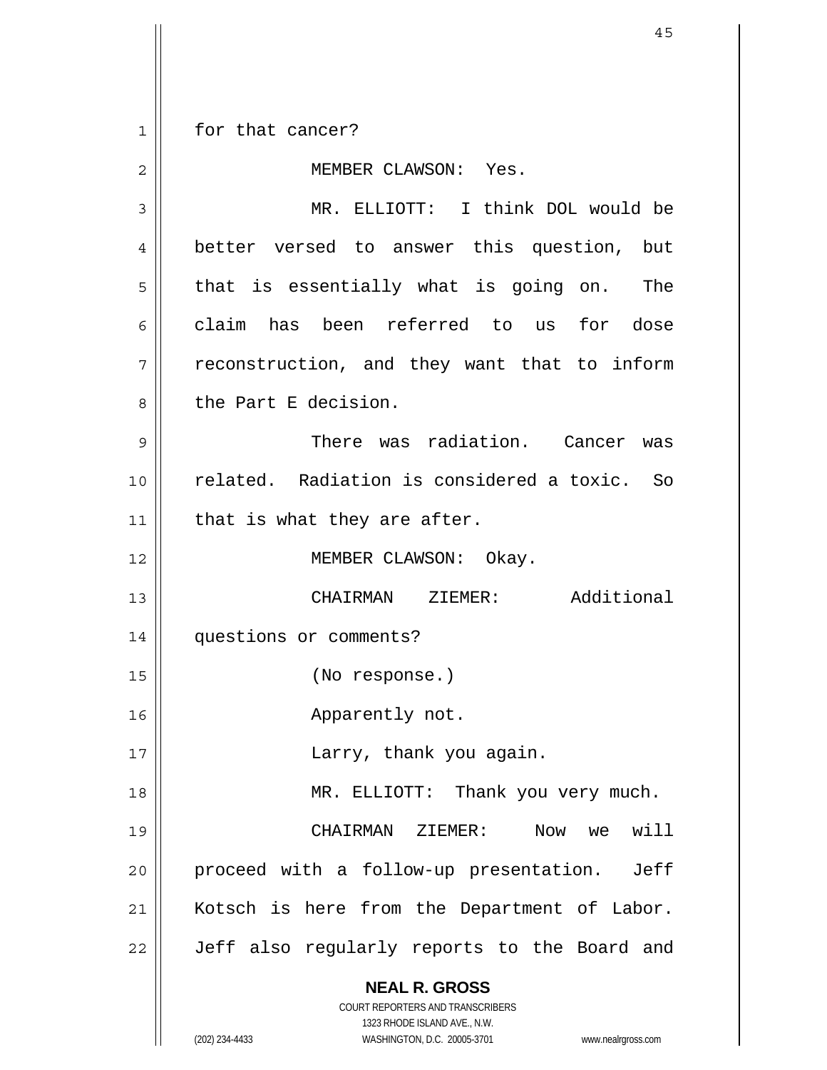for that cancer?

MEMBER CLAWSON: Yes.

MR. ELLIOTT: I think DOL would be better versed to answer this question, but that is essentially what is going on. The claim has been referred to us for dose reconstruction, and they want that to inform the Part E decision.

There was radiation. Cancer was related. Radiation is considered a toxic. So that is what they are after.

MEMBER CLAWSON: Okay.

CHAIRMAN ZIEMER: Additional questions or comments?

(No response.)

Apparently not.

Larry, thank you again.

MR. ELLIOTT: Thank you very much.

CHAIRMAN ZIEMER: Now we will proceed with a follow-up presentation. Jeff Kotsch is here from the Department of Labor. Jeff also regularly reports to the Board and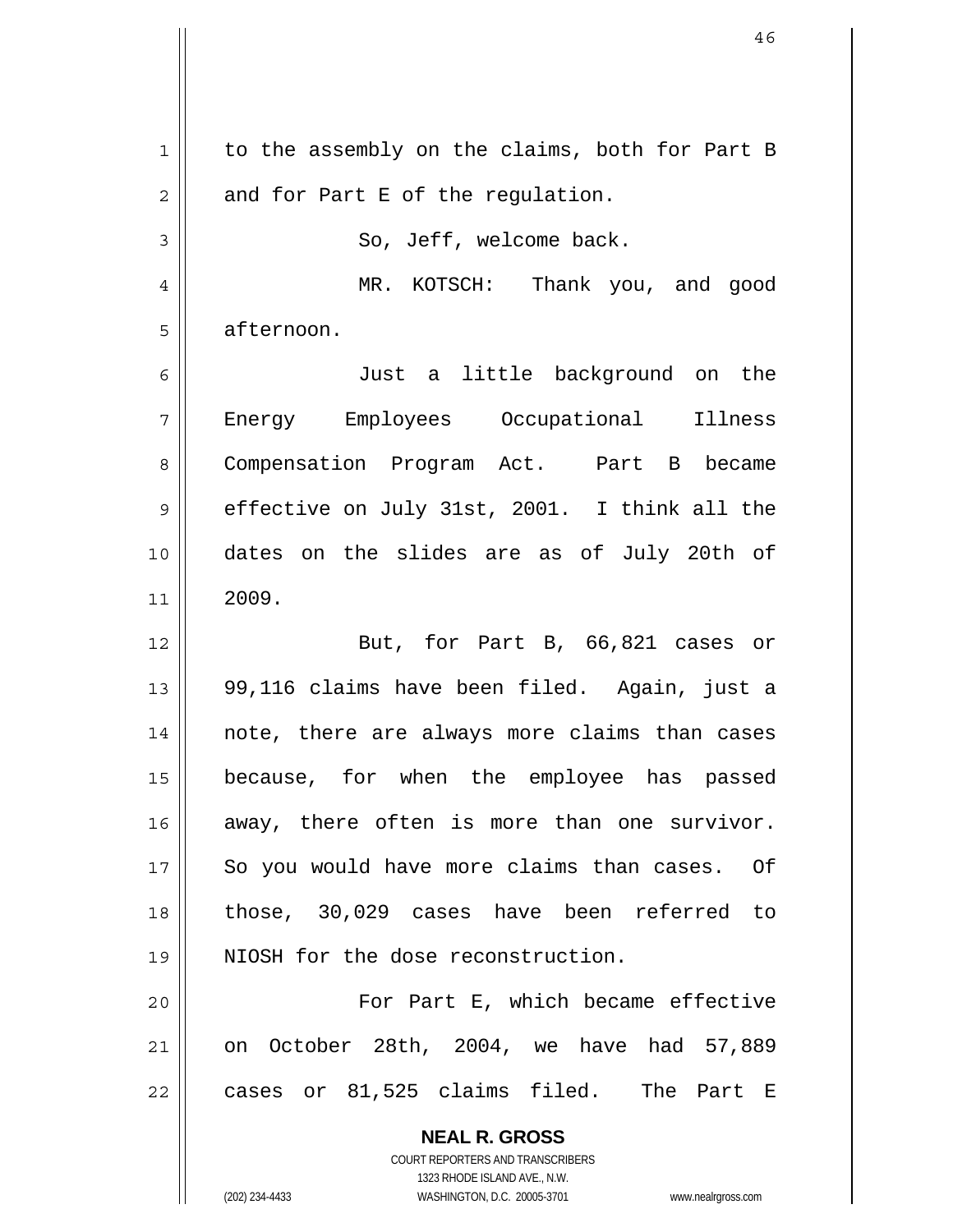to the assembly on the claims, both for Part B and for Part E of the regulation.

So, Jeff, welcome back.

MR. KOTSCH: Thank you, and good afternoon.

Just a little background on the Energy Employees Occupational Illness Compensation Program Act. Part B became effective on July 31st, 2001. I think all the dates on the slides are as of July 20th of 2009.

But, for Part B, 66,821 cases or 99,116 claims have been filed. Again, just a note, there are always more claims than cases because, for when the employee has passed away, there often is more than one survivor. So you would have more claims than cases. Of those, 30,029 cases have been referred to NIOSH for the dose reconstruction.

For Part E, which became effective on October 28th, 2004, we have had 57,889 cases or 81,525 claims filed. The Part E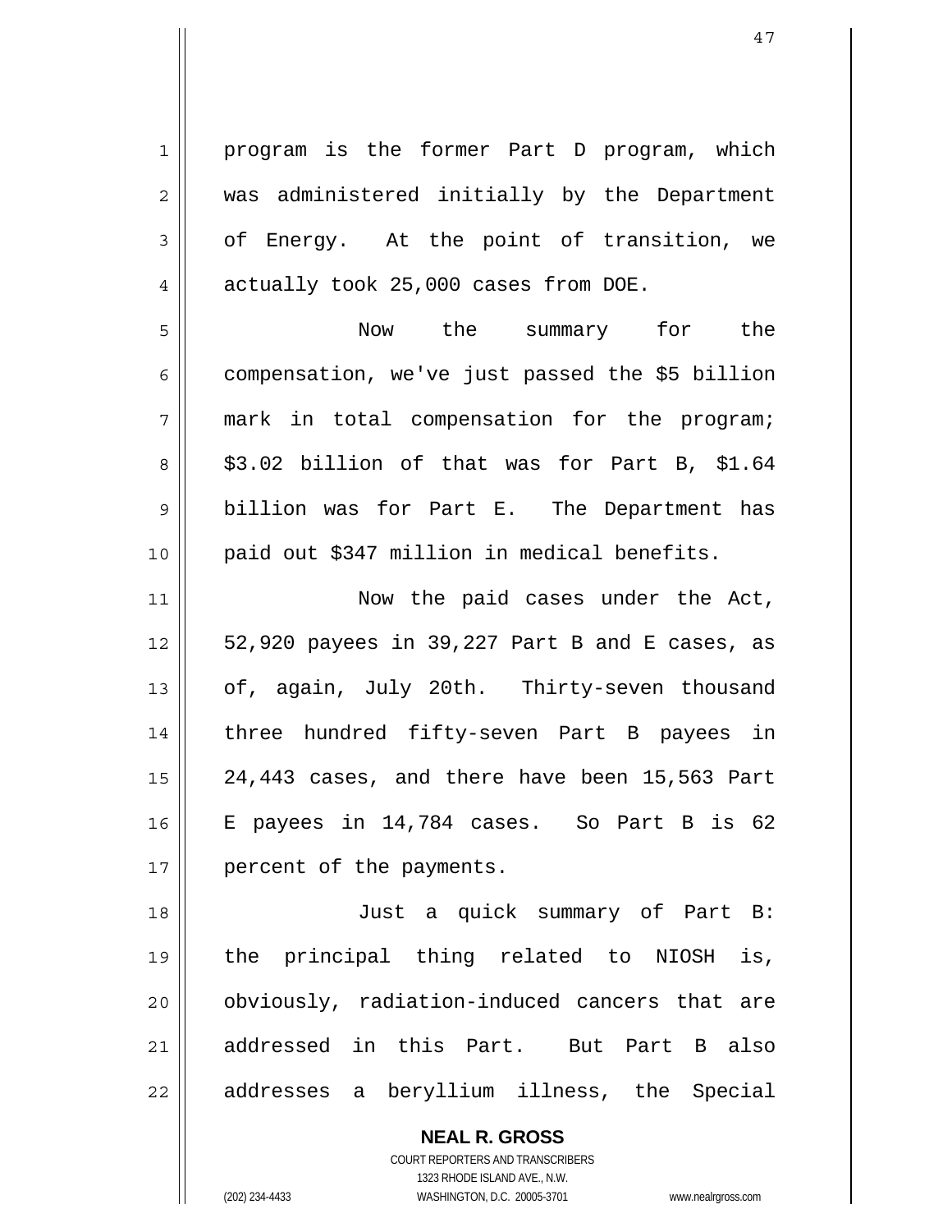program is the former Part D program, which was administered initially by the Department of Energy. At the point of transition, we actually took 25,000 cases from DOE.

Now the summary for the compensation, we've just passed the $5 billion mark in total compensation for the program; $3.02 billion of that was for Part B, $1.64 billion was for Part E. The Department has paid out $347 million in medical benefits.

Now the paid cases under the Act, 52,920 payees in 39,227 Part B and E cases, as of, again, July 20th. Thirty-seven thousand three hundred fifty-seven Part B payees in 24,443 cases, and there have been 15,563 Part E payees in 14,784 cases. So Part B is 62 percent of the payments.

Just a quick summary of Part B: the principal thing related to NIOSH is, obviously, radiation-induced cancers that are addressed in this Part. But Part B also addresses a beryllium illness, the Special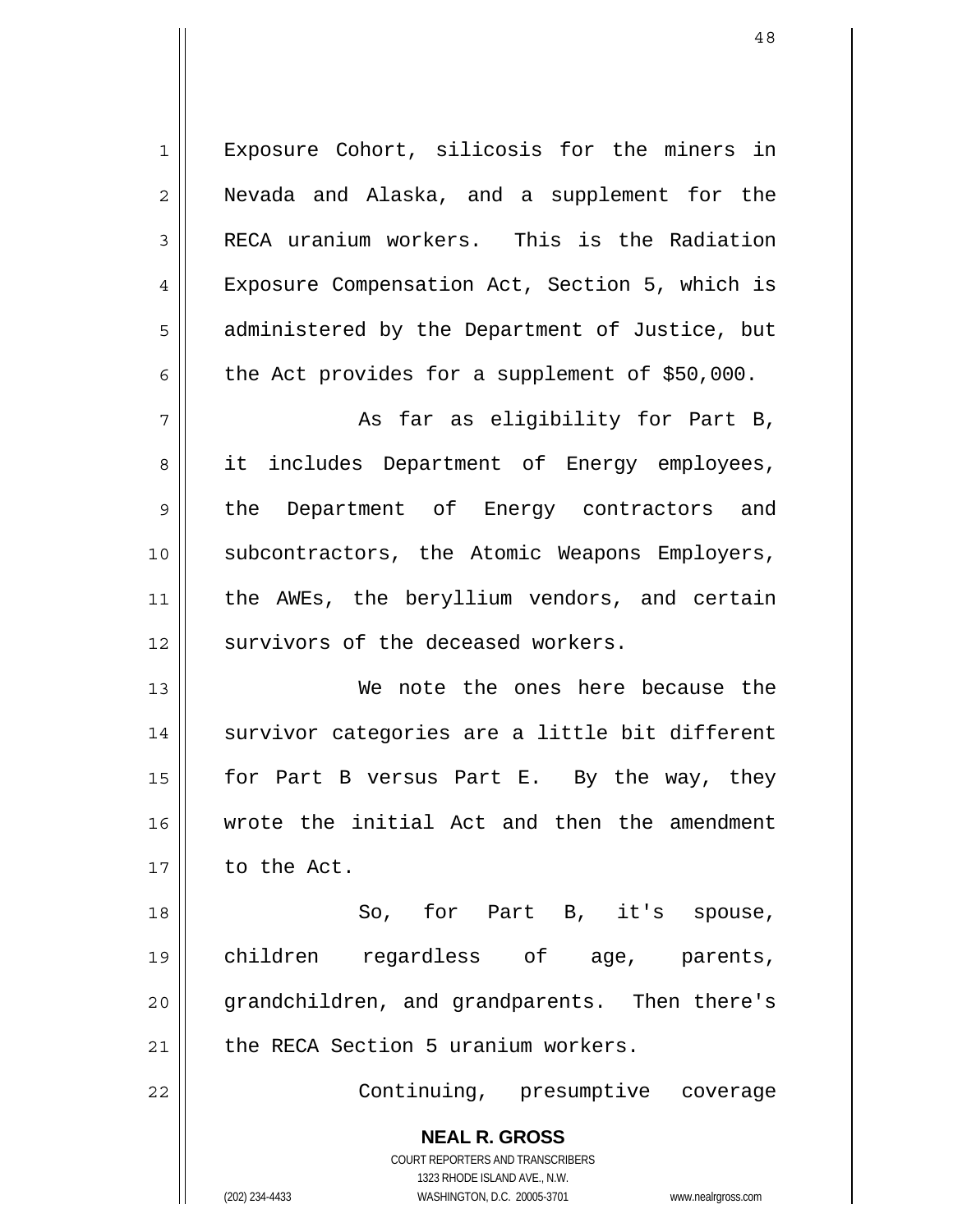Exposure Cohort, silicosis for the miners in Nevada and Alaska, and a supplement for the RECA uranium workers. This is the Radiation Exposure Compensation Act, Section 5, which is administered by the Department of Justice, but the Act provides for a supplement of $50,000.

As far as eligibility for Part B, it includes Department of Energy employees, the Department of Energy contractors and subcontractors, the Atomic Weapons Employers, the AWEs, the beryllium vendors, and certain survivors of the deceased workers.

We note the ones here because the survivor categories are a little bit different for Part B versus Part E. By the way, they wrote the initial Act and then the amendment to the Act.

So, for Part B, it's spouse, children regardless of age, parents, grandchildren, and grandparents. Then there's the RECA Section 5 uranium workers.

Continuing, presumptive coverage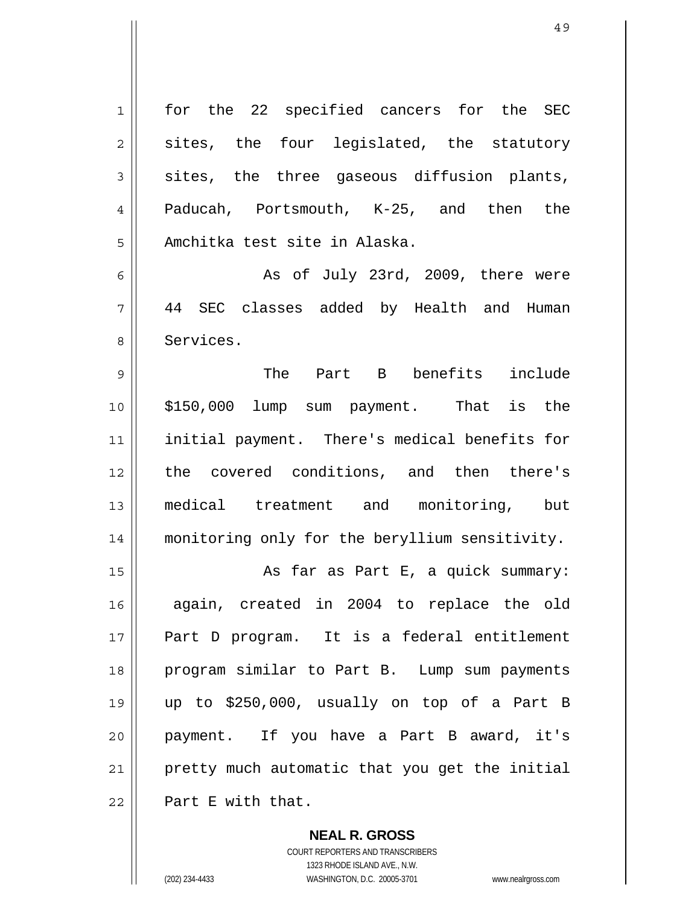for the 22 specified cancers for the SEC sites, the four legislated, the statutory sites, the three gaseous diffusion plants, Paducah, Portsmouth, K-25, and then the Amchitka test site in Alaska.

As of July 23rd, 2009, there were 44 SEC classes added by Health and Human Services.

The Part B benefits include $150,000 lump sum payment. That is the initial payment. There's medical benefits for the covered conditions, and then there's medical treatment and monitoring, but monitoring only for the beryllium sensitivity.

As far as Part E, a quick summary: again, created in 2004 to replace the old Part D program. It is a federal entitlement program similar to Part B. Lump sum payments up to $250,000, usually on top of a Part B payment. If you have a Part B award, it's pretty much automatic that you get the initial Part E with that.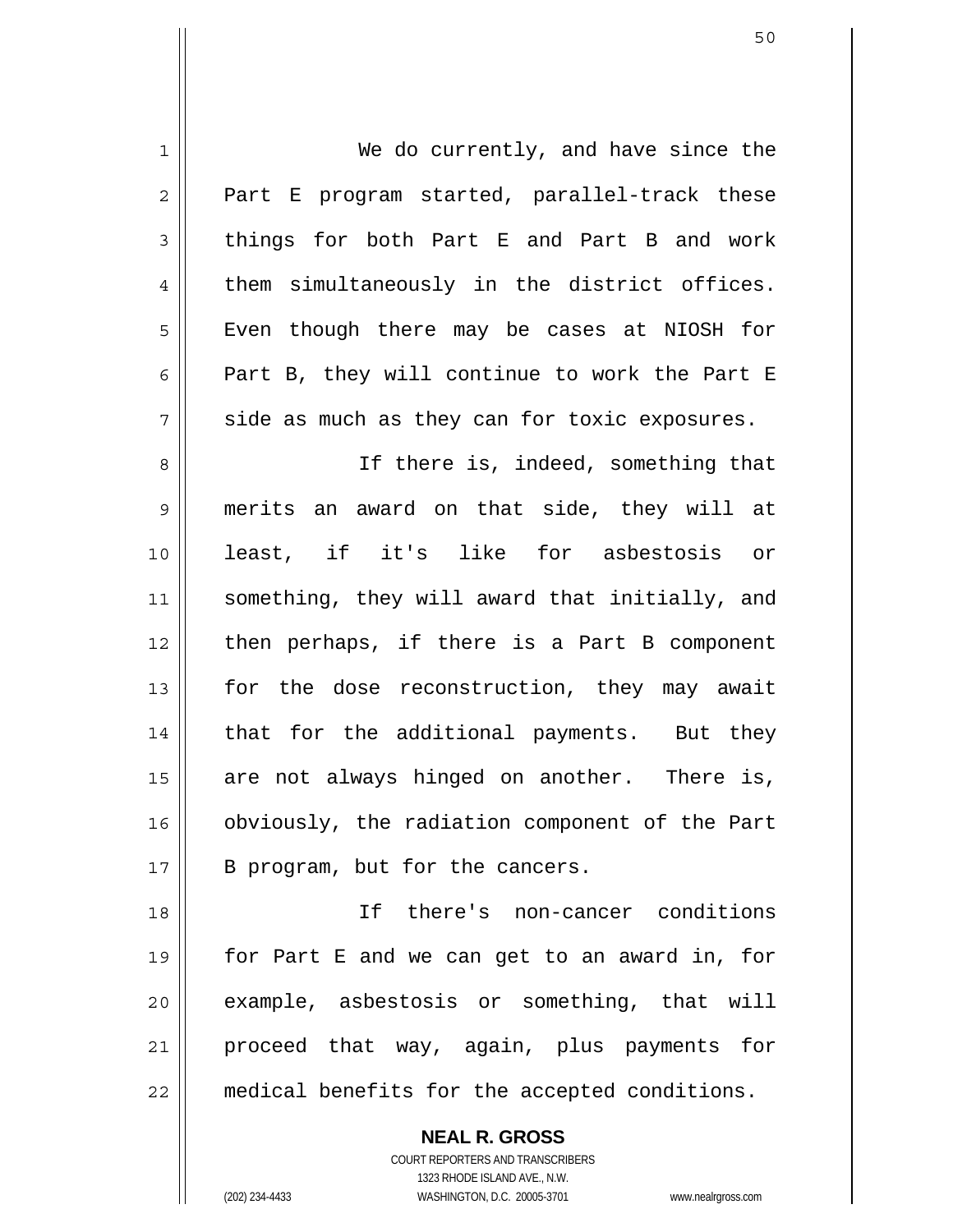We do currently, and have since the Part E program started, parallel-track these things for both Part E and Part B and work them simultaneously in the district offices. Even though there may be cases at NIOSH for Part B, they will continue to work the Part E side as much as they can for toxic exposures.

If there is, indeed, something that merits an award on that side, they will at least, if it's like for asbestosis or something, they will award that initially, and then perhaps, if there is a Part B component for the dose reconstruction, they may await that for the additional payments. But they are not always hinged on another. There is, obviously, the radiation component of the Part B program, but for the cancers.

If there's non-cancer conditions for Part E and we can get to an award in, for example, asbestosis or something, that will proceed that way, again, plus payments for medical benefits for the accepted conditions.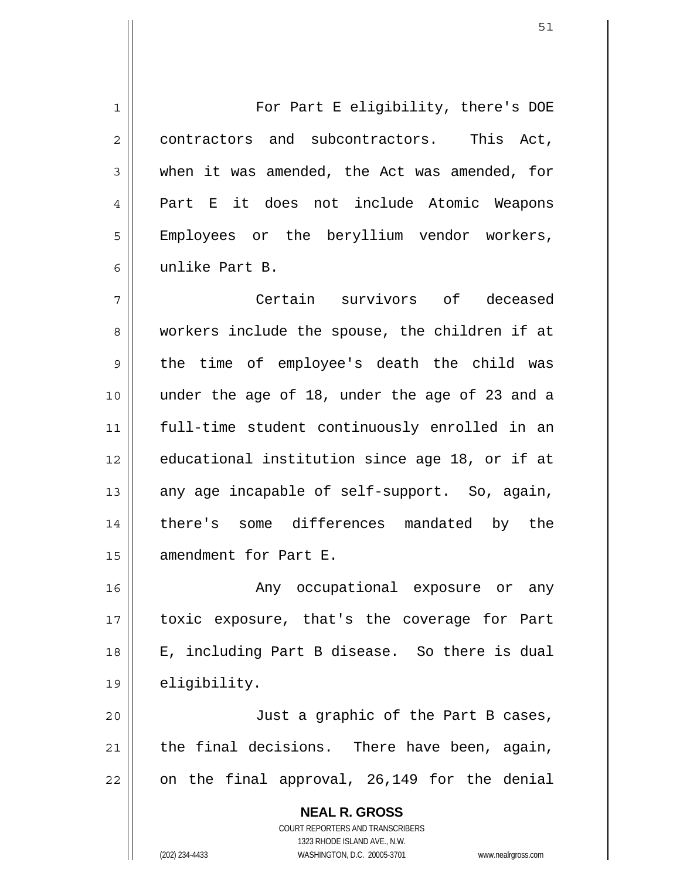For Part E eligibility, there's DOE contractors and subcontractors. This Act, when it was amended, the Act was amended, for Part E it does not include Atomic Weapons Employees or the beryllium vendor workers, unlike Part B.

Certain survivors of deceased workers include the spouse, the children if at the time of employee's death the child was under the age of 18, under the age of 23 and a full-time student continuously enrolled in an educational institution since age 18, or if at any age incapable of self-support. So, again, there's some differences mandated by the amendment for Part E.

Any occupational exposure or any toxic exposure, that's the coverage for Part E, including Part B disease. So there is dual eligibility.

Just a graphic of the Part B cases, the final decisions. There have been, again, on the final approval, 26,149 for the denial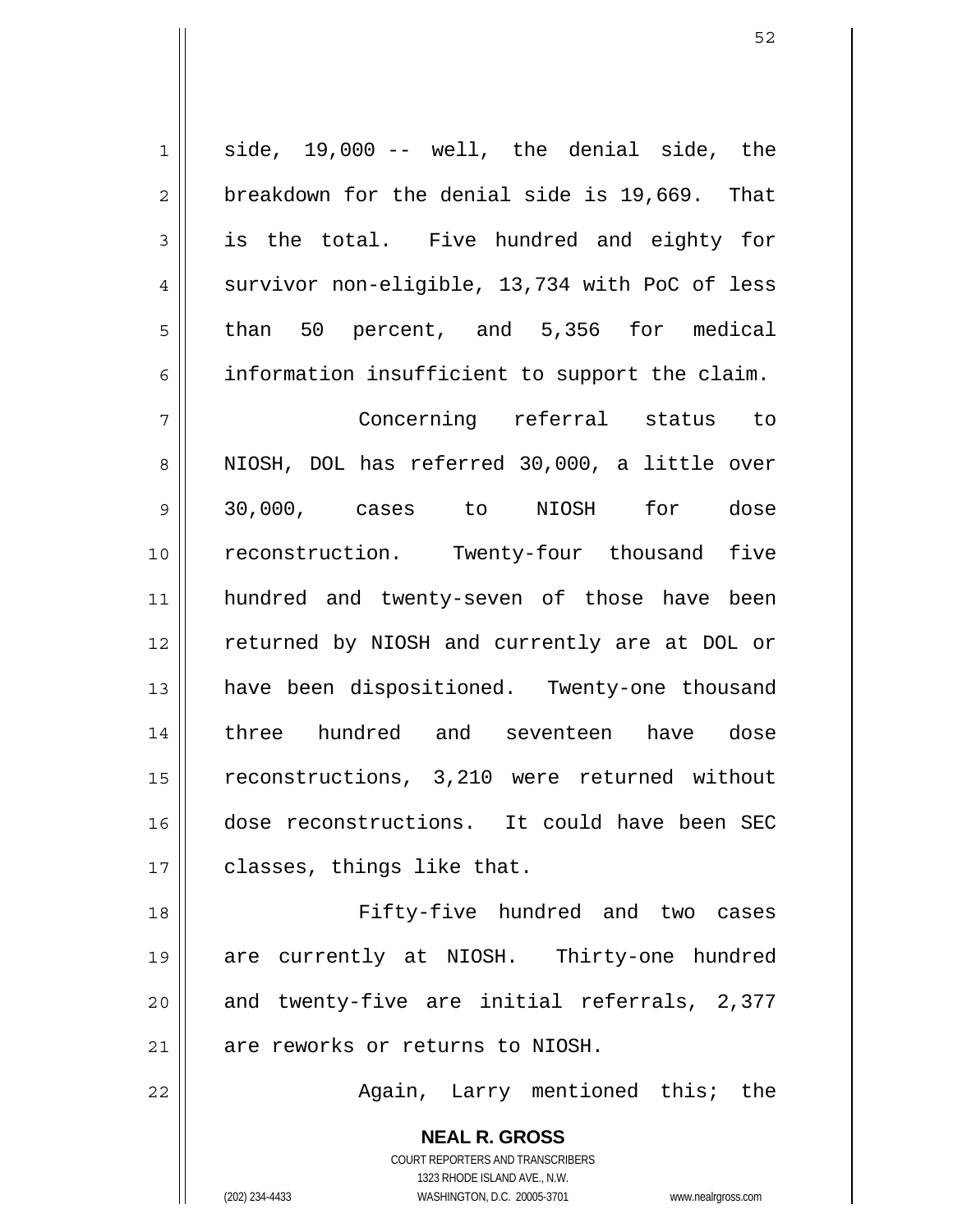side, 19,000 -- well, the denial side, the breakdown for the denial side is 19,669. That is the total. Five hundred and eighty for survivor non-eligible, 13,734 with PoC of less than 50 percent, and 5,356 for medical information insufficient to support the claim.

Concerning referral status to NIOSH, DOL has referred 30,000, a little over 30,000, cases to NIOSH for dose reconstruction. Twenty-four thousand five hundred and twenty-seven of those have been returned by NIOSH and currently are at DOL or have been dispositioned. Twenty-one thousand three hundred and seventeen have dose reconstructions, 3,210 were returned without dose reconstructions. It could have been SEC classes, things like that.

Fifty-five hundred and two cases are currently at NIOSH. Thirty-one hundred and twenty-five are initial referrals, 2,377 are reworks or returns to NIOSH.

Again, Larry mentioned this; the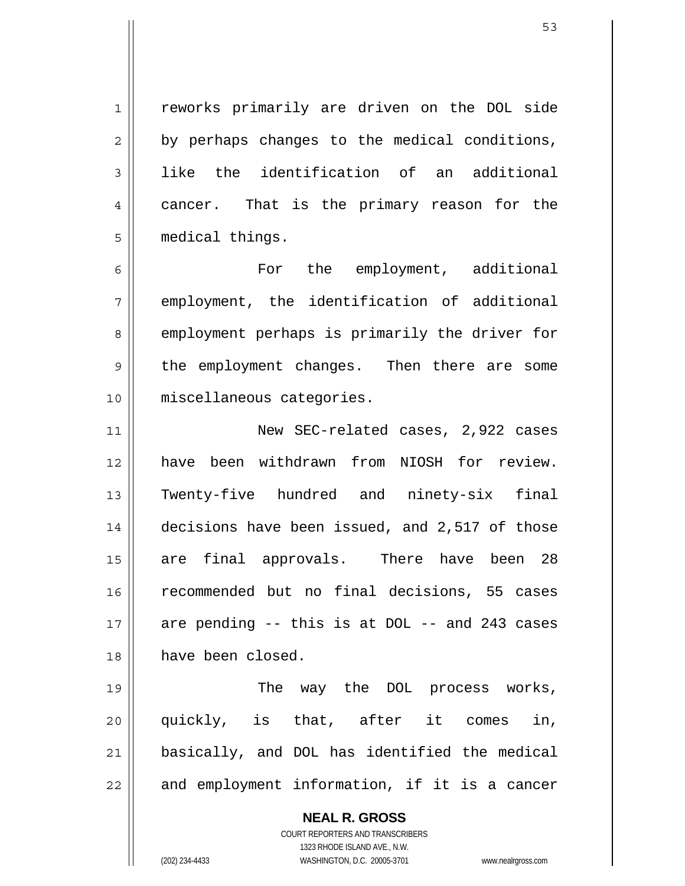reworks primarily are driven on the DOL side by perhaps changes to the medical conditions, like the identification of an additional cancer. That is the primary reason for the medical things.

For the employment, additional employment, the identification of additional employment perhaps is primarily the driver for the employment changes. Then there are some miscellaneous categories.

New SEC-related cases, 2,922 cases have been withdrawn from NIOSH for review. Twenty-five hundred and ninety-six final decisions have been issued, and 2,517 of those are final approvals. There have been 28 recommended but no final decisions, 55 cases are pending -- this is at DOL -- and 243 cases have been closed.

The way the DOL process works, quickly, is that, after it comes in, basically, and DOL has identified the medical and employment information, if it is a cancer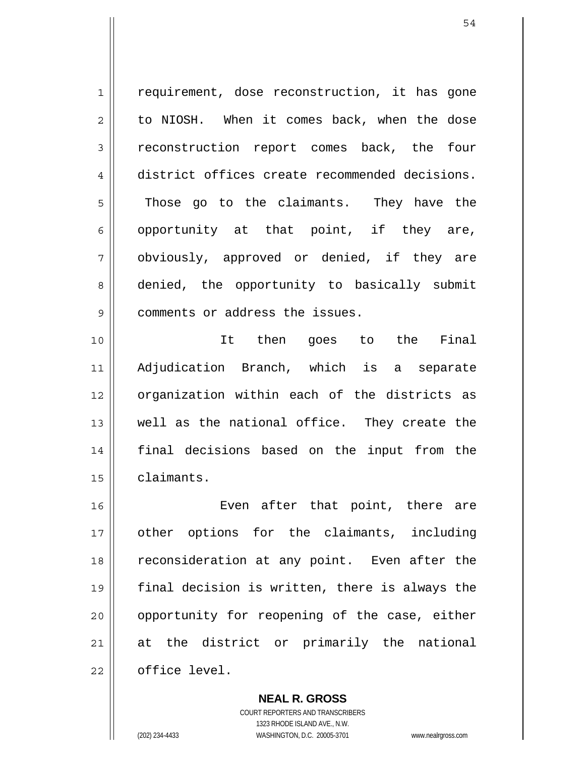requirement, dose reconstruction, it has gone to NIOSH. When it comes back, when the dose reconstruction report comes back, the four district offices create recommended decisions. Those go to the claimants. They have the opportunity at that point, if they are, obviously, approved or denied, if they are denied, the opportunity to basically submit comments or address the issues.

It then goes to the Final Adjudication Branch, which is a separate organization within each of the districts as well as the national office. They create the final decisions based on the input from the claimants.

Even after that point, there are other options for the claimants, including reconsideration at any point. Even after the final decision is written, there is always the opportunity for reopening of the case, either at the district or primarily the national office level.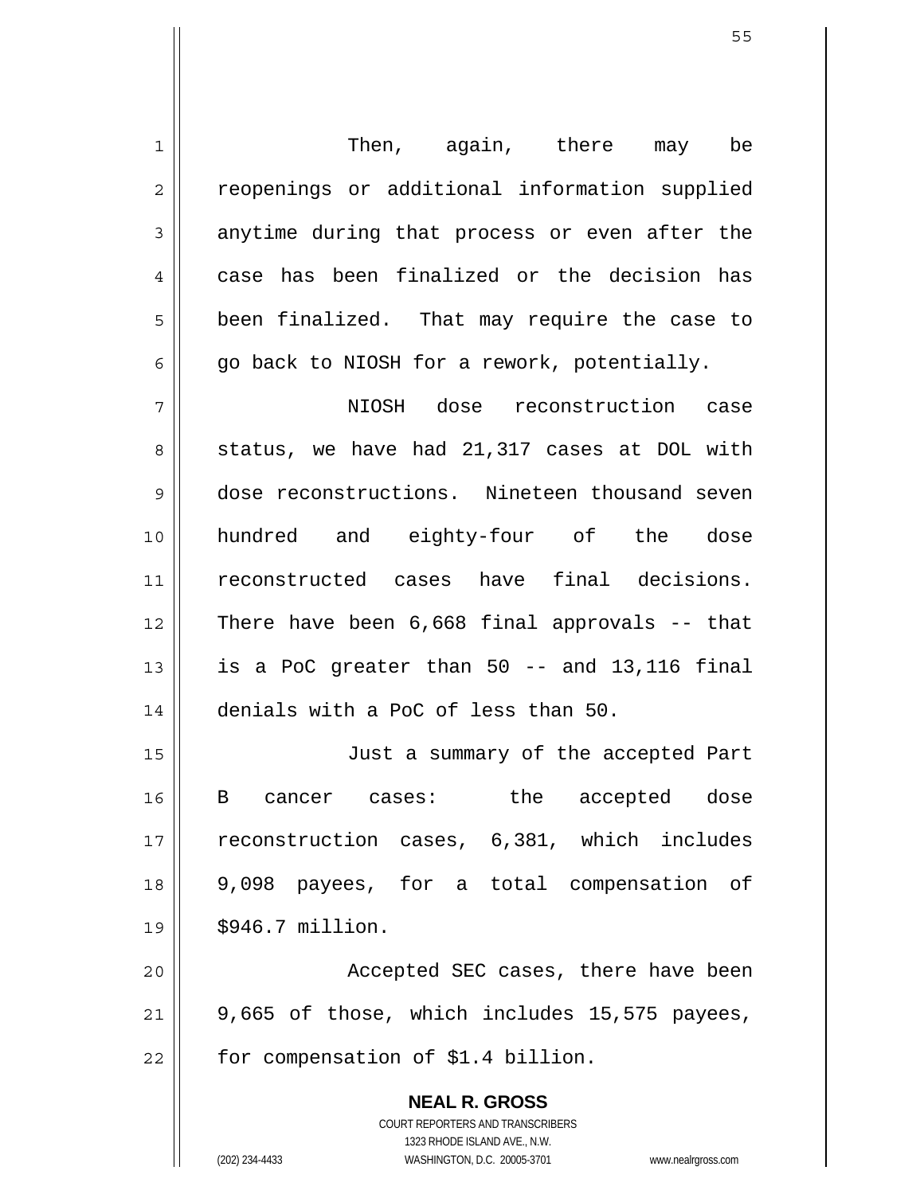Then, again, there may be reopenings or additional information supplied anytime during that process or even after the case has been finalized or the decision has been finalized. That may require the case to go back to NIOSH for a rework, potentially.

NIOSH dose reconstruction case status, we have had 21,317 cases at DOL with dose reconstructions. Nineteen thousand seven hundred and eighty-four of the dose reconstructed cases have final decisions. There have been 6,668 final approvals -- that is a PoC greater than 50 -- and 13,116 final denials with a PoC of less than 50.

Just a summary of the accepted Part B cancer cases: the accepted dose reconstruction cases, 6,381, which includes 9,098 payees, for a total compensation of $946.7 million.

Accepted SEC cases, there have been 9,665 of those, which includes 15,575 payees, for compensation of $1.4 billion.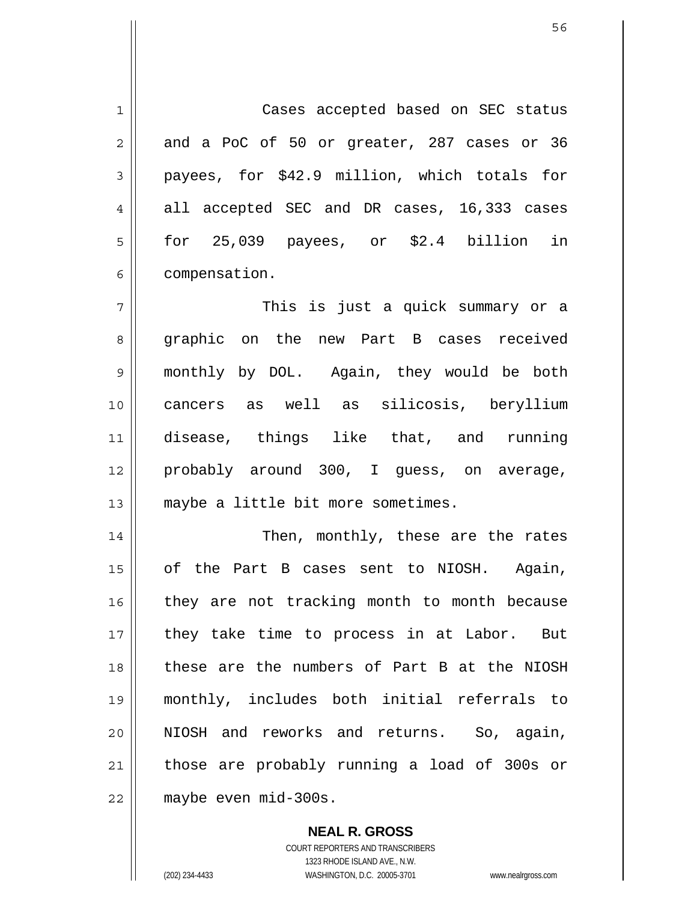Cases accepted based on SEC status and a PoC of 50 or greater, 287 cases or 36 payees, for $42.9 million, which totals for all accepted SEC and DR cases, 16,333 cases for 25,039 payees, or $2.4 billion in compensation.

This is just a quick summary or a graphic on the new Part B cases received monthly by DOL. Again, they would be both cancers as well as silicosis, beryllium disease, things like that, and running probably around 300, I guess, on average, maybe a little bit more sometimes.

Then, monthly, these are the rates of the Part B cases sent to NIOSH. Again, they are not tracking month to month because they take time to process in at Labor. But these are the numbers of Part B at the NIOSH monthly, includes both initial referrals to NIOSH and reworks and returns. So, again, those are probably running a load of 300s or maybe even mid-300s.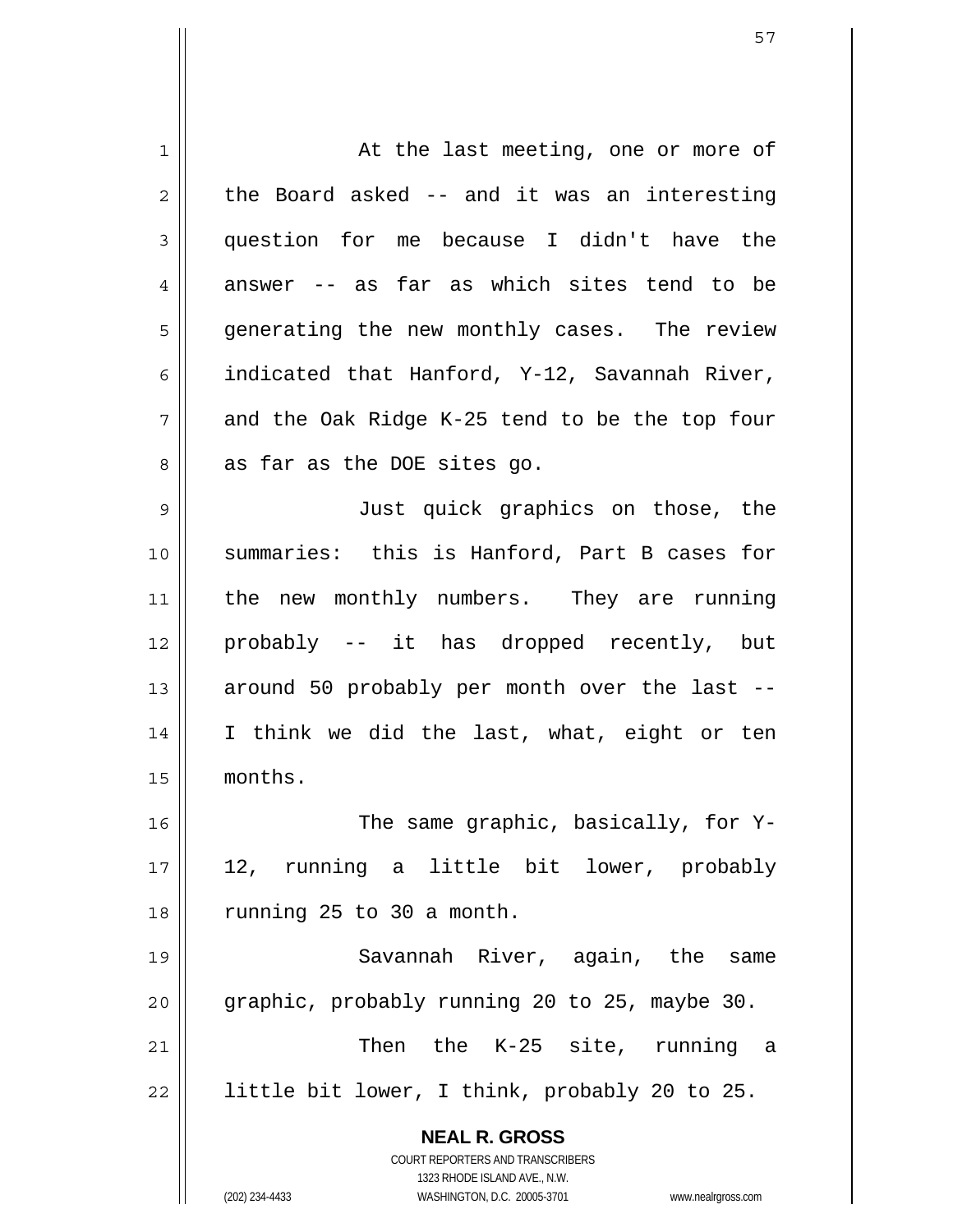At the last meeting, one or more of the Board asked -- and it was an interesting question for me because I didn't have the answer -- as far as which sites tend to be generating the new monthly cases. The review indicated that Hanford, Y-12, Savannah River, and the Oak Ridge K-25 tend to be the top four as far as the DOE sites go.

Just quick graphics on those, the summaries: this is Hanford, Part B cases for the new monthly numbers. They are running probably -- it has dropped recently, but around 50 probably per month over the last -- I think we did the last, what, eight or ten months.

The same graphic, basically, for Y-12, running a little bit lower, probably running 25 to 30 a month.

Savannah River, again, the same graphic, probably running 20 to 25, maybe 30.

Then the K-25 site, running a little bit lower, I think, probably 20 to 25.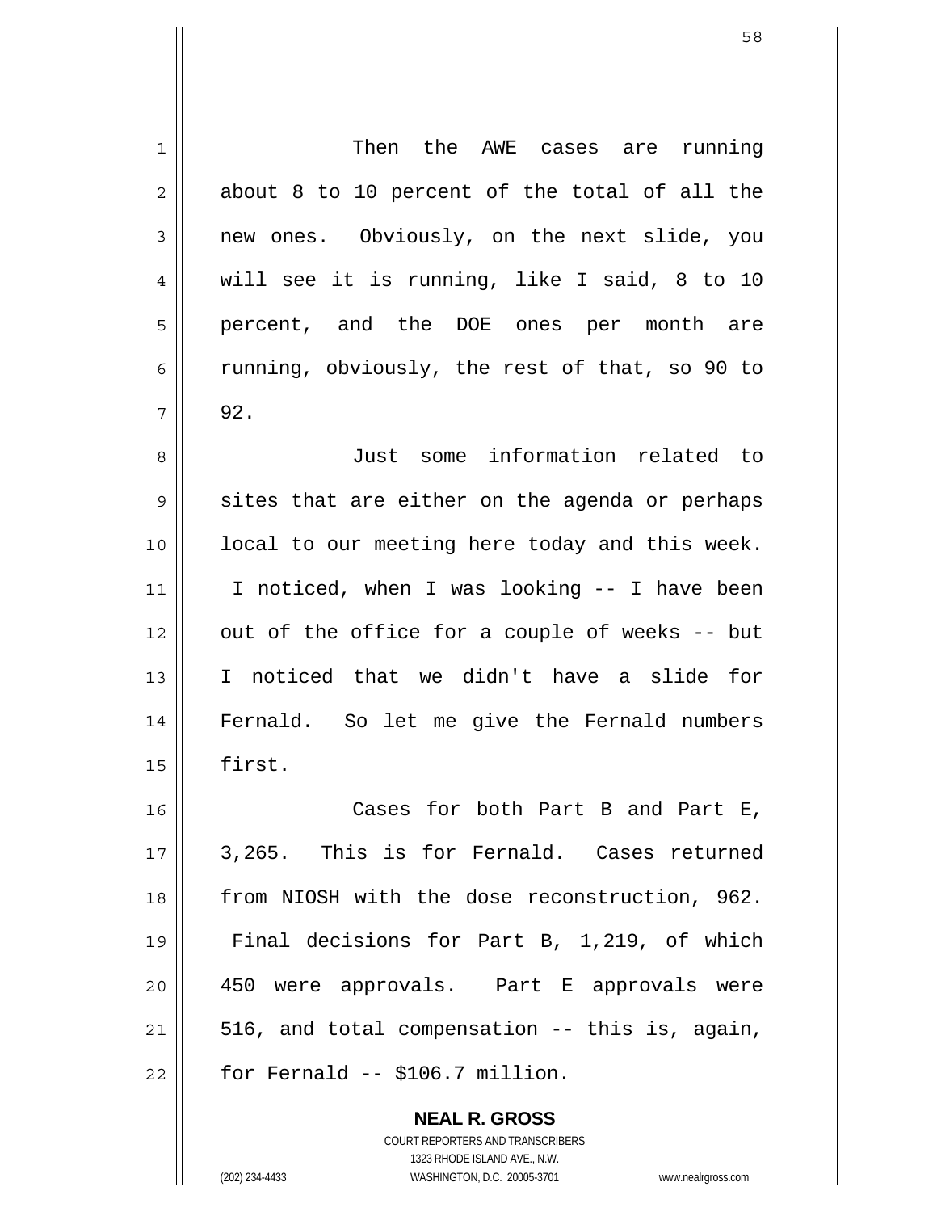Then the AWE cases are running about 8 to 10 percent of the total of all the new ones. Obviously, on the next slide, you will see it is running, like I said, 8 to 10 percent, and the DOE ones per month are running, obviously, the rest of that, so 90 to 92.

Just some information related to sites that are either on the agenda or perhaps local to our meeting here today and this week. I noticed, when I was looking -- I have been out of the office for a couple of weeks -- but I noticed that we didn't have a slide for Fernald. So let me give the Fernald numbers first.

Cases for both Part B and Part E, 3,265. This is for Fernald. Cases returned from NIOSH with the dose reconstruction, 962. Final decisions for Part B, 1,219, of which 450 were approvals. Part E approvals were 516, and total compensation -- this is, again, for Fernald -- $106.7 million.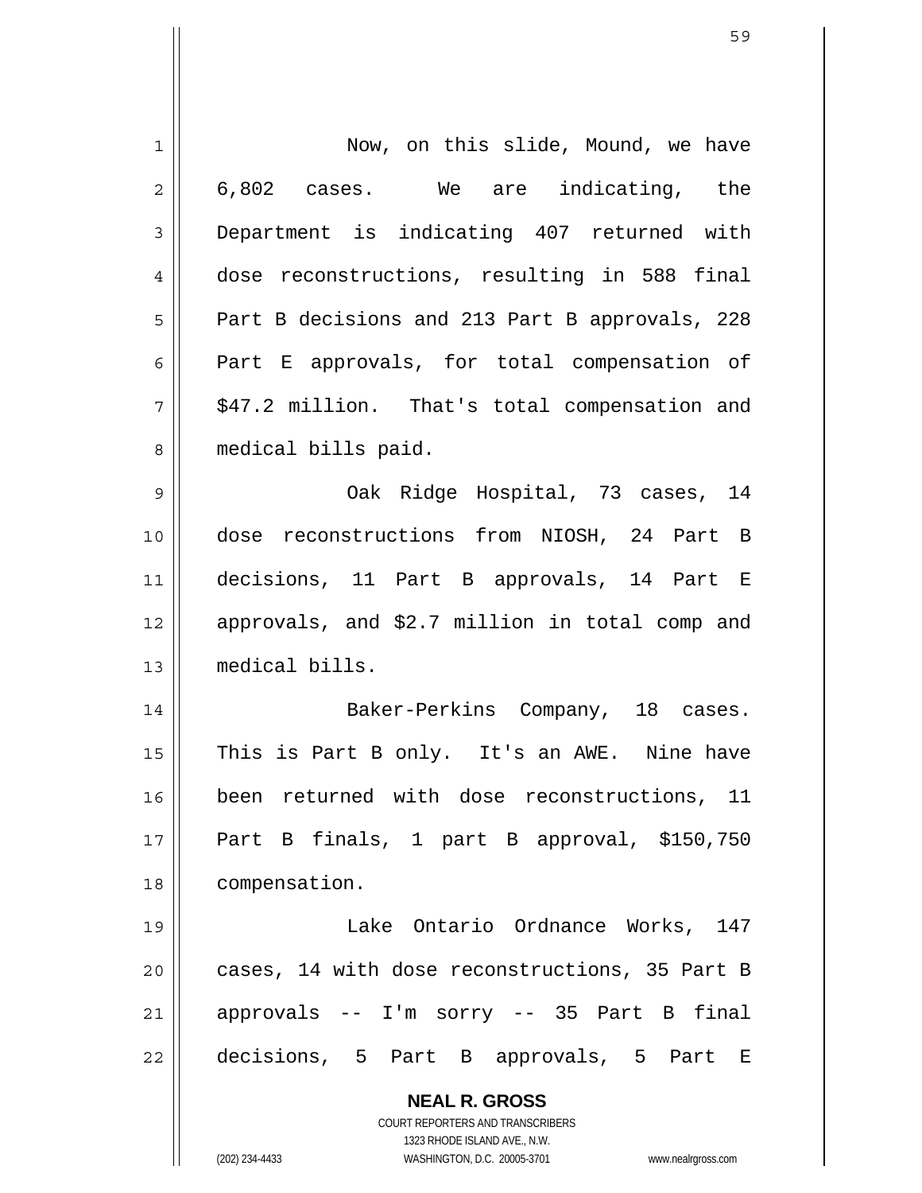Now, on this slide, Mound, we have 6,802 cases. We are indicating, the Department is indicating 407 returned with dose reconstructions, resulting in 588 final Part B decisions and 213 Part B approvals, 228 Part E approvals, for total compensation of $47.2 million. That's total compensation and medical bills paid.

Oak Ridge Hospital, 73 cases, 14 dose reconstructions from NIOSH, 24 Part B decisions, 11 Part B approvals, 14 Part E approvals, and $2.7 million in total comp and medical bills.

Baker-Perkins Company, 18 cases. This is Part B only. It's an AWE. Nine have been returned with dose reconstructions, 11 Part B finals, 1 part B approval, $150,750 compensation.

Lake Ontario Ordnance Works, 147 cases, 14 with dose reconstructions, 35 Part B approvals -- I'm sorry -- 35 Part B final decisions, 5 Part B approvals, 5 Part E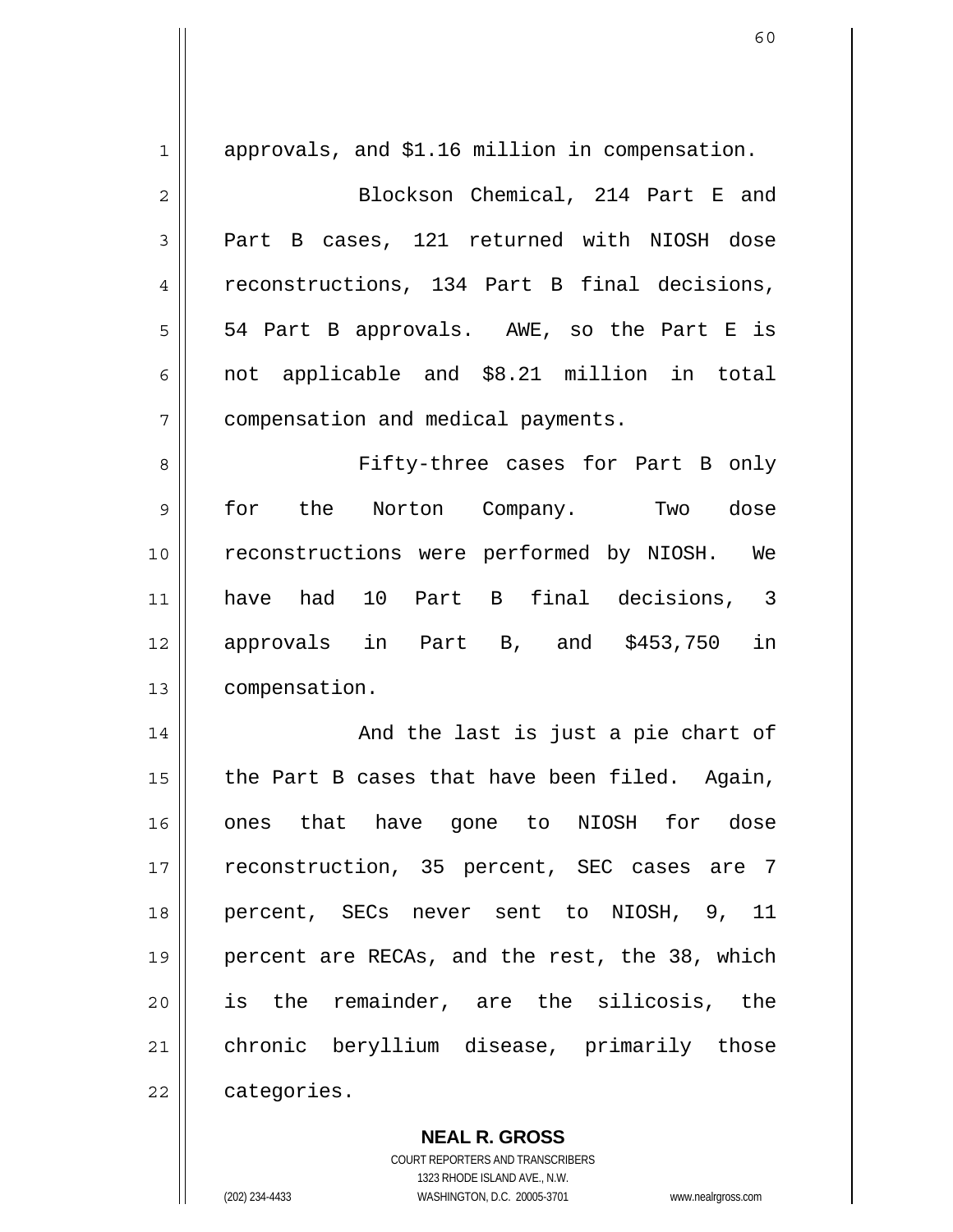approvals, and $1.16 million in compensation.

Blockson Chemical, 214 Part E and Part B cases, 121 returned with NIOSH dose reconstructions, 134 Part B final decisions, 54 Part B approvals. AWE, so the Part E is not applicable and $8.21 million in total compensation and medical payments.

Fifty-three cases for Part B only for the Norton Company. Two dose reconstructions were performed by NIOSH. We have had 10 Part B final decisions, 3 approvals in Part B, and $453,750 in compensation.

And the last is just a pie chart of the Part B cases that have been filed. Again, ones that have gone to NIOSH for dose reconstruction, 35 percent, SEC cases are 7 percent, SECs never sent to NIOSH, 9, 11 percent are RECAs, and the rest, the 38, which is the remainder, are the silicosis, the chronic beryllium disease, primarily those categories.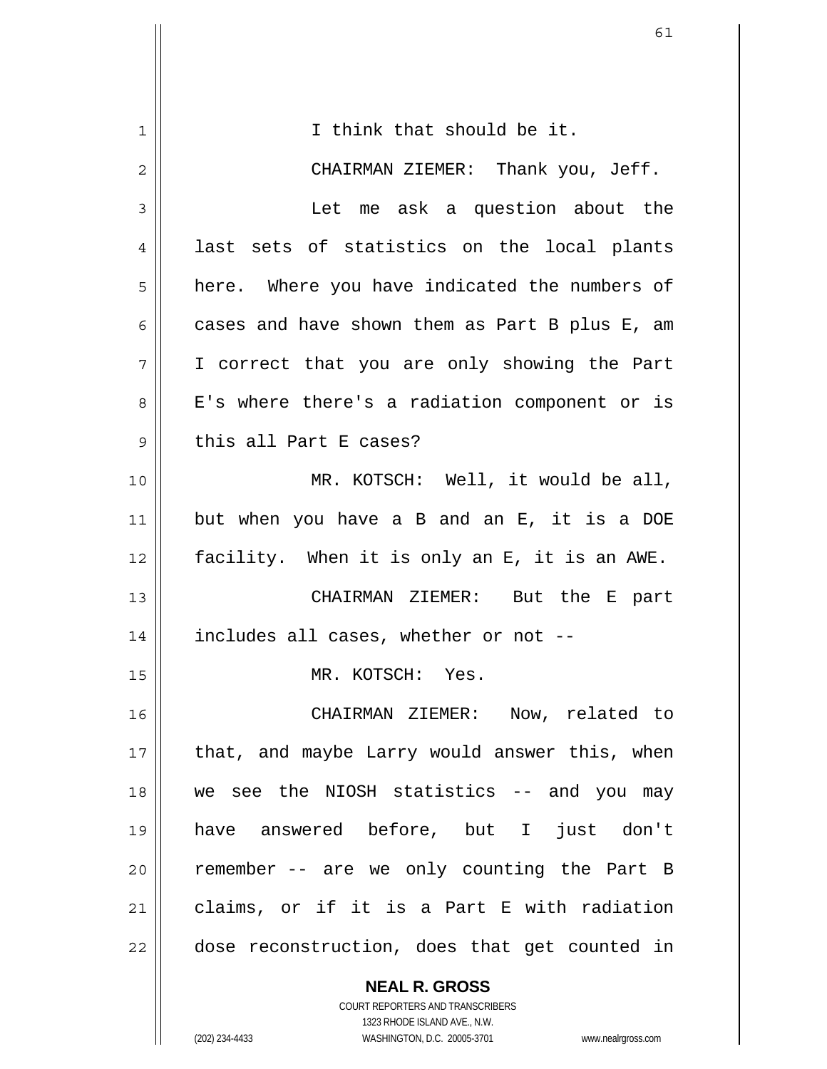I think that should be it.

CHAIRMAN ZIEMER: Thank you, Jeff.

Let me ask a question about the last sets of statistics on the local plants here. Where you have indicated the numbers of cases and have shown them as Part B plus E, am I correct that you are only showing the Part E's where there's a radiation component or is this all Part E cases?

MR. KOTSCH: Well, it would be all, but when you have a B and an E, it is a DOE facility. When it is only an E, it is an AWE.

CHAIRMAN ZIEMER: But the E part includes all cases, whether or not --

MR. KOTSCH: Yes.

CHAIRMAN ZIEMER: Now, related to that, and maybe Larry would answer this, when we see the NIOSH statistics -- and you may have answered before, but I just don't remember -- are we only counting the Part B claims, or if it is a Part E with radiation dose reconstruction, does that get counted in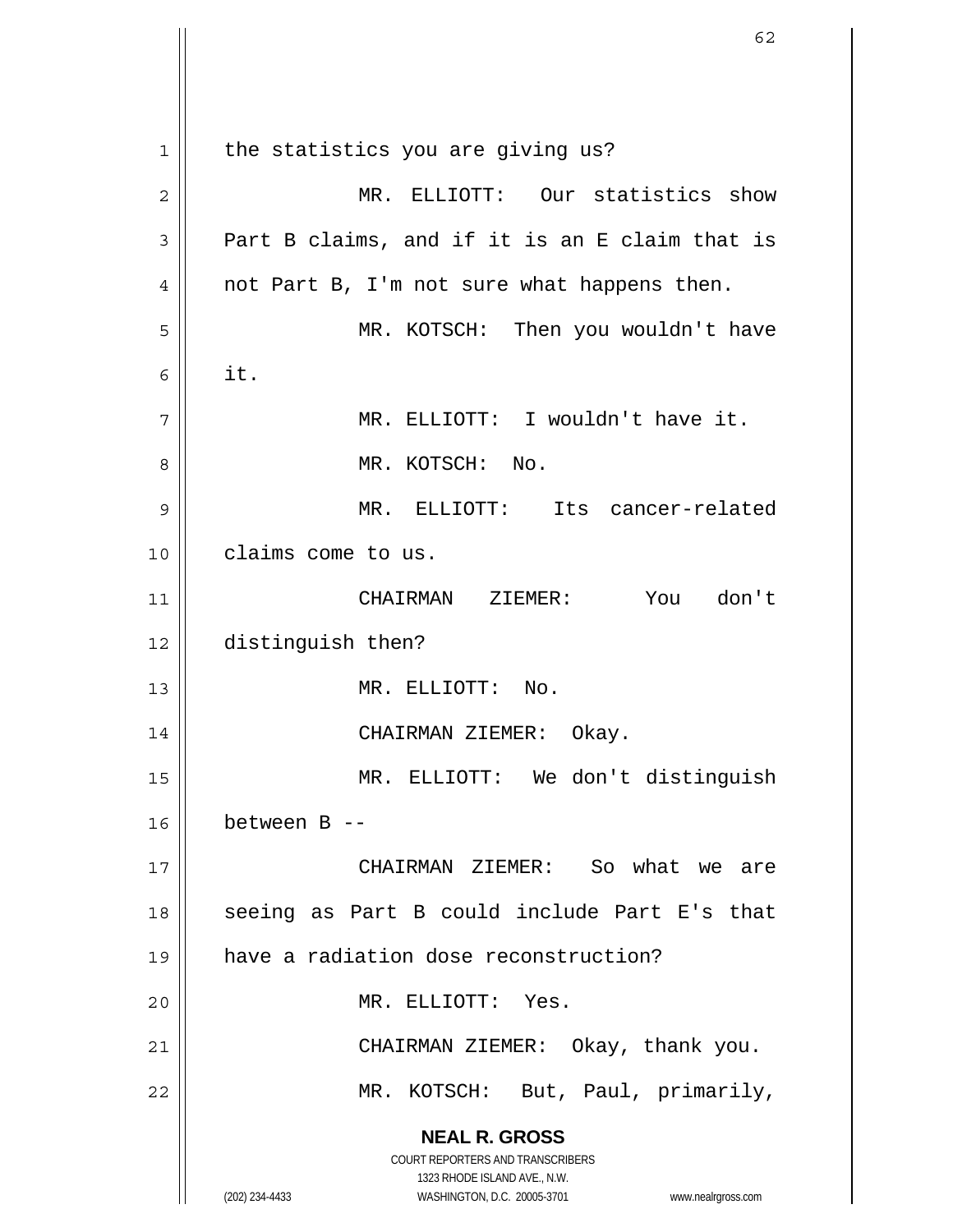the statistics you are giving us?

MR. ELLIOTT: Our statistics show Part B claims, and if it is an E claim that is not Part B, I'm not sure what happens then.

MR. KOTSCH: Then you wouldn't have it.

MR. ELLIOTT: I wouldn't have it.

MR. KOTSCH: No.

MR. ELLIOTT: Its cancer-related claims come to us.

CHAIRMAN ZIEMER: You don't distinguish then?

MR. ELLIOTT: No.

CHAIRMAN ZIEMER: Okay.

MR. ELLIOTT: We don't distinguish between B --

CHAIRMAN ZIEMER: So what we are seeing as Part B could include Part E's that have a radiation dose reconstruction?

MR. ELLIOTT: Yes.

CHAIRMAN ZIEMER: Okay, thank you.

MR. KOTSCH: But, Paul, primarily,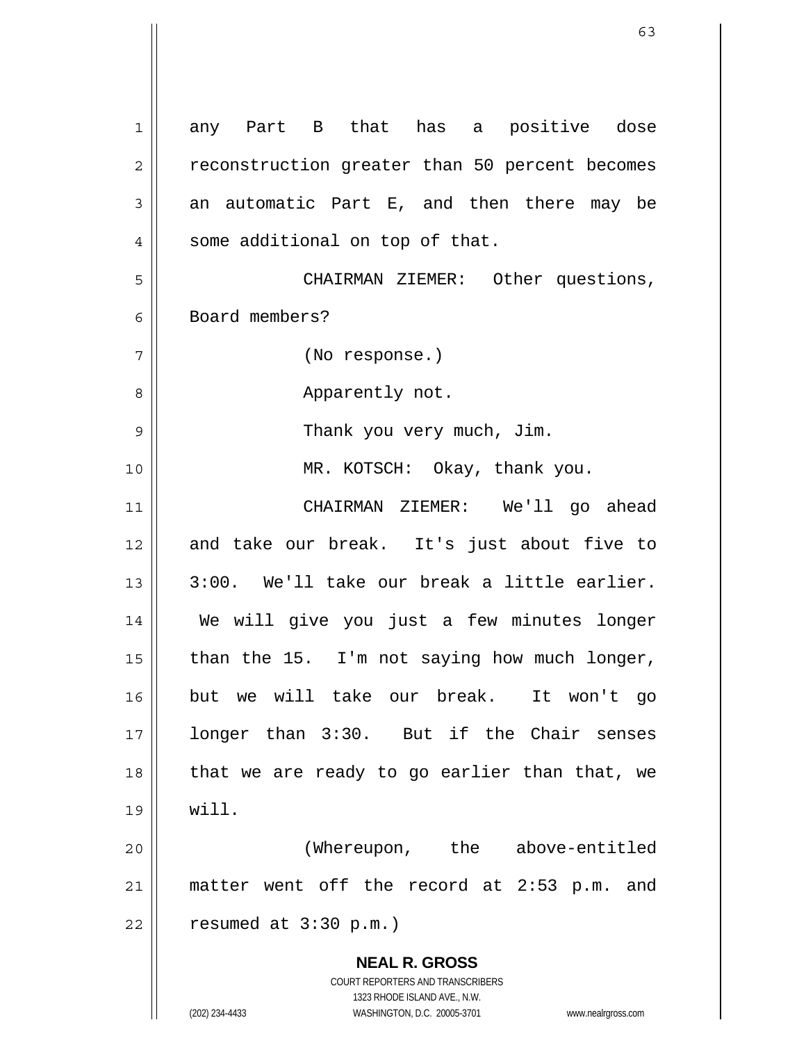any Part B that has a positive dose reconstruction greater than 50 percent becomes an automatic Part E, and then there may be some additional on top of that.

CHAIRMAN ZIEMER: Other questions, Board members?

(No response.)

Apparently not.

Thank you very much, Jim.

MR. KOTSCH: Okay, thank you.

CHAIRMAN ZIEMER: We'll go ahead and take our break. It's just about five to 3:00. We'll take our break a little earlier. We will give you just a few minutes longer than the 15. I'm not saying how much longer, but we will take our break. It won't go longer than 3:30. But if the Chair senses that we are ready to go earlier than that, we will.

(Whereupon, the above-entitled matter went off the record at 2:53 p.m. and resumed at 3:30 p.m.)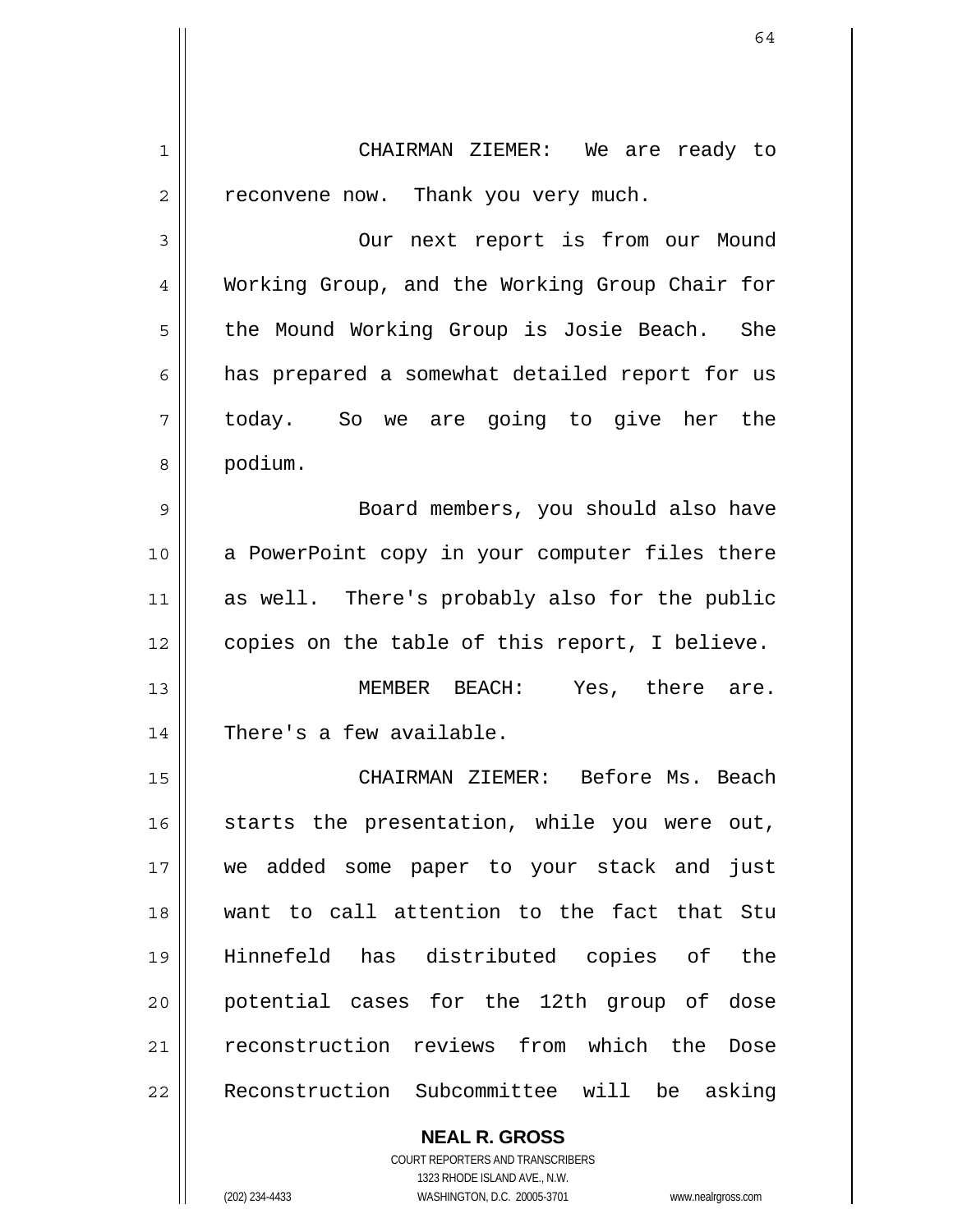CHAIRMAN ZIEMER: We are ready to reconvene now. Thank you very much.

Our next report is from our Mound Working Group, and the Working Group Chair for the Mound Working Group is Josie Beach. She has prepared a somewhat detailed report for us today. So we are going to give her the podium.

Board members, you should also have a PowerPoint copy in your computer files there as well. There's probably also for the public copies on the table of this report, I believe.

MEMBER BEACH: Yes, there are. There's a few available.

CHAIRMAN ZIEMER: Before Ms. Beach starts the presentation, while you were out, we added some paper to your stack and just want to call attention to the fact that Stu Hinnefeld has distributed copies of the potential cases for the 12th group of dose reconstruction reviews from which the Dose Reconstruction Subcommittee will be asking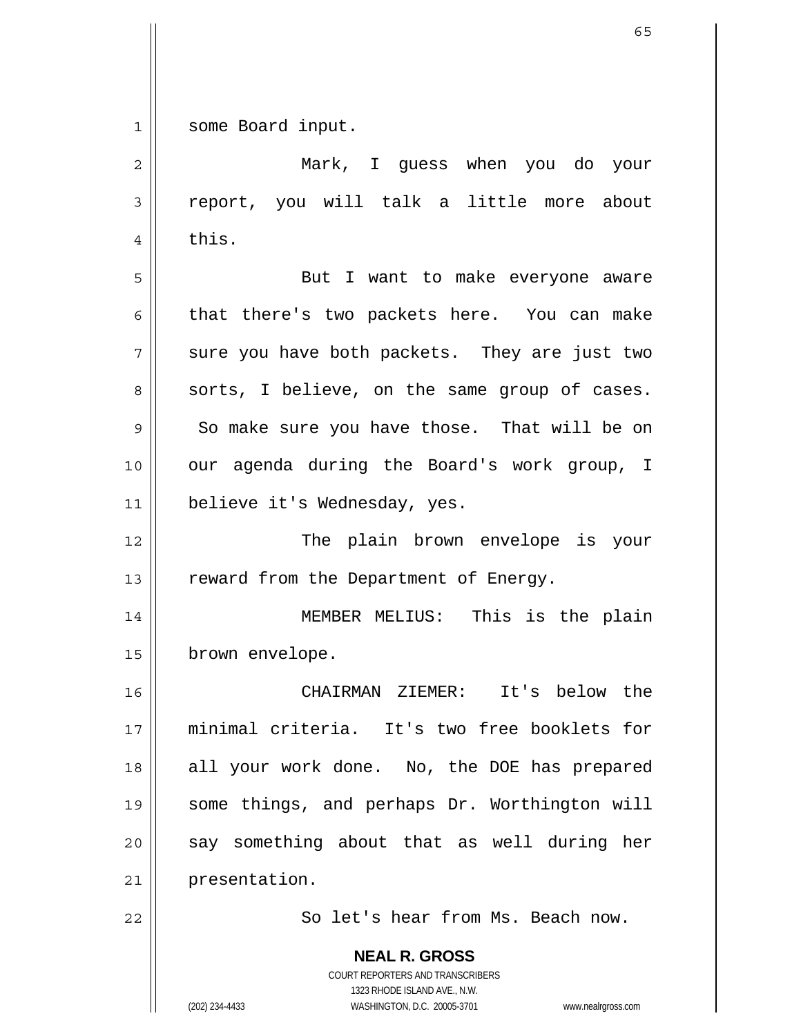some Board input.

Mark, I guess when you do your report, you will talk a little more about this.

But I want to make everyone aware that there's two packets here. You can make sure you have both packets. They are just two sorts, I believe, on the same group of cases. So make sure you have those. That will be on our agenda during the Board's work group, I believe it's Wednesday, yes.

The plain brown envelope is your reward from the Department of Energy.

MEMBER MELIUS: This is the plain brown envelope.

CHAIRMAN ZIEMER: It's below the minimal criteria. It's two free booklets for all your work done. No, the DOE has prepared some things, and perhaps Dr. Worthington will say something about that as well during her presentation.

So let's hear from Ms. Beach now.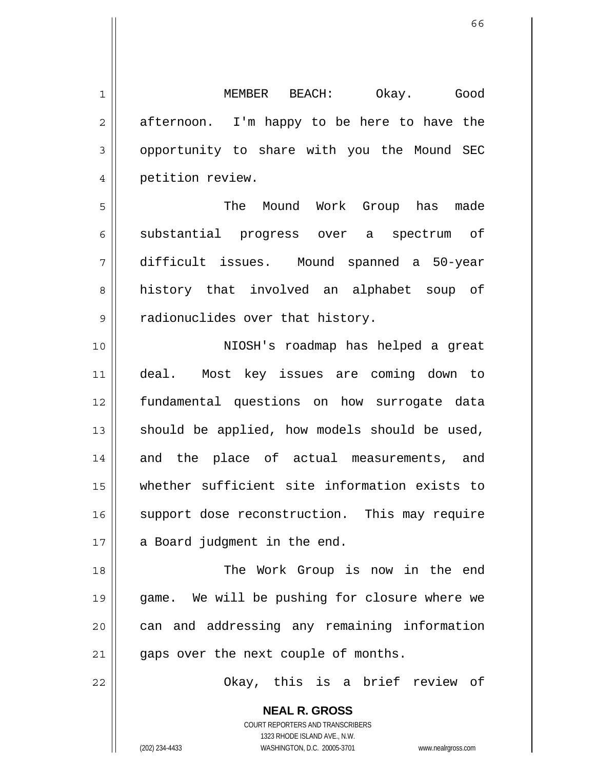MEMBER BEACH: Okay. Good afternoon. I'm happy to be here to have the opportunity to share with you the Mound SEC petition review.

The Mound Work Group has made substantial progress over a spectrum of difficult issues. Mound spanned a 50-year history that involved an alphabet soup of radionuclides over that history.

NIOSH's roadmap has helped a great deal. Most key issues are coming down to fundamental questions on how surrogate data should be applied, how models should be used, and the place of actual measurements, and whether sufficient site information exists to support dose reconstruction. This may require a Board judgment in the end.

The Work Group is now in the end game. We will be pushing for closure where we can and addressing any remaining information gaps over the next couple of months.

Okay, this is a brief review of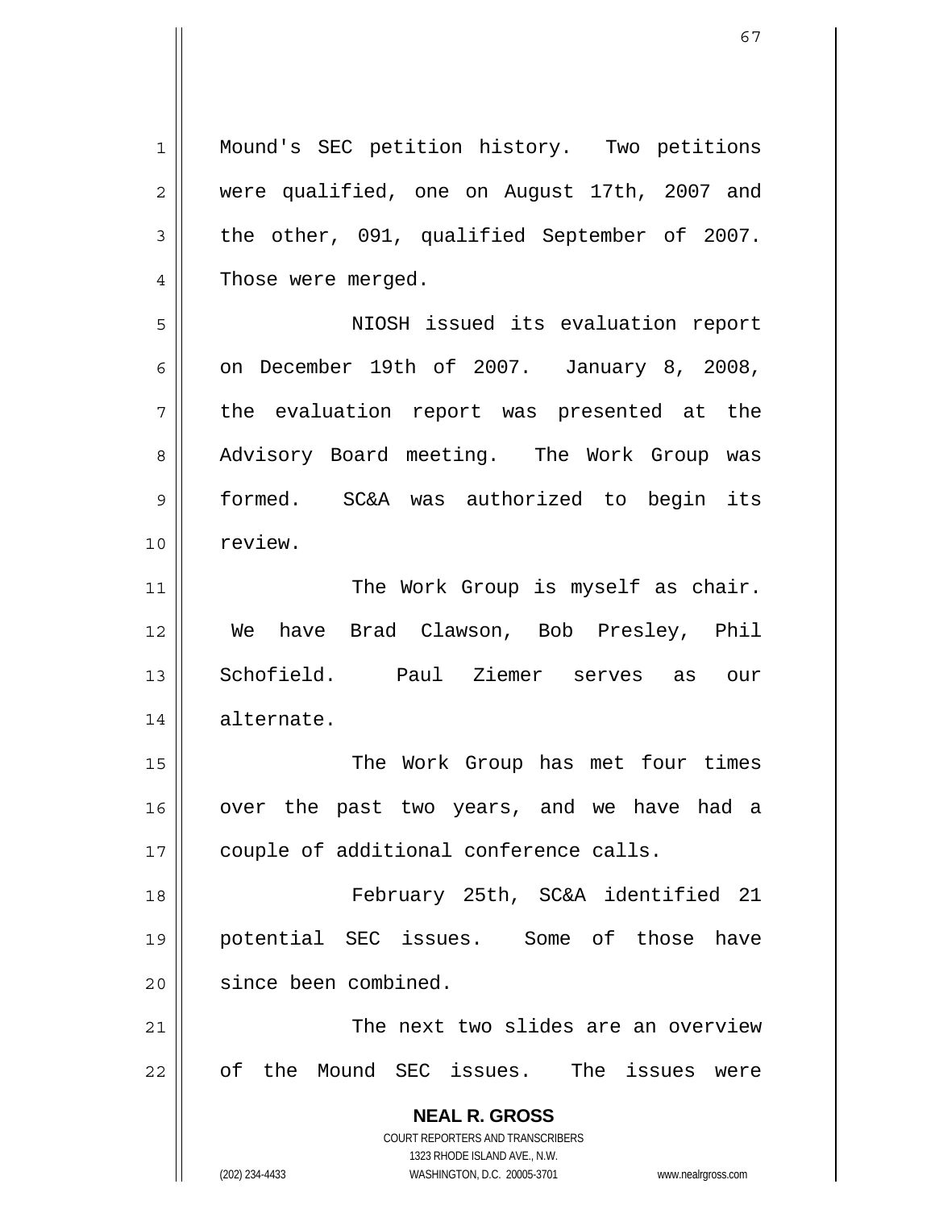Mound's SEC petition history. Two petitions were qualified, one on August 17th, 2007 and the other, 091, qualified September of 2007. Those were merged.

NIOSH issued its evaluation report on December 19th of 2007. January 8, 2008, the evaluation report was presented at the Advisory Board meeting. The Work Group was formed. SC&A was authorized to begin its review.

The Work Group is myself as chair. We have Brad Clawson, Bob Presley, Phil Schofield. Paul Ziemer serves as our alternate.

The Work Group has met four times over the past two years, and we have had a couple of additional conference calls.

February 25th, SC&A identified 21 potential SEC issues. Some of those have since been combined.

The next two slides are an overview of the Mound SEC issues. The issues were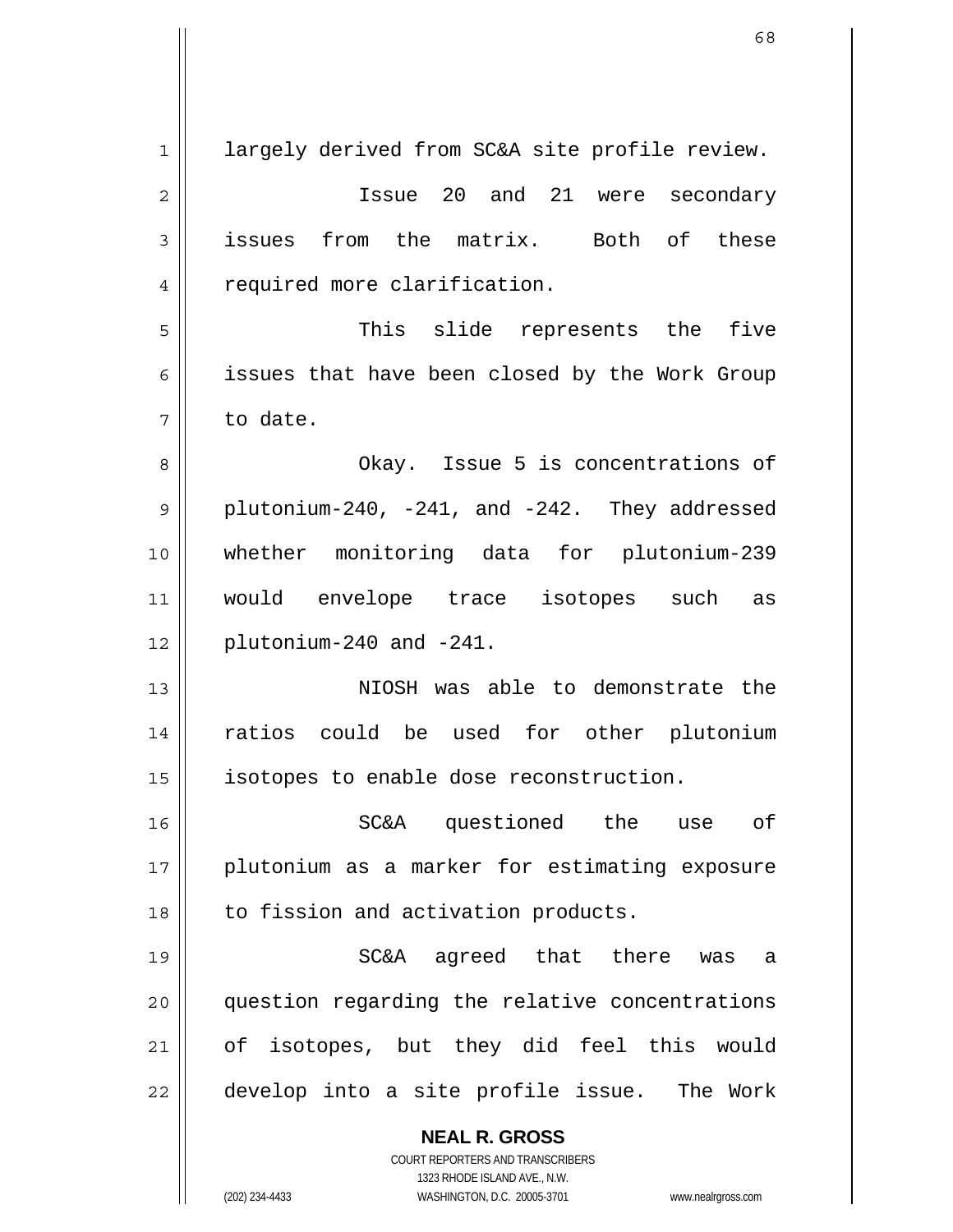largely derived from SC&A site profile review.

Issue 20 and 21 were secondary issues from the matrix. Both of these required more clarification.

This slide represents the five issues that have been closed by the Work Group to date.

Okay. Issue 5 is concentrations of plutonium-240, -241, and -242. They addressed whether monitoring data for plutonium-239 would envelope trace isotopes such as plutonium-240 and -241.

NIOSH was able to demonstrate the ratios could be used for other plutonium isotopes to enable dose reconstruction.

SC&A questioned the use of plutonium as a marker for estimating exposure to fission and activation products.

SC&A agreed that there was a question regarding the relative concentrations of isotopes, but they did feel this would develop into a site profile issue. The Work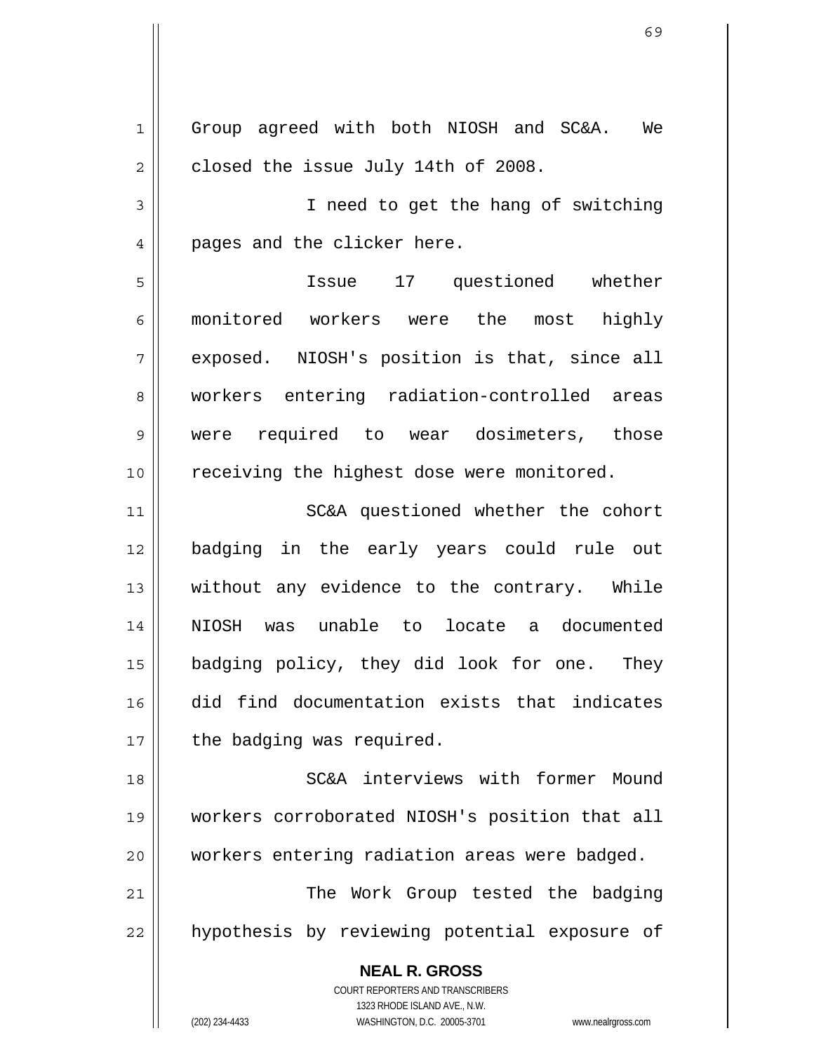Group agreed with both NIOSH and SC&A. We closed the issue July 14th of 2008.

I need to get the hang of switching pages and the clicker here.

Issue 17 questioned whether monitored workers were the most highly exposed. NIOSH's position is that, since all workers entering radiation-controlled areas were required to wear dosimeters, those receiving the highest dose were monitored.

SC&A questioned whether the cohort badging in the early years could rule out without any evidence to the contrary. While NIOSH was unable to locate a documented badging policy, they did look for one. They did find documentation exists that indicates the badging was required.

SC&A interviews with former Mound workers corroborated NIOSH's position that all workers entering radiation areas were badged.

The Work Group tested the badging hypothesis by reviewing potential exposure of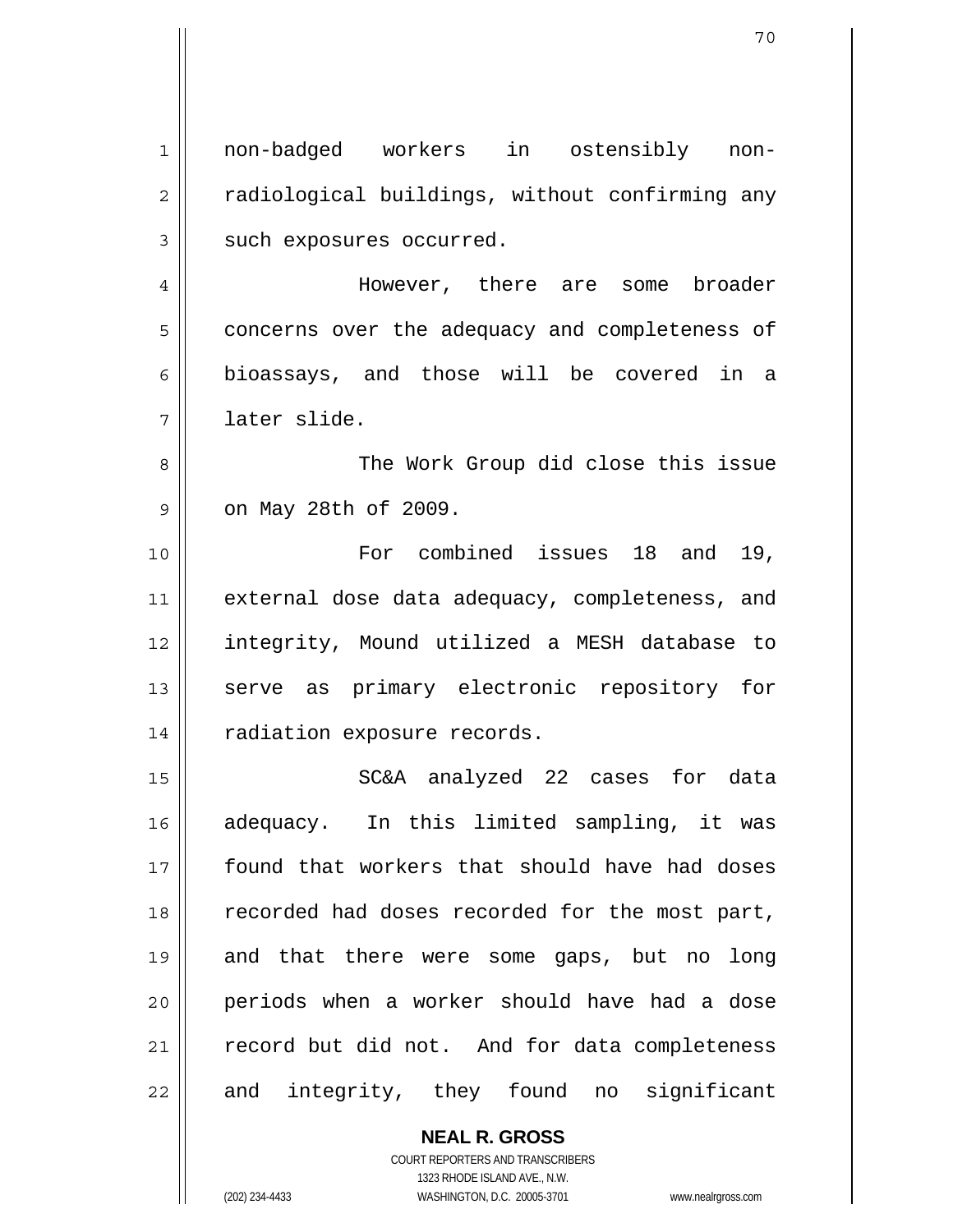non-badged workers in ostensibly non-radiological buildings, without confirming any such exposures occurred.

However, there are some broader concerns over the adequacy and completeness of bioassays, and those will be covered in a later slide.

The Work Group did close this issue on May 28th of 2009.

For combined issues 18 and 19, external dose data adequacy, completeness, and integrity, Mound utilized a MESH database to serve as primary electronic repository for radiation exposure records.

SC&A analyzed 22 cases for data adequacy. In this limited sampling, it was found that workers that should have had doses recorded had doses recorded for the most part, and that there were some gaps, but no long periods when a worker should have had a dose record but did not. And for data completeness and integrity, they found no significant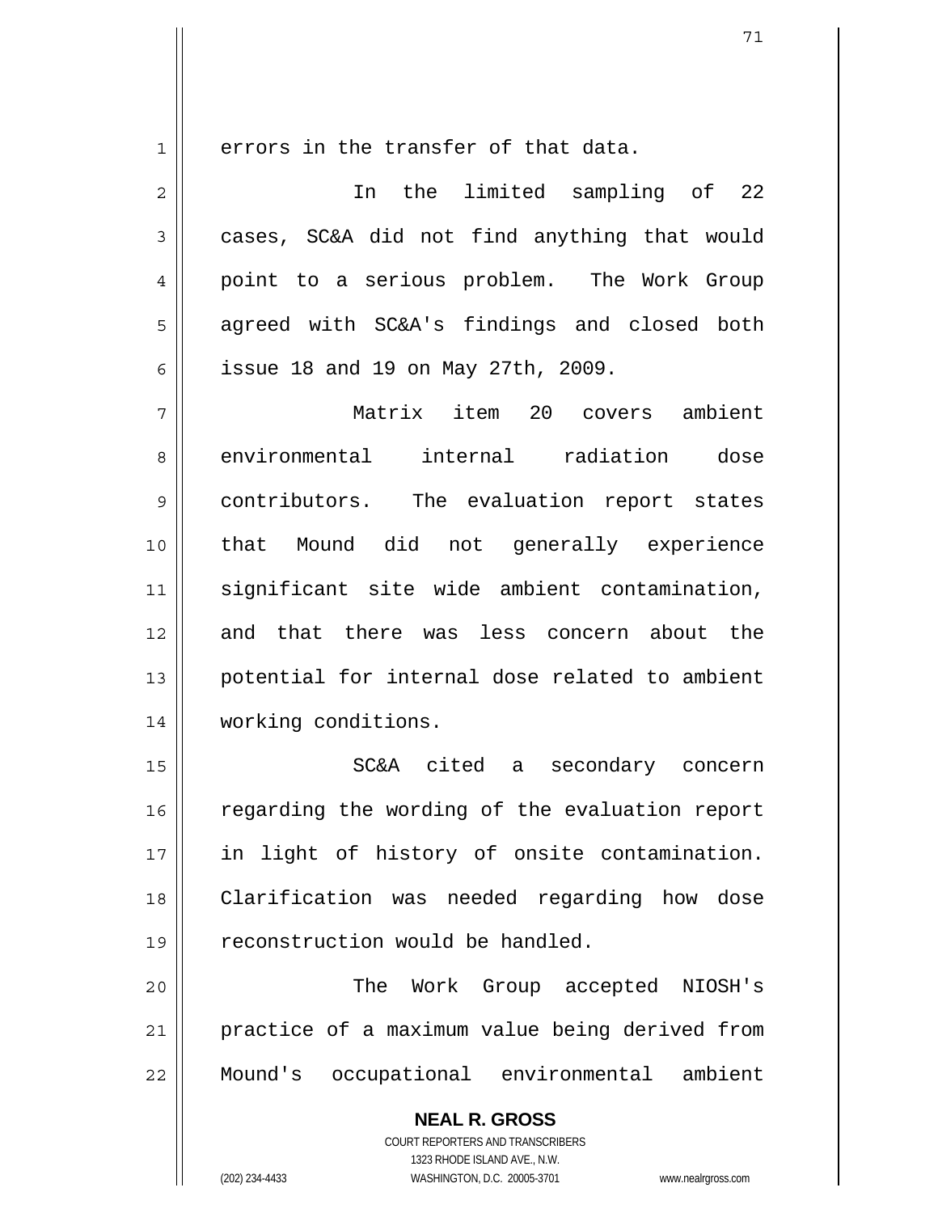errors in the transfer of that data.

In the limited sampling of 22 cases, SC&A did not find anything that would point to a serious problem. The Work Group agreed with SC&A's findings and closed both issue 18 and 19 on May 27th, 2009.

Matrix item 20 covers ambient environmental internal radiation dose contributors. The evaluation report states that Mound did not generally experience significant site wide ambient contamination, and that there was less concern about the potential for internal dose related to ambient working conditions.

SC&A cited a secondary concern regarding the wording of the evaluation report in light of history of onsite contamination. Clarification was needed regarding how dose reconstruction would be handled.

The Work Group accepted NIOSH's practice of a maximum value being derived from Mound's occupational environmental ambient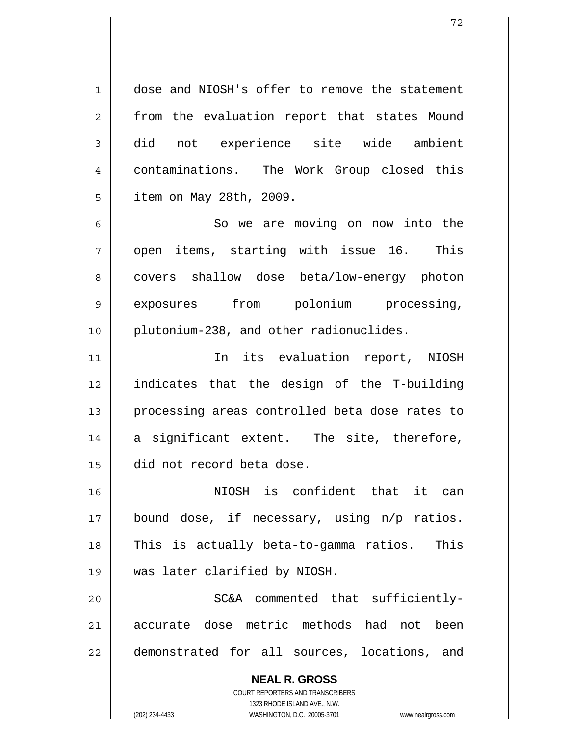dose and NIOSH's offer to remove the statement from the evaluation report that states Mound did not experience site wide ambient contaminations. The Work Group closed this item on May 28th, 2009.

So we are moving on now into the open items, starting with issue 16. This covers shallow dose beta/low-energy photon exposures from polonium processing, plutonium-238, and other radionuclides.

In its evaluation report, NIOSH indicates that the design of the T-building processing areas controlled beta dose rates to a significant extent. The site, therefore, did not record beta dose.

NIOSH is confident that it can bound dose, if necessary, using n/p ratios. This is actually beta-to-gamma ratios. This was later clarified by NIOSH.

SC&A commented that sufficiently-accurate dose metric methods had not been demonstrated for all sources, locations, and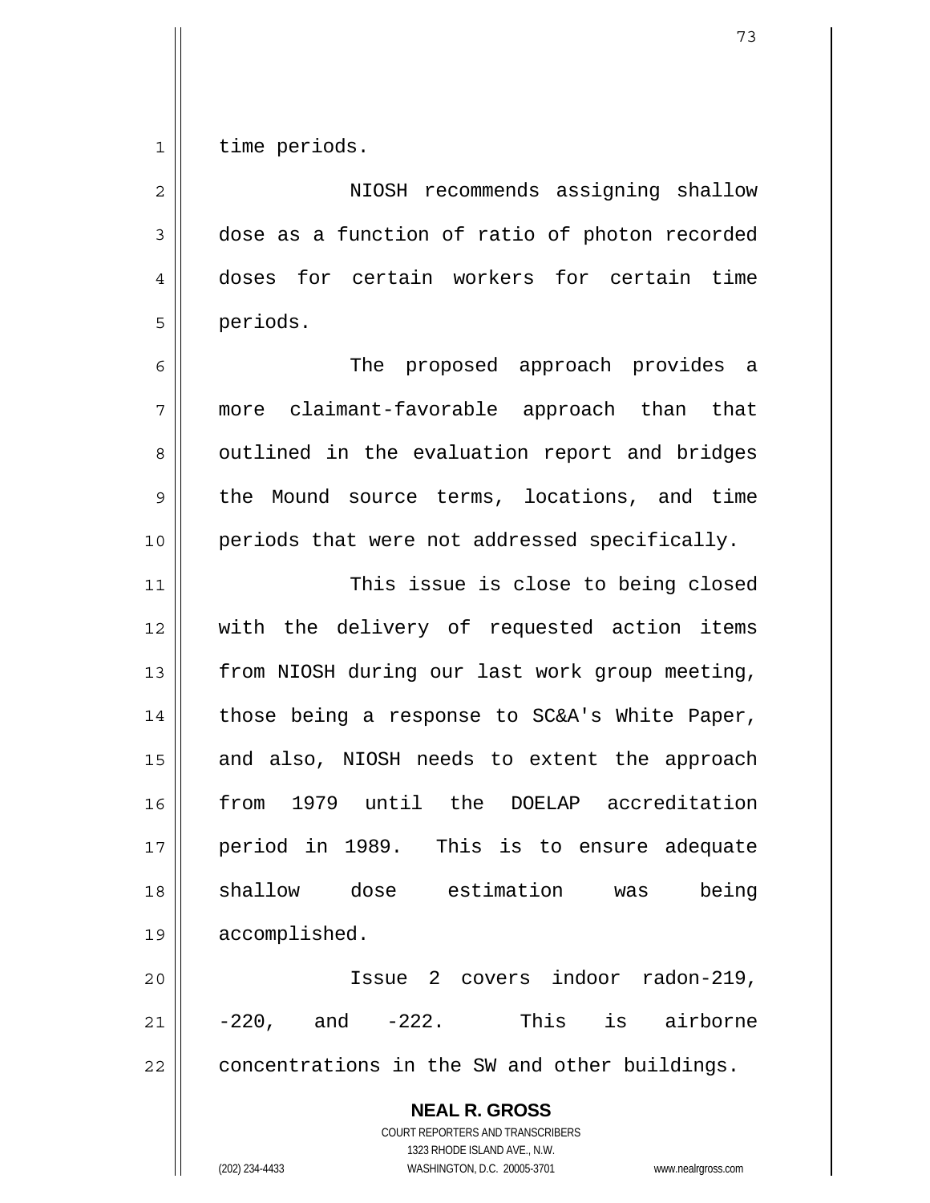time periods.

NIOSH recommends assigning shallow dose as a function of ratio of photon recorded doses for certain workers for certain time periods.

The proposed approach provides a more claimant-favorable approach than that outlined in the evaluation report and bridges the Mound source terms, locations, and time periods that were not addressed specifically.

This issue is close to being closed with the delivery of requested action items from NIOSH during our last work group meeting, those being a response to SC&A's White Paper, and also, NIOSH needs to extent the approach from 1979 until the DOELAP accreditation period in 1989. This is to ensure adequate shallow dose estimation was being accomplished.

Issue 2 covers indoor radon-219, -220, and -222. This is airborne concentrations in the SW and other buildings.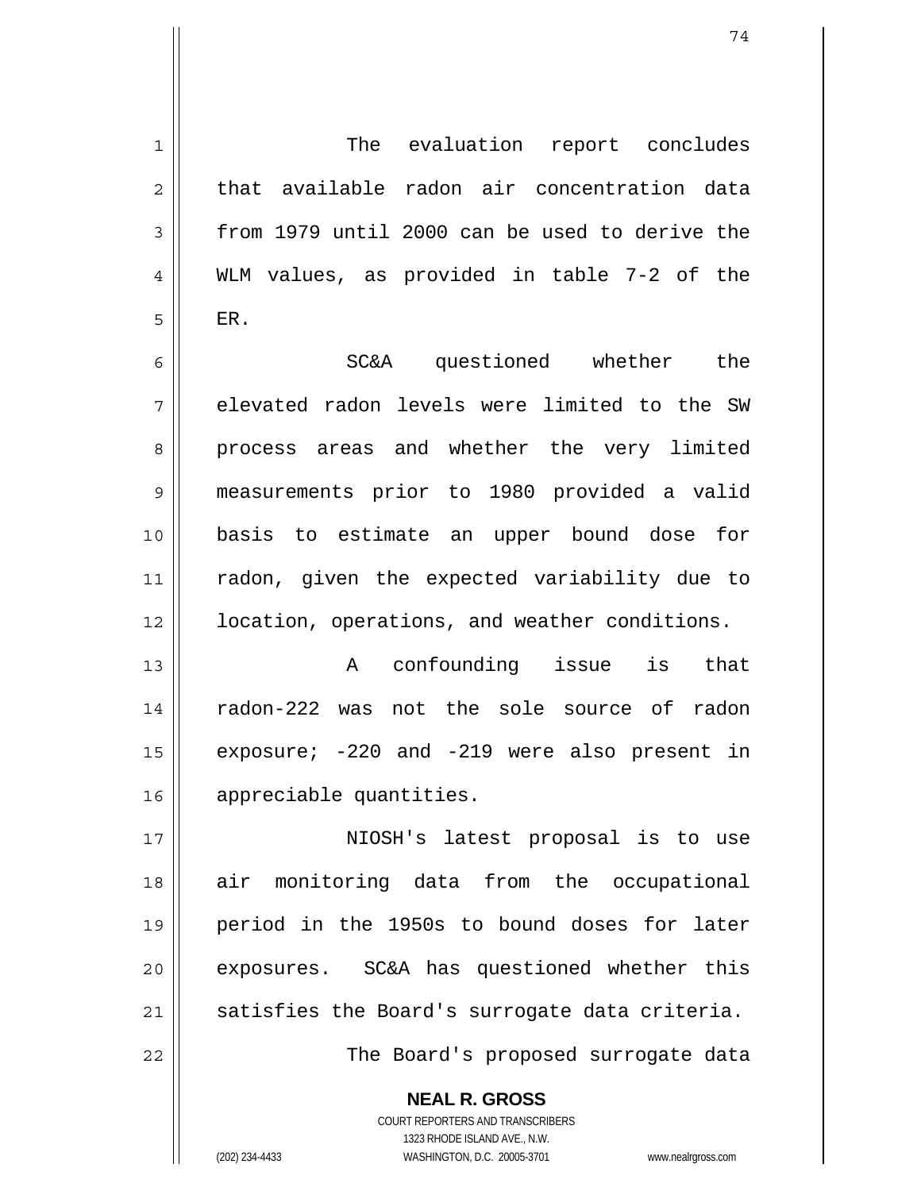The evaluation report concludes that available radon air concentration data from 1979 until 2000 can be used to derive the WLM values, as provided in table 7-2 of the ER.

SC&A questioned whether the elevated radon levels were limited to the SW process areas and whether the very limited measurements prior to 1980 provided a valid basis to estimate an upper bound dose for radon, given the expected variability due to location, operations, and weather conditions.

A confounding issue is that radon-222 was not the sole source of radon exposure; -220 and -219 were also present in appreciable quantities.

NIOSH's latest proposal is to use air monitoring data from the occupational period in the 1950s to bound doses for later exposures. SC&A has questioned whether this satisfies the Board's surrogate data criteria.

The Board's proposed surrogate data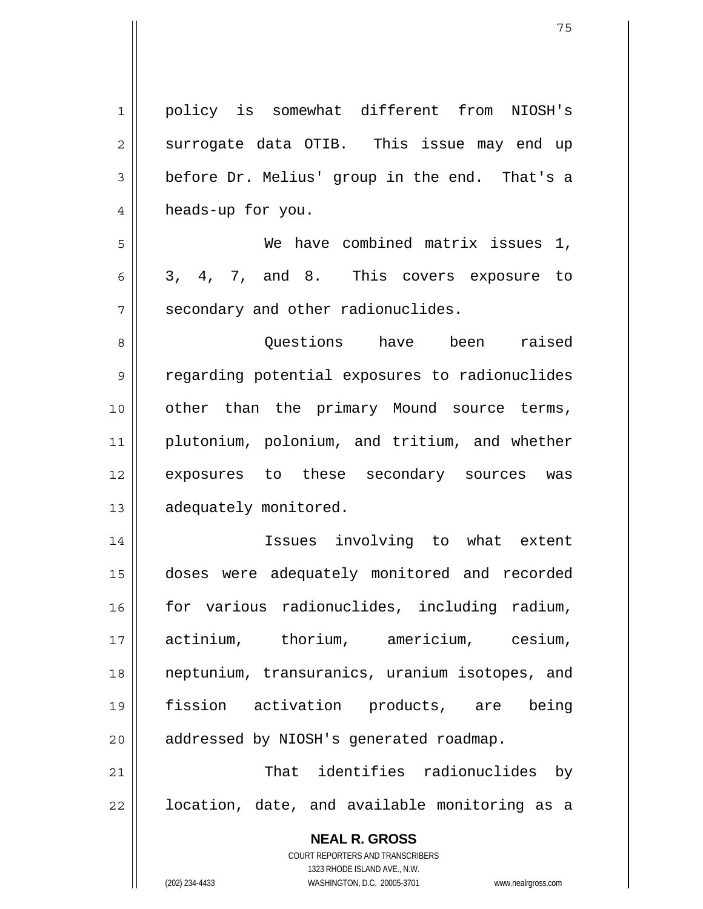policy is somewhat different from NIOSH's surrogate data OTIB. This issue may end up before Dr. Melius' group in the end. That's a heads-up for you.

We have combined matrix issues 1, 3, 4, 7, and 8. This covers exposure to secondary and other radionuclides.

Questions have been raised regarding potential exposures to radionuclides other than the primary Mound source terms, plutonium, polonium, and tritium, and whether exposures to these secondary sources was adequately monitored.

Issues involving to what extent doses were adequately monitored and recorded for various radionuclides, including radium, actinium, thorium, americium, cesium, neptunium, transuranics, uranium isotopes, and fission activation products, are being addressed by NIOSH's generated roadmap.

That identifies radionuclides by location, date, and available monitoring as a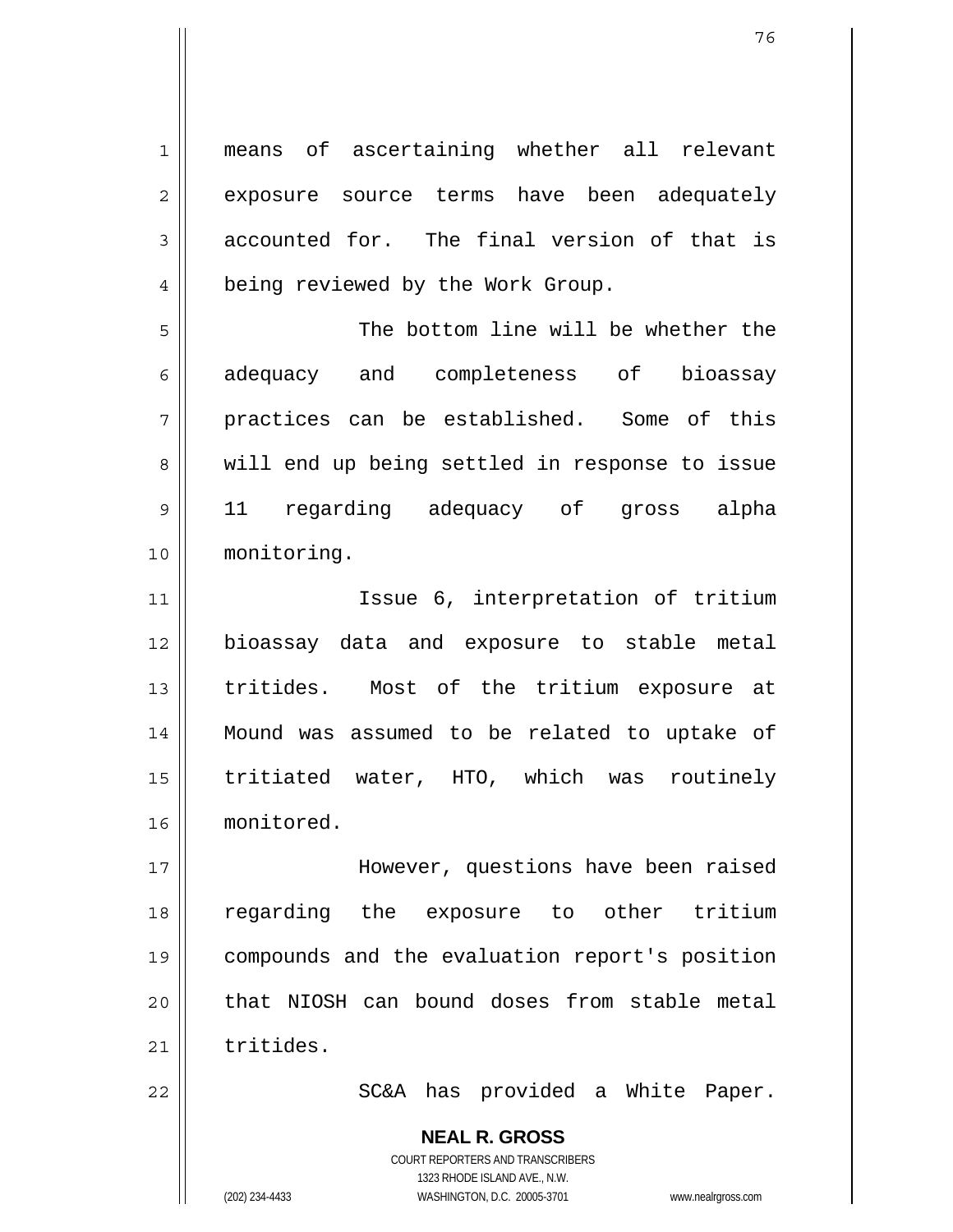means of ascertaining whether all relevant exposure source terms have been adequately accounted for. The final version of that is being reviewed by the Work Group.

The bottom line will be whether the adequacy and completeness of bioassay practices can be established. Some of this will end up being settled in response to issue 11 regarding adequacy of gross alpha monitoring.

Issue 6, interpretation of tritium bioassay data and exposure to stable metal tritides. Most of the tritium exposure at Mound was assumed to be related to uptake of tritiated water, HTO, which was routinely monitored.

However, questions have been raised regarding the exposure to other tritium compounds and the evaluation report's position that NIOSH can bound doses from stable metal tritides.

SC&A has provided a White Paper.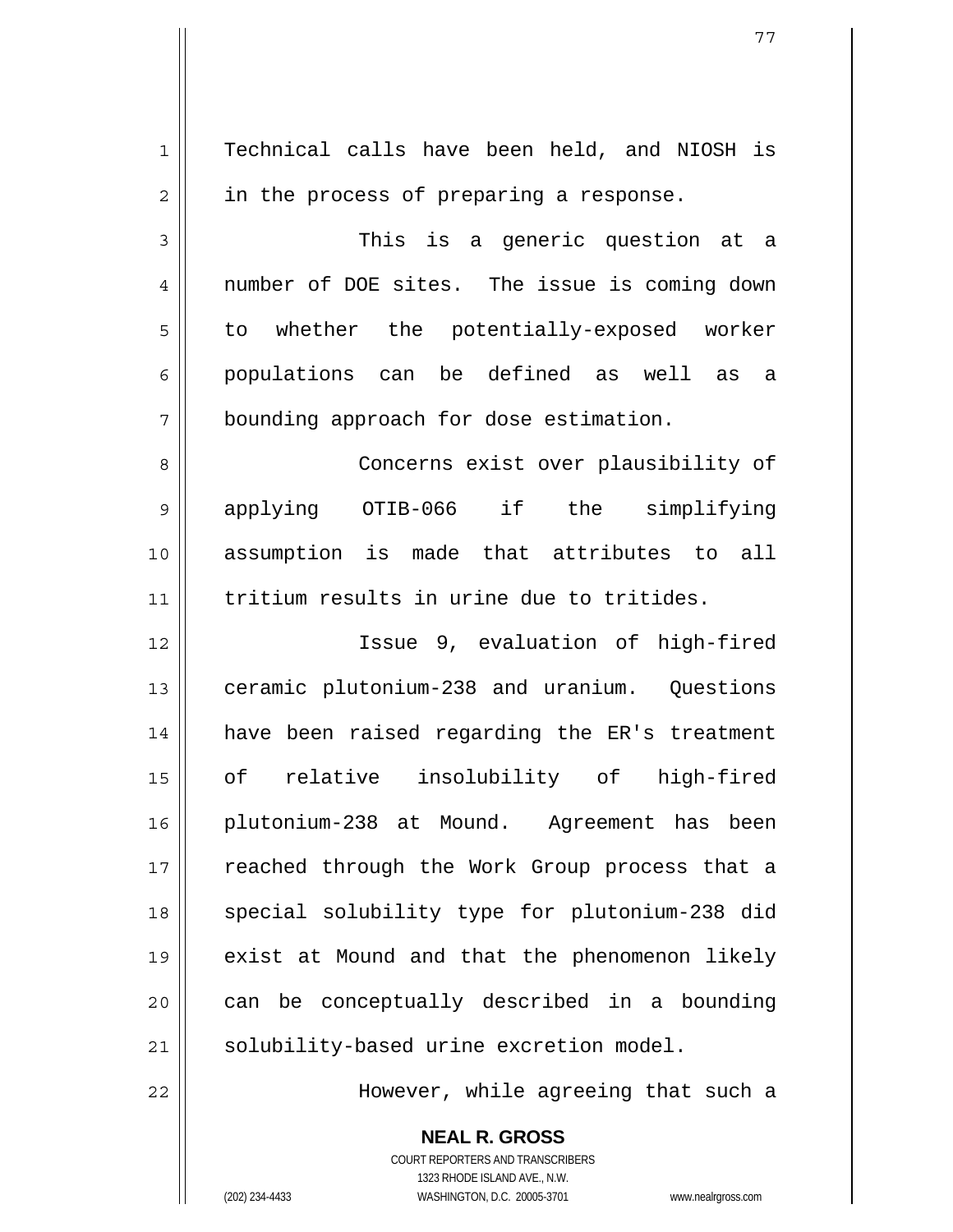Technical calls have been held, and NIOSH is in the process of preparing a response.

This is a generic question at a number of DOE sites. The issue is coming down to whether the potentially-exposed worker populations can be defined as well as a bounding approach for dose estimation.

Concerns exist over plausibility of applying OTIB-066 if the simplifying assumption is made that attributes to all tritium results in urine due to tritides.

Issue 9, evaluation of high-fired ceramic plutonium-238 and uranium. Questions have been raised regarding the ER's treatment of relative insolubility of high-fired plutonium-238 at Mound. Agreement has been reached through the Work Group process that a special solubility type for plutonium-238 did exist at Mound and that the phenomenon likely can be conceptually described in a bounding solubility-based urine excretion model.

However, while agreeing that such a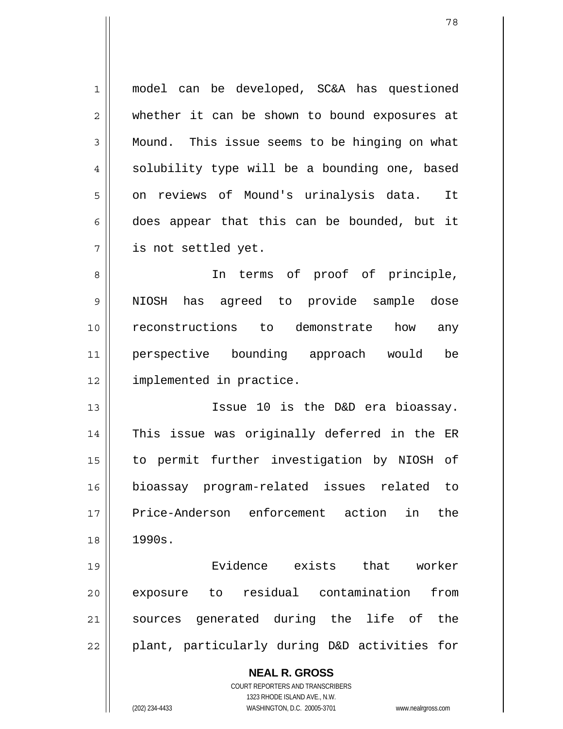model can be developed, SC&A has questioned whether it can be shown to bound exposures at Mound. This issue seems to be hinging on what solubility type will be a bounding one, based on reviews of Mound's urinalysis data. It does appear that this can be bounded, but it is not settled yet.

In terms of proof of principle, NIOSH has agreed to provide sample dose reconstructions to demonstrate how any perspective bounding approach would be implemented in practice.

Issue 10 is the D&D era bioassay. This issue was originally deferred in the ER to permit further investigation by NIOSH of bioassay program-related issues related to Price-Anderson enforcement action in the 1990s.

Evidence exists that worker exposure to residual contamination from sources generated during the life of the plant, particularly during D&D activities for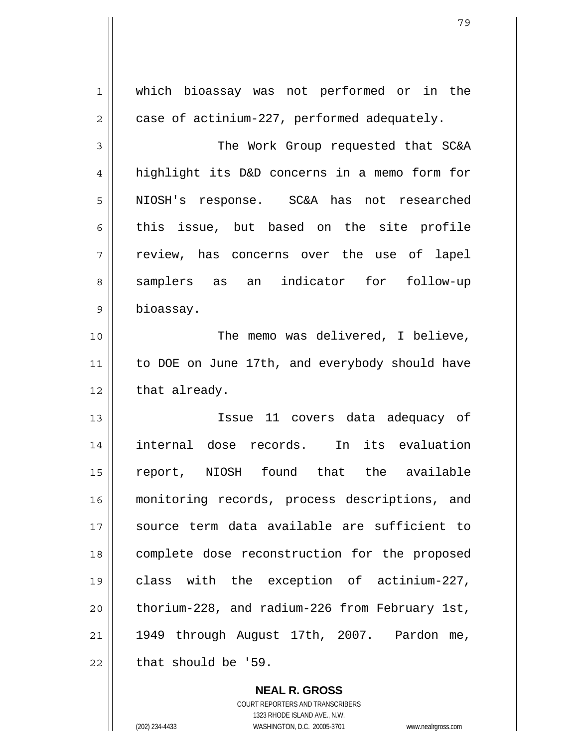which bioassay was not performed or in the case of actinium-227, performed adequately.

The Work Group requested that SC&A highlight its D&D concerns in a memo form for NIOSH's response. SC&A has not researched this issue, but based on the site profile review, has concerns over the use of lapel samplers as an indicator for follow-up bioassay.

The memo was delivered, I believe, to DOE on June 17th, and everybody should have that already.

Issue 11 covers data adequacy of internal dose records. In its evaluation report, NIOSH found that the available monitoring records, process descriptions, and source term data available are sufficient to complete dose reconstruction for the proposed class with the exception of actinium-227, thorium-228, and radium-226 from February 1st, 1949 through August 17th, 2007. Pardon me, that should be '59.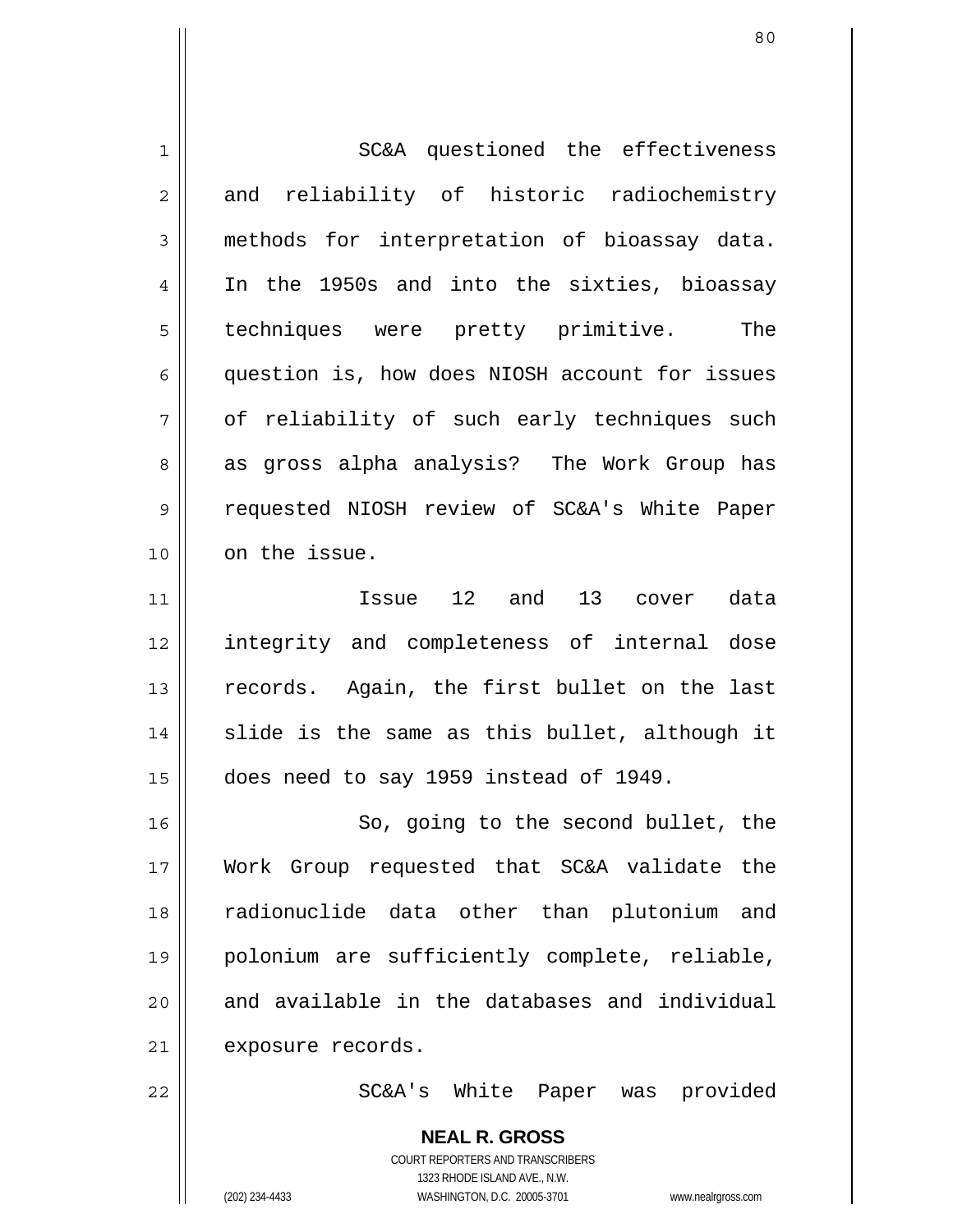SC&A questioned the effectiveness and reliability of historic radiochemistry methods for interpretation of bioassay data. In the 1950s and into the sixties, bioassay techniques were pretty primitive. The question is, how does NIOSH account for issues of reliability of such early techniques such as gross alpha analysis? The Work Group has requested NIOSH review of SC&A's White Paper on the issue.

Issue 12 and 13 cover data integrity and completeness of internal dose records. Again, the first bullet on the last slide is the same as this bullet, although it does need to say 1959 instead of 1949.

So, going to the second bullet, the Work Group requested that SC&A validate the radionuclide data other than plutonium and polonium are sufficiently complete, reliable, and available in the databases and individual exposure records.

SC&A's White Paper was provided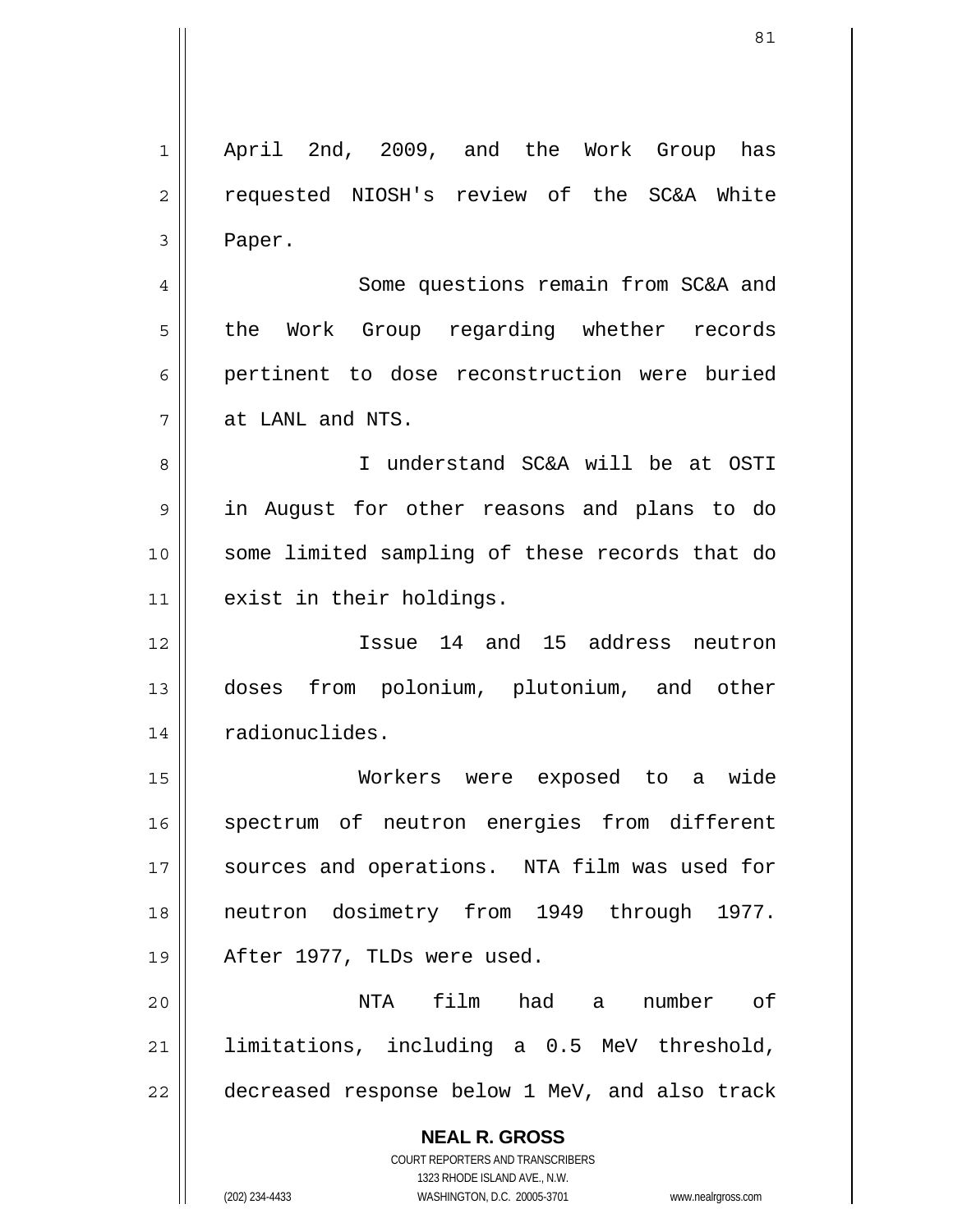April 2nd, 2009, and the Work Group has requested NIOSH's review of the SC&A White Paper.

Some questions remain from SC&A and the Work Group regarding whether records pertinent to dose reconstruction were buried at LANL and NTS.

I understand SC&A will be at OSTI in August for other reasons and plans to do some limited sampling of these records that do exist in their holdings.

Issue 14 and 15 address neutron doses from polonium, plutonium, and other radionuclides.

Workers were exposed to a wide spectrum of neutron energies from different sources and operations. NTA film was used for neutron dosimetry from 1949 through 1977. After 1977, TLDs were used.

NTA film had a number of limitations, including a 0.5 MeV threshold, decreased response below 1 MeV, and also track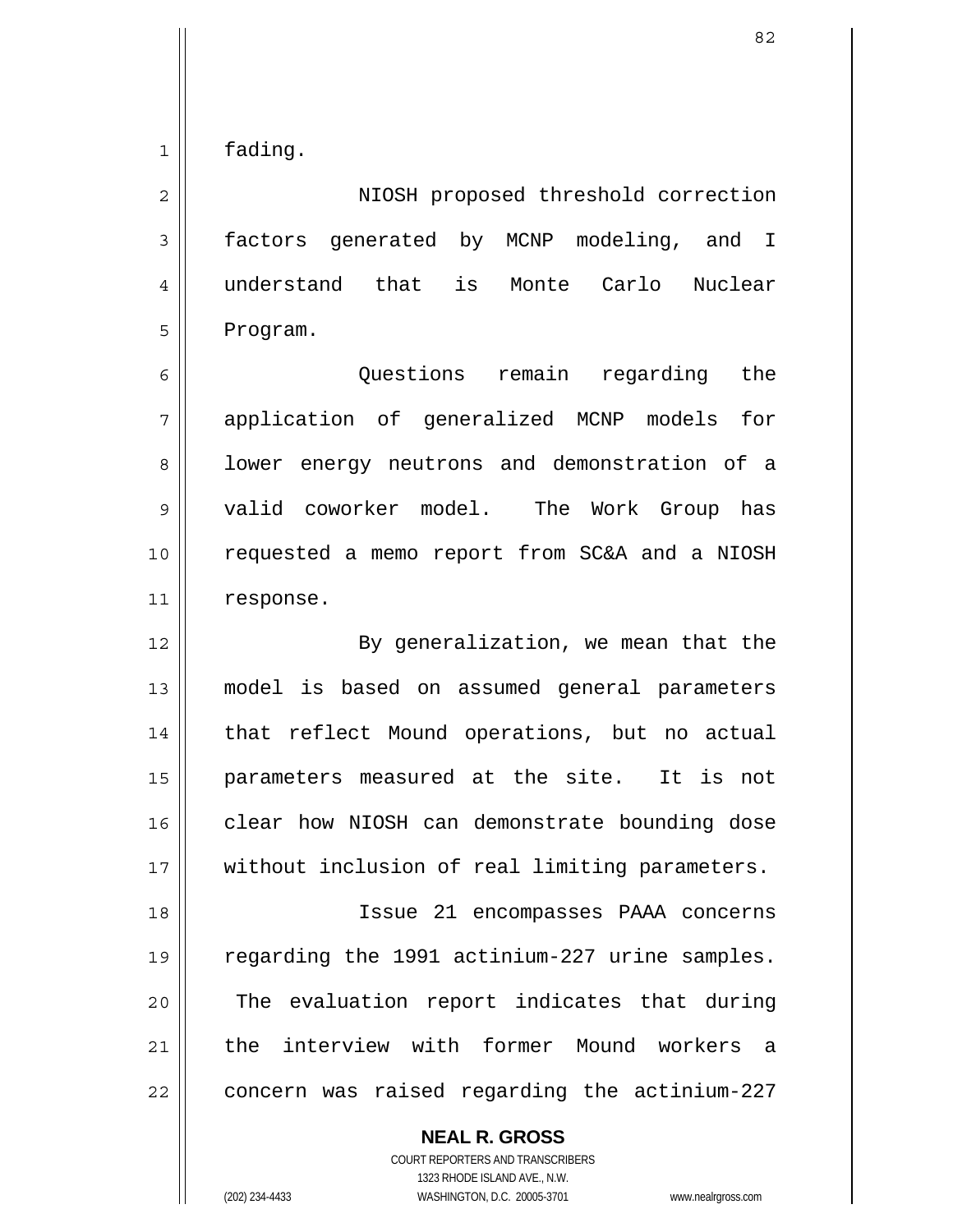fading.

NIOSH proposed threshold correction factors generated by MCNP modeling, and I understand that is Monte Carlo Nuclear Program.

Questions remain regarding the application of generalized MCNP models for lower energy neutrons and demonstration of a valid coworker model. The Work Group has requested a memo report from SC&A and a NIOSH response.

By generalization, we mean that the model is based on assumed general parameters that reflect Mound operations, but no actual parameters measured at the site. It is not clear how NIOSH can demonstrate bounding dose without inclusion of real limiting parameters.

Issue 21 encompasses PAAA concerns regarding the 1991 actinium-227 urine samples. The evaluation report indicates that during the interview with former Mound workers a concern was raised regarding the actinium-227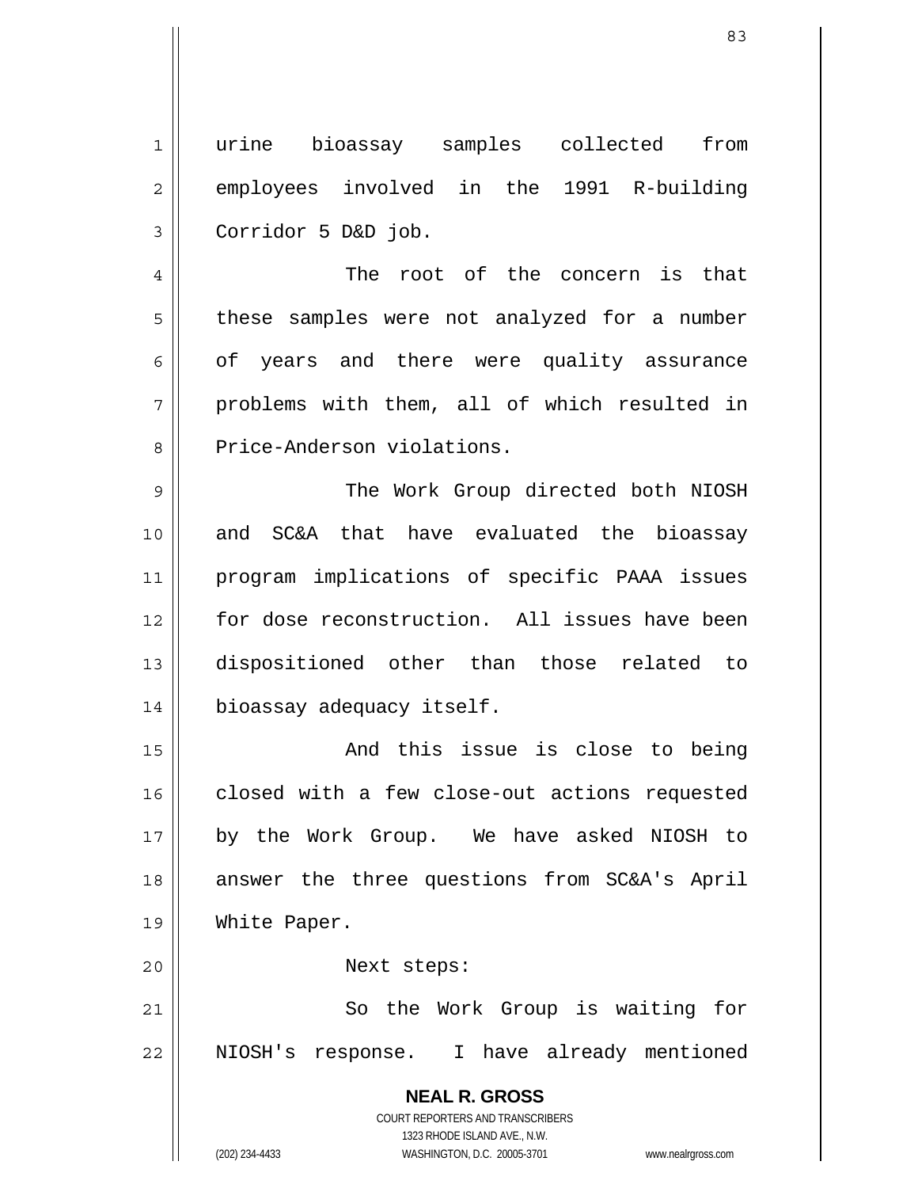urine bioassay samples collected from employees involved in the 1991 R-building Corridor 5 D&D job.

The root of the concern is that these samples were not analyzed for a number of years and there were quality assurance problems with them, all of which resulted in Price-Anderson violations.

The Work Group directed both NIOSH and SC&A that have evaluated the bioassay program implications of specific PAAA issues for dose reconstruction. All issues have been dispositioned other than those related to bioassay adequacy itself.

And this issue is close to being closed with a few close-out actions requested by the Work Group. We have asked NIOSH to answer the three questions from SC&A's April White Paper.

Next steps:

So the Work Group is waiting for NIOSH's response. I have already mentioned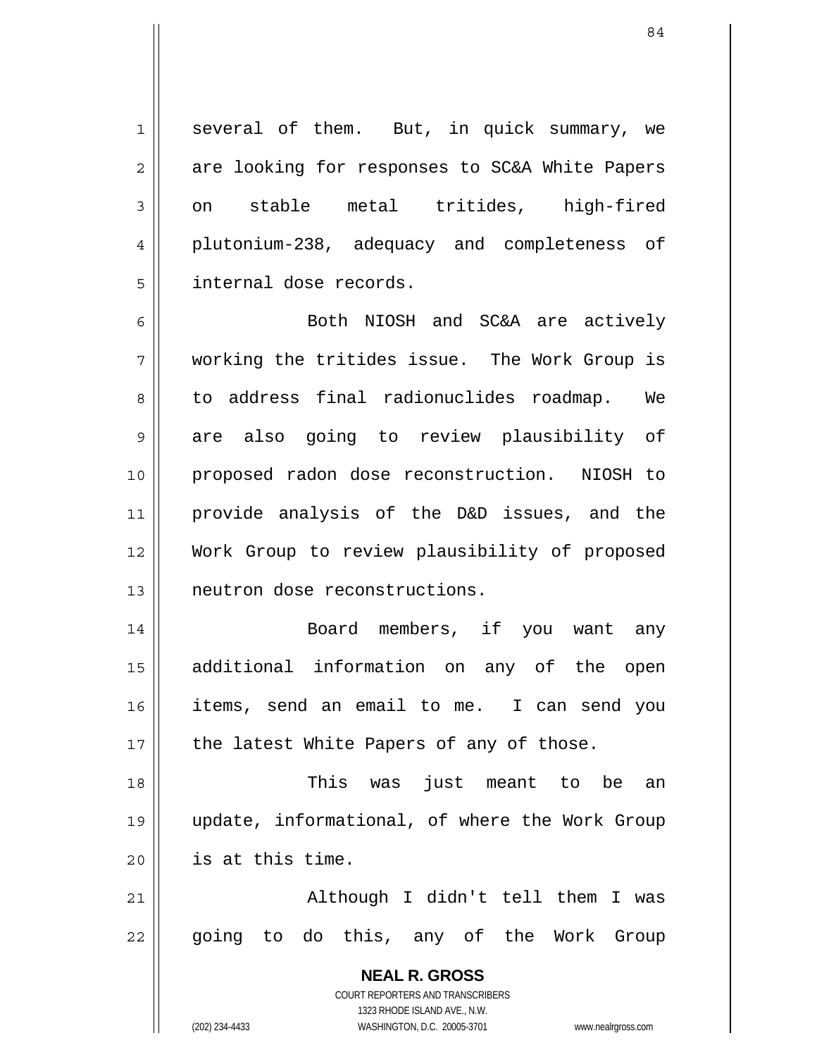several of them. But, in quick summary, we are looking for responses to SC&A White Papers on stable metal tritides, high-fired plutonium-238, adequacy and completeness of internal dose records.

Both NIOSH and SC&A are actively working the tritides issue. The Work Group is to address final radionuclides roadmap. We are also going to review plausibility of proposed radon dose reconstruction. NIOSH to provide analysis of the D&D issues, and the Work Group to review plausibility of proposed neutron dose reconstructions.

Board members, if you want any additional information on any of the open items, send an email to me. I can send you the latest White Papers of any of those.

This was just meant to be an update, informational, of where the Work Group is at this time.

Although I didn't tell them I was going to do this, any of the Work Group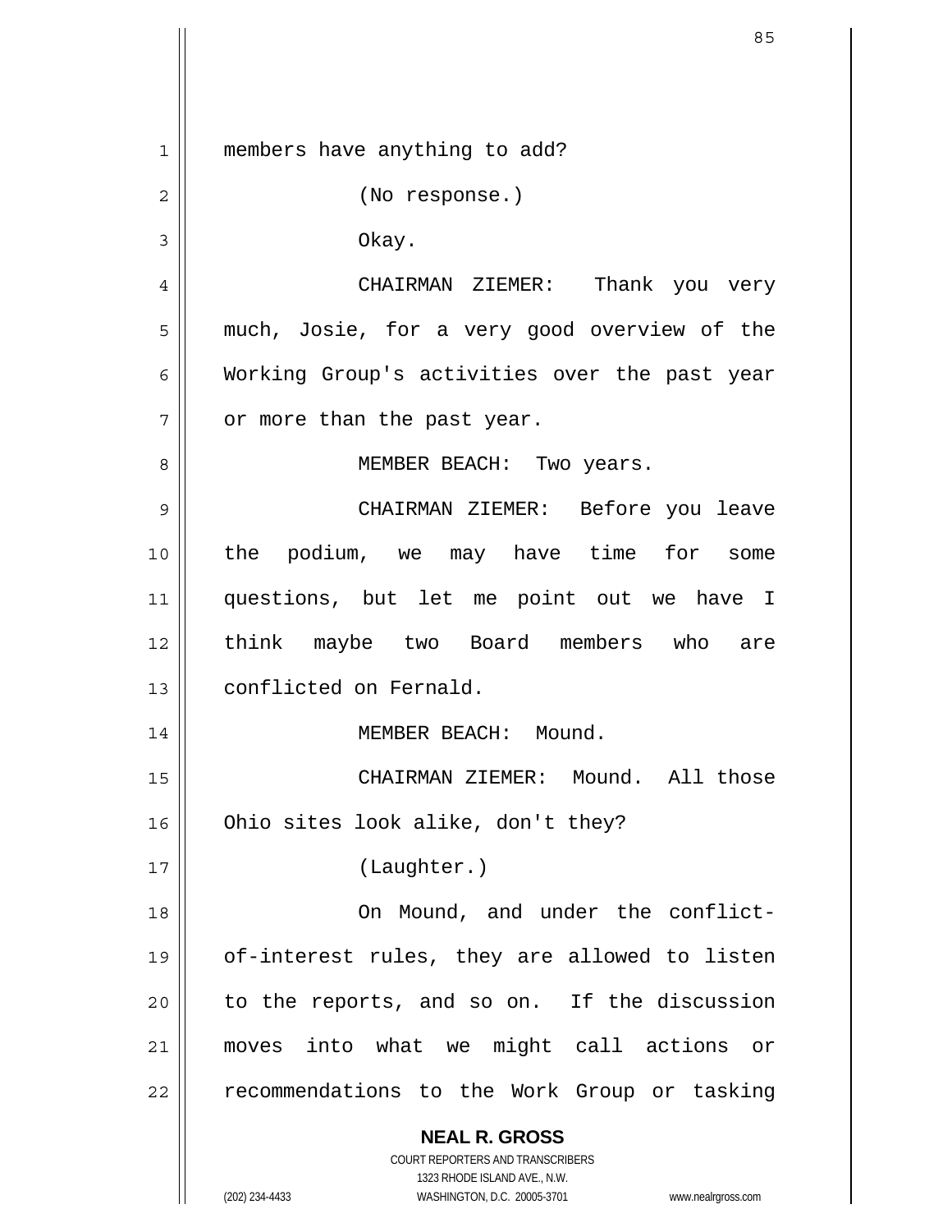members have anything to add?

(No response.)

Okay.

CHAIRMAN ZIEMER: Thank you very much, Josie, for a very good overview of the Working Group's activities over the past year or more than the past year.

MEMBER BEACH: Two years.

CHAIRMAN ZIEMER: Before you leave the podium, we may have time for some questions, but let me point out we have I think maybe two Board members who are conflicted on Fernald.

MEMBER BEACH: Mound.

CHAIRMAN ZIEMER: Mound. All those Ohio sites look alike, don't they?

(Laughter.)

On Mound, and under the conflict-of-interest rules, they are allowed to listen to the reports, and so on. If the discussion moves into what we might call actions or recommendations to the Work Group or tasking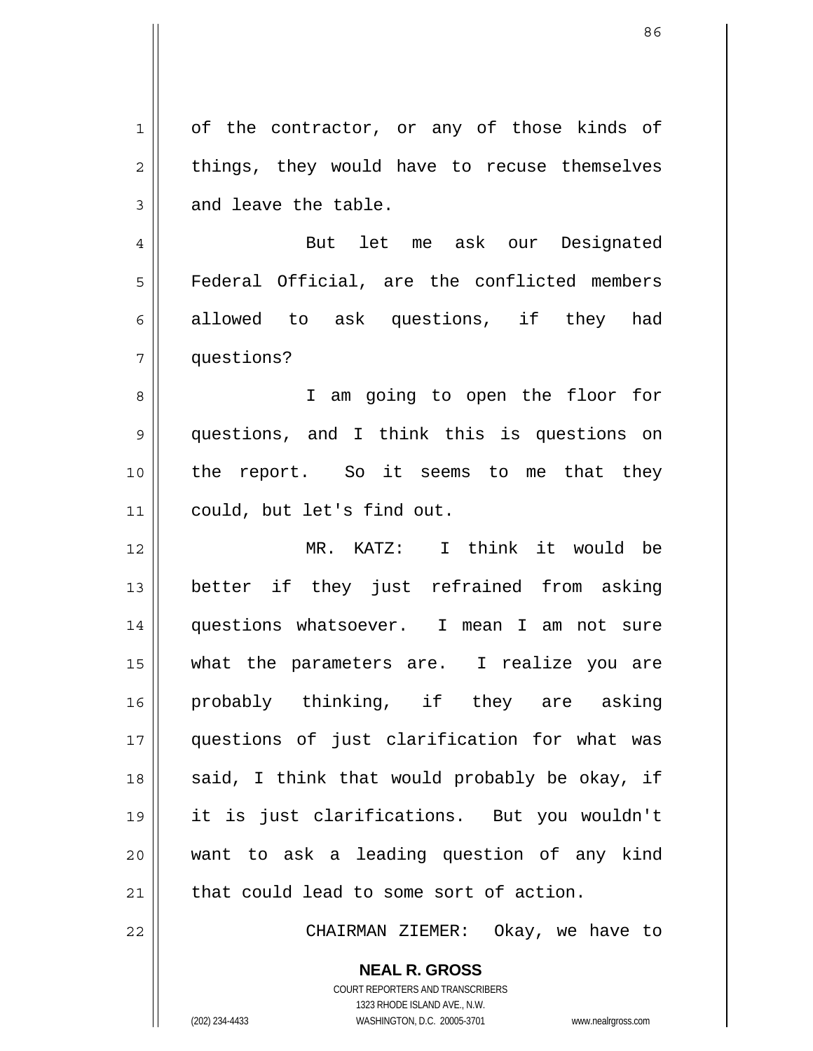of the contractor, or any of those kinds of things, they would have to recuse themselves and leave the table.

But let me ask our Designated Federal Official, are the conflicted members allowed to ask questions, if they had questions?

I am going to open the floor for questions, and I think this is questions on the report. So it seems to me that they could, but let's find out.

MR. KATZ: I think it would be better if they just refrained from asking questions whatsoever. I mean I am not sure what the parameters are. I realize you are probably thinking, if they are asking questions of just clarification for what was said, I think that would probably be okay, if it is just clarifications. But you wouldn't want to ask a leading question of any kind that could lead to some sort of action.

CHAIRMAN ZIEMER: Okay, we have to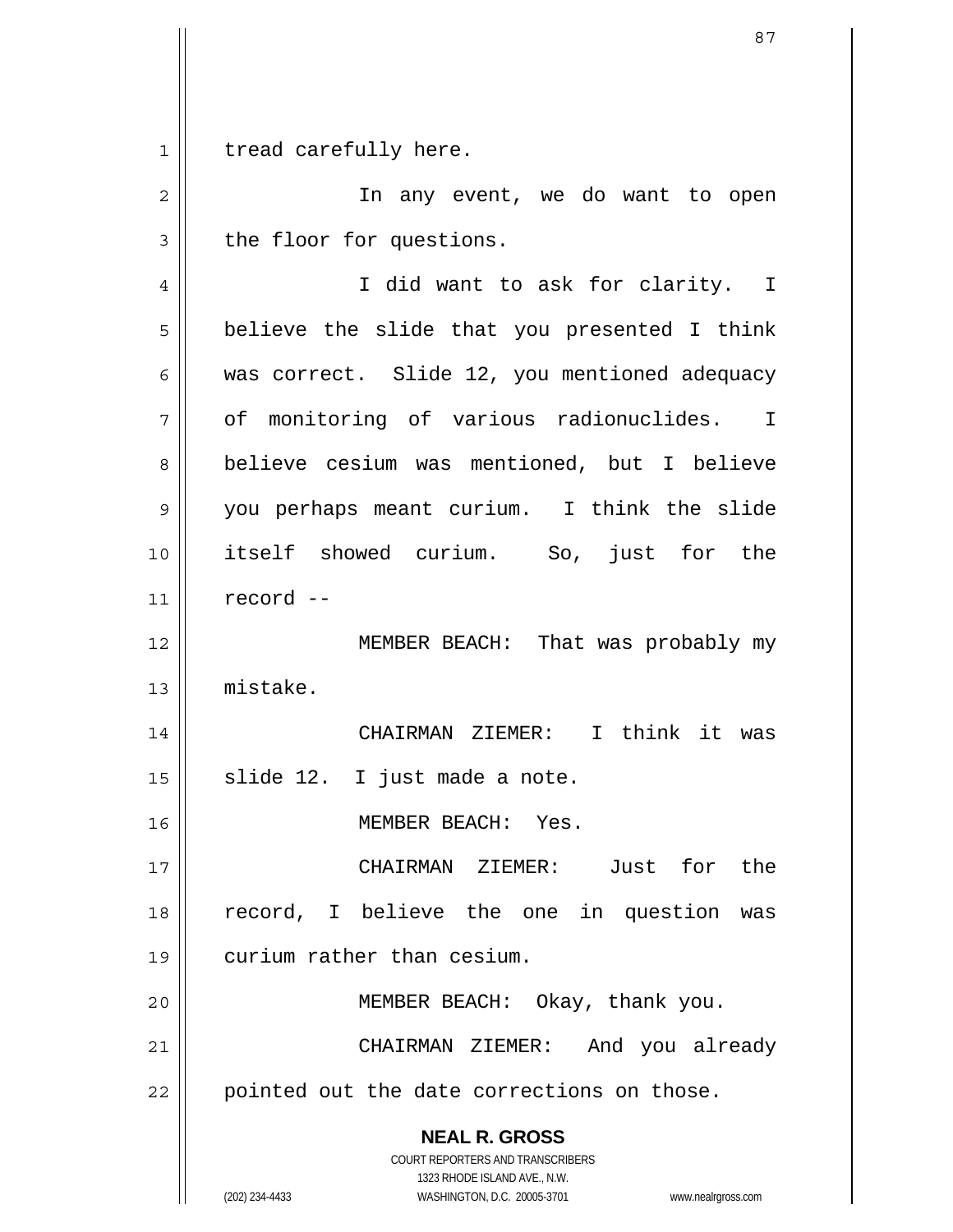tread carefully here.

In any event, we do want to open the floor for questions.

I did want to ask for clarity. I believe the slide that you presented I think was correct. Slide 12, you mentioned adequacy of monitoring of various radionuclides. I believe cesium was mentioned, but I believe you perhaps meant curium. I think the slide itself showed curium. So, just for the record --

MEMBER BEACH: That was probably my mistake.

CHAIRMAN ZIEMER: I think it was slide 12. I just made a note.

MEMBER BEACH: Yes.

CHAIRMAN ZIEMER: Just for the record, I believe the one in question was curium rather than cesium.

MEMBER BEACH: Okay, thank you.

CHAIRMAN ZIEMER: And you already pointed out the date corrections on those.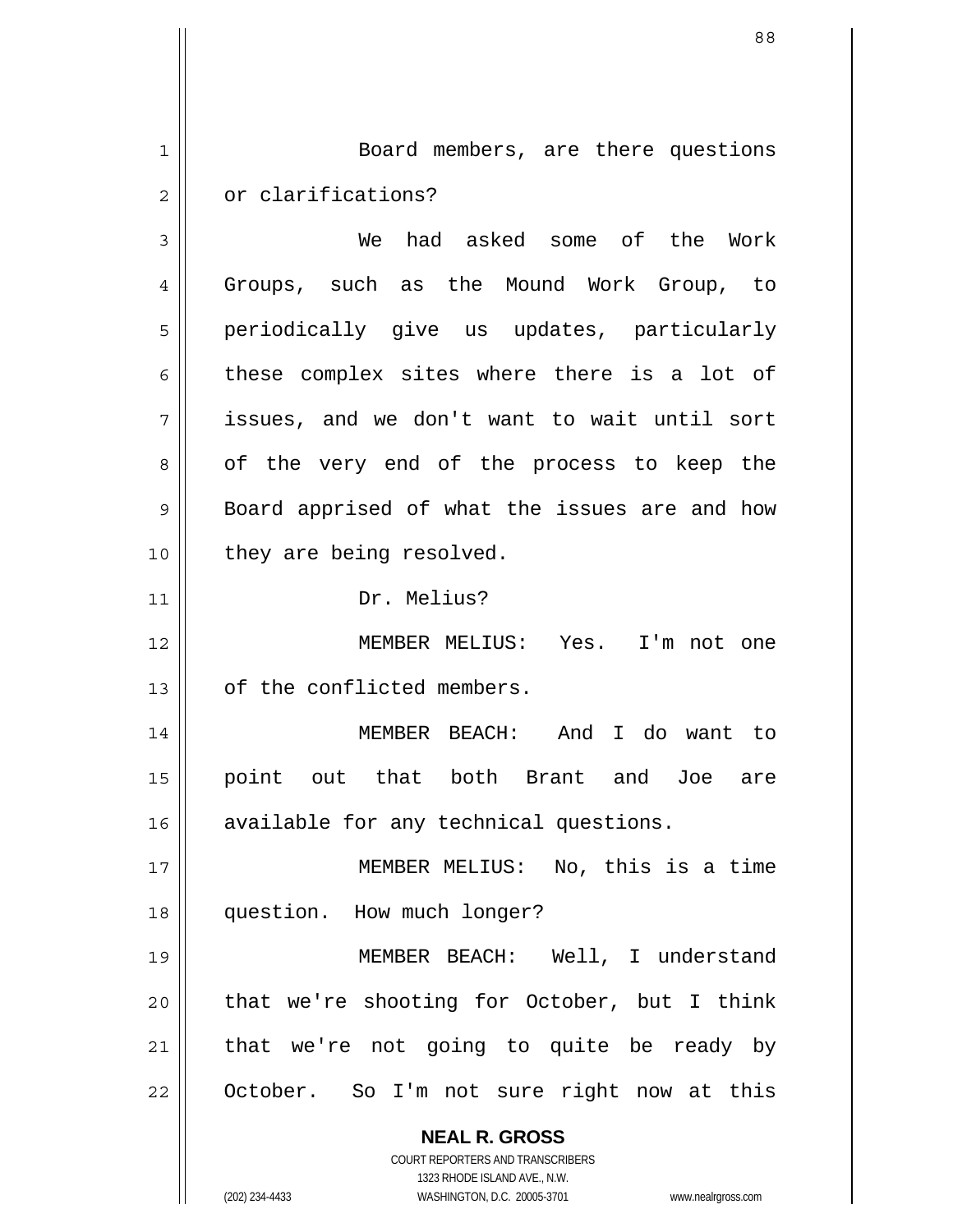Board members, are there questions or clarifications?

We had asked some of the Work Groups, such as the Mound Work Group, to periodically give us updates, particularly these complex sites where there is a lot of issues, and we don't want to wait until sort of the very end of the process to keep the Board apprised of what the issues are and how they are being resolved.

Dr. Melius?

MEMBER MELIUS: Yes. I'm not one of the conflicted members.

MEMBER BEACH: And I do want to point out that both Brant and Joe are available for any technical questions.

MEMBER MELIUS: No, this is a time question. How much longer?

MEMBER BEACH: Well, I understand that we're shooting for October, but I think that we're not going to quite be ready by October. So I'm not sure right now at this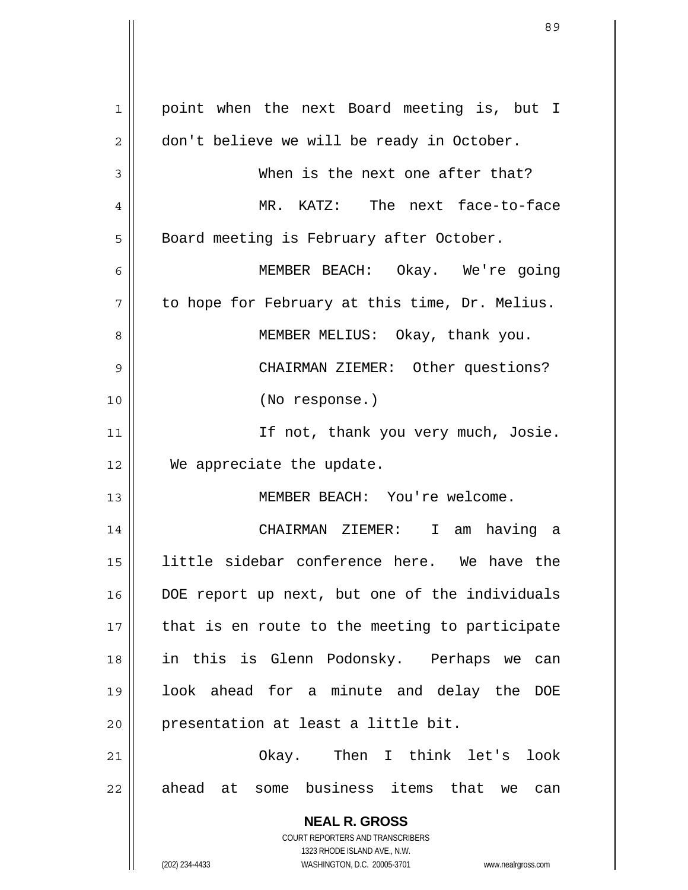point when the next Board meeting is, but I don't believe we will be ready in October.

When is the next one after that?

MR. KATZ: The next face-to-face Board meeting is February after October.

MEMBER BEACH: Okay. We're going to hope for February at this time, Dr. Melius.

MEMBER MELIUS: Okay, thank you.

CHAIRMAN ZIEMER: Other questions?

(No response.)

If not, thank you very much, Josie. We appreciate the update.

MEMBER BEACH: You're welcome.

CHAIRMAN ZIEMER: I am having a little sidebar conference here. We have the DOE report up next, but one of the individuals that is en route to the meeting to participate in this is Glenn Podonsky. Perhaps we can look ahead for a minute and delay the DOE presentation at least a little bit.

Okay. Then I think let's look ahead at some business items that we can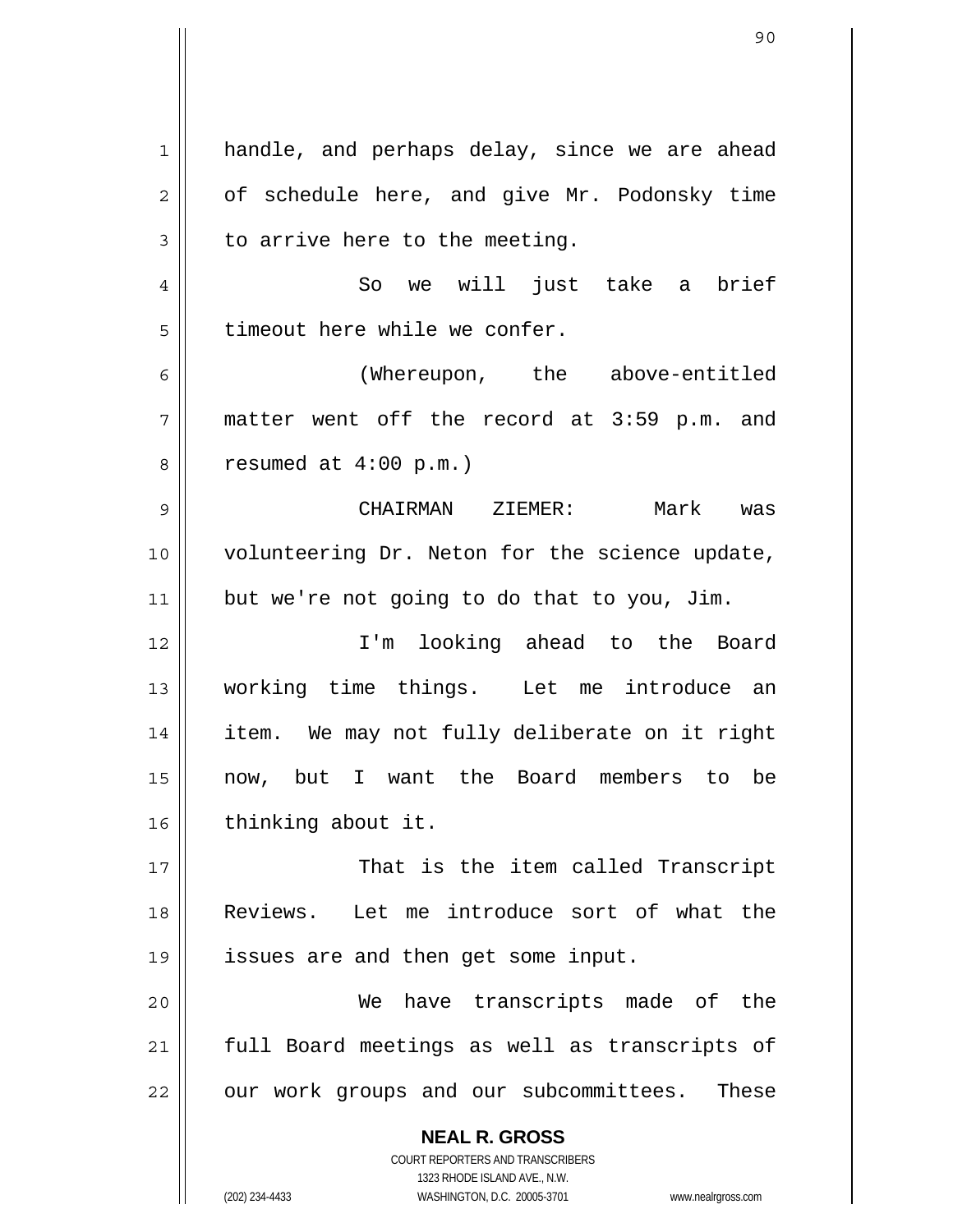handle, and perhaps delay, since we are ahead of schedule here, and give Mr. Podonsky time to arrive here to the meeting.

So we will just take a brief timeout here while we confer.

(Whereupon, the above-entitled matter went off the record at 3:59 p.m. and resumed at 4:00 p.m.)

CHAIRMAN ZIEMER: Mark was volunteering Dr. Neton for the science update, but we're not going to do that to you, Jim.

I'm looking ahead to the Board working time things. Let me introduce an item. We may not fully deliberate on it right now, but I want the Board members to be thinking about it.

That is the item called Transcript Reviews. Let me introduce sort of what the issues are and then get some input.

We have transcripts made of the full Board meetings as well as transcripts of our work groups and our subcommittees. These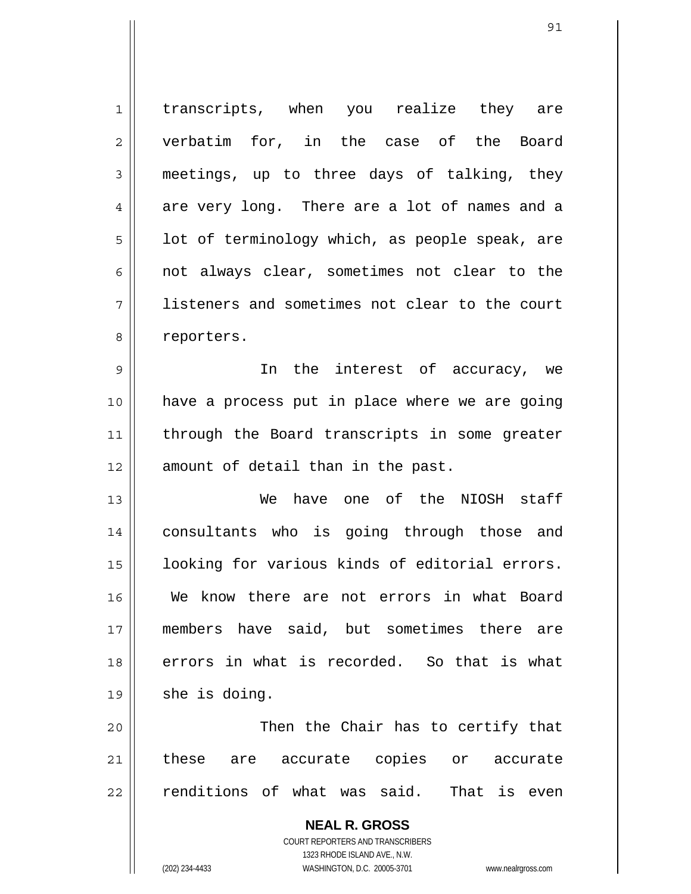transcripts, when you realize they are verbatim for, in the case of the Board meetings, up to three days of talking, they are very long. There are a lot of names and a lot of terminology which, as people speak, are not always clear, sometimes not clear to the listeners and sometimes not clear to the court reporters.

In the interest of accuracy, we have a process put in place where we are going through the Board transcripts in some greater amount of detail than in the past.

We have one of the NIOSH staff consultants who is going through those and looking for various kinds of editorial errors. We know there are not errors in what Board members have said, but sometimes there are errors in what is recorded. So that is what she is doing.

Then the Chair has to certify that these are accurate copies or accurate renditions of what was said. That is even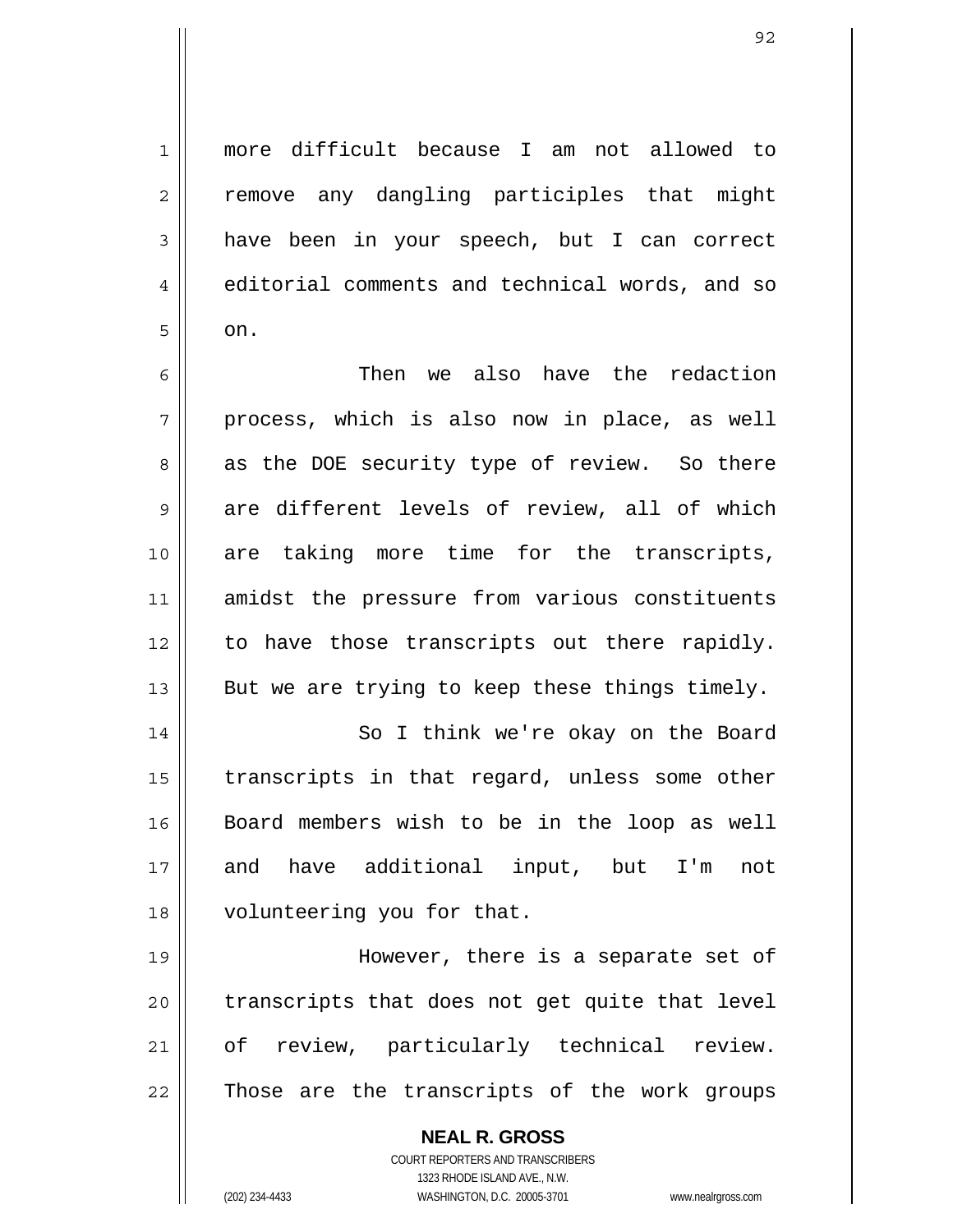more difficult because I am not allowed to remove any dangling participles that might have been in your speech, but I can correct editorial comments and technical words, and so on.

Then we also have the redaction process, which is also now in place, as well as the DOE security type of review. So there are different levels of review, all of which are taking more time for the transcripts, amidst the pressure from various constituents to have those transcripts out there rapidly. But we are trying to keep these things timely.

So I think we're okay on the Board transcripts in that regard, unless some other Board members wish to be in the loop as well and have additional input, but I'm not volunteering you for that.

However, there is a separate set of transcripts that does not get quite that level of review, particularly technical review. Those are the transcripts of the work groups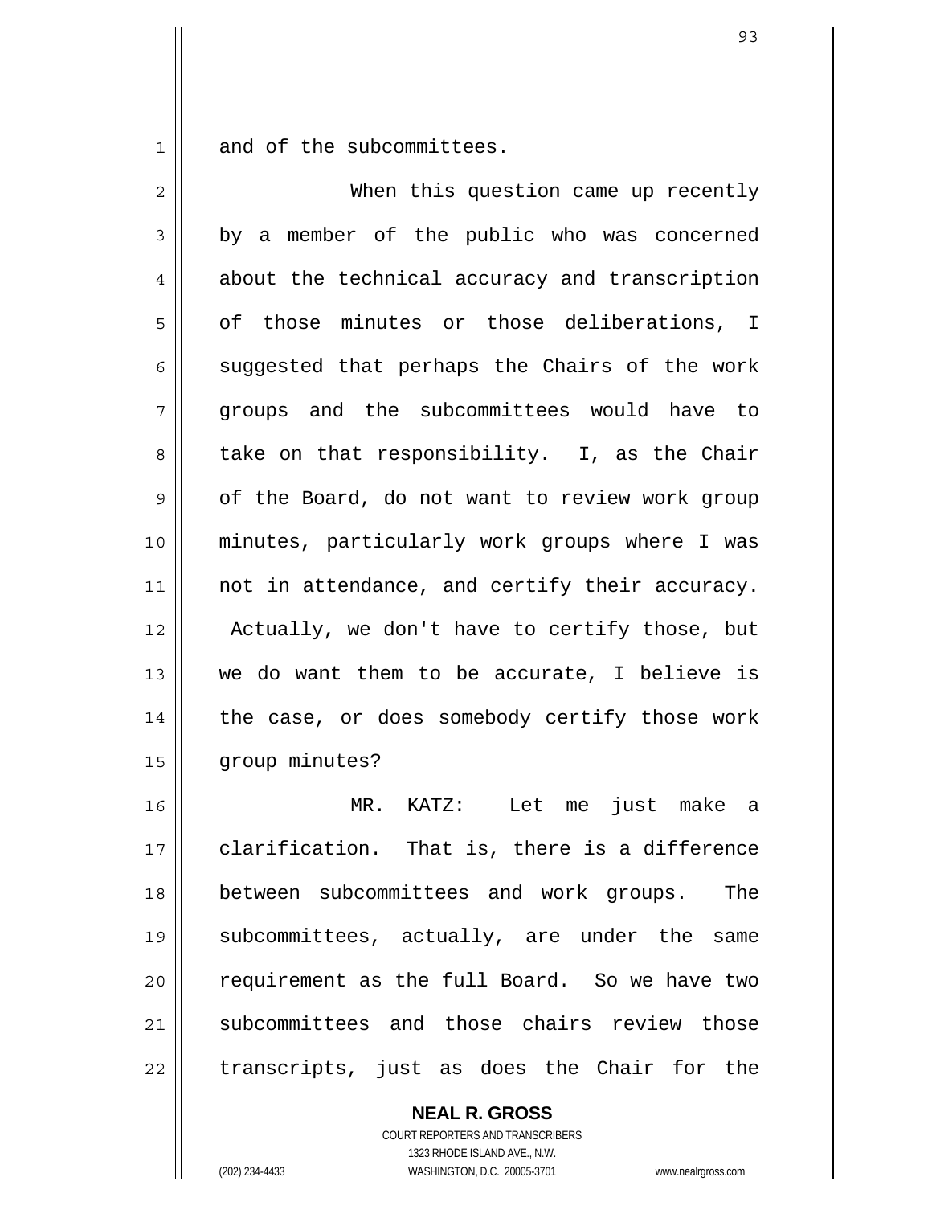and of the subcommittees.

When this question came up recently by a member of the public who was concerned about the technical accuracy and transcription of those minutes or those deliberations, I suggested that perhaps the Chairs of the work groups and the subcommittees would have to take on that responsibility. I, as the Chair of the Board, do not want to review work group minutes, particularly work groups where I was not in attendance, and certify their accuracy. Actually, we don't have to certify those, but we do want them to be accurate, I believe is the case, or does somebody certify those work group minutes?

MR. KATZ: Let me just make a clarification. That is, there is a difference between subcommittees and work groups. The subcommittees, actually, are under the same requirement as the full Board. So we have two subcommittees and those chairs review those transcripts, just as does the Chair for the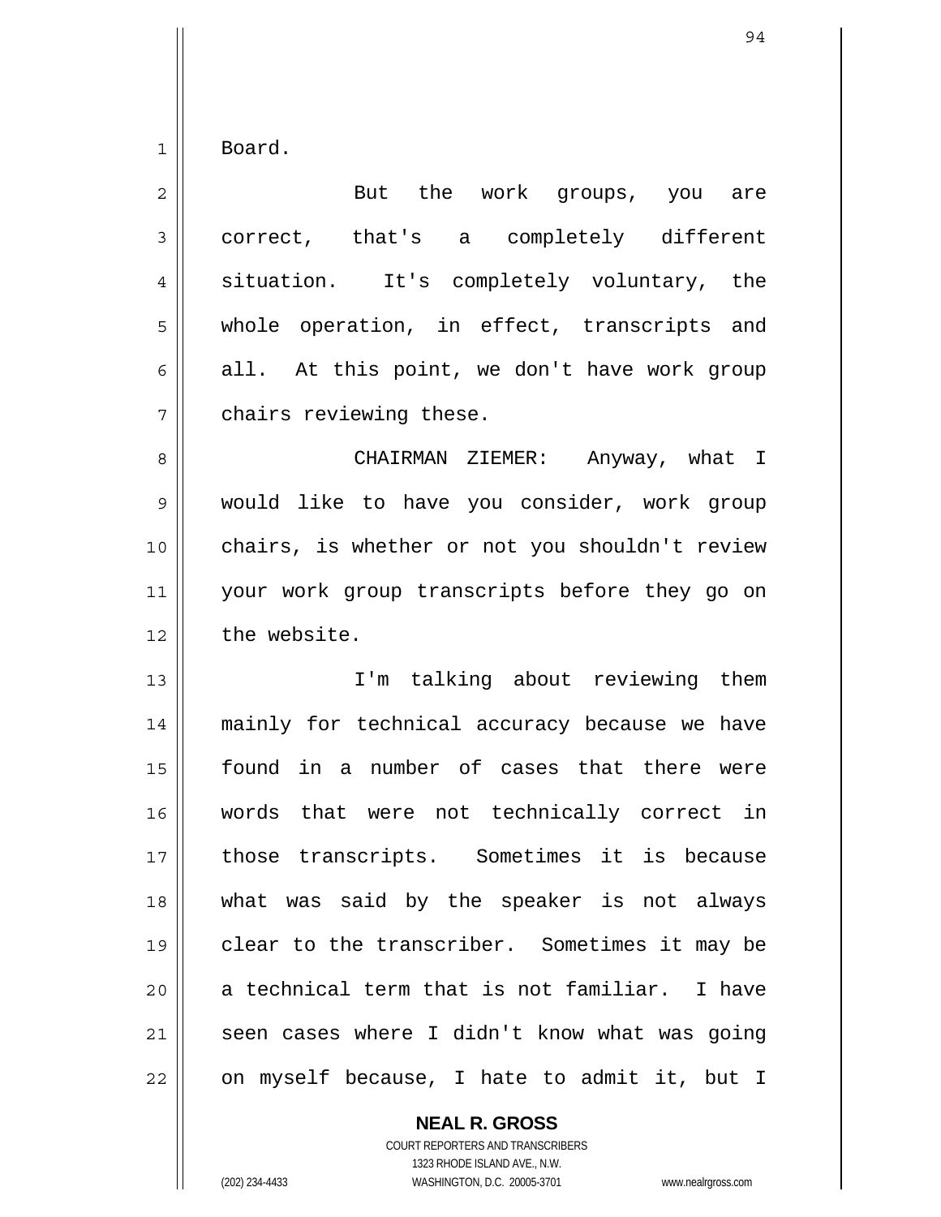Board.

But the work groups, you are correct, that's a completely different situation. It's completely voluntary, the whole operation, in effect, transcripts and all. At this point, we don't have work group chairs reviewing these.

CHAIRMAN ZIEMER: Anyway, what I would like to have you consider, work group chairs, is whether or not you shouldn't review your work group transcripts before they go on the website.

I'm talking about reviewing them mainly for technical accuracy because we have found in a number of cases that there were words that were not technically correct in those transcripts. Sometimes it is because what was said by the speaker is not always clear to the transcriber. Sometimes it may be a technical term that is not familiar. I have seen cases where I didn't know what was going on myself because, I hate to admit it, but I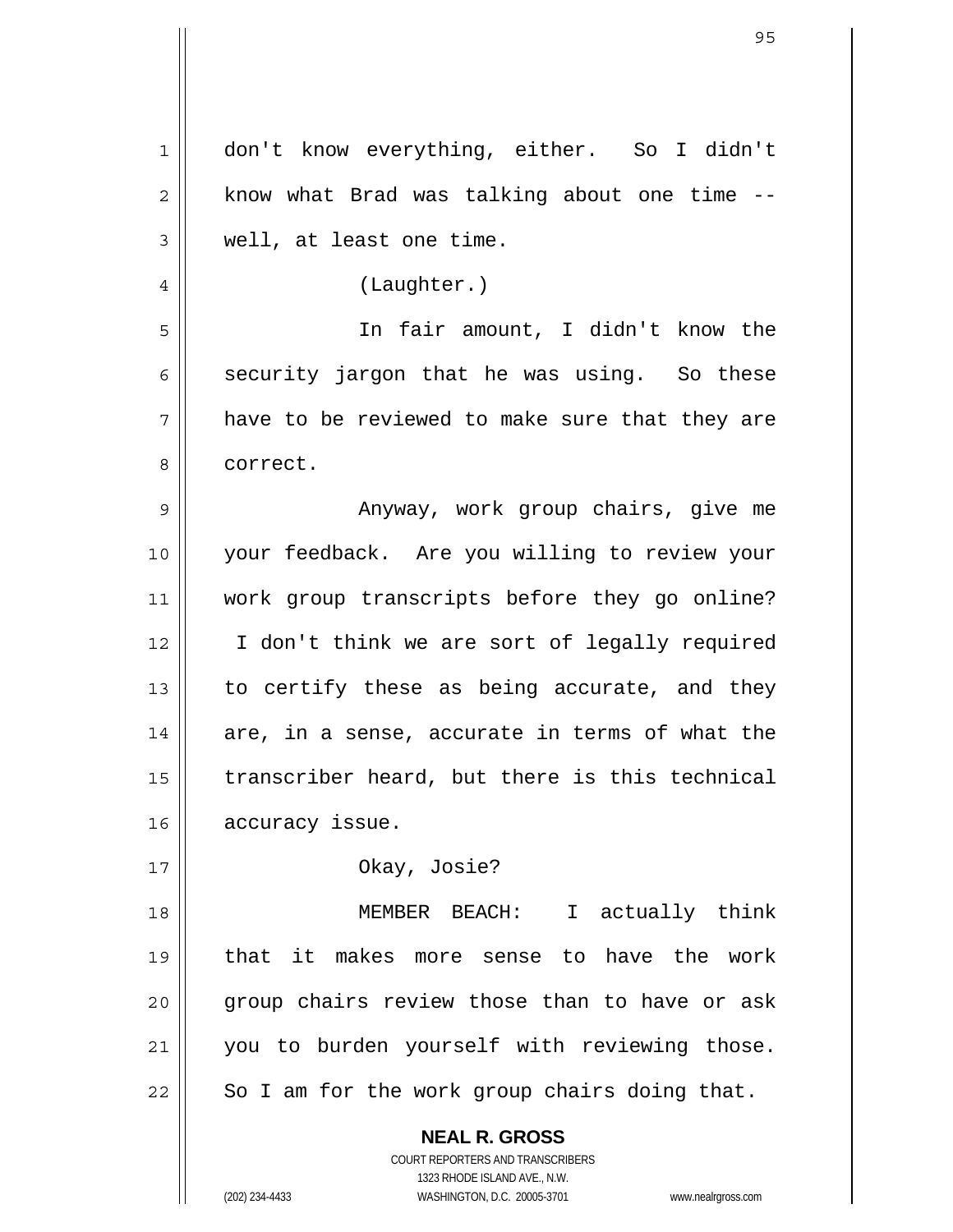don't know everything, either. So I didn't know what Brad was talking about one time -- well, at least one time.

(Laughter.)

In fair amount, I didn't know the security jargon that he was using. So these have to be reviewed to make sure that they are correct.

Anyway, work group chairs, give me your feedback. Are you willing to review your work group transcripts before they go online? I don't think we are sort of legally required to certify these as being accurate, and they are, in a sense, accurate in terms of what the transcriber heard, but there is this technical accuracy issue.

Okay, Josie?

MEMBER BEACH: I actually think that it makes more sense to have the work group chairs review those than to have or ask you to burden yourself with reviewing those. So I am for the work group chairs doing that.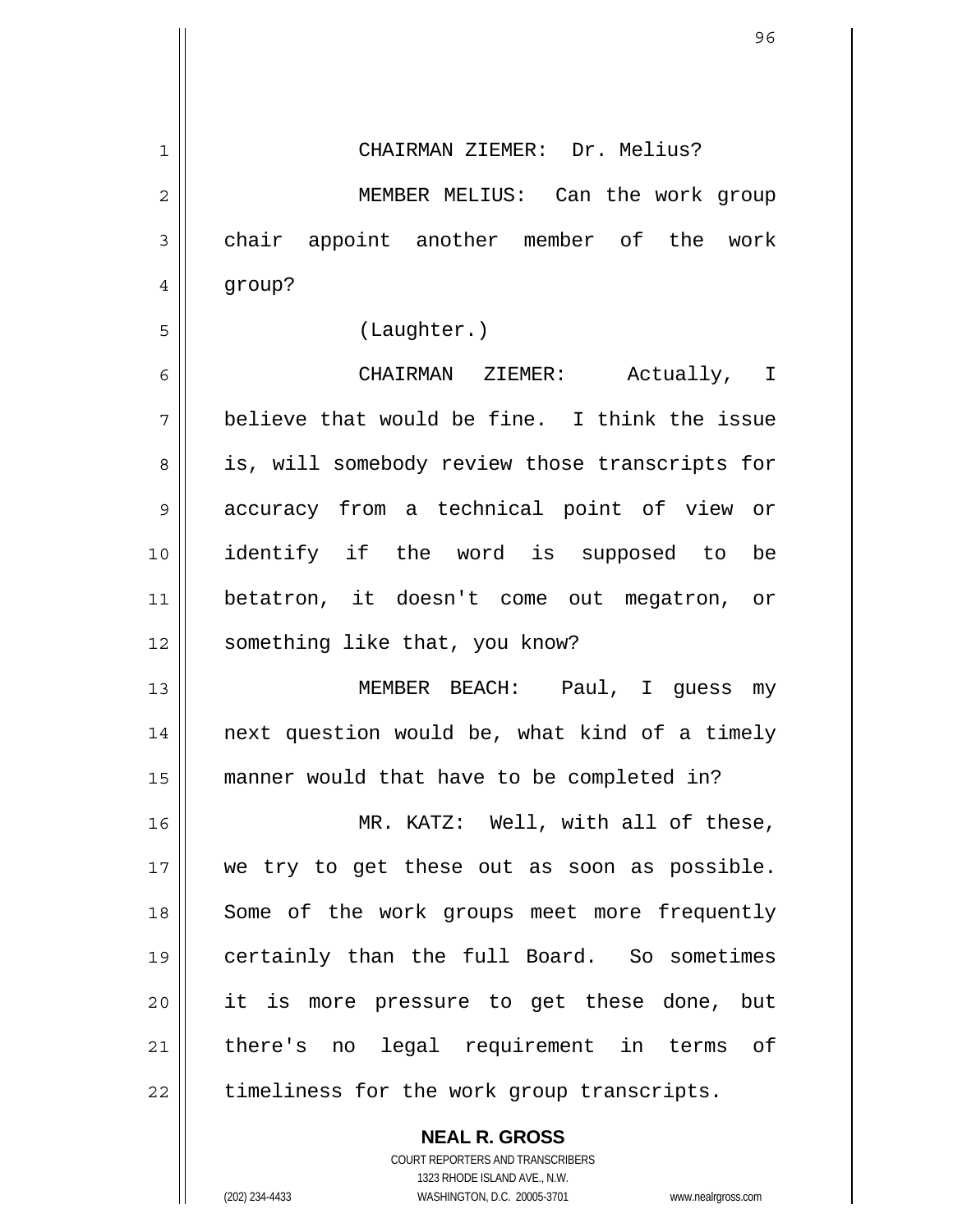CHAIRMAN ZIEMER: Dr. Melius?

MEMBER MELIUS: Can the work group chair appoint another member of the work group?

(Laughter.)

CHAIRMAN ZIEMER: Actually, I believe that would be fine. I think the issue is, will somebody review those transcripts for accuracy from a technical point of view or identify if the word is supposed to be betatron, it doesn't come out megatron, or something like that, you know?

MEMBER BEACH: Paul, I guess my next question would be, what kind of a timely manner would that have to be completed in?

MR. KATZ: Well, with all of these, we try to get these out as soon as possible. Some of the work groups meet more frequently certainly than the full Board. So sometimes it is more pressure to get these done, but there's no legal requirement in terms of timeliness for the work group transcripts.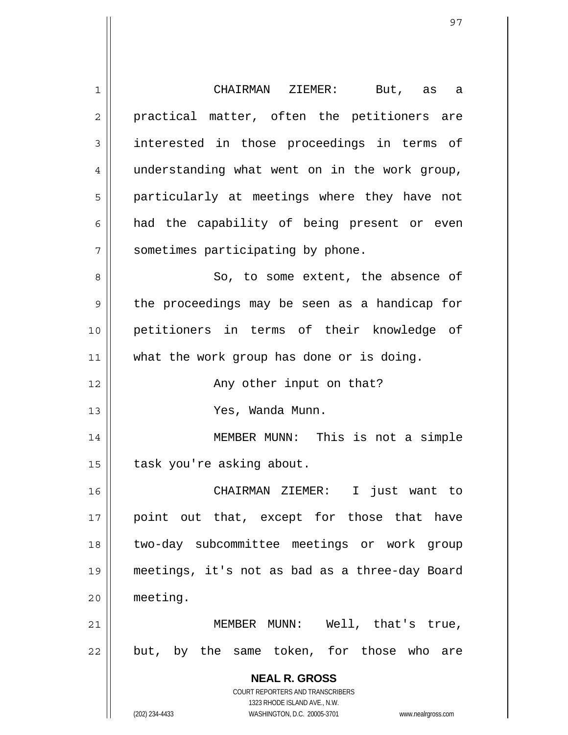CHAIRMAN ZIEMER: But, as a practical matter, often the petitioners are interested in those proceedings in terms of understanding what went on in the work group, particularly at meetings where they have not had the capability of being present or even sometimes participating by phone.

So, to some extent, the absence of the proceedings may be seen as a handicap for petitioners in terms of their knowledge of what the work group has done or is doing.

Any other input on that?

Yes, Wanda Munn.

MEMBER MUNN: This is not a simple task you're asking about.

CHAIRMAN ZIEMER: I just want to point out that, except for those that have two-day subcommittee meetings or work group meetings, it's not as bad as a three-day Board meeting.

MEMBER MUNN: Well, that's true, but, by the same token, for those who are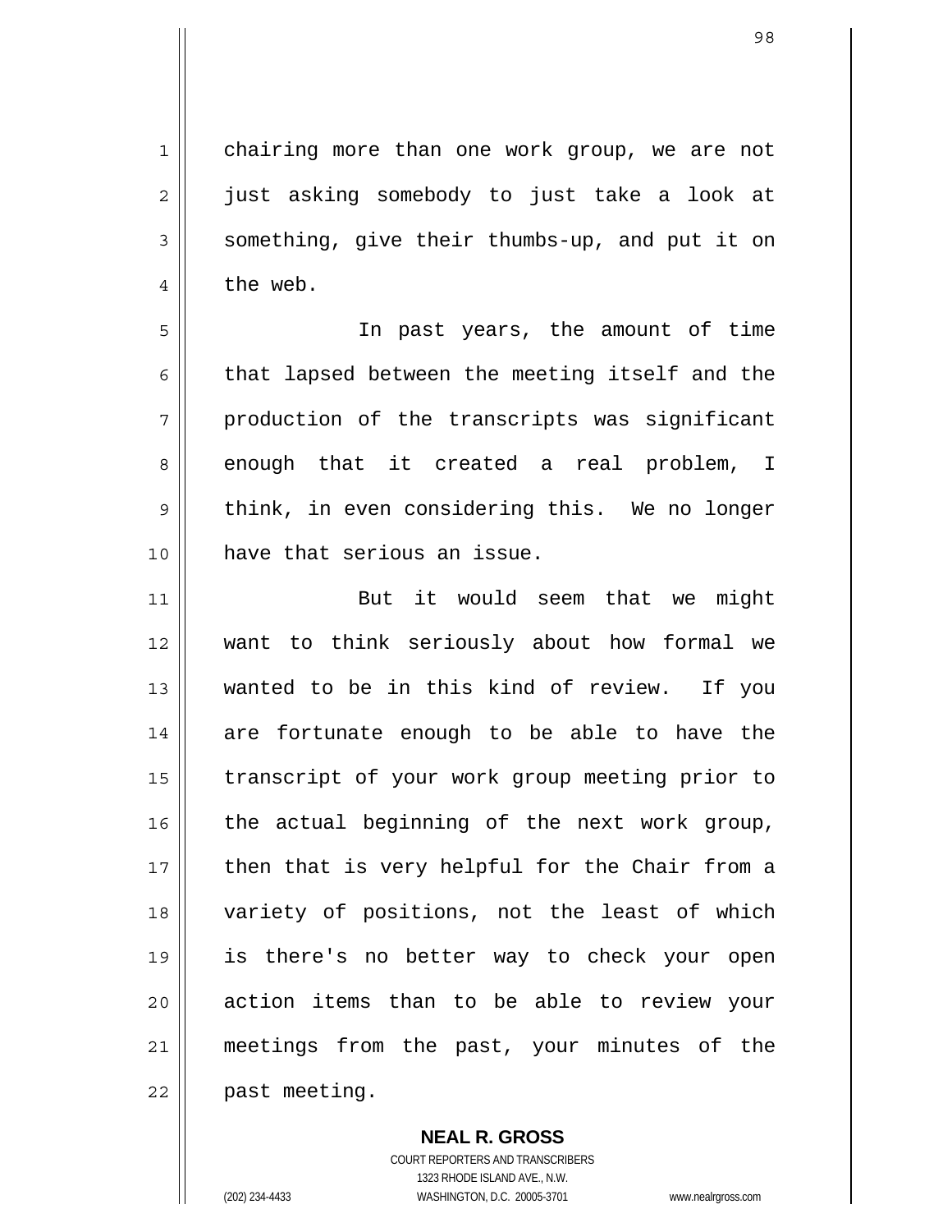chairing more than one work group, we are not just asking somebody to just take a look at something, give their thumbs-up, and put it on the web.

In past years, the amount of time that lapsed between the meeting itself and the production of the transcripts was significant enough that it created a real problem, I think, in even considering this. We no longer have that serious an issue.

But it would seem that we might want to think seriously about how formal we wanted to be in this kind of review. If you are fortunate enough to be able to have the transcript of your work group meeting prior to the actual beginning of the next work group, then that is very helpful for the Chair from a variety of positions, not the least of which is there's no better way to check your open action items than to be able to review your meetings from the past, your minutes of the past meeting.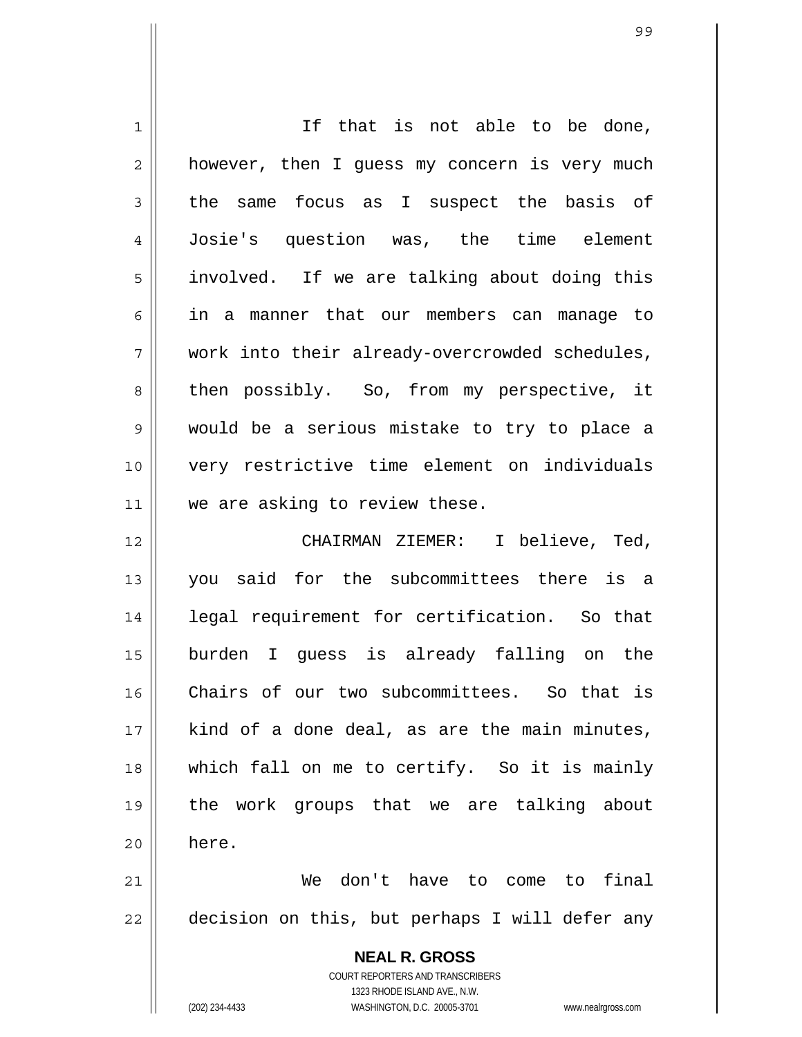If that is not able to be done, however, then I guess my concern is very much the same focus as I suspect the basis of Josie's question was, the time element involved. If we are talking about doing this in a manner that our members can manage to work into their already-overcrowded schedules, then possibly. So, from my perspective, it would be a serious mistake to try to place a very restrictive time element on individuals we are asking to review these.

CHAIRMAN ZIEMER: I believe, Ted, you said for the subcommittees there is a legal requirement for certification. So that burden I guess is already falling on the Chairs of our two subcommittees. So that is kind of a done deal, as are the main minutes, which fall on me to certify. So it is mainly the work groups that we are talking about here.

We don't have to come to final decision on this, but perhaps I will defer any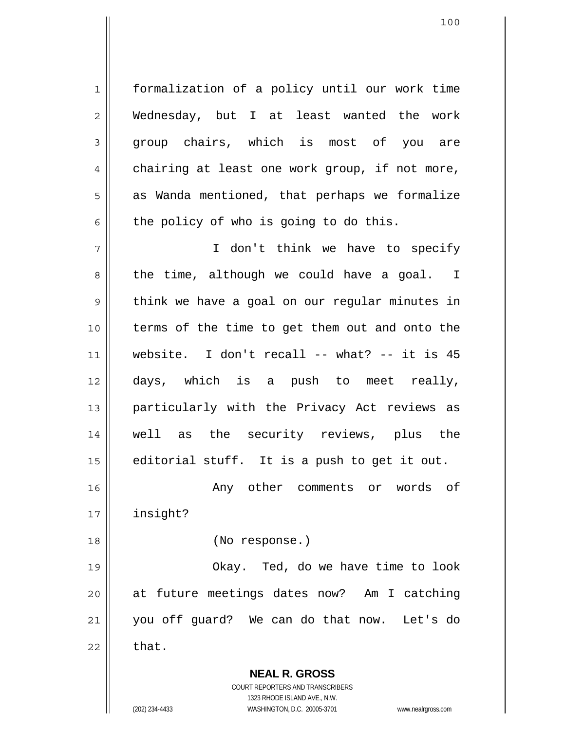formalization of a policy until our work time Wednesday, but I at least wanted the work group chairs, which is most of you are chairing at least one work group, if not more, as Wanda mentioned, that perhaps we formalize the policy of who is going to do this.

I don't think we have to specify the time, although we could have a goal. I think we have a goal on our regular minutes in terms of the time to get them out and onto the website. I don't recall -- what? -- it is 45 days, which is a push to meet really, particularly with the Privacy Act reviews as well as the security reviews, plus the editorial stuff. It is a push to get it out.

Any other comments or words of insight?

(No response.)

Okay. Ted, do we have time to look at future meetings dates now? Am I catching you off guard? We can do that now. Let's do that.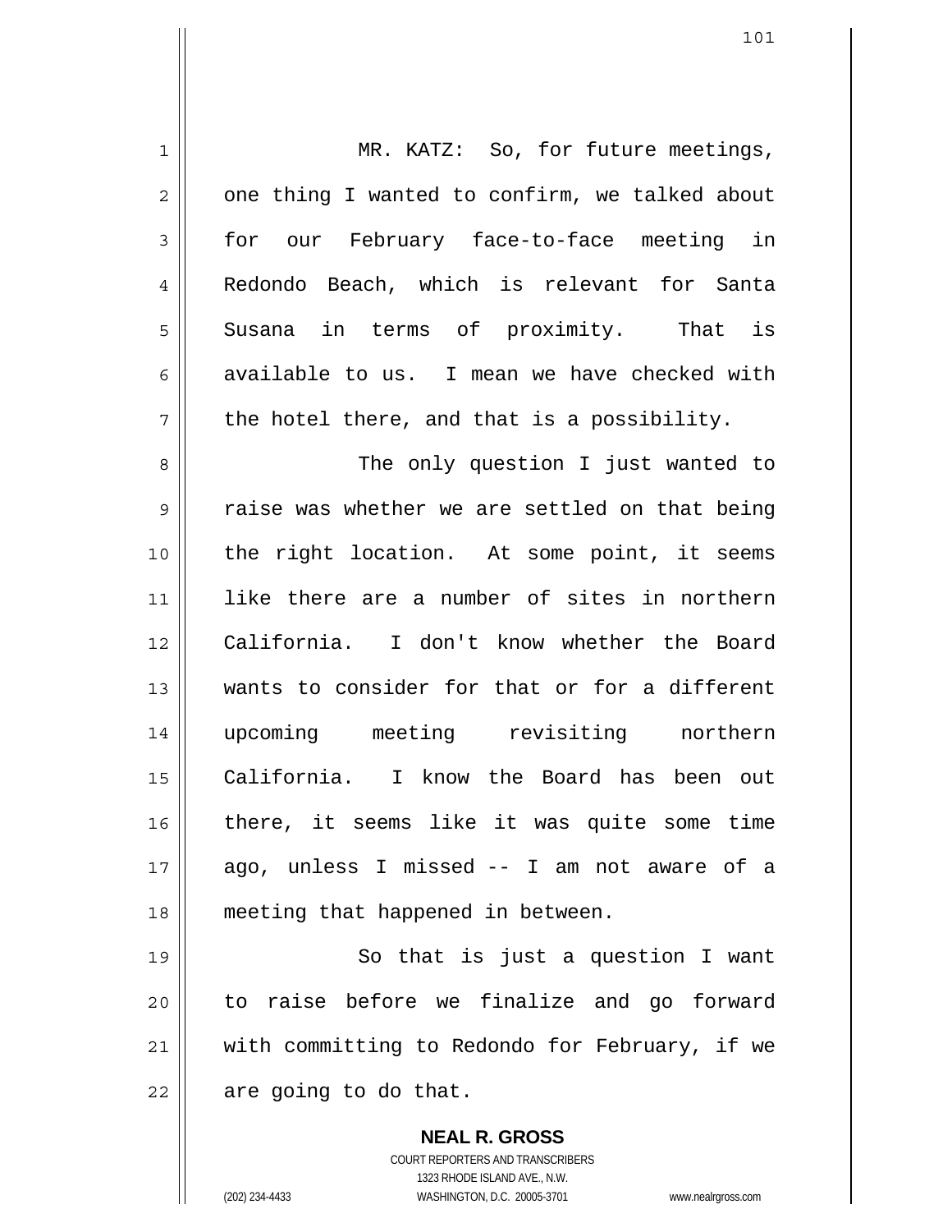MR. KATZ: So, for future meetings, one thing I wanted to confirm, we talked about for our February face-to-face meeting in Redondo Beach, which is relevant for Santa Susana in terms of proximity. That is available to us. I mean we have checked with the hotel there, and that is a possibility.

The only question I just wanted to raise was whether we are settled on that being the right location. At some point, it seems like there are a number of sites in northern California. I don't know whether the Board wants to consider for that or for a different upcoming meeting revisiting northern California. I know the Board has been out there, it seems like it was quite some time ago, unless I missed -- I am not aware of a meeting that happened in between.

So that is just a question I want to raise before we finalize and go forward with committing to Redondo for February, if we are going to do that.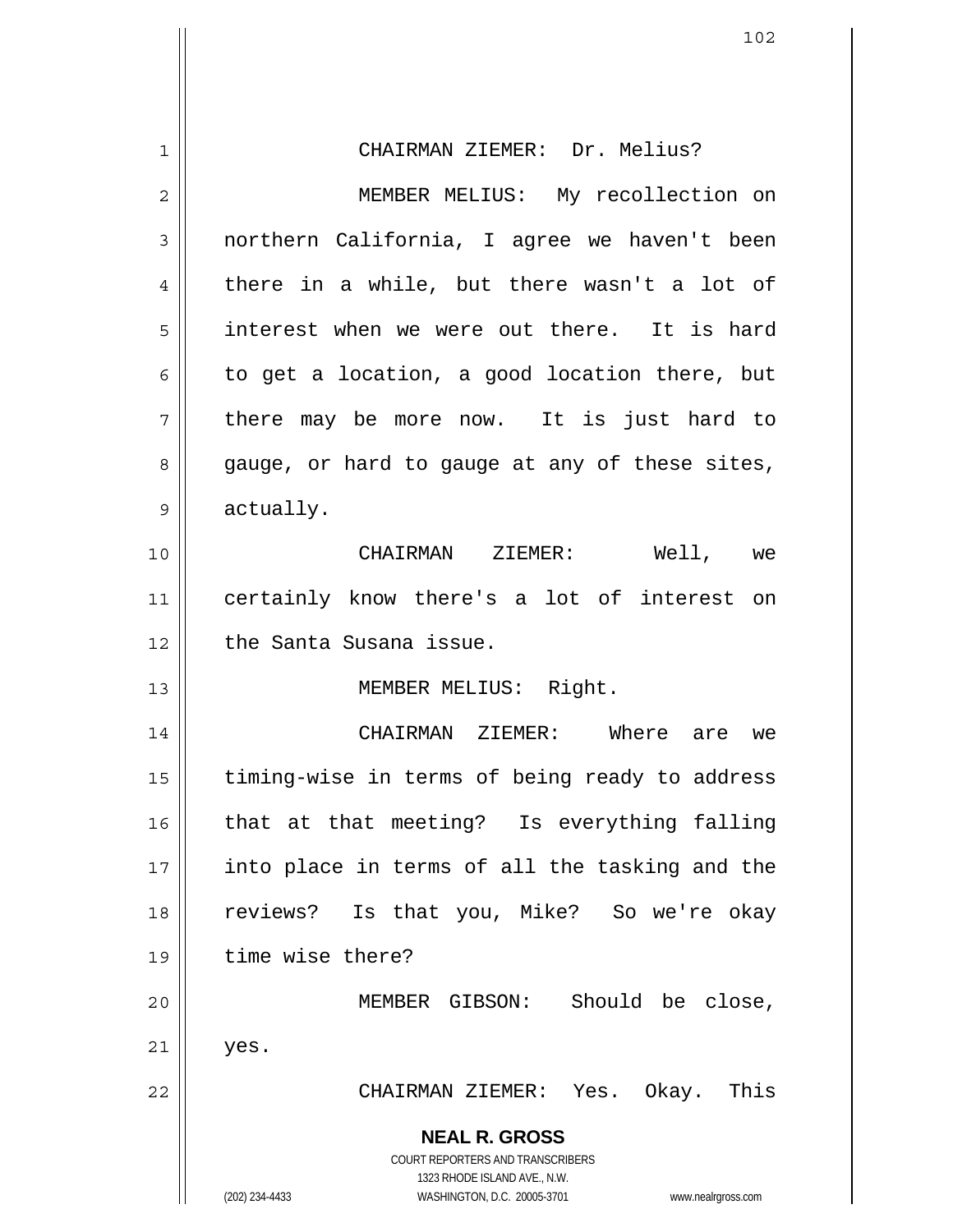CHAIRMAN ZIEMER: Dr. Melius?

MEMBER MELIUS: My recollection on northern California, I agree we haven't been there in a while, but there wasn't a lot of interest when we were out there. It is hard to get a location, a good location there, but there may be more now. It is just hard to gauge, or hard to gauge at any of these sites, actually.

CHAIRMAN ZIEMER: Well, we certainly know there's a lot of interest on the Santa Susana issue.

MEMBER MELIUS: Right.

CHAIRMAN ZIEMER: Where are we timing-wise in terms of being ready to address that at that meeting? Is everything falling into place in terms of all the tasking and the reviews? Is that you, Mike? So we're okay time wise there?

MEMBER GIBSON: Should be close, yes.

CHAIRMAN ZIEMER: Yes. Okay. This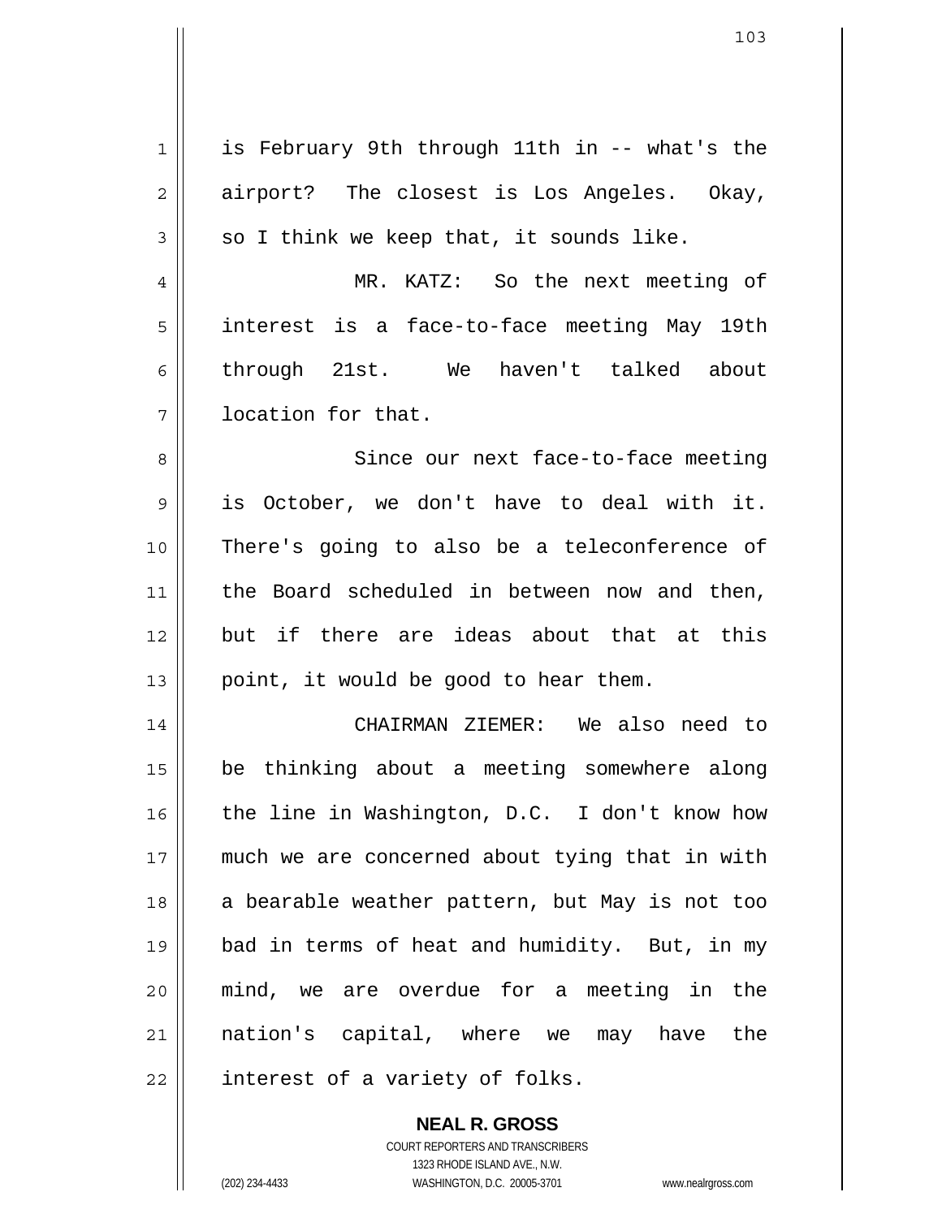is February 9th through 11th in -- what's the airport? The closest is Los Angeles. Okay, so I think we keep that, it sounds like.

MR. KATZ: So the next meeting of interest is a face-to-face meeting May 19th through 21st. We haven't talked about location for that.

Since our next face-to-face meeting is October, we don't have to deal with it. There's going to also be a teleconference of the Board scheduled in between now and then, but if there are ideas about that at this point, it would be good to hear them.

CHAIRMAN ZIEMER: We also need to be thinking about a meeting somewhere along the line in Washington, D.C. I don't know how much we are concerned about tying that in with a bearable weather pattern, but May is not too bad in terms of heat and humidity. But, in my mind, we are overdue for a meeting in the nation's capital, where we may have the interest of a variety of folks.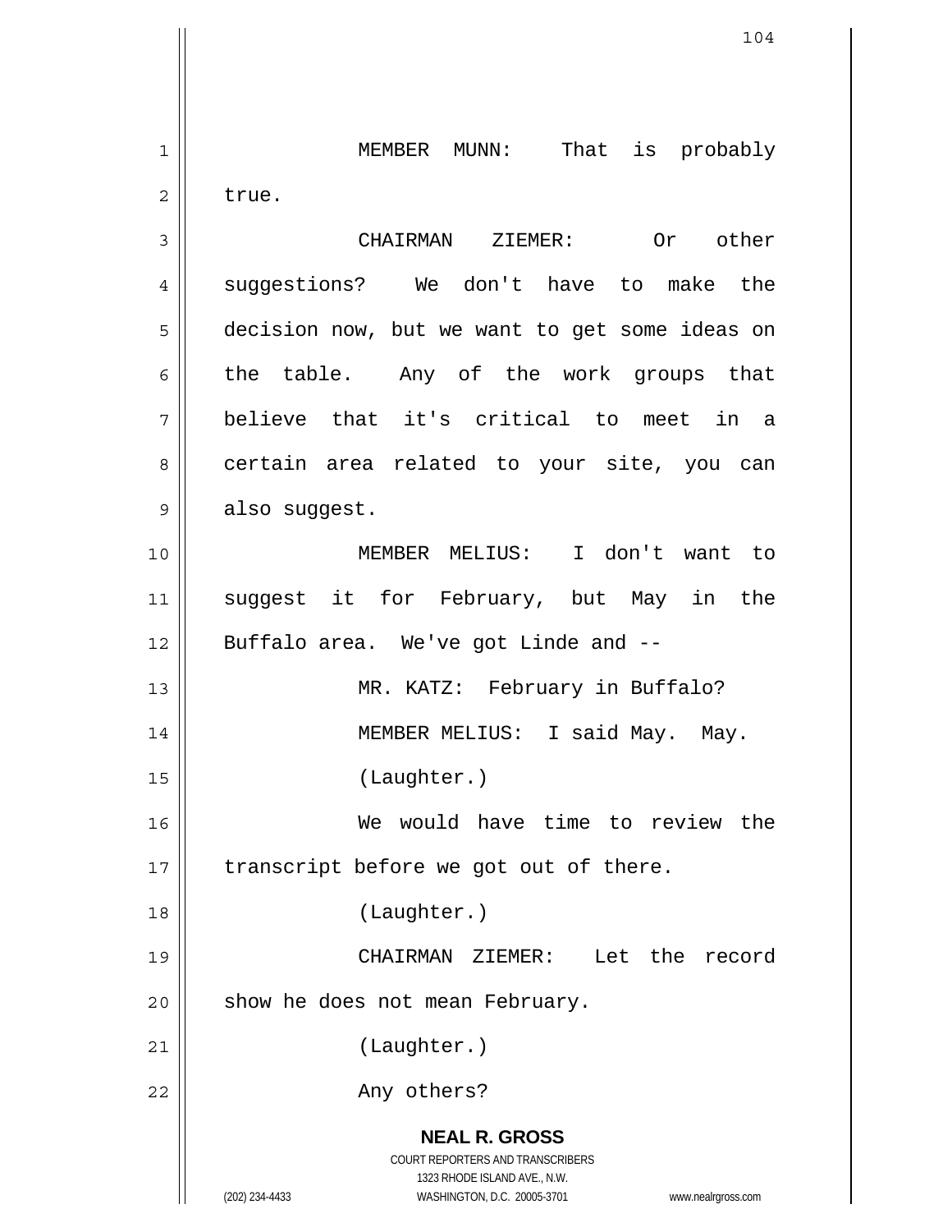MEMBER MUNN: That is probably true.

CHAIRMAN ZIEMER: Or other suggestions? We don't have to make the decision now, but we want to get some ideas on the table. Any of the work groups that believe that it's critical to meet in a certain area related to your site, you can also suggest.

MEMBER MELIUS: I don't want to suggest it for February, but May in the Buffalo area. We've got Linde and --

MR. KATZ: February in Buffalo?

MEMBER MELIUS: I said May. May.

(Laughter.)

We would have time to review the transcript before we got out of there.

(Laughter.)

CHAIRMAN ZIEMER: Let the record show he does not mean February.

(Laughter.)

Any others?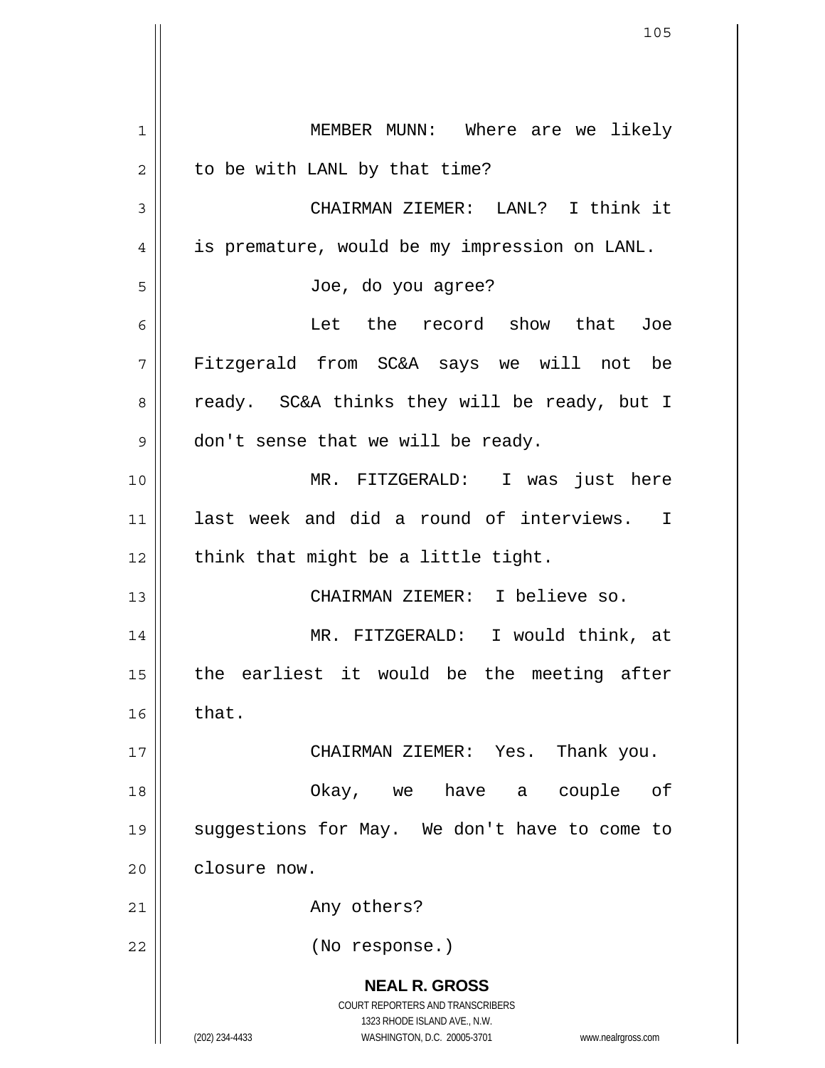MEMBER MUNN: Where are we likely to be with LANL by that time?

CHAIRMAN ZIEMER: LANL? I think it is premature, would be my impression on LANL.

Joe, do you agree?

Let the record show that Joe Fitzgerald from SC&A says we will not be ready. SC&A thinks they will be ready, but I don't sense that we will be ready.

MR. FITZGERALD: I was just here last week and did a round of interviews. I think that might be a little tight.

CHAIRMAN ZIEMER: I believe so.

MR. FITZGERALD: I would think, at the earliest it would be the meeting after that.

CHAIRMAN ZIEMER: Yes. Thank you.

Okay, we have a couple of suggestions for May. We don't have to come to closure now.

Any others?

(No response.)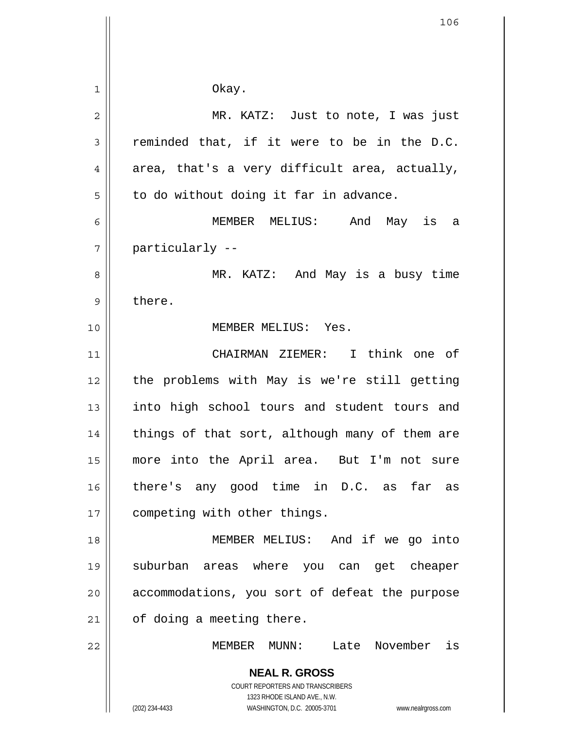Okay.

MR. KATZ: Just to note, I was just reminded that, if it were to be in the D.C. area, that's a very difficult area, actually, to do without doing it far in advance.

MEMBER MELIUS: And May is a particularly --

MR. KATZ: And May is a busy time there.

MEMBER MELIUS: Yes.

CHAIRMAN ZIEMER: I think one of the problems with May is we're still getting into high school tours and student tours and things of that sort, although many of them are more into the April area. But I'm not sure there's any good time in D.C. as far as competing with other things.

MEMBER MELIUS: And if we go into suburban areas where you can get cheaper accommodations, you sort of defeat the purpose of doing a meeting there.

MEMBER MUNN: Late November is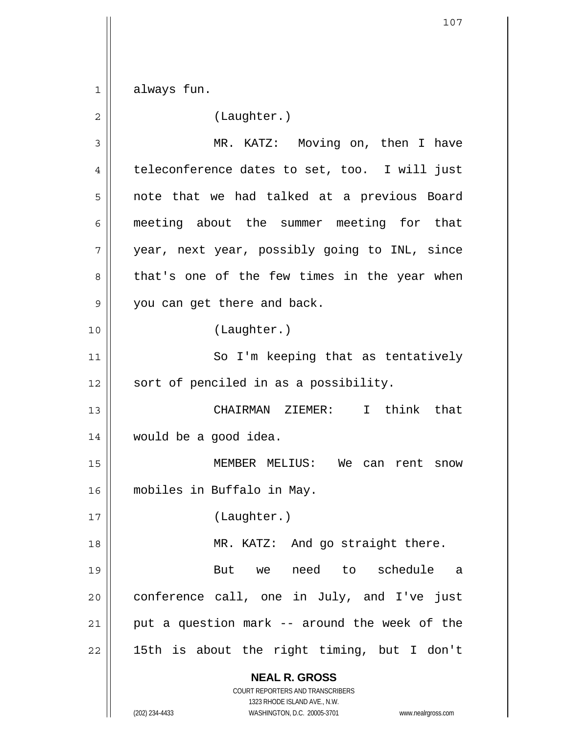always fun.

(Laughter.)

MR. KATZ: Moving on, then I have teleconference dates to set, too. I will just note that we had talked at a previous Board meeting about the summer meeting for that year, next year, possibly going to INL, since that's one of the few times in the year when you can get there and back.

(Laughter.)

So I'm keeping that as tentatively sort of penciled in as a possibility.

CHAIRMAN ZIEMER: I think that would be a good idea.

MEMBER MELIUS: We can rent snow mobiles in Buffalo in May.

(Laughter.)

MR. KATZ: And go straight there.

But we need to schedule a conference call, one in July, and I've just put a question mark -- around the week of the 15th is about the right timing, but I don't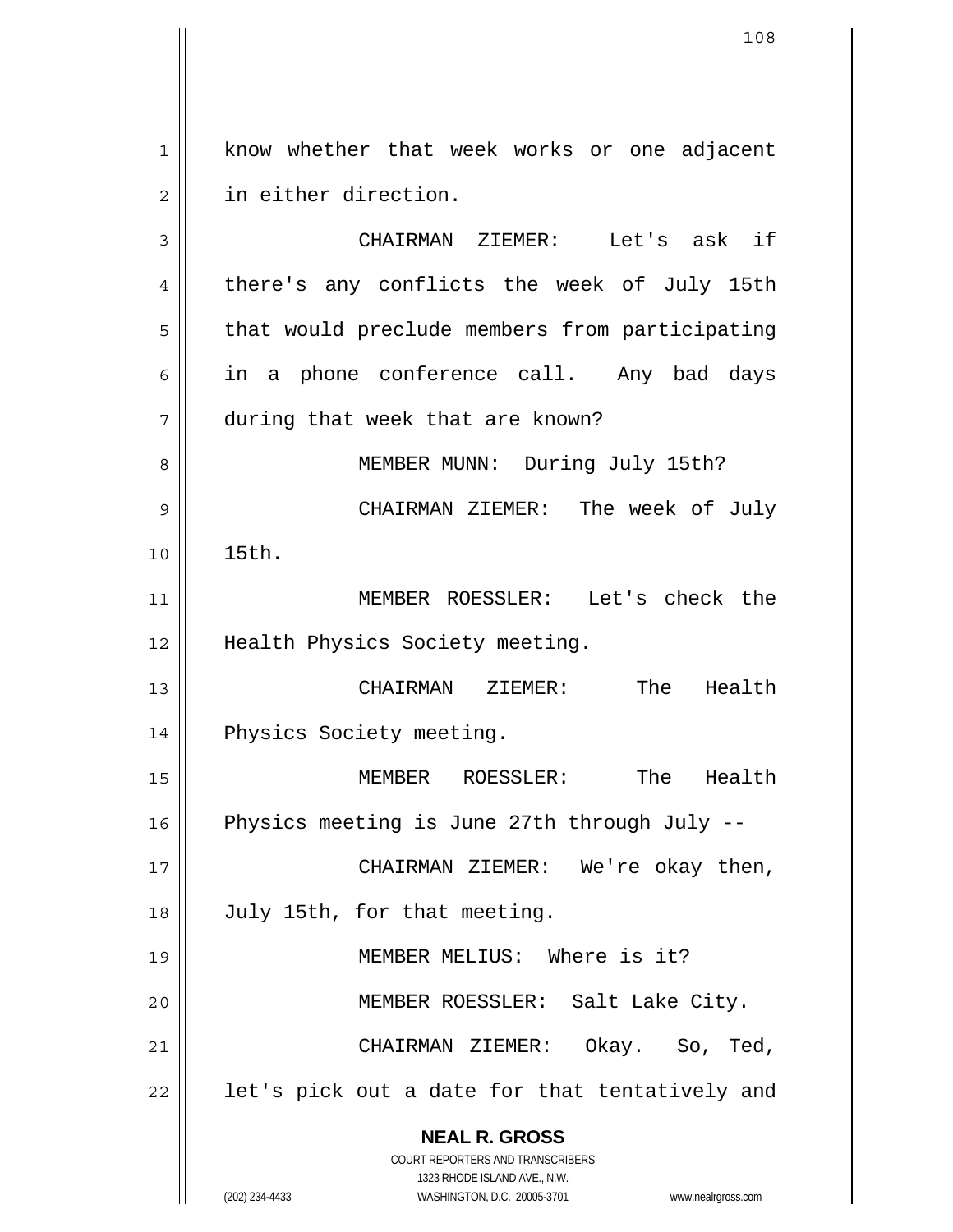know whether that week works or one adjacent in either direction.

CHAIRMAN ZIEMER: Let's ask if there's any conflicts the week of July 15th that would preclude members from participating in a phone conference call. Any bad days during that week that are known?

MEMBER MUNN: During July 15th?

CHAIRMAN ZIEMER: The week of July 15th.

MEMBER ROESSLER: Let's check the Health Physics Society meeting.

CHAIRMAN ZIEMER: The Health Physics Society meeting.

MEMBER ROESSLER: The Health Physics meeting is June 27th through July --

CHAIRMAN ZIEMER: We're okay then, July 15th, for that meeting.

MEMBER MELIUS: Where is it?

MEMBER ROESSLER: Salt Lake City.

CHAIRMAN ZIEMER: Okay. So, Ted, let's pick out a date for that tentatively and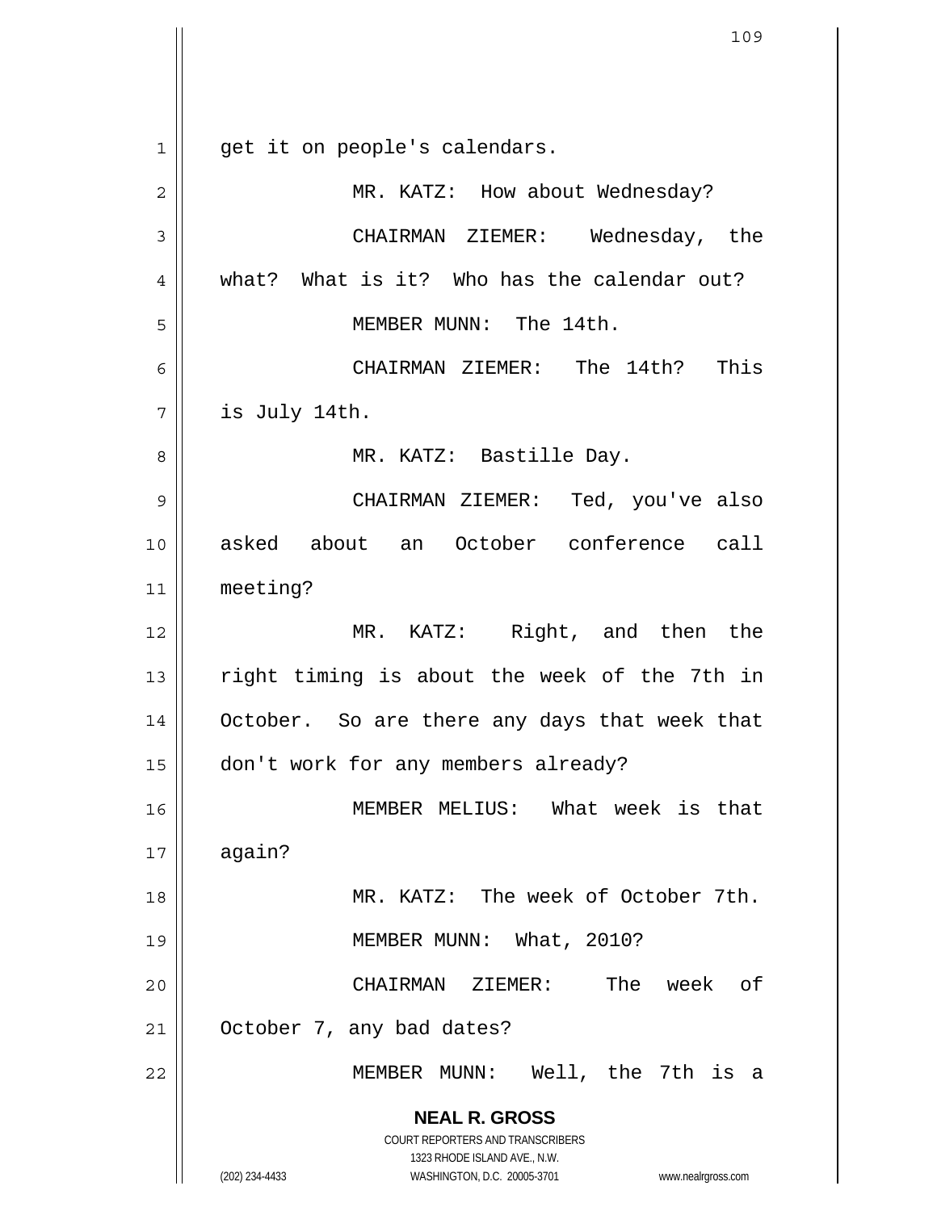get it on people's calendars.

MR. KATZ: How about Wednesday?

CHAIRMAN ZIEMER: Wednesday, the what? What is it? Who has the calendar out?

MEMBER MUNN: The 14th.

CHAIRMAN ZIEMER: The 14th? This is July 14th.

MR. KATZ: Bastille Day.

CHAIRMAN ZIEMER: Ted, you've also asked about an October conference call meeting?

MR. KATZ: Right, and then the right timing is about the week of the 7th in October. So are there any days that week that don't work for any members already?

MEMBER MELIUS: What week is that again?

MR. KATZ: The week of October 7th.

MEMBER MUNN: What, 2010?

CHAIRMAN ZIEMER: The week of October 7, any bad dates?

MEMBER MUNN: Well, the 7th is a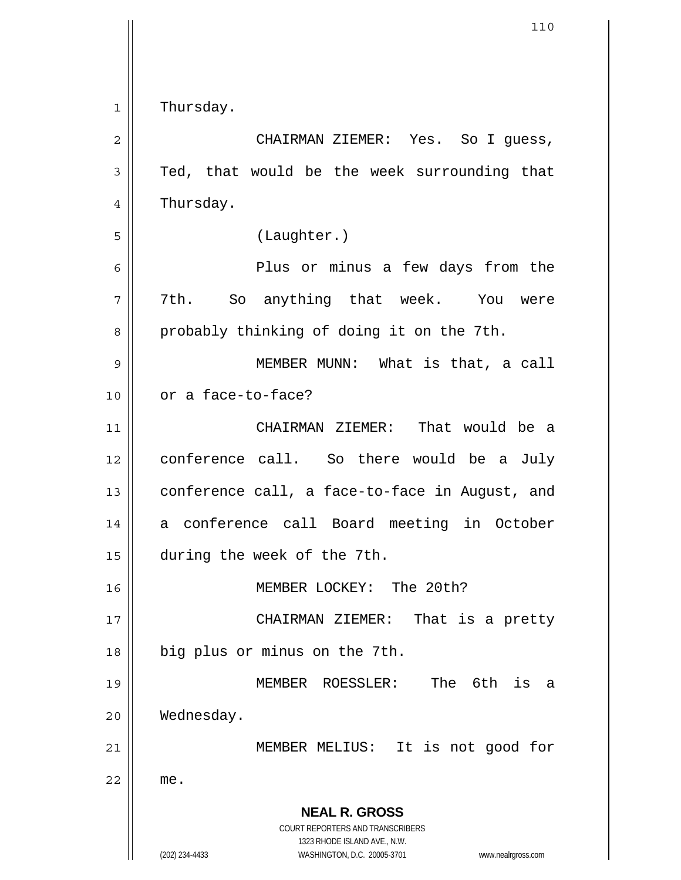Thursday.

CHAIRMAN ZIEMER: Yes. So I guess, Ted, that would be the week surrounding that Thursday.

(Laughter.)

Plus or minus a few days from the 7th. So anything that week. You were probably thinking of doing it on the 7th.

MEMBER MUNN: What is that, a call or a face-to-face?

CHAIRMAN ZIEMER: That would be a conference call. So there would be a July conference call, a face-to-face in August, and a conference call Board meeting in October during the week of the 7th.

MEMBER LOCKEY: The 20th?

CHAIRMAN ZIEMER: That is a pretty big plus or minus on the 7th.

MEMBER ROESSLER: The 6th is a Wednesday.

MEMBER MELIUS: It is not good for me.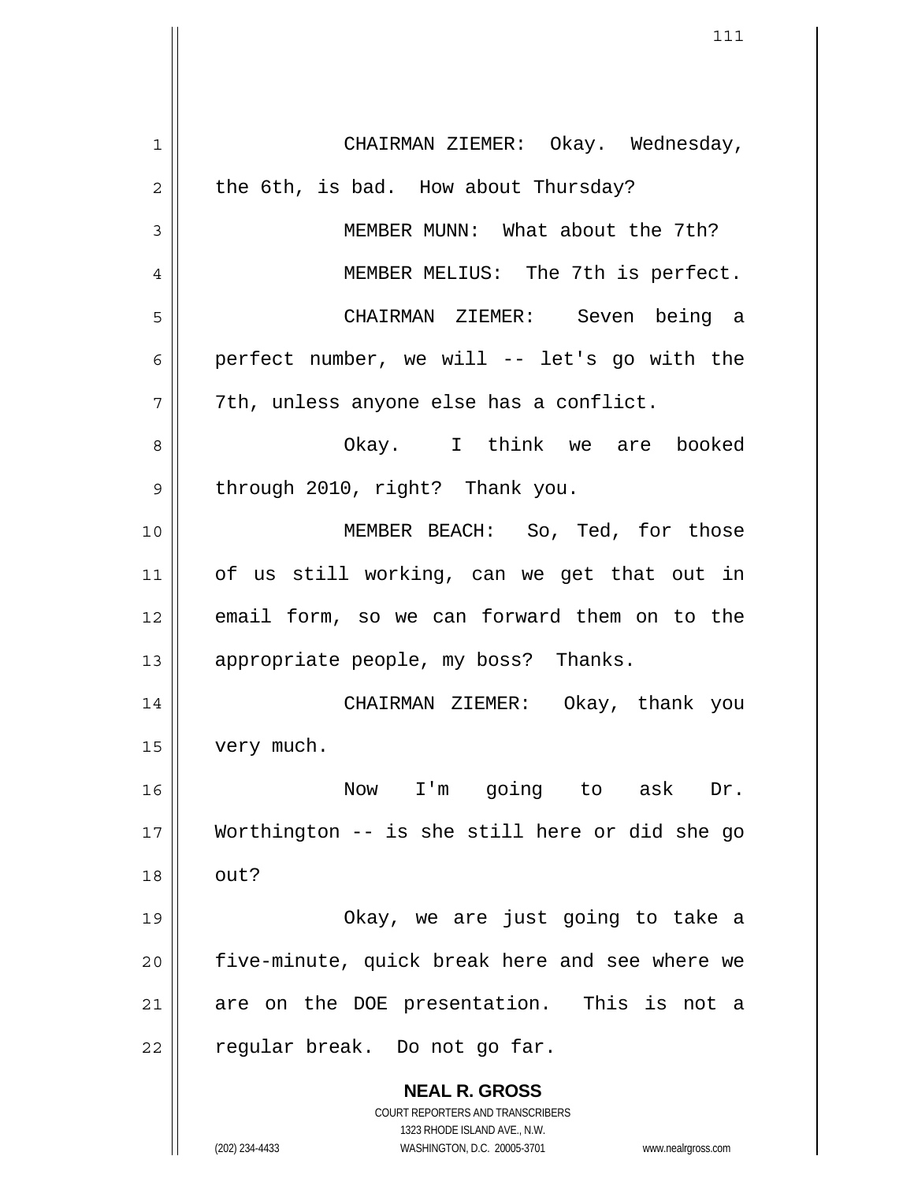CHAIRMAN ZIEMER: Okay. Wednesday, the 6th, is bad. How about Thursday?

MEMBER MUNN: What about the 7th?

MEMBER MELIUS: The 7th is perfect.

CHAIRMAN ZIEMER: Seven being a perfect number, we will -- let's go with the 7th, unless anyone else has a conflict.

Okay. I think we are booked through 2010, right? Thank you.

MEMBER BEACH: So, Ted, for those of us still working, can we get that out in email form, so we can forward them on to the appropriate people, my boss? Thanks.

CHAIRMAN ZIEMER: Okay, thank you very much.

Now I'm going to ask Dr. Worthington -- is she still here or did she go out?

Okay, we are just going to take a five-minute, quick break here and see where we are on the DOE presentation. This is not a regular break. Do not go far.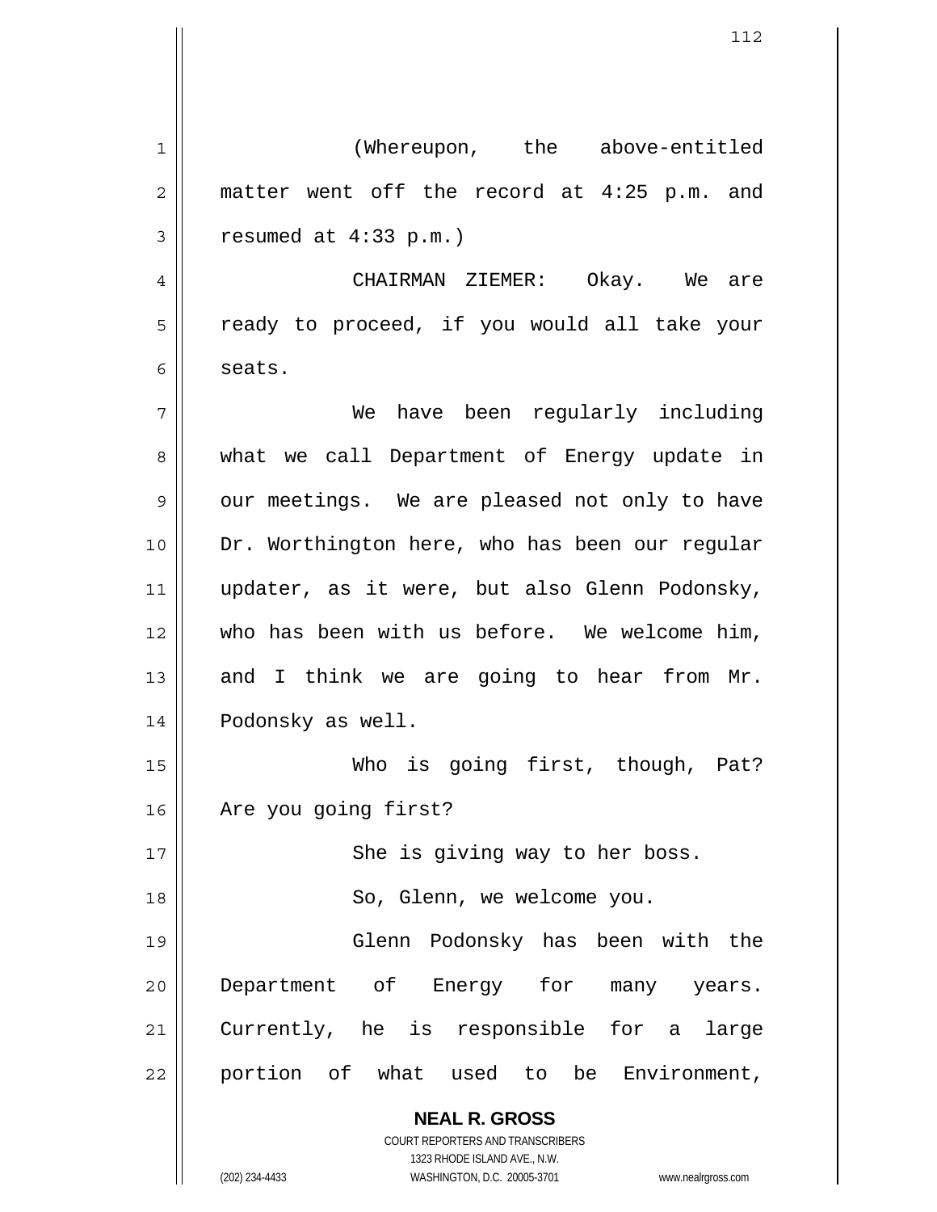(Whereupon, the above-entitled matter went off the record at 4:25 p.m. and resumed at 4:33 p.m.)

CHAIRMAN ZIEMER: Okay. We are ready to proceed, if you would all take your seats.

We have been regularly including what we call Department of Energy update in our meetings. We are pleased not only to have Dr. Worthington here, who has been our regular updater, as it were, but also Glenn Podonsky, who has been with us before. We welcome him, and I think we are going to hear from Mr. Podonsky as well.

Who is going first, though, Pat? Are you going first?

She is giving way to her boss.

So, Glenn, we welcome you.

Glenn Podonsky has been with the Department of Energy for many years. Currently, he is responsible for a large portion of what used to be Environment,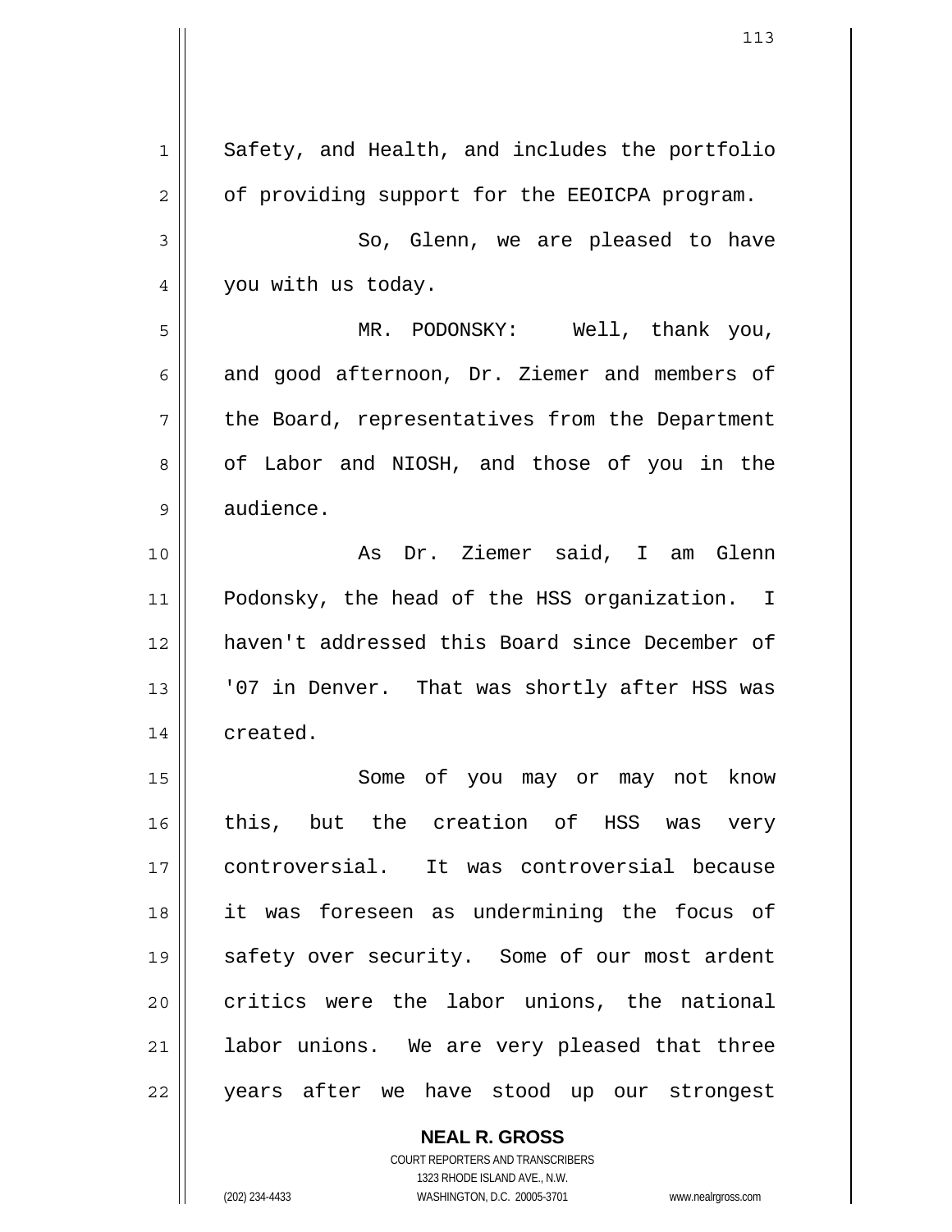Safety, and Health, and includes the portfolio of providing support for the EEOICPA program.

So, Glenn, we are pleased to have you with us today.

MR. PODONSKY: Well, thank you, and good afternoon, Dr. Ziemer and members of the Board, representatives from the Department of Labor and NIOSH, and those of you in the audience.

As Dr. Ziemer said, I am Glenn Podonsky, the head of the HSS organization. I haven't addressed this Board since December of '07 in Denver. That was shortly after HSS was created.

Some of you may or may not know this, but the creation of HSS was very controversial. It was controversial because it was foreseen as undermining the focus of safety over security. Some of our most ardent critics were the labor unions, the national labor unions. We are very pleased that three years after we have stood up our strongest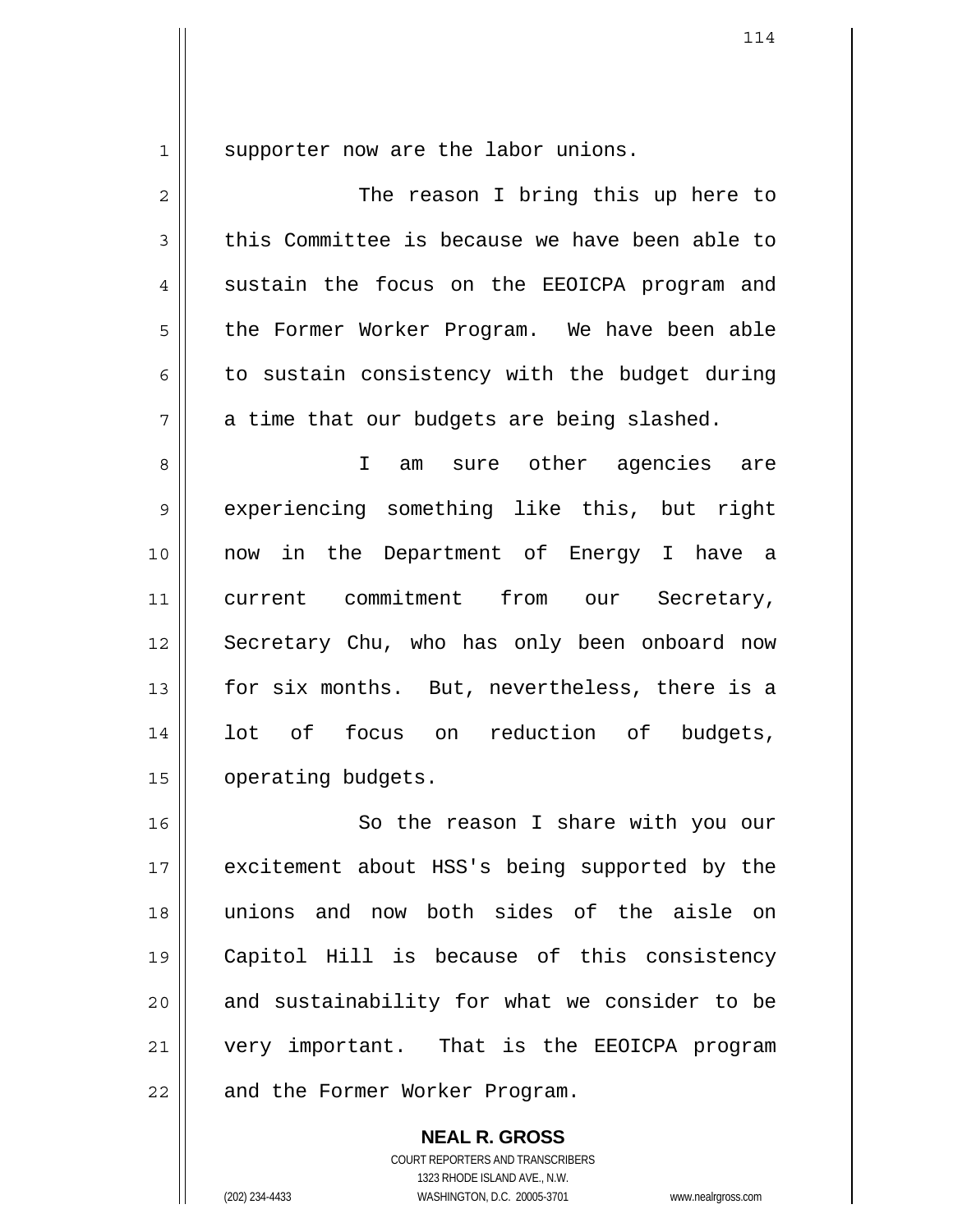supporter now are the labor unions.

The reason I bring this up here to this Committee is because we have been able to sustain the focus on the EEOICPA program and the Former Worker Program. We have been able to sustain consistency with the budget during a time that our budgets are being slashed.

I am sure other agencies are experiencing something like this, but right now in the Department of Energy I have a current commitment from our Secretary, Secretary Chu, who has only been onboard now for six months. But, nevertheless, there is a lot of focus on reduction of budgets, operating budgets.

So the reason I share with you our excitement about HSS's being supported by the unions and now both sides of the aisle on Capitol Hill is because of this consistency and sustainability for what we consider to be very important. That is the EEOICPA program and the Former Worker Program.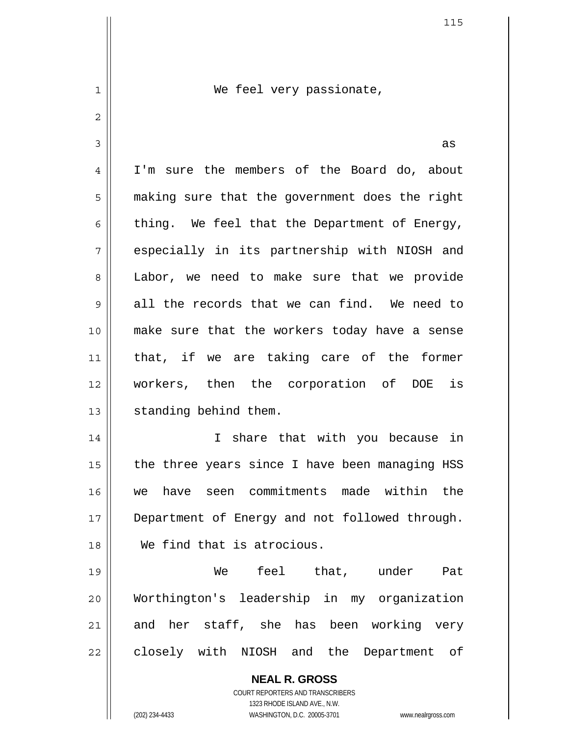We feel very passionate, as I'm sure the members of the Board do, about making sure that the government does the right thing. We feel that the Department of Energy, especially in its partnership with NIOSH and Labor, we need to make sure that we provide all the records that we can find. We need to make sure that the workers today have a sense that, if we are taking care of the former workers, then the corporation of DOE is standing behind them.

I share that with you because in the three years since I have been managing HSS we have seen commitments made within the Department of Energy and not followed through. We find that is atrocious.

We feel that, under Pat Worthington's leadership in my organization and her staff, she has been working very closely with NIOSH and the Department of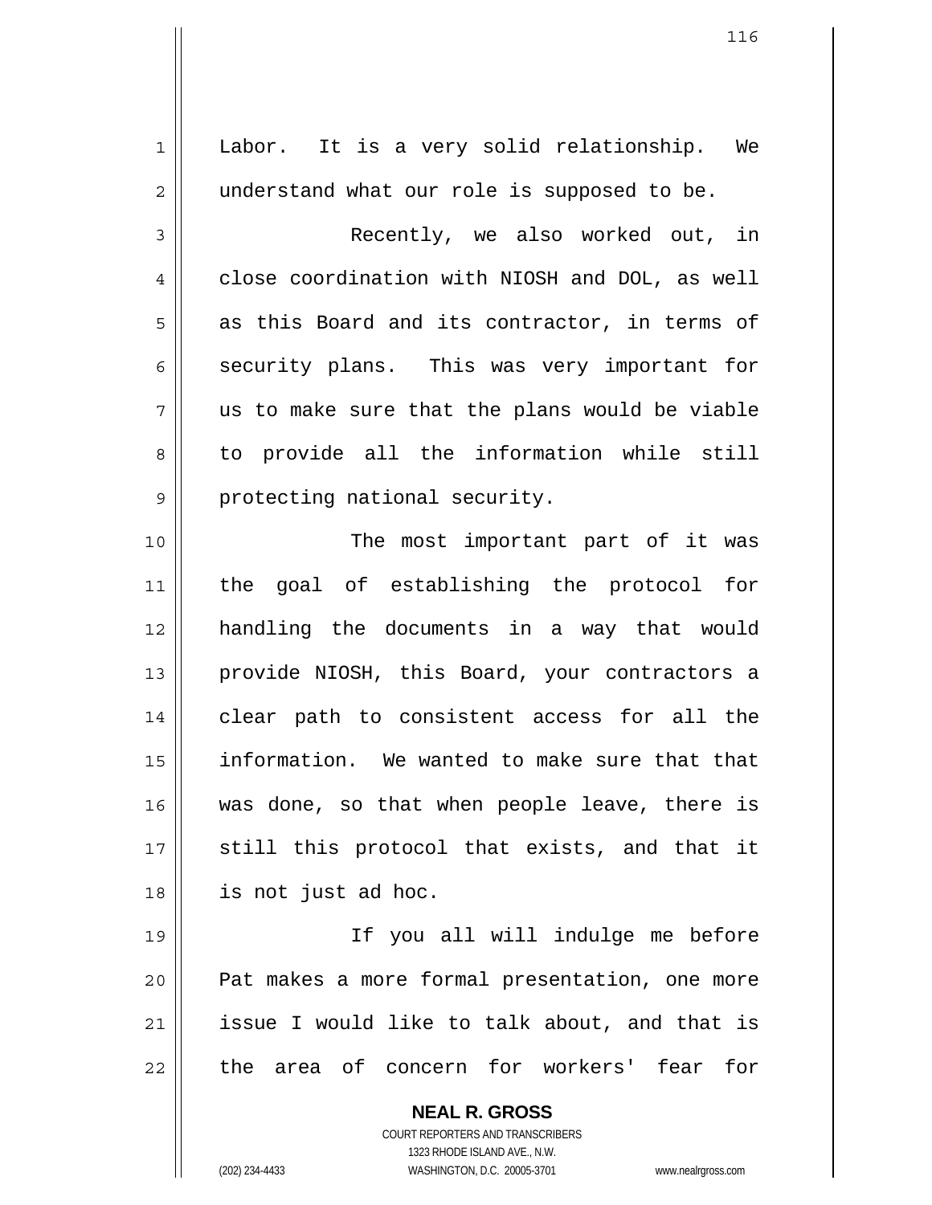Labor. It is a very solid relationship. We understand what our role is supposed to be.

Recently, we also worked out, in close coordination with NIOSH and DOL, as well as this Board and its contractor, in terms of security plans. This was very important for us to make sure that the plans would be viable to provide all the information while still protecting national security.

The most important part of it was the goal of establishing the protocol for handling the documents in a way that would provide NIOSH, this Board, your contractors a clear path to consistent access for all the information. We wanted to make sure that that was done, so that when people leave, there is still this protocol that exists, and that it is not just ad hoc.

If you all will indulge me before Pat makes a more formal presentation, one more issue I would like to talk about, and that is the area of concern for workers' fear for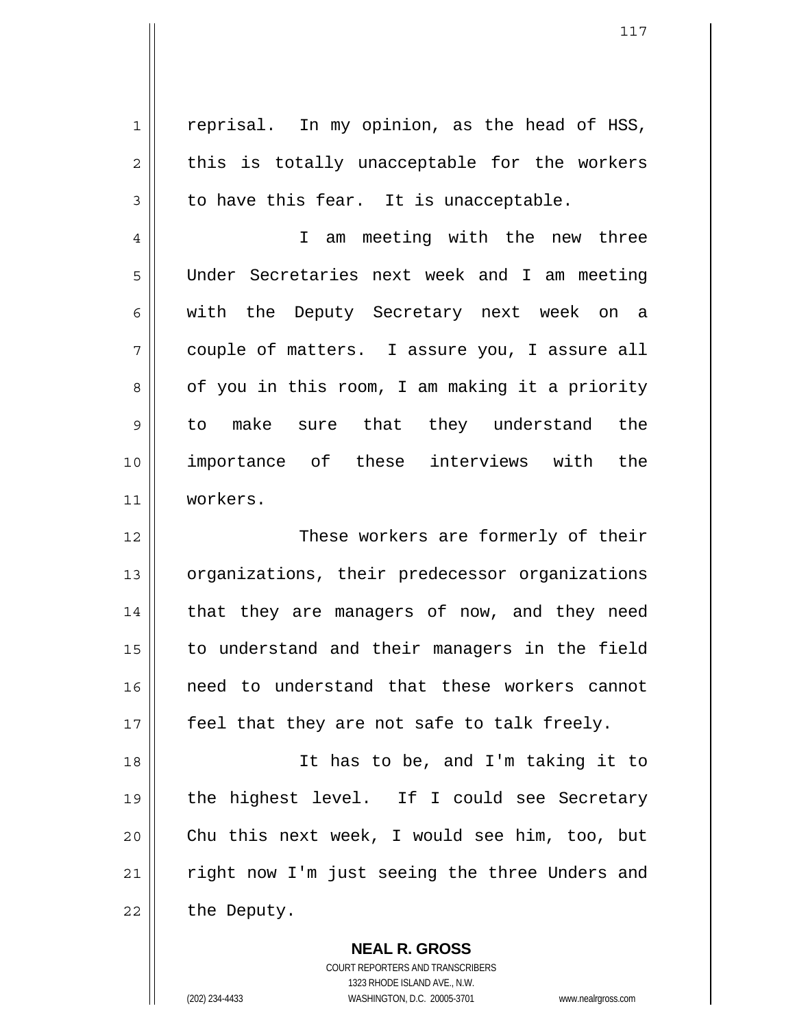reprisal. In my opinion, as the head of HSS, this is totally unacceptable for the workers to have this fear. It is unacceptable.

I am meeting with the new three Under Secretaries next week and I am meeting with the Deputy Secretary next week on a couple of matters. I assure you, I assure all of you in this room, I am making it a priority to make sure that they understand the importance of these interviews with the workers.

These workers are formerly of their organizations, their predecessor organizations that they are managers of now, and they need to understand and their managers in the field need to understand that these workers cannot feel that they are not safe to talk freely.

It has to be, and I'm taking it to the highest level. If I could see Secretary Chu this next week, I would see him, too, but right now I'm just seeing the three Unders and the Deputy.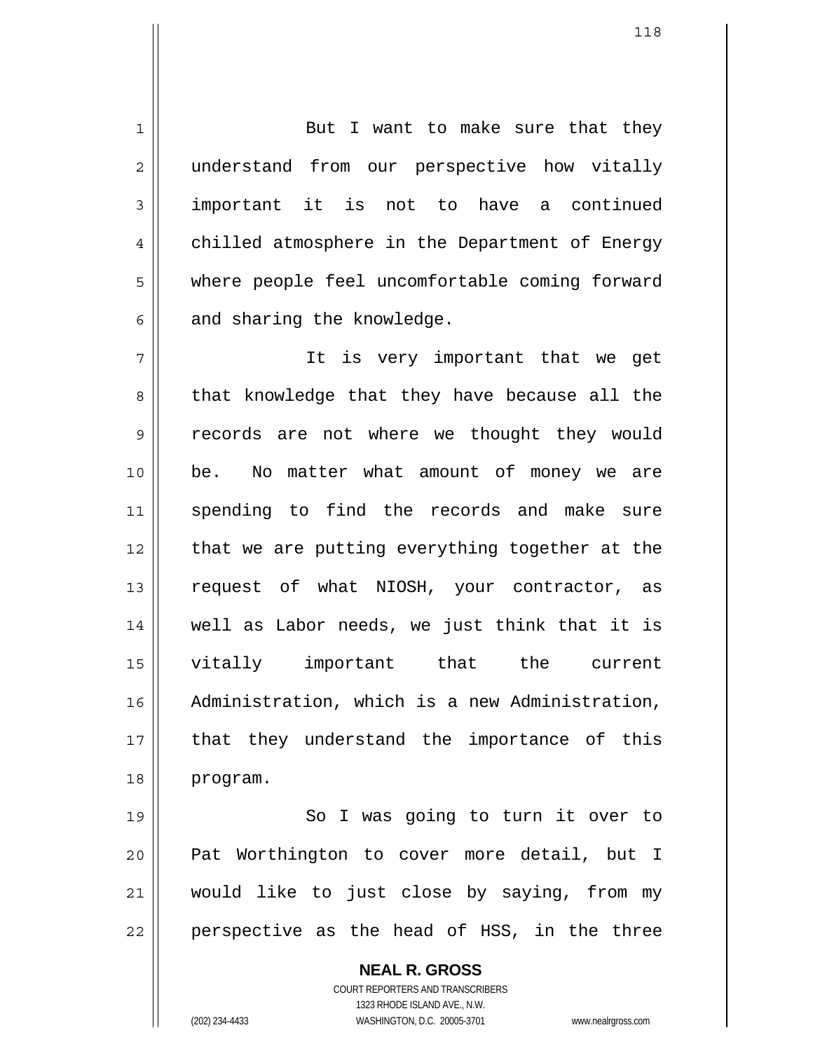But I want to make sure that they understand from our perspective how vitally important it is not to have a continued chilled atmosphere in the Department of Energy where people feel uncomfortable coming forward and sharing the knowledge.

It is very important that we get that knowledge that they have because all the records are not where we thought they would be. No matter what amount of money we are spending to find the records and make sure that we are putting everything together at the request of what NIOSH, your contractor, as well as Labor needs, we just think that it is vitally important that the current Administration, which is a new Administration, that they understand the importance of this program.

So I was going to turn it over to Pat Worthington to cover more detail, but I would like to just close by saying, from my perspective as the head of HSS, in the three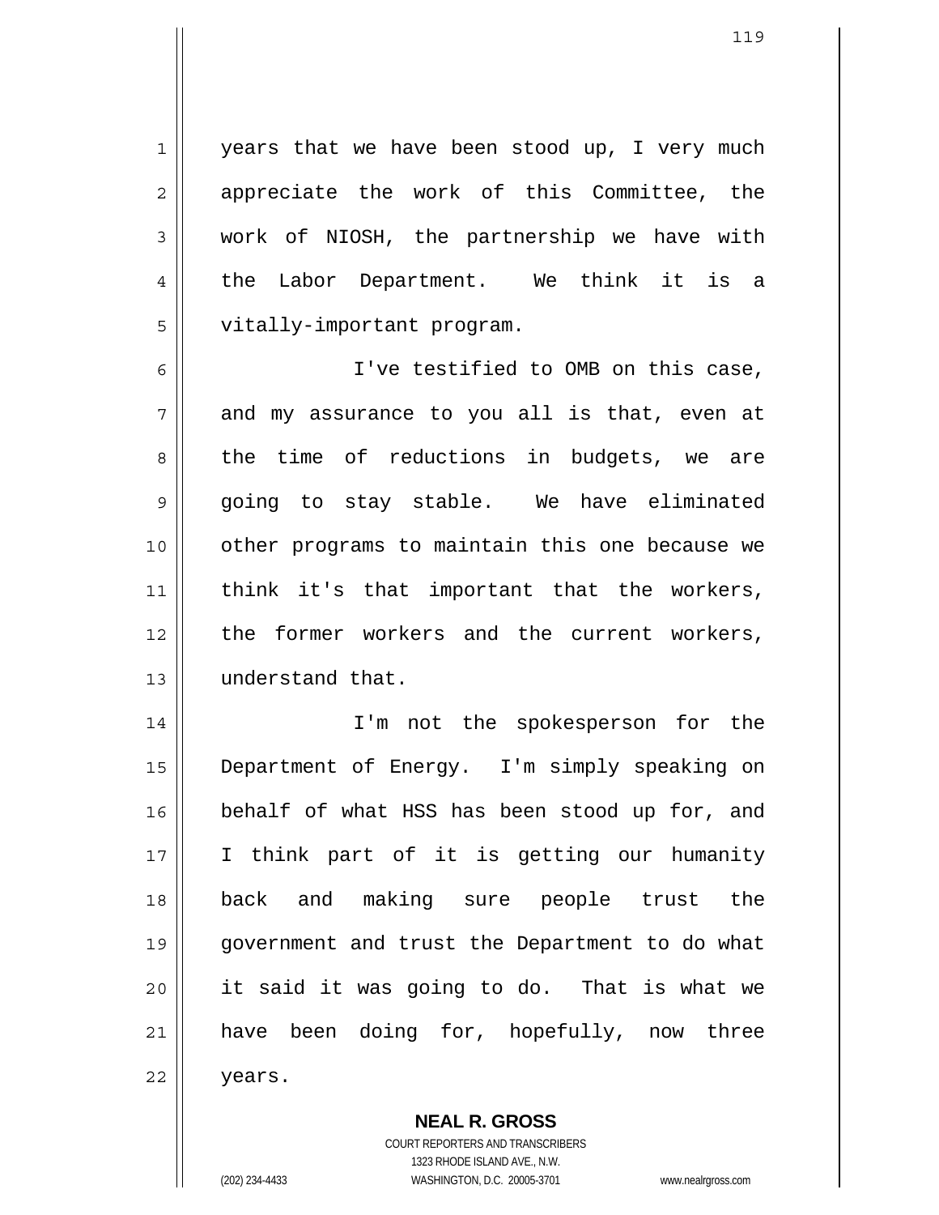years that we have been stood up, I very much appreciate the work of this Committee, the work of NIOSH, the partnership we have with the Labor Department. We think it is a vitally-important program.

I've testified to OMB on this case, and my assurance to you all is that, even at the time of reductions in budgets, we are going to stay stable. We have eliminated other programs to maintain this one because we think it's that important that the workers, the former workers and the current workers, understand that.

I'm not the spokesperson for the Department of Energy. I'm simply speaking on behalf of what HSS has been stood up for, and I think part of it is getting our humanity back and making sure people trust the government and trust the Department to do what it said it was going to do. That is what we have been doing for, hopefully, now three years.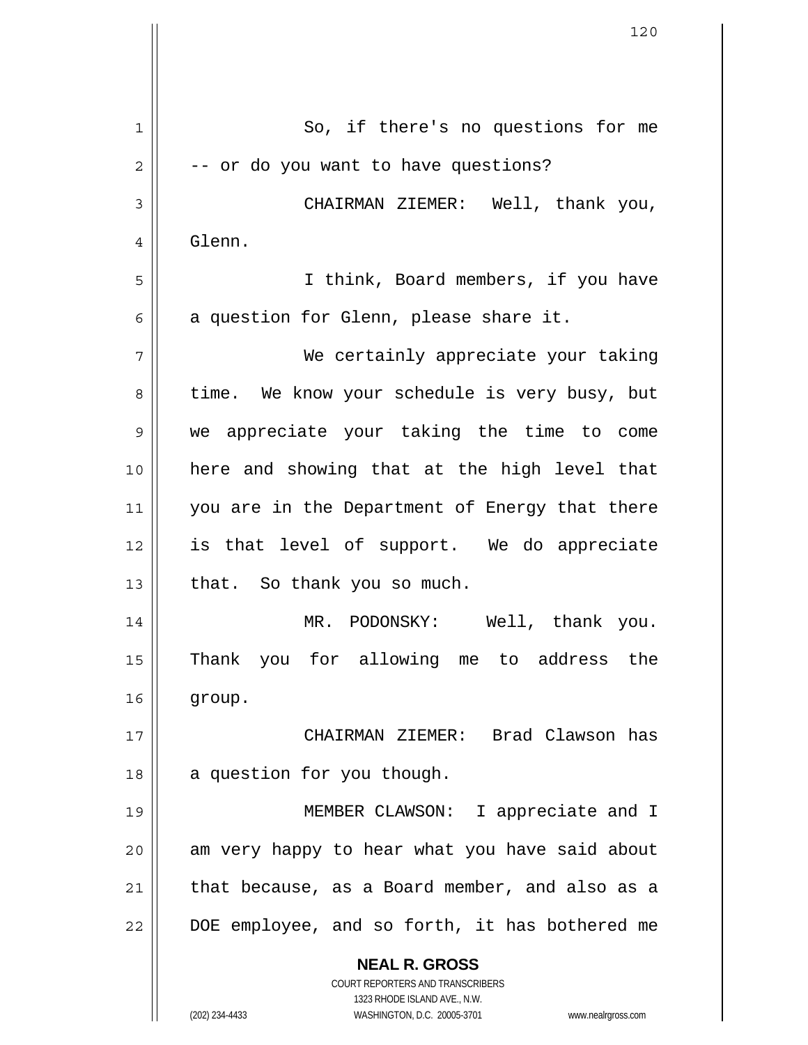So, if there's no questions for me -- or do you want to have questions?

CHAIRMAN ZIEMER: Well, thank you, Glenn.

I think, Board members, if you have a question for Glenn, please share it.

We certainly appreciate your taking time. We know your schedule is very busy, but we appreciate your taking the time to come here and showing that at the high level that you are in the Department of Energy that there is that level of support. We do appreciate that. So thank you so much.

MR. PODONSKY: Well, thank you. Thank you for allowing me to address the group.

CHAIRMAN ZIEMER: Brad Clawson has a question for you though.

MEMBER CLAWSON: I appreciate and I am very happy to hear what you have said about that because, as a Board member, and also as a DOE employee, and so forth, it has bothered me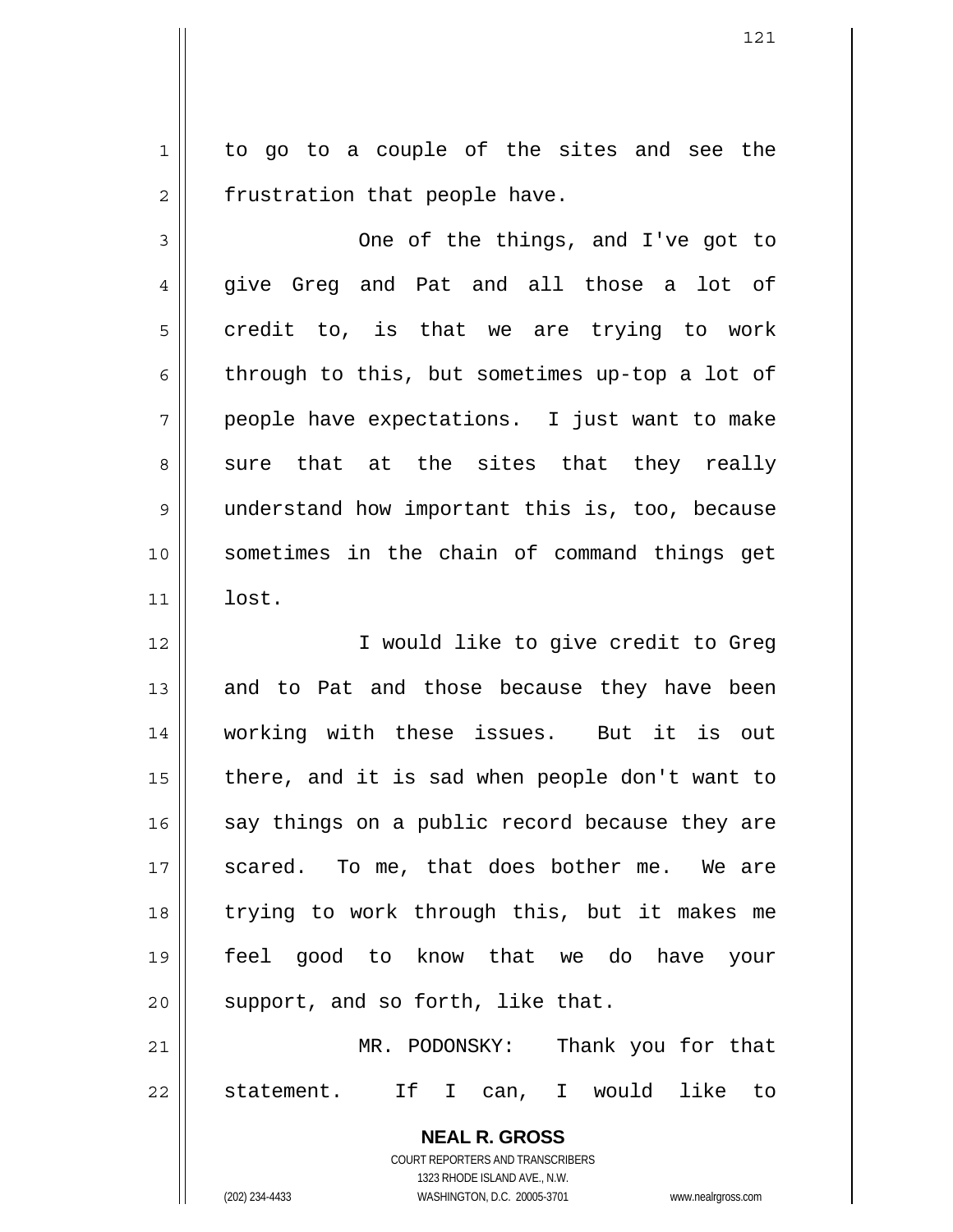to go to a couple of the sites and see the frustration that people have.

One of the things, and I've got to give Greg and Pat and all those a lot of credit to, is that we are trying to work through to this, but sometimes up-top a lot of people have expectations. I just want to make sure that at the sites that they really understand how important this is, too, because sometimes in the chain of command things get lost.

I would like to give credit to Greg and to Pat and those because they have been working with these issues. But it is out there, and it is sad when people don't want to say things on a public record because they are scared. To me, that does bother me. We are trying to work through this, but it makes me feel good to know that we do have your support, and so forth, like that.

MR. PODONSKY: Thank you for that statement. If I can, I would like to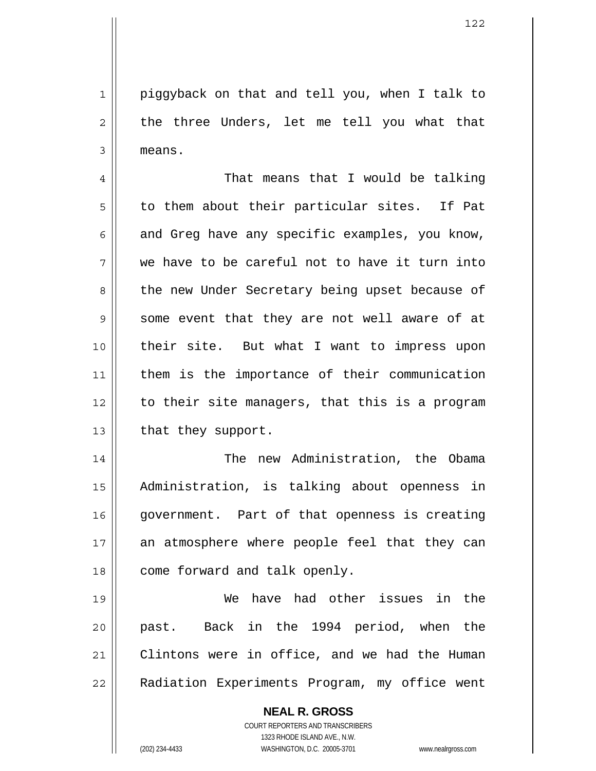piggyback on that and tell you, when I talk to the three Unders, let me tell you what that means.

That means that I would be talking to them about their particular sites. If Pat and Greg have any specific examples, you know, we have to be careful not to have it turn into the new Under Secretary being upset because of some event that they are not well aware of at their site. But what I want to impress upon them is the importance of their communication to their site managers, that this is a program that they support.

The new Administration, the Obama Administration, is talking about openness in government. Part of that openness is creating an atmosphere where people feel that they can come forward and talk openly.

We have had other issues in the past. Back in the 1994 period, when the Clintons were in office, and we had the Human Radiation Experiments Program, my office went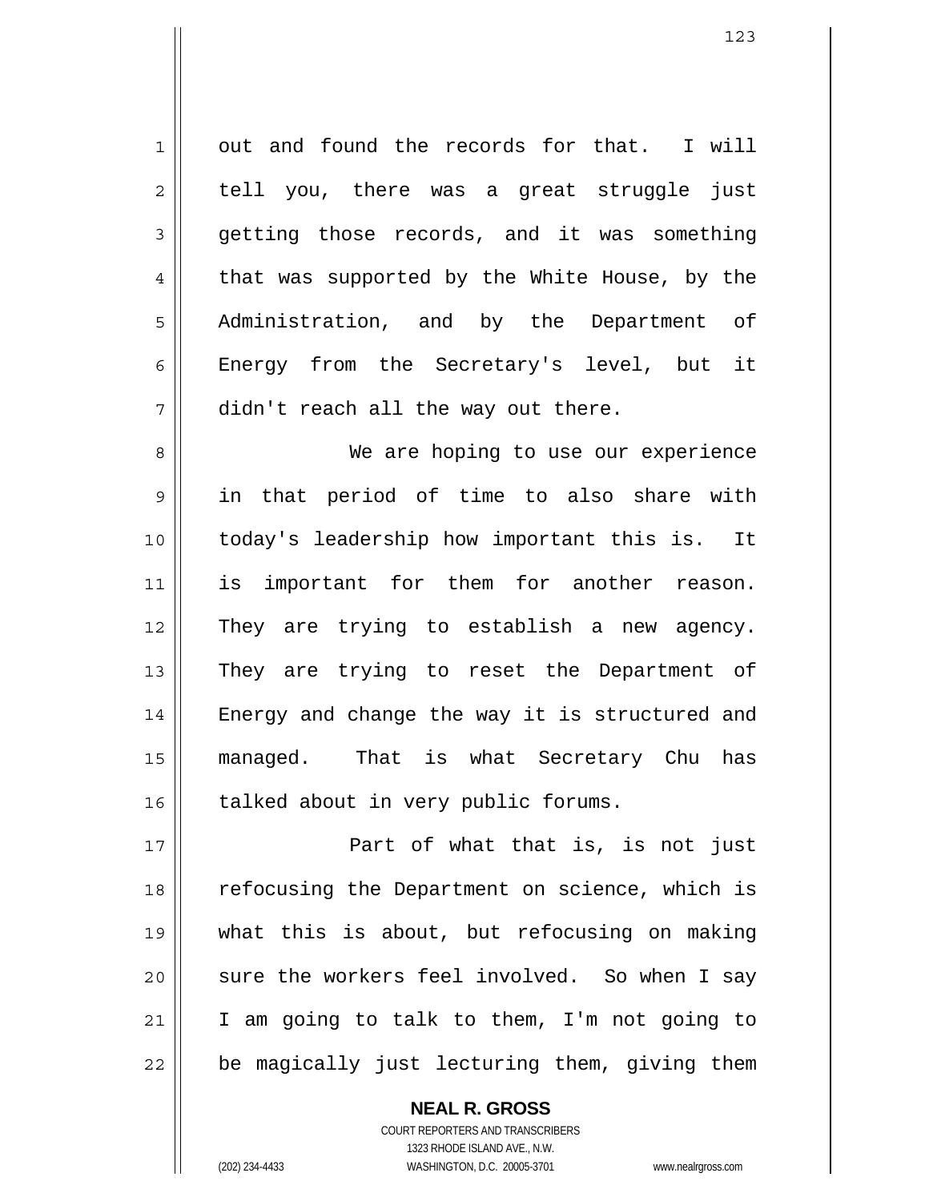out and found the records for that. I will tell you, there was a great struggle just getting those records, and it was something that was supported by the White House, by the Administration, and by the Department of Energy from the Secretary's level, but it didn't reach all the way out there.

We are hoping to use our experience in that period of time to also share with today's leadership how important this is. It is important for them for another reason. They are trying to establish a new agency. They are trying to reset the Department of Energy and change the way it is structured and managed. That is what Secretary Chu has talked about in very public forums.

Part of what that is, is not just refocusing the Department on science, which is what this is about, but refocusing on making sure the workers feel involved. So when I say I am going to talk to them, I'm not going to be magically just lecturing them, giving them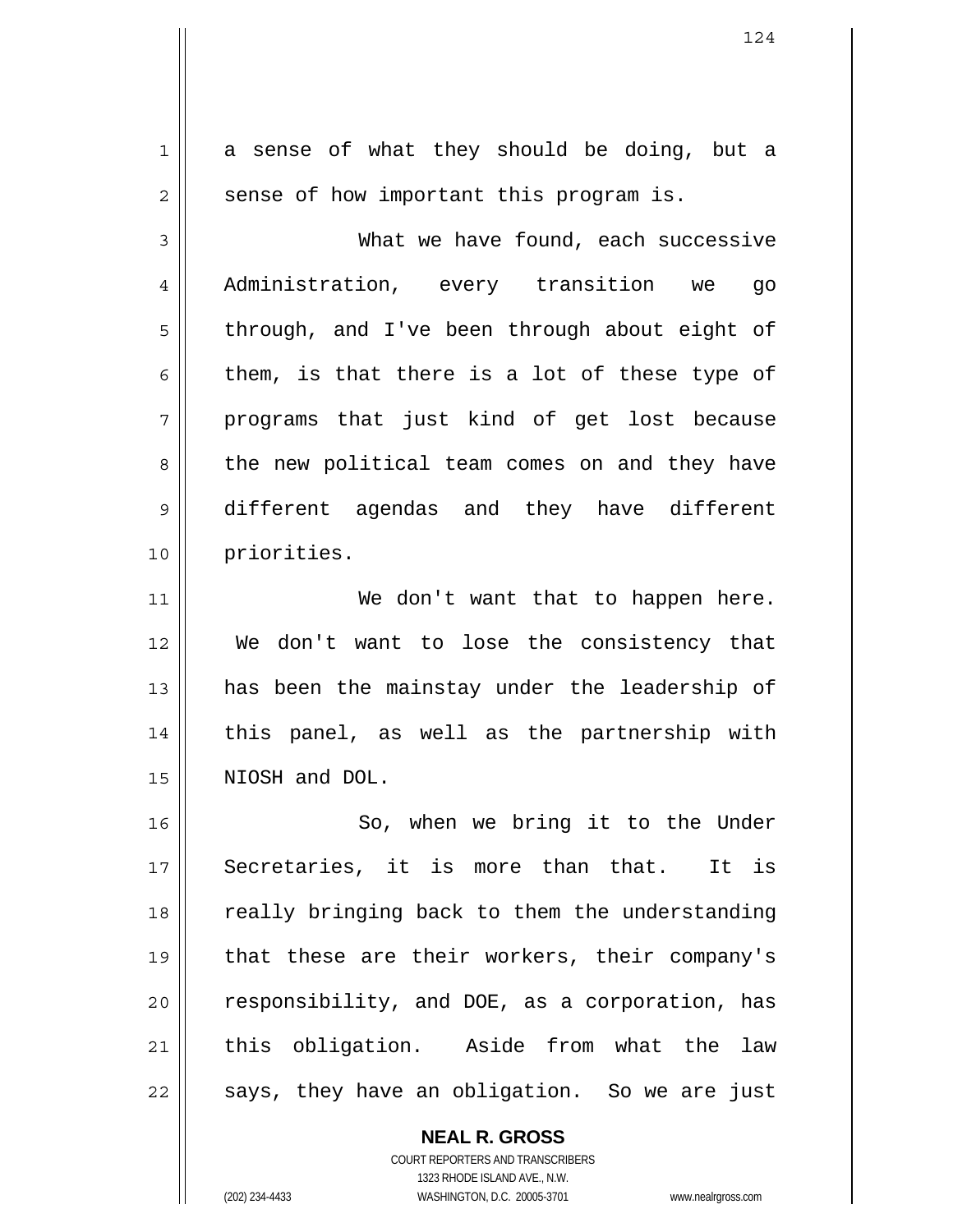a sense of what they should be doing, but a sense of how important this program is.

What we have found, each successive Administration, every transition we go through, and I've been through about eight of them, is that there is a lot of these type of programs that just kind of get lost because the new political team comes on and they have different agendas and they have different priorities.

We don't want that to happen here. We don't want to lose the consistency that has been the mainstay under the leadership of this panel, as well as the partnership with NIOSH and DOL.

So, when we bring it to the Under Secretaries, it is more than that. It is really bringing back to them the understanding that these are their workers, their company's responsibility, and DOE, as a corporation, has this obligation. Aside from what the law says, they have an obligation. So we are just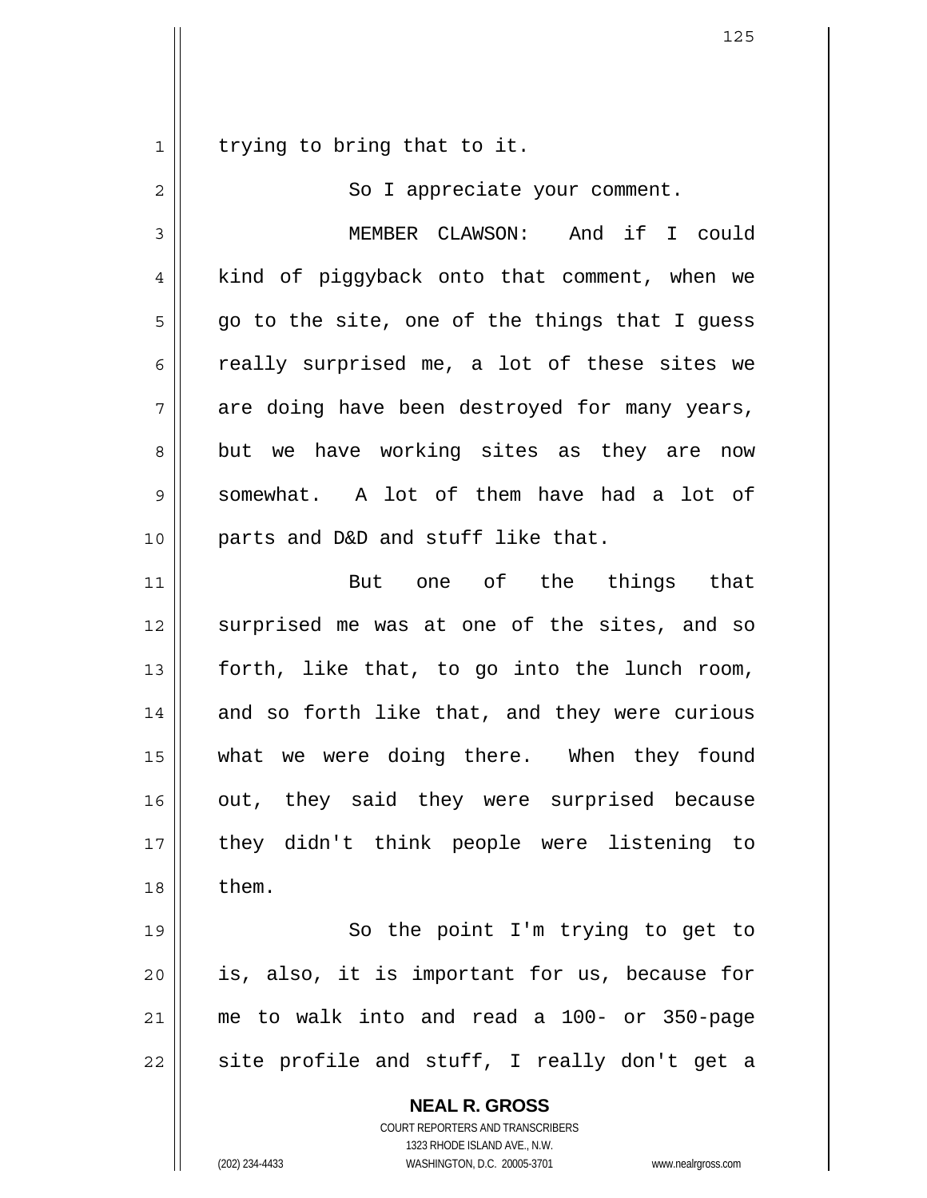trying to bring that to it.

So I appreciate your comment.

MEMBER CLAWSON: And if I could kind of piggyback onto that comment, when we go to the site, one of the things that I guess really surprised me, a lot of these sites we are doing have been destroyed for many years, but we have working sites as they are now somewhat. A lot of them have had a lot of parts and D&D and stuff like that.

But one of the things that surprised me was at one of the sites, and so forth, like that, to go into the lunch room, and so forth like that, and they were curious what we were doing there. When they found out, they said they were surprised because they didn't think people were listening to them.

So the point I'm trying to get to is, also, it is important for us, because for me to walk into and read a 100- or 350-page site profile and stuff, I really don't get a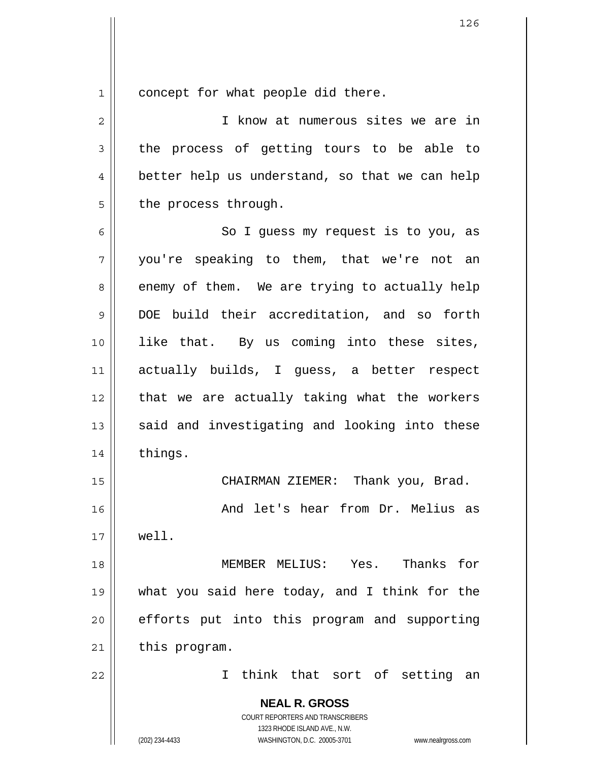concept for what people did there.

I know at numerous sites we are in the process of getting tours to be able to better help us understand, so that we can help the process through.

So I guess my request is to you, as you're speaking to them, that we're not an enemy of them. We are trying to actually help DOE build their accreditation, and so forth like that. By us coming into these sites, actually builds, I guess, a better respect that we are actually taking what the workers said and investigating and looking into these things.

CHAIRMAN ZIEMER: Thank you, Brad.

And let's hear from Dr. Melius as well.

MEMBER MELIUS: Yes. Thanks for what you said here today, and I think for the efforts put into this program and supporting this program.

I think that sort of setting an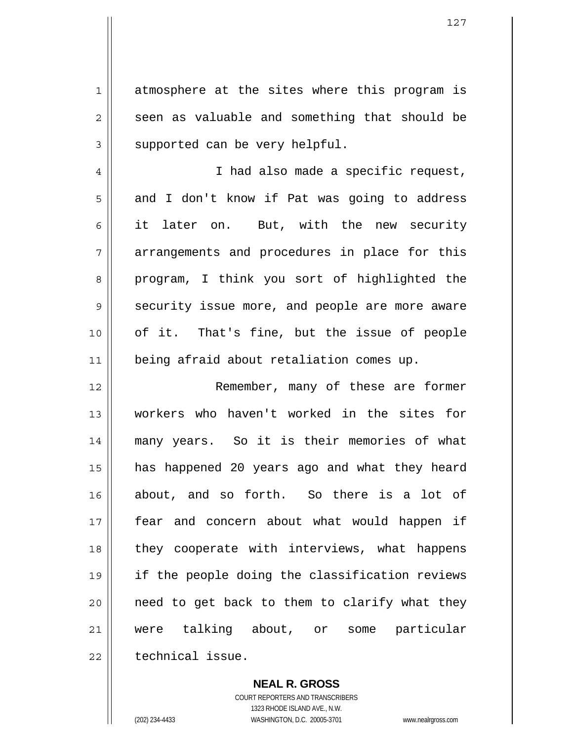atmosphere at the sites where this program is seen as valuable and something that should be supported can be very helpful.

I had also made a specific request, and I don't know if Pat was going to address it later on. But, with the new security arrangements and procedures in place for this program, I think you sort of highlighted the security issue more, and people are more aware of it. That's fine, but the issue of people being afraid about retaliation comes up.

Remember, many of these are former workers who haven't worked in the sites for many years. So it is their memories of what has happened 20 years ago and what they heard about, and so forth. So there is a lot of fear and concern about what would happen if they cooperate with interviews, what happens if the people doing the classification reviews need to get back to them to clarify what they were talking about, or some particular technical issue.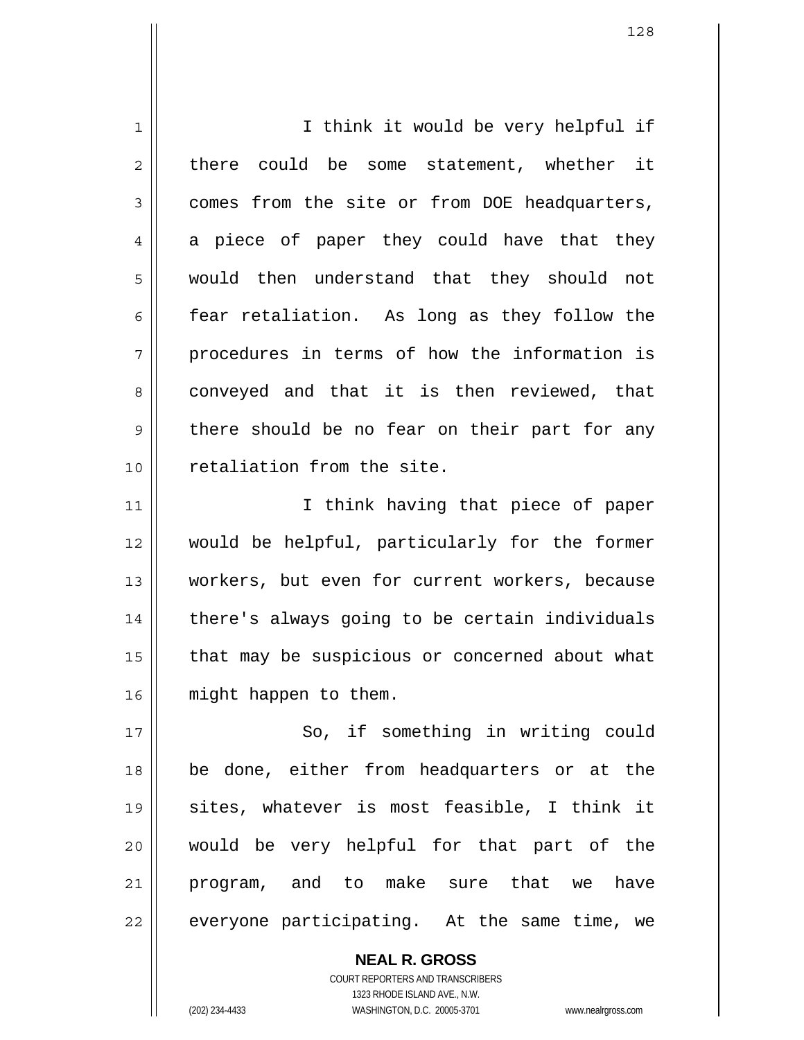I think it would be very helpful if there could be some statement, whether it comes from the site or from DOE headquarters, a piece of paper they could have that they would then understand that they should not fear retaliation. As long as they follow the procedures in terms of how the information is conveyed and that it is then reviewed, that there should be no fear on their part for any retaliation from the site.

I think having that piece of paper would be helpful, particularly for the former workers, but even for current workers, because there's always going to be certain individuals that may be suspicious or concerned about what might happen to them.

So, if something in writing could be done, either from headquarters or at the sites, whatever is most feasible, I think it would be very helpful for that part of the program, and to make sure that we have everyone participating. At the same time, we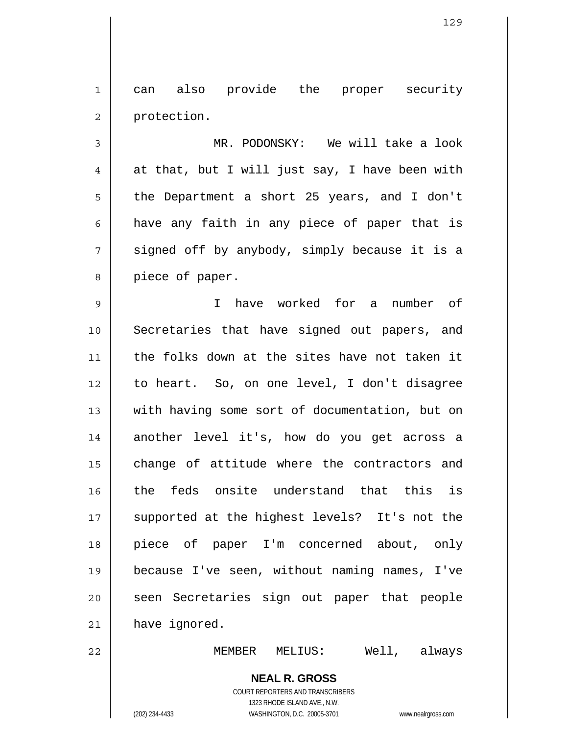can also provide the proper security protection.

MR. PODONSKY: We will take a look at that, but I will just say, I have been with the Department a short 25 years, and I don't have any faith in any piece of paper that is signed off by anybody, simply because it is a piece of paper.

I have worked for a number of Secretaries that have signed out papers, and the folks down at the sites have not taken it to heart. So, on one level, I don't disagree with having some sort of documentation, but on another level it's, how do you get across a change of attitude where the contractors and the feds onsite understand that this is supported at the highest levels? It's not the piece of paper I'm concerned about, only because I've seen, without naming names, I've seen Secretaries sign out paper that people have ignored.

MEMBER MELIUS: Well, always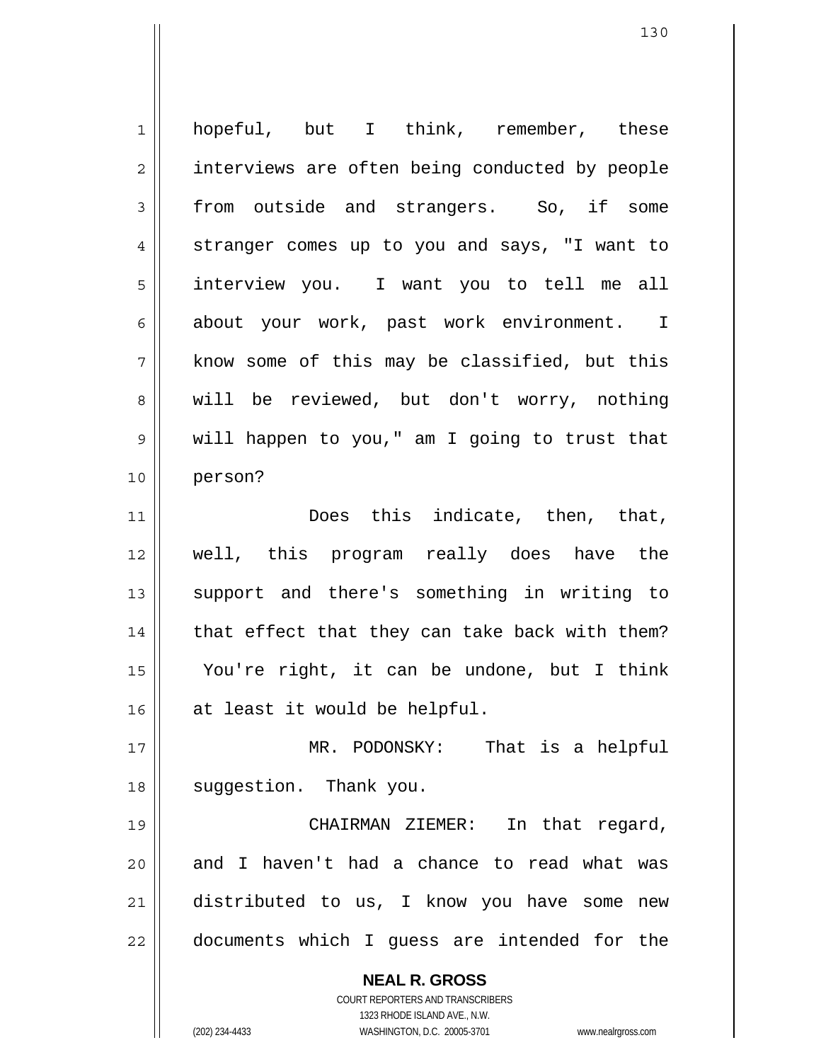hopeful, but I think, remember, these interviews are often being conducted by people from outside and strangers. So, if some stranger comes up to you and says, "I want to interview you. I want you to tell me all about your work, past work environment. I know some of this may be classified, but this will be reviewed, but don't worry, nothing will happen to you," am I going to trust that person?

Does this indicate, then, that, well, this program really does have the support and there's something in writing to that effect that they can take back with them? You're right, it can be undone, but I think at least it would be helpful.

MR. PODONSKY: That is a helpful suggestion. Thank you.

CHAIRMAN ZIEMER: In that regard, and I haven't had a chance to read what was distributed to us, I know you have some new documents which I guess are intended for the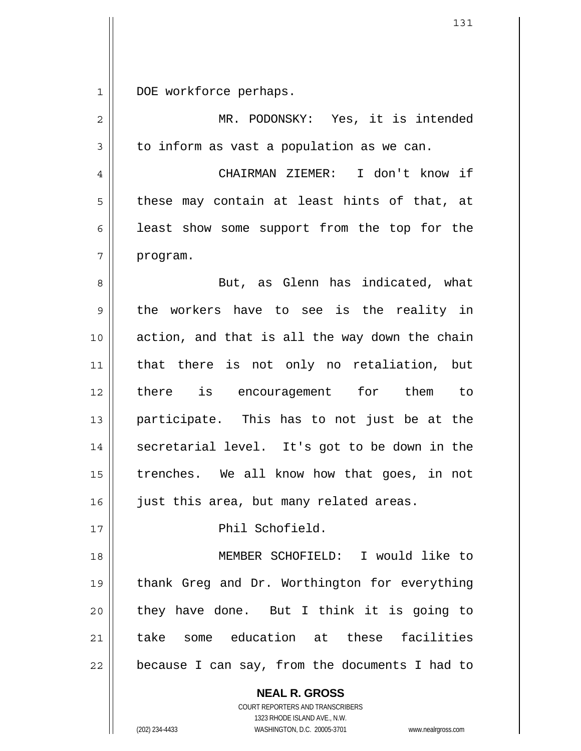DOE workforce perhaps.

MR. PODONSKY: Yes, it is intended to inform as vast a population as we can.

CHAIRMAN ZIEMER: I don't know if these may contain at least hints of that, at least show some support from the top for the program.

But, as Glenn has indicated, what the workers have to see is the reality in action, and that is all the way down the chain that there is not only no retaliation, but there is encouragement for them to participate. This has to not just be at the secretarial level. It's got to be down in the trenches. We all know how that goes, in not just this area, but many related areas.

Phil Schofield.

MEMBER SCHOFIELD: I would like to thank Greg and Dr. Worthington for everything they have done. But I think it is going to take some education at these facilities because I can say, from the documents I had to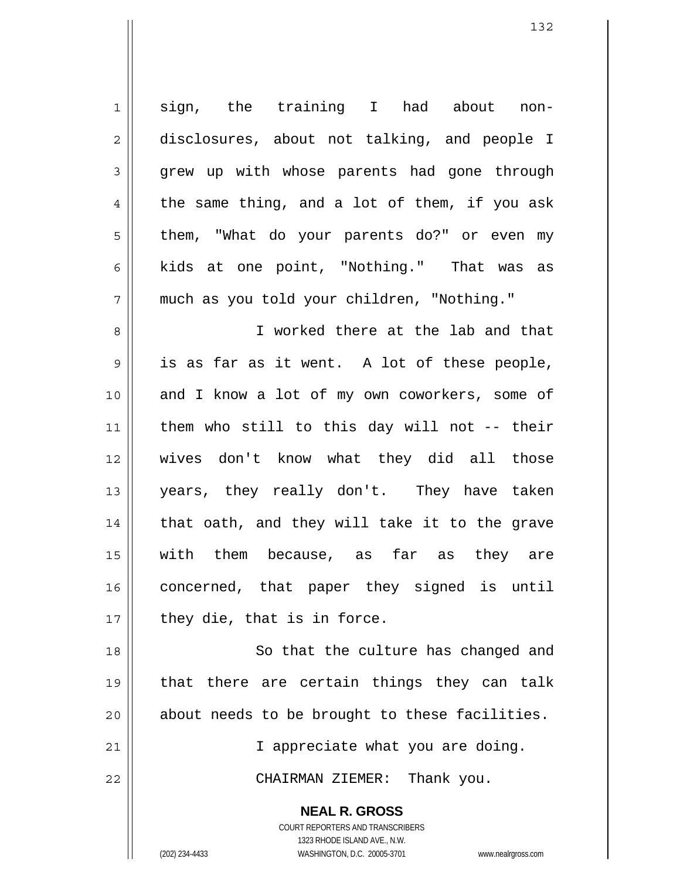sign, the training I had about non-disclosures, about not talking, and people I grew up with whose parents had gone through the same thing, and a lot of them, if you ask them, "What do your parents do?" or even my kids at one point, "Nothing." That was as much as you told your children, "Nothing."

I worked there at the lab and that is as far as it went. A lot of these people, and I know a lot of my own coworkers, some of them who still to this day will not -- their wives don't know what they did all those years, they really don't. They have taken that oath, and they will take it to the grave with them because, as far as they are concerned, that paper they signed is until they die, that is in force.

So that the culture has changed and that there are certain things they can talk about needs to be brought to these facilities.

I appreciate what you are doing.

CHAIRMAN ZIEMER: Thank you.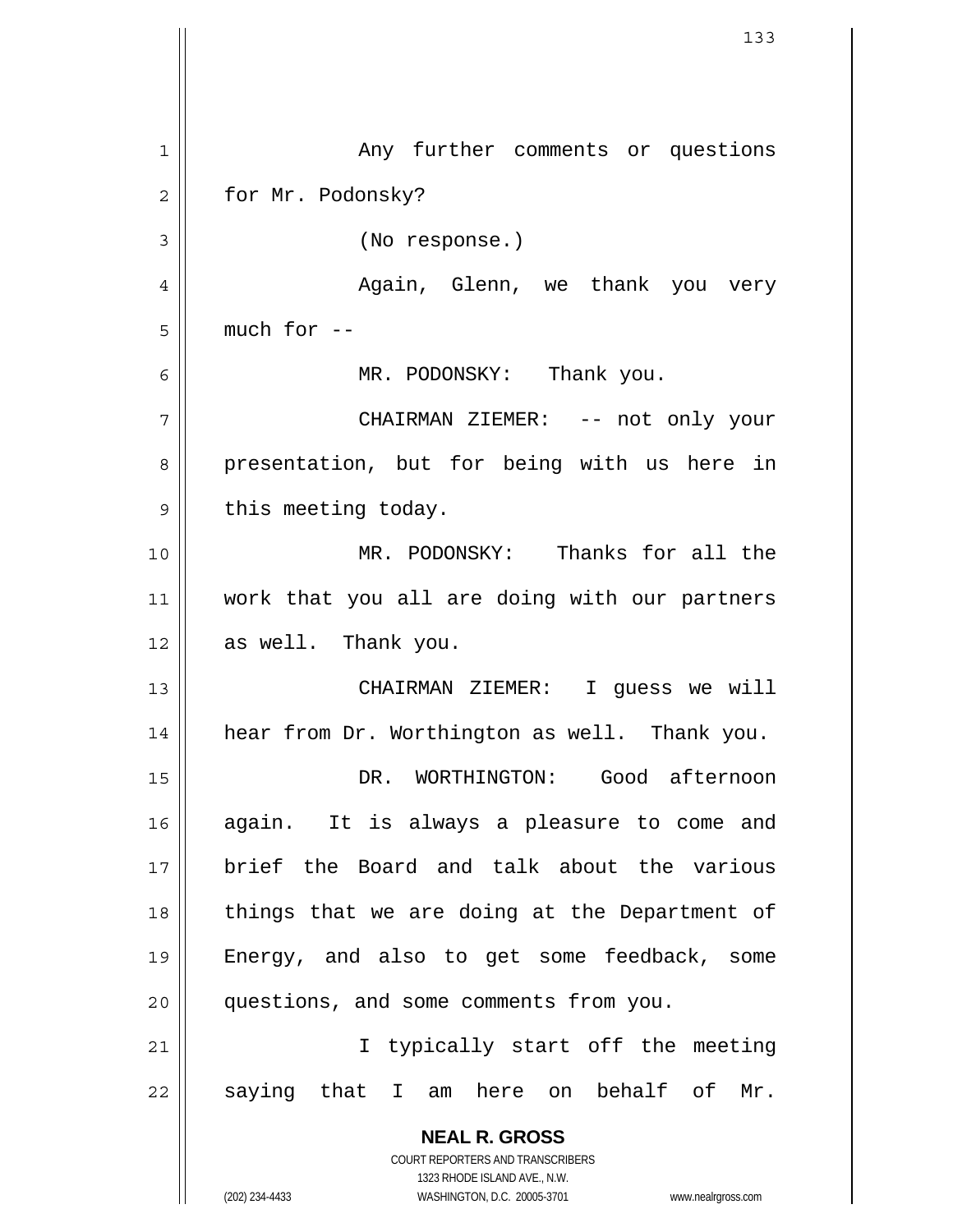Any further comments or questions for Mr. Podonsky?

(No response.)

Again, Glenn, we thank you very much for --

MR. PODONSKY: Thank you.

CHAIRMAN ZIEMER: -- not only your presentation, but for being with us here in this meeting today.

MR. PODONSKY: Thanks for all the work that you all are doing with our partners as well. Thank you.

CHAIRMAN ZIEMER: I guess we will hear from Dr. Worthington as well. Thank you.

DR. WORTHINGTON: Good afternoon again. It is always a pleasure to come and brief the Board and talk about the various things that we are doing at the Department of Energy, and also to get some feedback, some questions, and some comments from you.

I typically start off the meeting saying that I am here on behalf of Mr.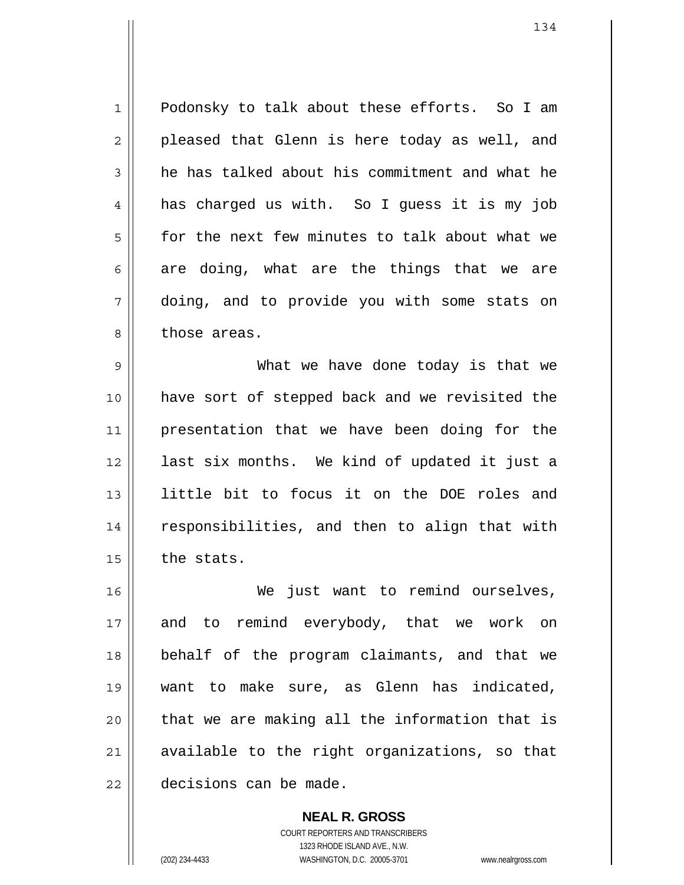Podonsky to talk about these efforts. So I am pleased that Glenn is here today as well, and he has talked about his commitment and what he has charged us with. So I guess it is my job for the next few minutes to talk about what we are doing, what are the things that we are doing, and to provide you with some stats on those areas.

What we have done today is that we have sort of stepped back and we revisited the presentation that we have been doing for the last six months. We kind of updated it just a little bit to focus it on the DOE roles and responsibilities, and then to align that with the stats.

We just want to remind ourselves, and to remind everybody, that we work on behalf of the program claimants, and that we want to make sure, as Glenn has indicated, that we are making all the information that is available to the right organizations, so that decisions can be made.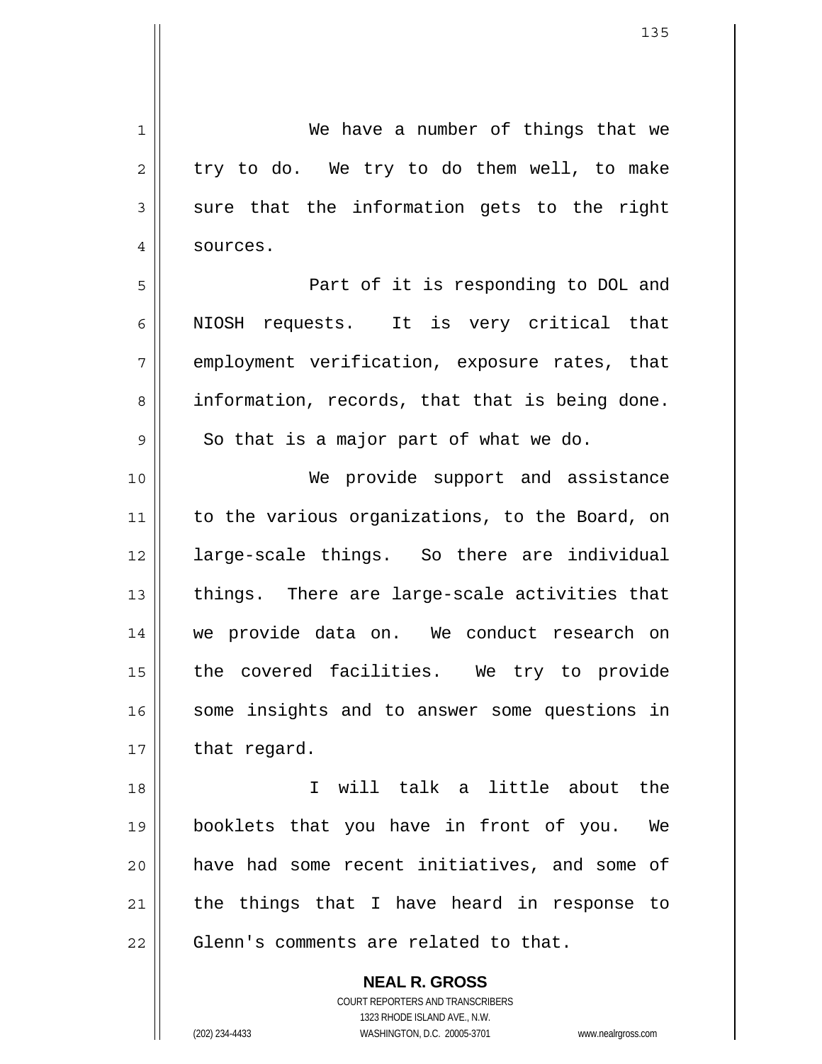We have a number of things that we try to do. We try to do them well, to make sure that the information gets to the right sources.

Part of it is responding to DOL and NIOSH requests. It is very critical that employment verification, exposure rates, that information, records, that that is being done. So that is a major part of what we do.

We provide support and assistance to the various organizations, to the Board, on large-scale things. So there are individual things. There are large-scale activities that we provide data on. We conduct research on the covered facilities. We try to provide some insights and to answer some questions in that regard.

I will talk a little about the booklets that you have in front of you. We have had some recent initiatives, and some of the things that I have heard in response to Glenn's comments are related to that.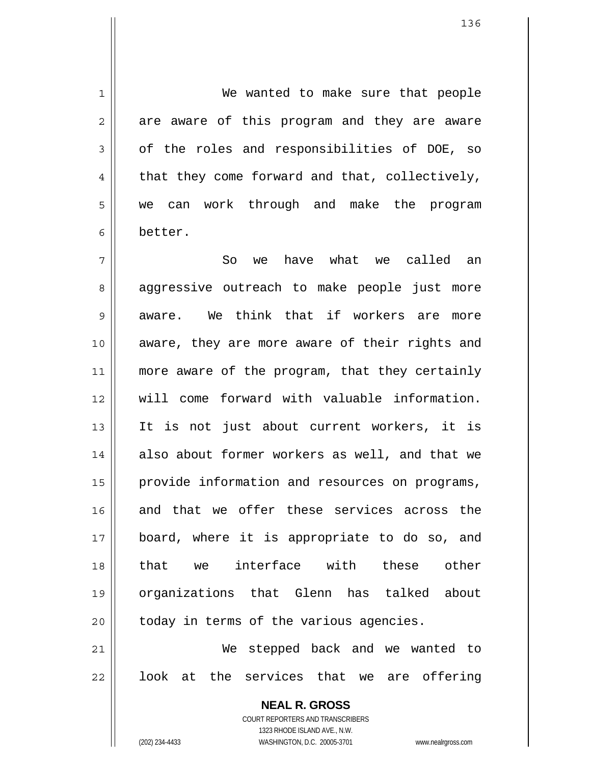We wanted to make sure that people are aware of this program and they are aware of the roles and responsibilities of DOE, so that they come forward and that, collectively, we can work through and make the program better.

So we have what we called an aggressive outreach to make people just more aware. We think that if workers are more aware, they are more aware of their rights and more aware of the program, that they certainly will come forward with valuable information. It is not just about current workers, it is also about former workers as well, and that we provide information and resources on programs, and that we offer these services across the board, where it is appropriate to do so, and that we interface with these other organizations that Glenn has talked about today in terms of the various agencies.

We stepped back and we wanted to look at the services that we are offering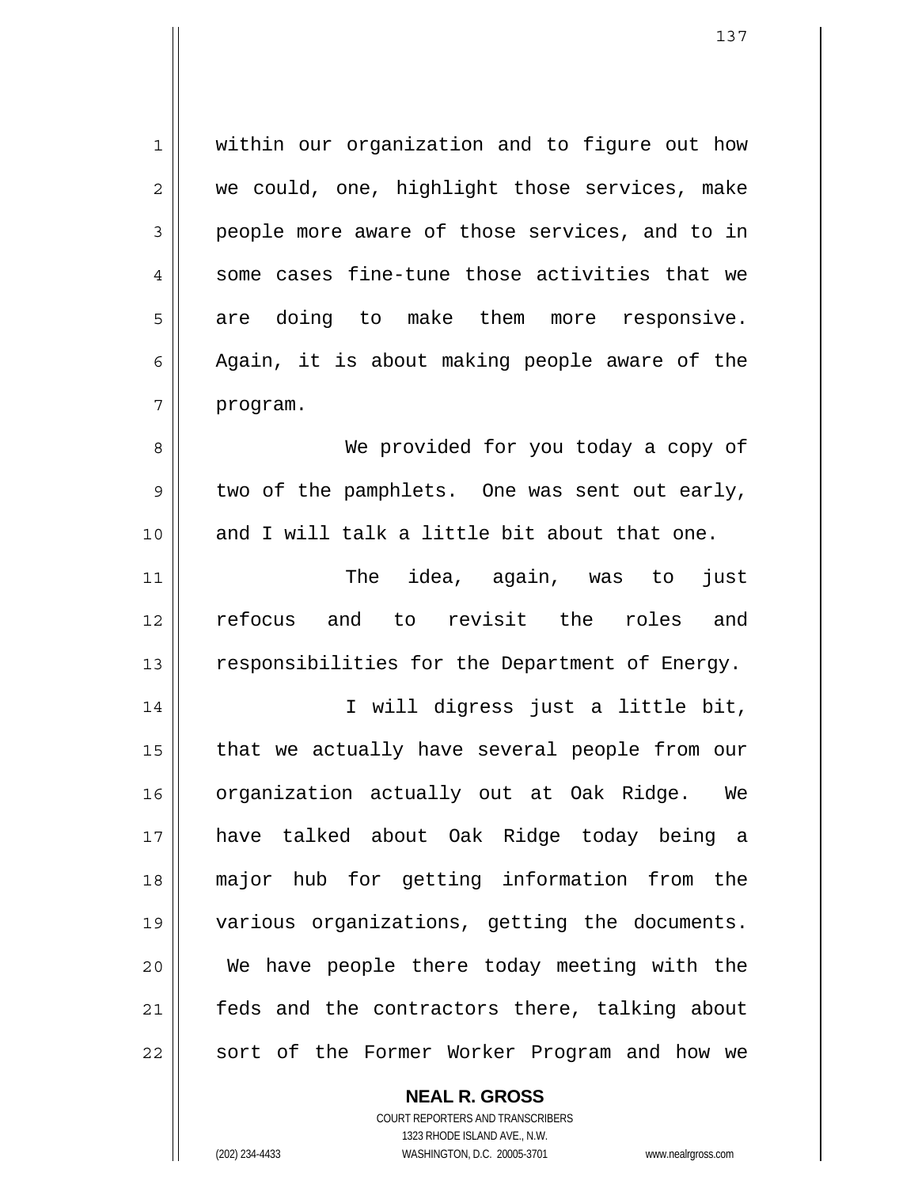within our organization and to figure out how we could, one, highlight those services, make people more aware of those services, and to in some cases fine-tune those activities that we are doing to make them more responsive. Again, it is about making people aware of the program.

We provided for you today a copy of two of the pamphlets. One was sent out early, and I will talk a little bit about that one.

The idea, again, was to just refocus and to revisit the roles and responsibilities for the Department of Energy.

I will digress just a little bit, that we actually have several people from our organization actually out at Oak Ridge. We have talked about Oak Ridge today being a major hub for getting information from the various organizations, getting the documents. We have people there today meeting with the feds and the contractors there, talking about sort of the Former Worker Program and how we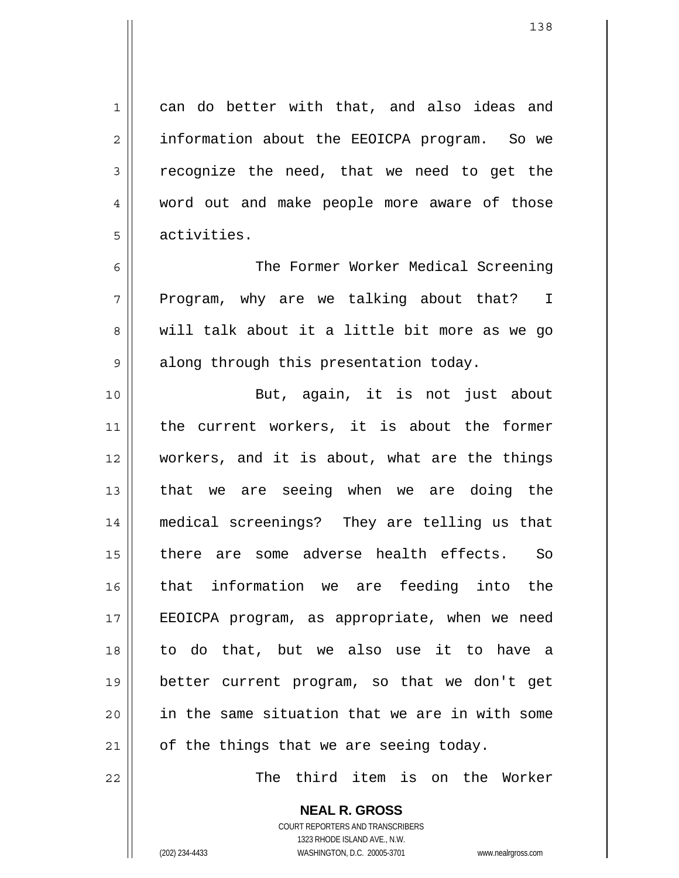can do better with that, and also ideas and information about the EEOICPA program. So we recognize the need, that we need to get the word out and make people more aware of those activities.

The Former Worker Medical Screening Program, why are we talking about that? I will talk about it a little bit more as we go along through this presentation today.

But, again, it is not just about the current workers, it is about the former workers, and it is about, what are the things that we are seeing when we are doing the medical screenings? They are telling us that there are some adverse health effects. So that information we are feeding into the EEOICPA program, as appropriate, when we need to do that, but we also use it to have a better current program, so that we don't get in the same situation that we are in with some of the things that we are seeing today.

The third item is on the Worker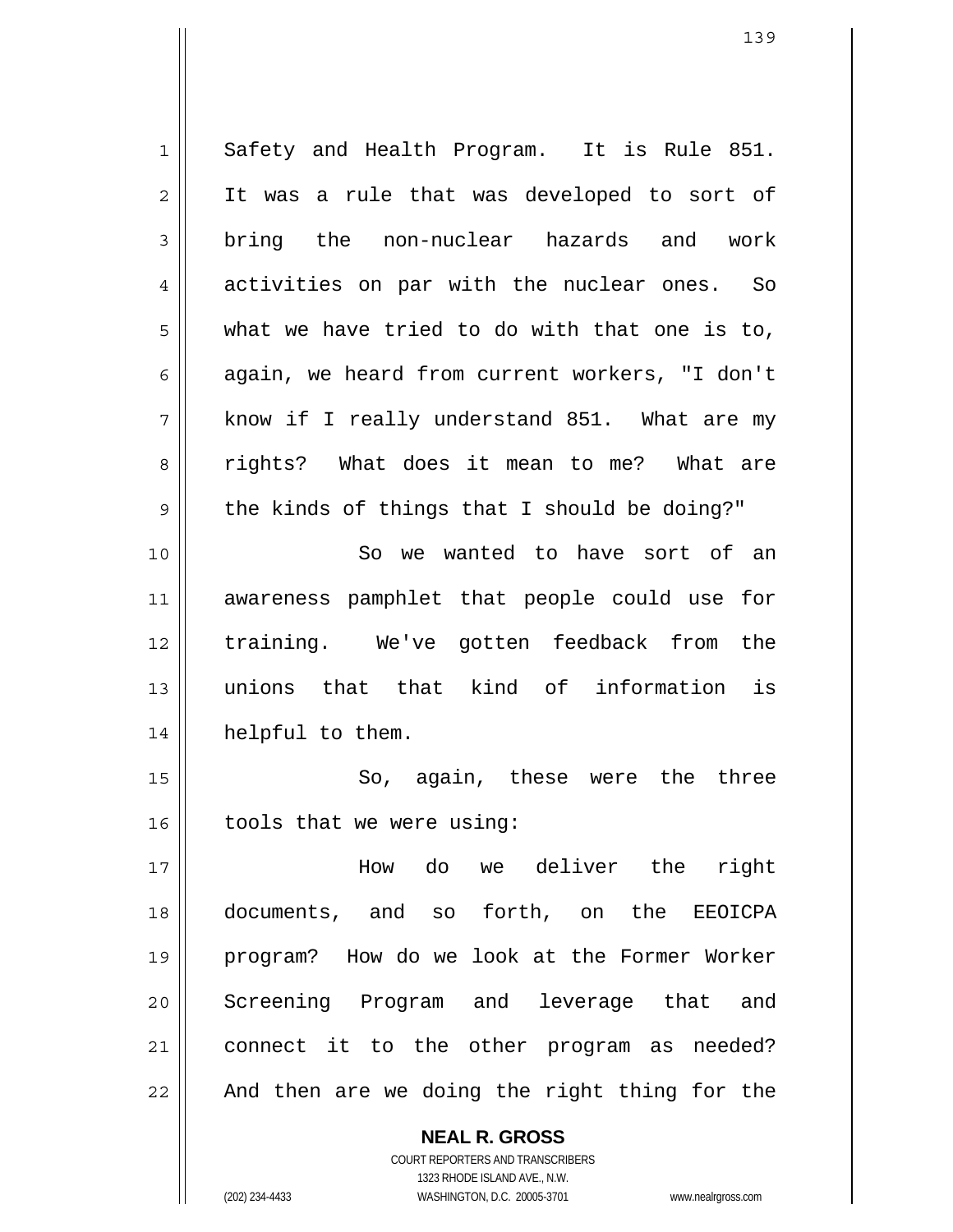Safety and Health Program. It is Rule 851. It was a rule that was developed to sort of bring the non-nuclear hazards and work activities on par with the nuclear ones. So what we have tried to do with that one is to, again, we heard from current workers, "I don't know if I really understand 851. What are my rights? What does it mean to me? What are the kinds of things that I should be doing?"

So we wanted to have sort of an awareness pamphlet that people could use for training. We've gotten feedback from the unions that that kind of information is helpful to them.

So, again, these were the three tools that we were using:

How do we deliver the right documents, and so forth, on the EEOICPA program? How do we look at the Former Worker Screening Program and leverage that and connect it to the other program as needed? And then are we doing the right thing for the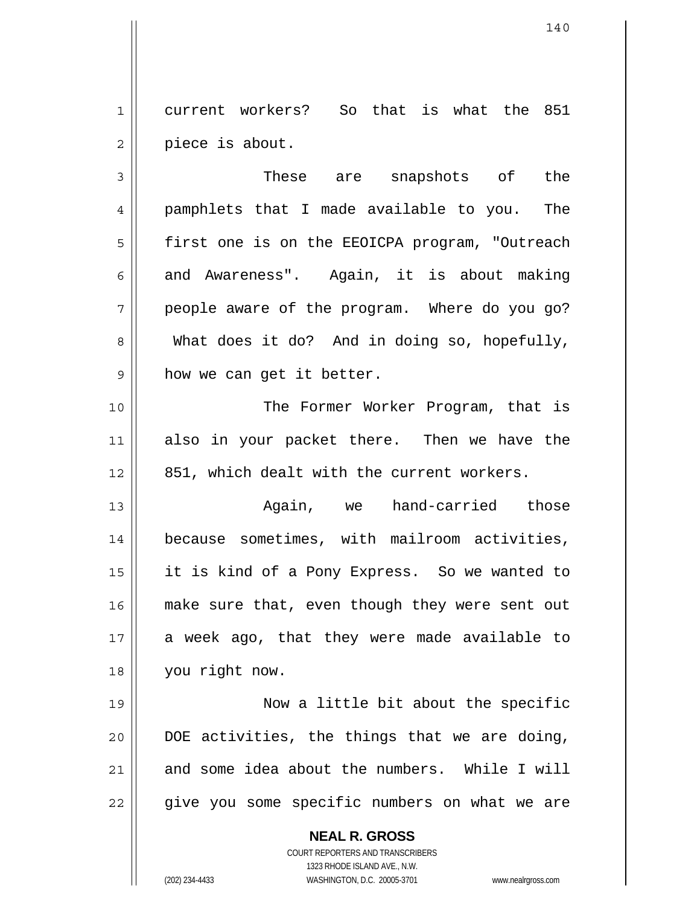current workers? So that is what the 851 piece is about.

These are snapshots of the pamphlets that I made available to you. The first one is on the EEOICPA program, "Outreach and Awareness". Again, it is about making people aware of the program. Where do you go? What does it do? And in doing so, hopefully, how we can get it better.

The Former Worker Program, that is also in your packet there. Then we have the 851, which dealt with the current workers.

Again, we hand-carried those because sometimes, with mailroom activities, it is kind of a Pony Express. So we wanted to make sure that, even though they were sent out a week ago, that they were made available to you right now.

Now a little bit about the specific DOE activities, the things that we are doing, and some idea about the numbers. While I will give you some specific numbers on what we are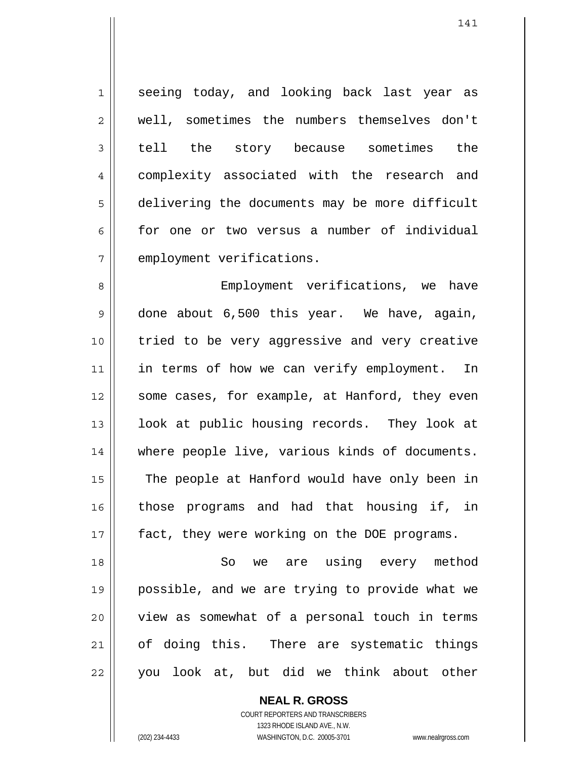seeing today, and looking back last year as well, sometimes the numbers themselves don't tell the story because sometimes the complexity associated with the research and delivering the documents may be more difficult for one or two versus a number of individual employment verifications.

Employment verifications, we have done about 6,500 this year. We have, again, tried to be very aggressive and very creative in terms of how we can verify employment. In some cases, for example, at Hanford, they even look at public housing records. They look at where people live, various kinds of documents. The people at Hanford would have only been in those programs and had that housing if, in fact, they were working on the DOE programs.

So we are using every method possible, and we are trying to provide what we view as somewhat of a personal touch in terms of doing this. There are systematic things you look at, but did we think about other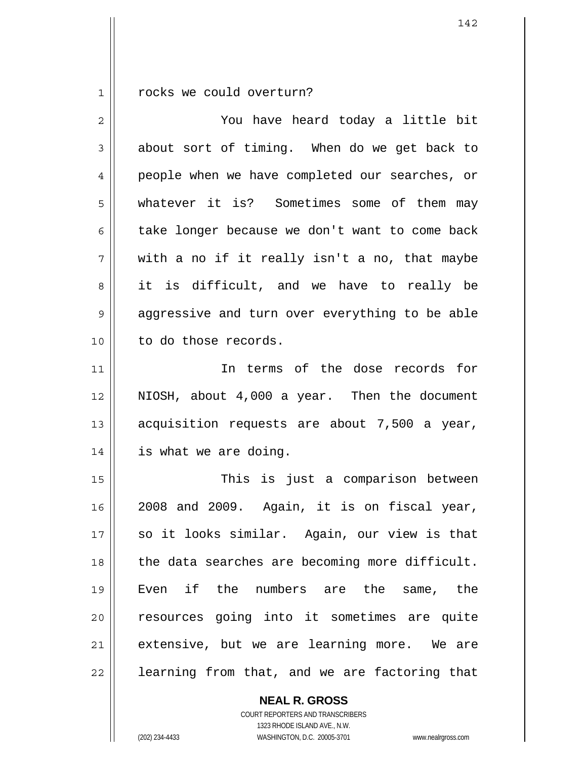rocks we could overturn?

You have heard today a little bit about sort of timing. When do we get back to people when we have completed our searches, or whatever it is? Sometimes some of them may take longer because we don't want to come back with a no if it really isn't a no, that maybe it is difficult, and we have to really be aggressive and turn over everything to be able to do those records.

In terms of the dose records for NIOSH, about 4,000 a year. Then the document acquisition requests are about 7,500 a year, is what we are doing.

This is just a comparison between 2008 and 2009. Again, it is on fiscal year, so it looks similar. Again, our view is that the data searches are becoming more difficult. Even if the numbers are the same, the resources going into it sometimes are quite extensive, but we are learning more. We are learning from that, and we are factoring that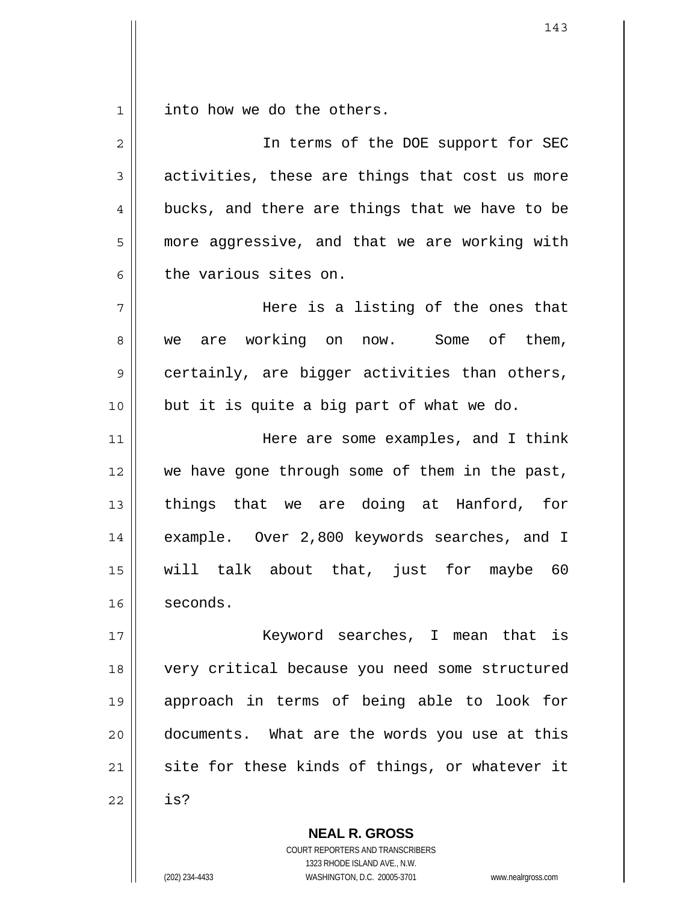into how we do the others.

In terms of the DOE support for SEC activities, these are things that cost us more bucks, and there are things that we have to be more aggressive, and that we are working with the various sites on.

Here is a listing of the ones that we are working on now. Some of them, certainly, are bigger activities than others, but it is quite a big part of what we do.

Here are some examples, and I think we have gone through some of them in the past, things that we are doing at Hanford, for example. Over 2,800 keywords searches, and I will talk about that, just for maybe 60 seconds.

Keyword searches, I mean that is very critical because you need some structured approach in terms of being able to look for documents. What are the words you use at this site for these kinds of things, or whatever it is?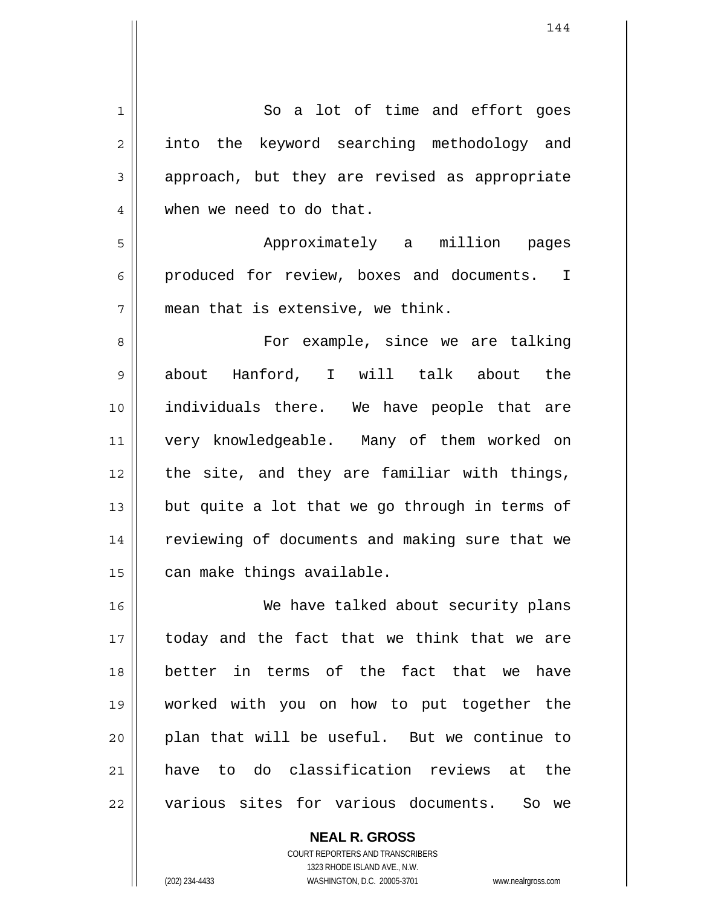So a lot of time and effort goes into the keyword searching methodology and approach, but they are revised as appropriate when we need to do that.

Approximately a million pages produced for review, boxes and documents. I mean that is extensive, we think.

For example, since we are talking about Hanford, I will talk about the individuals there. We have people that are very knowledgeable. Many of them worked on the site, and they are familiar with things, but quite a lot that we go through in terms of reviewing of documents and making sure that we can make things available.

We have talked about security plans today and the fact that we think that we are better in terms of the fact that we have worked with you on how to put together the plan that will be useful. But we continue to have to do classification reviews at the various sites for various documents. So we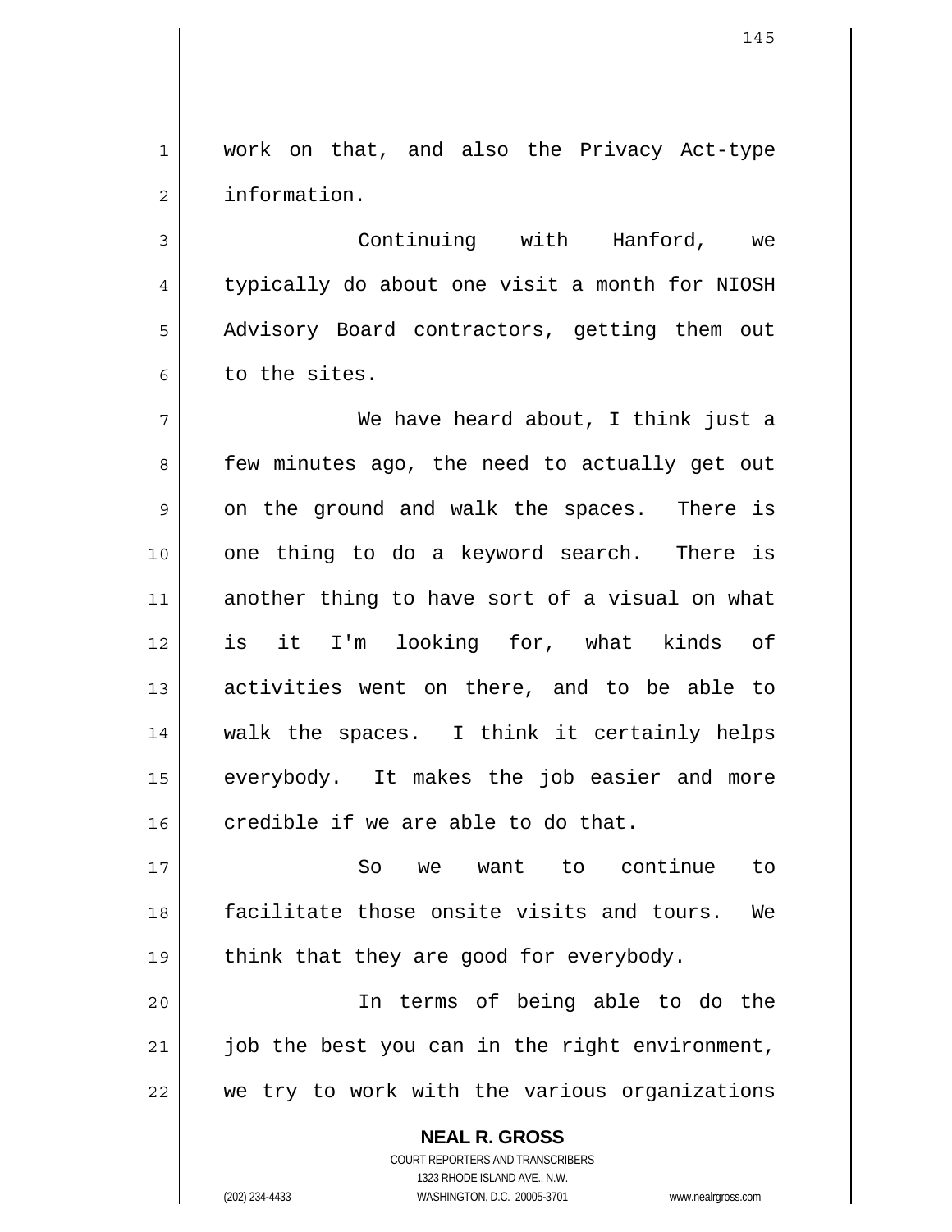work on that, and also the Privacy Act-type information.

Continuing with Hanford, we typically do about one visit a month for NIOSH Advisory Board contractors, getting them out to the sites.

We have heard about, I think just a few minutes ago, the need to actually get out on the ground and walk the spaces. There is one thing to do a keyword search. There is another thing to have sort of a visual on what is it I'm looking for, what kinds of activities went on there, and to be able to walk the spaces. I think it certainly helps everybody. It makes the job easier and more credible if we are able to do that.

So we want to continue to facilitate those onsite visits and tours. We think that they are good for everybody.

In terms of being able to do the job the best you can in the right environment, we try to work with the various organizations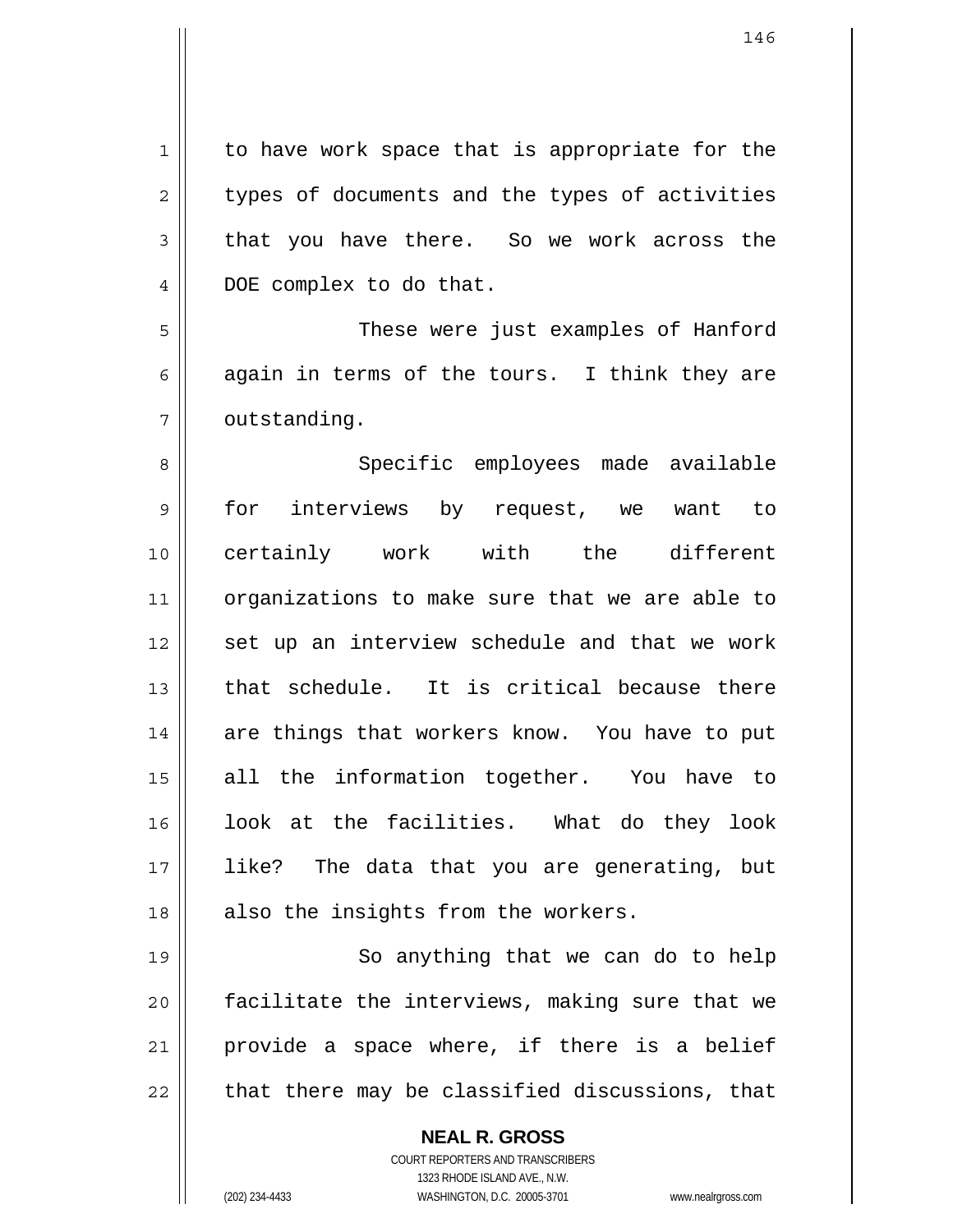to have work space that is appropriate for the types of documents and the types of activities that you have there. So we work across the DOE complex to do that.

These were just examples of Hanford again in terms of the tours. I think they are outstanding.

Specific employees made available for interviews by request, we want to certainly work with the different organizations to make sure that we are able to set up an interview schedule and that we work that schedule. It is critical because there are things that workers know. You have to put all the information together. You have to look at the facilities. What do they look like? The data that you are generating, but also the insights from the workers.

So anything that we can do to help facilitate the interviews, making sure that we provide a space where, if there is a belief that there may be classified discussions, that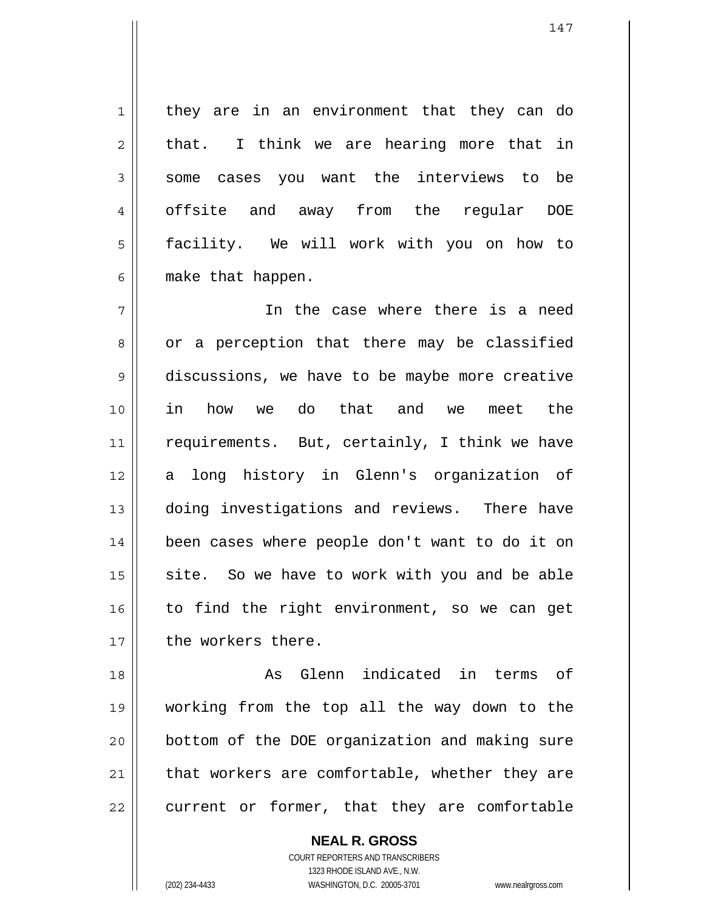they are in an environment that they can do that. I think we are hearing more that in some cases you want the interviews to be offsite and away from the regular DOE facility. We will work with you on how to make that happen.

In the case where there is a need or a perception that there may be classified discussions, we have to be maybe more creative in how we do that and we meet the requirements. But, certainly, I think we have a long history in Glenn's organization of doing investigations and reviews. There have been cases where people don't want to do it on site. So we have to work with you and be able to find the right environment, so we can get the workers there.

As Glenn indicated in terms of working from the top all the way down to the bottom of the DOE organization and making sure that workers are comfortable, whether they are current or former, that they are comfortable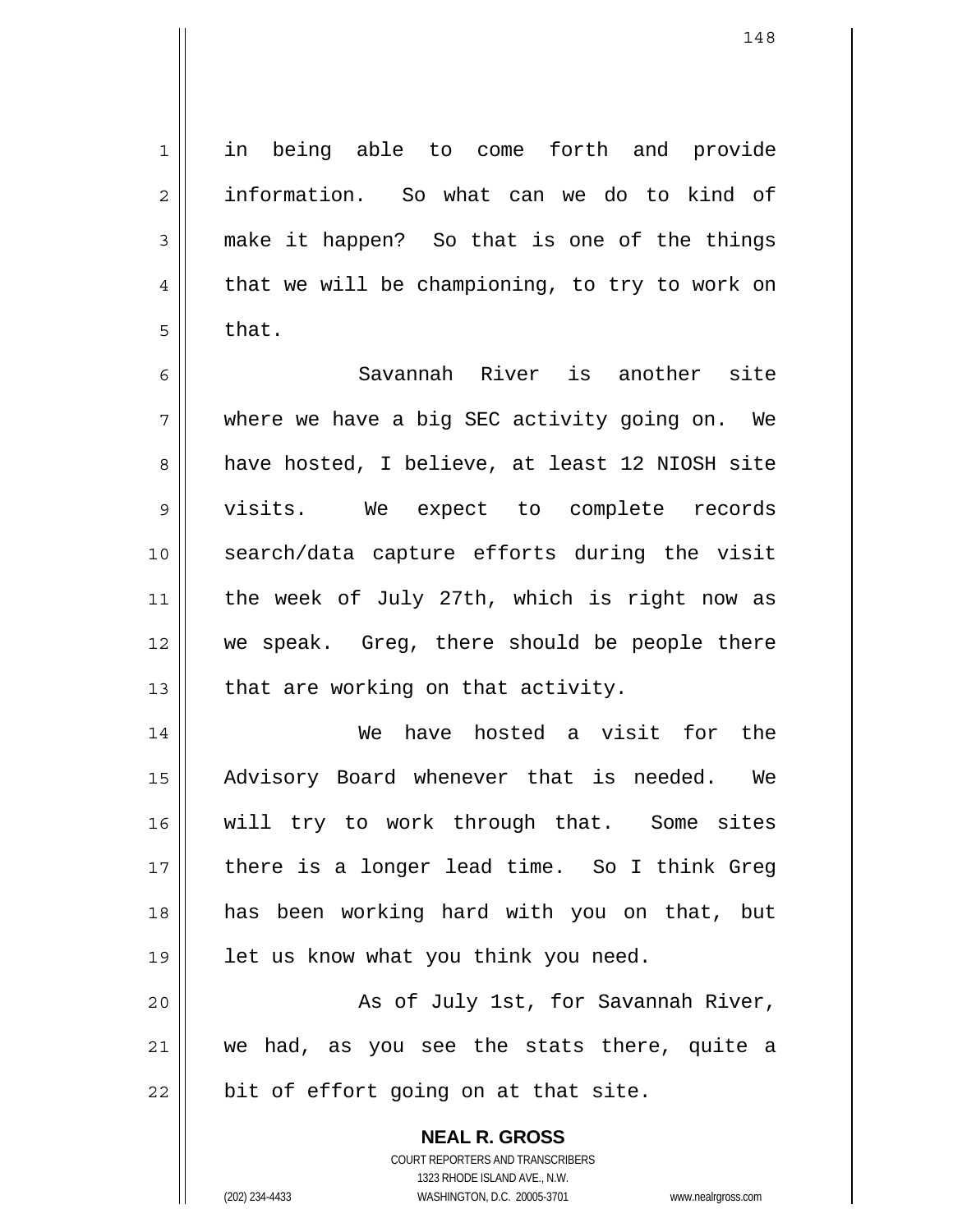in being able to come forth and provide information. So what can we do to kind of make it happen? So that is one of the things that we will be championing, to try to work on that.

Savannah River is another site where we have a big SEC activity going on. We have hosted, I believe, at least 12 NIOSH site visits. We expect to complete records search/data capture efforts during the visit the week of July 27th, which is right now as we speak. Greg, there should be people there that are working on that activity.

We have hosted a visit for the Advisory Board whenever that is needed. We will try to work through that. Some sites there is a longer lead time. So I think Greg has been working hard with you on that, but let us know what you think you need.

As of July 1st, for Savannah River, we had, as you see the stats there, quite a bit of effort going on at that site.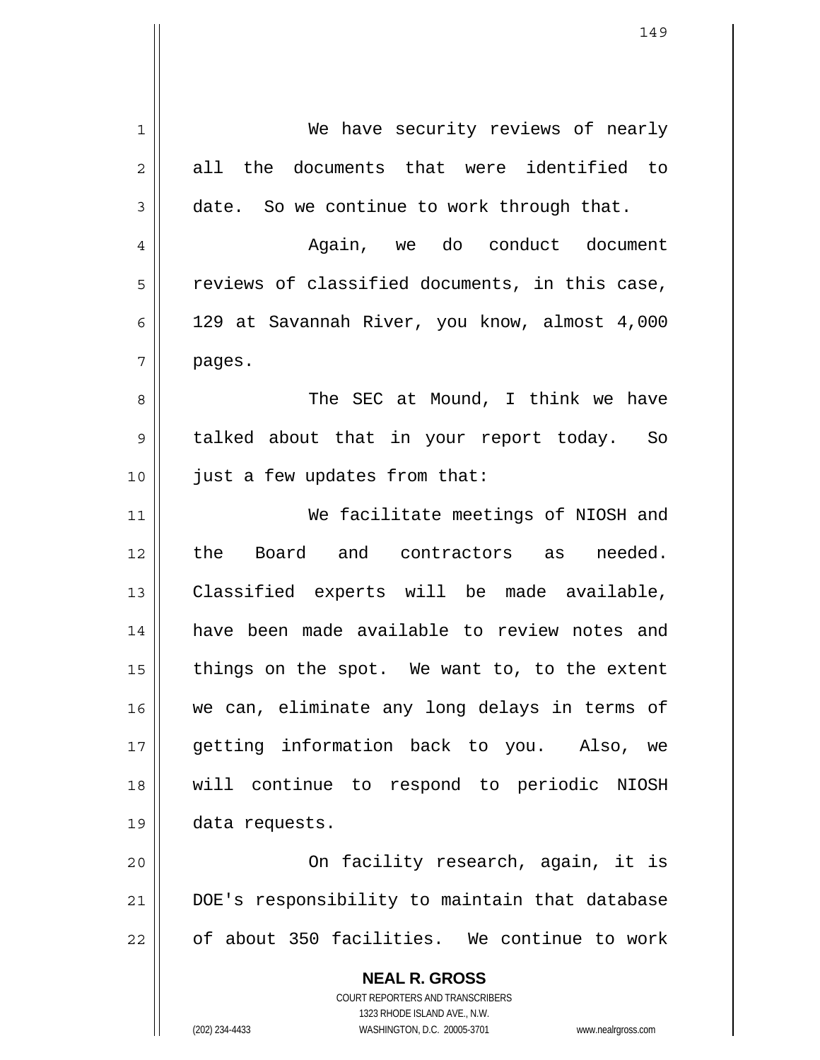We have security reviews of nearly all the documents that were identified to date. So we continue to work through that.

Again, we do conduct document reviews of classified documents, in this case, 129 at Savannah River, you know, almost 4,000 pages.

The SEC at Mound, I think we have talked about that in your report today. So just a few updates from that:

We facilitate meetings of NIOSH and the Board and contractors as needed. Classified experts will be made available, have been made available to review notes and things on the spot. We want to, to the extent we can, eliminate any long delays in terms of getting information back to you. Also, we will continue to respond to periodic NIOSH data requests.

On facility research, again, it is DOE's responsibility to maintain that database of about 350 facilities. We continue to work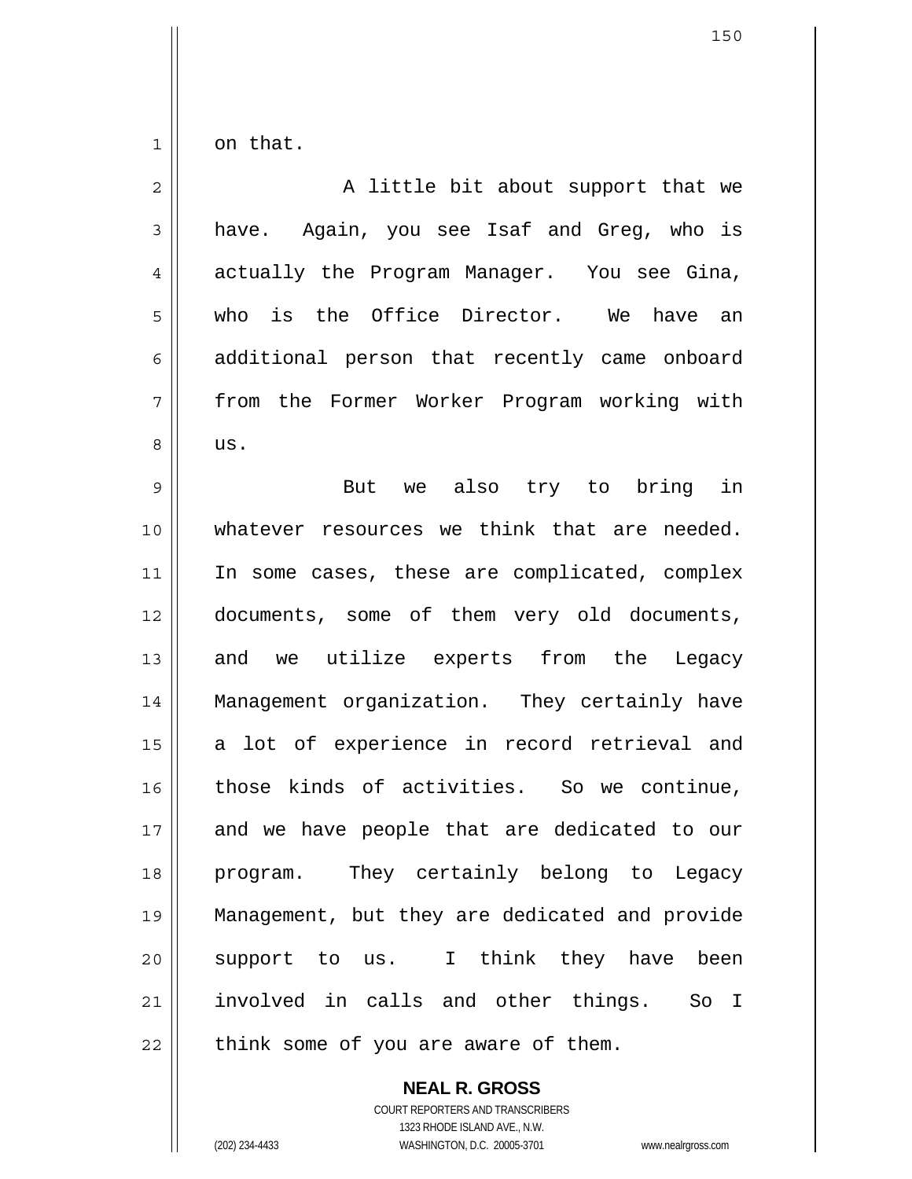on that.

A little bit about support that we have. Again, you see Isaf and Greg, who is actually the Program Manager. You see Gina, who is the Office Director. We have an additional person that recently came onboard from the Former Worker Program working with us.

But we also try to bring in whatever resources we think that are needed. In some cases, these are complicated, complex documents, some of them very old documents, and we utilize experts from the Legacy Management organization. They certainly have a lot of experience in record retrieval and those kinds of activities. So we continue, and we have people that are dedicated to our program. They certainly belong to Legacy Management, but they are dedicated and provide support to us. I think they have been involved in calls and other things. So I think some of you are aware of them.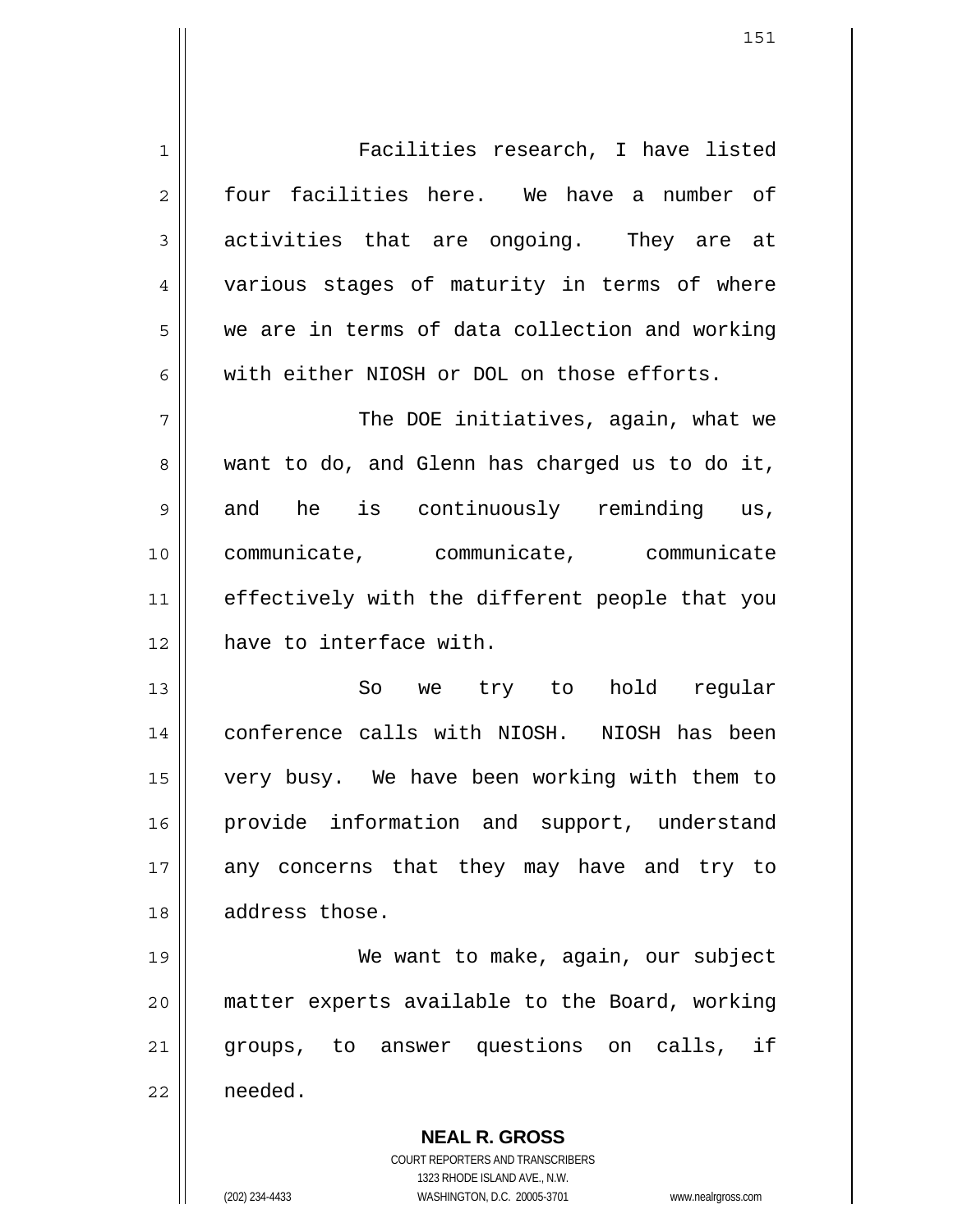Facilities research, I have listed four facilities here. We have a number of activities that are ongoing. They are at various stages of maturity in terms of where we are in terms of data collection and working with either NIOSH or DOL on those efforts.

The DOE initiatives, again, what we want to do, and Glenn has charged us to do it, and he is continuously reminding us, communicate, communicate, communicate effectively with the different people that you have to interface with.

So we try to hold regular conference calls with NIOSH. NIOSH has been very busy. We have been working with them to provide information and support, understand any concerns that they may have and try to address those.

We want to make, again, our subject matter experts available to the Board, working groups, to answer questions on calls, if needed.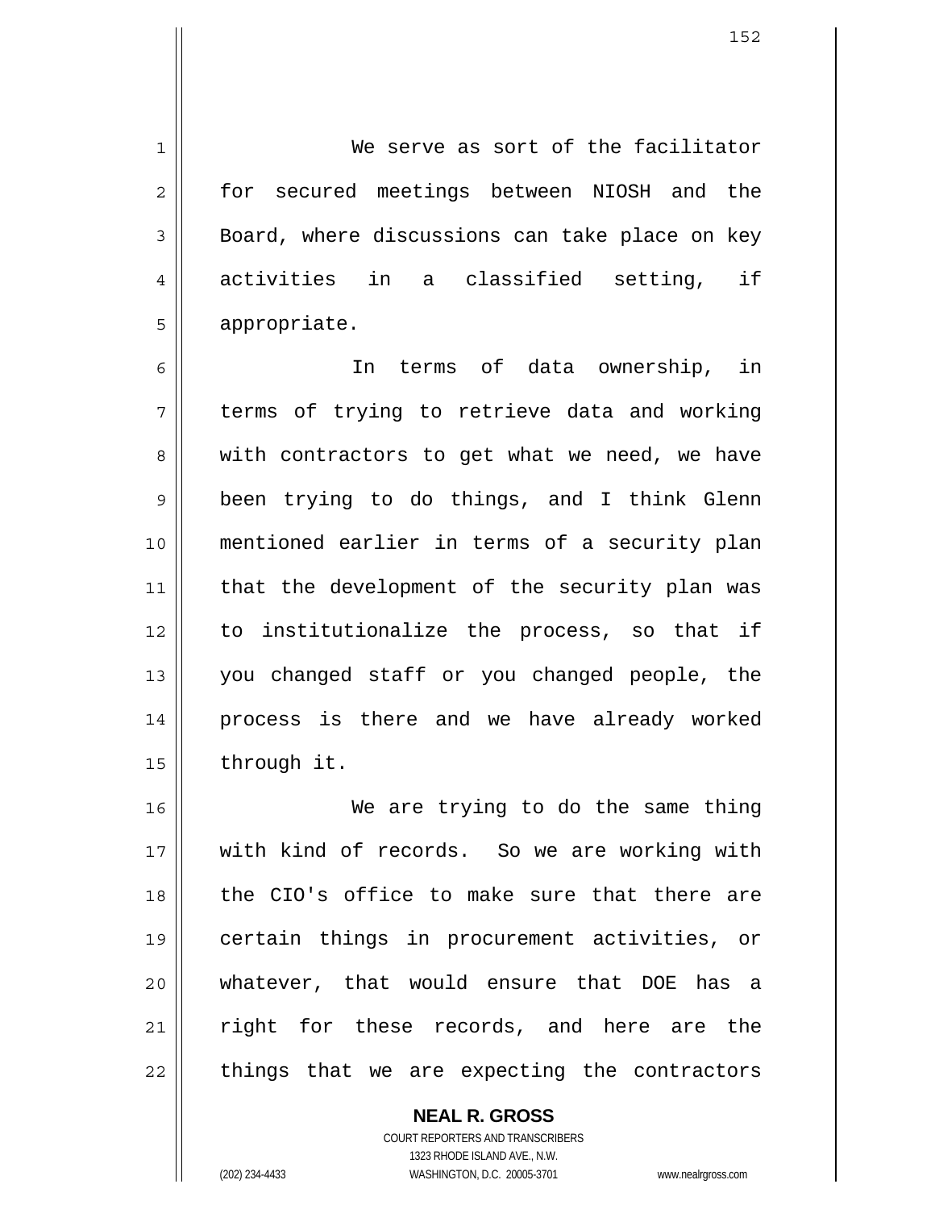We serve as sort of the facilitator for secured meetings between NIOSH and the Board, where discussions can take place on key activities in a classified setting, if appropriate.

In terms of data ownership, in terms of trying to retrieve data and working with contractors to get what we need, we have been trying to do things, and I think Glenn mentioned earlier in terms of a security plan that the development of the security plan was to institutionalize the process, so that if you changed staff or you changed people, the process is there and we have already worked through it.

We are trying to do the same thing with kind of records. So we are working with the CIO's office to make sure that there are certain things in procurement activities, or whatever, that would ensure that DOE has a right for these records, and here are the things that we are expecting the contractors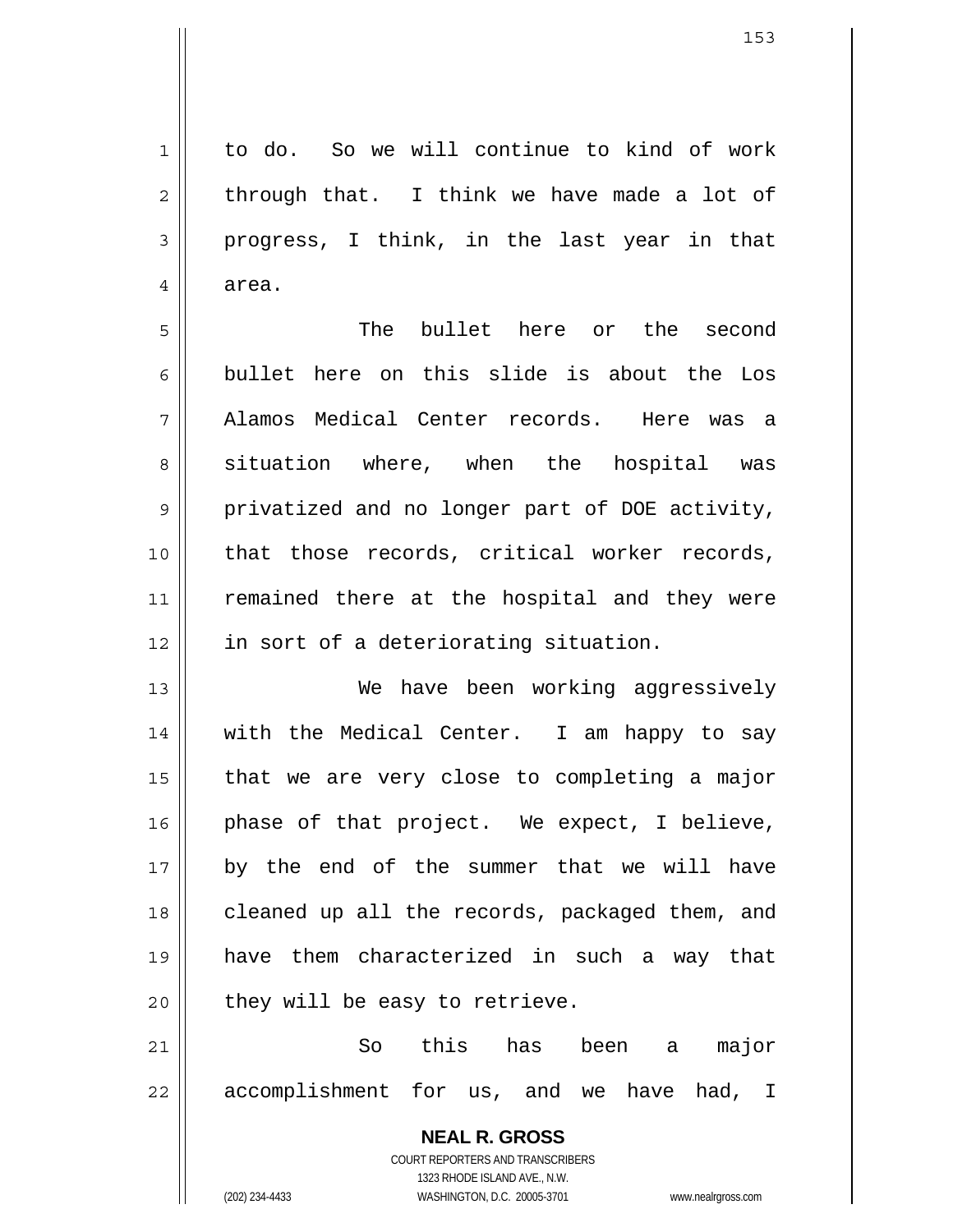to do. So we will continue to kind of work through that. I think we have made a lot of progress, I think, in the last year in that area.

The bullet here or the second bullet here on this slide is about the Los Alamos Medical Center records. Here was a situation where, when the hospital was privatized and no longer part of DOE activity, that those records, critical worker records, remained there at the hospital and they were in sort of a deteriorating situation.

We have been working aggressively with the Medical Center. I am happy to say that we are very close to completing a major phase of that project. We expect, I believe, by the end of the summer that we will have cleaned up all the records, packaged them, and have them characterized in such a way that they will be easy to retrieve.

So this has been a major accomplishment for us, and we have had, I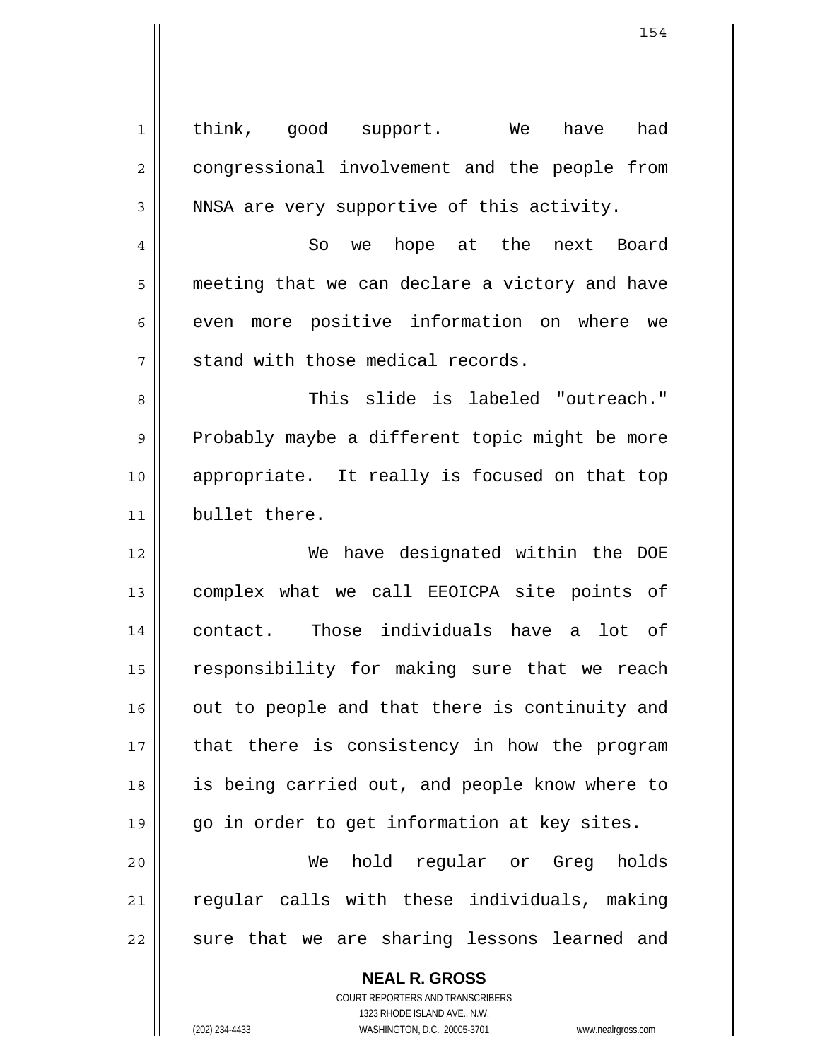think, good support. We have had congressional involvement and the people from NNSA are very supportive of this activity.

So we hope at the next Board meeting that we can declare a victory and have even more positive information on where we stand with those medical records.

This slide is labeled "outreach." Probably maybe a different topic might be more appropriate. It really is focused on that top bullet there.

We have designated within the DOE complex what we call EEOICPA site points of contact. Those individuals have a lot of responsibility for making sure that we reach out to people and that there is continuity and that there is consistency in how the program is being carried out, and people know where to go in order to get information at key sites.

We hold regular or Greg holds regular calls with these individuals, making sure that we are sharing lessons learned and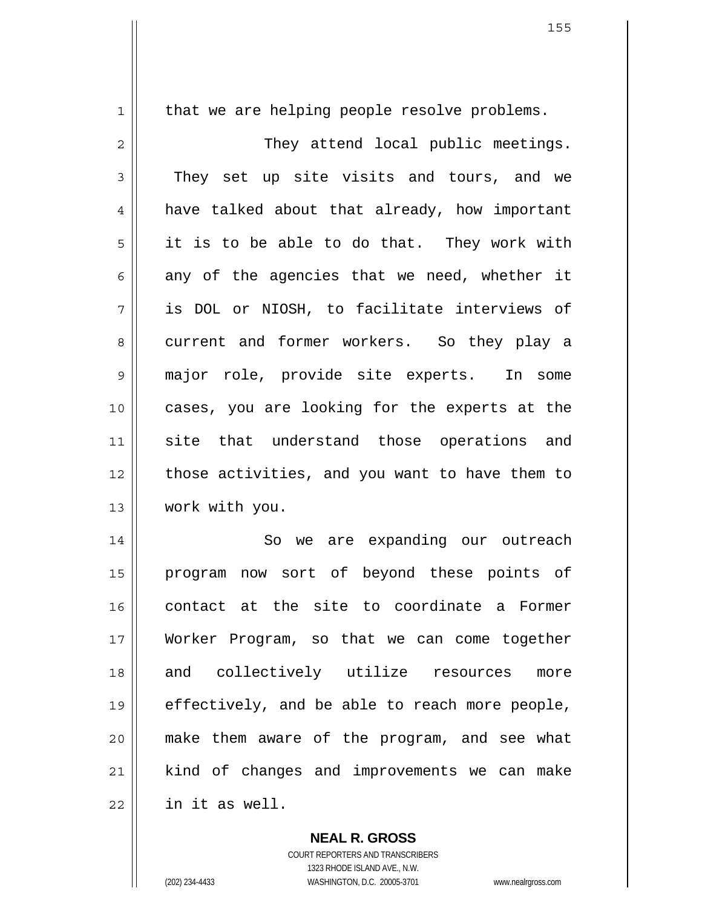that we are helping people resolve problems.

They attend local public meetings. They set up site visits and tours, and we have talked about that already, how important it is to be able to do that. They work with any of the agencies that we need, whether it is DOL or NIOSH, to facilitate interviews of current and former workers. So they play a major role, provide site experts. In some cases, you are looking for the experts at the site that understand those operations and those activities, and you want to have them to work with you.

So we are expanding our outreach program now sort of beyond these points of contact at the site to coordinate a Former Worker Program, so that we can come together and collectively utilize resources more effectively, and be able to reach more people, make them aware of the program, and see what kind of changes and improvements we can make in it as well.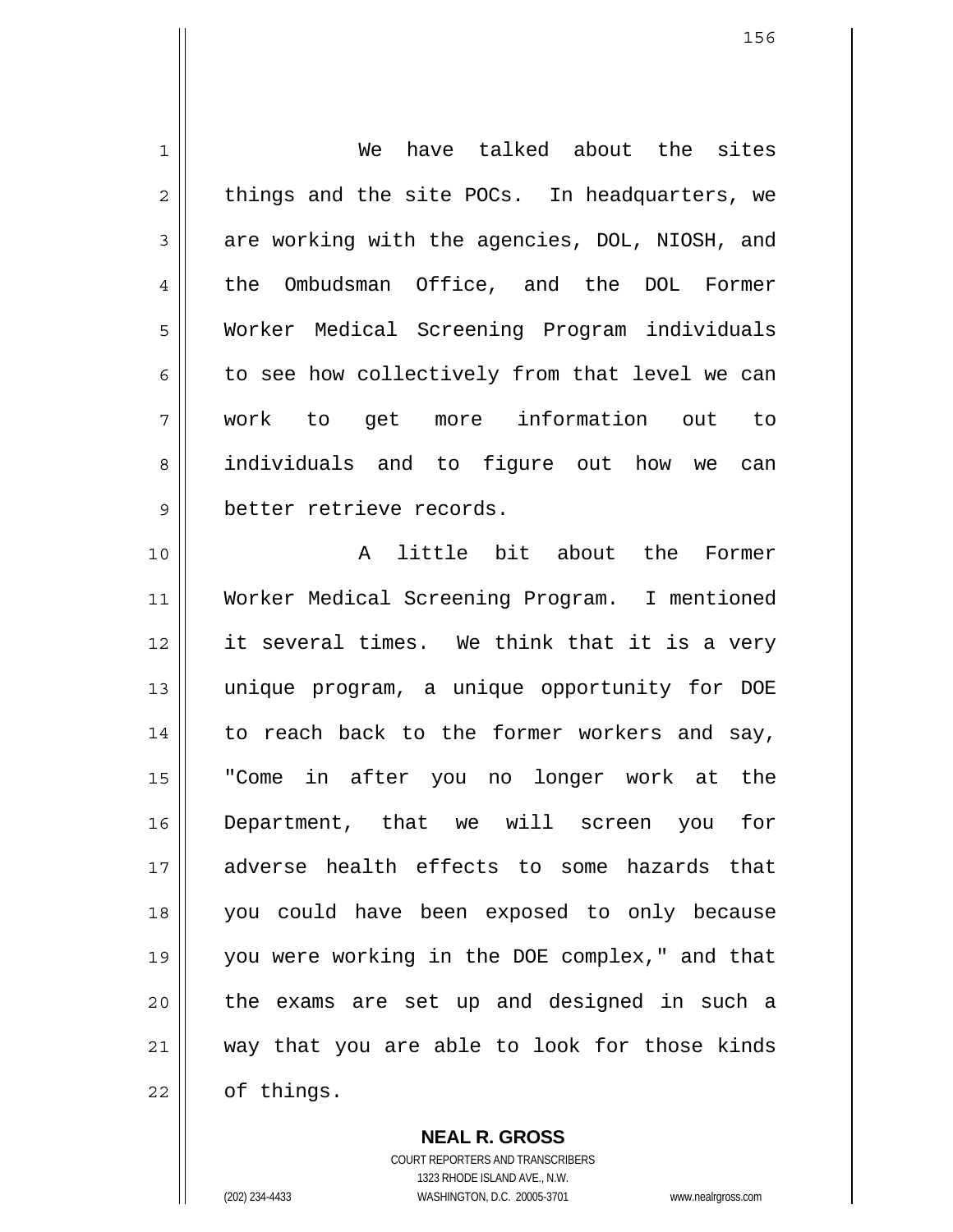We have talked about the sites things and the site POCs. In headquarters, we are working with the agencies, DOL, NIOSH, and the Ombudsman Office, and the DOL Former Worker Medical Screening Program individuals to see how collectively from that level we can work to get more information out to individuals and to figure out how we can better retrieve records.

A little bit about the Former Worker Medical Screening Program. I mentioned it several times. We think that it is a very unique program, a unique opportunity for DOE to reach back to the former workers and say, "Come in after you no longer work at the Department, that we will screen you for adverse health effects to some hazards that you could have been exposed to only because you were working in the DOE complex," and that the exams are set up and designed in such a way that you are able to look for those kinds of things.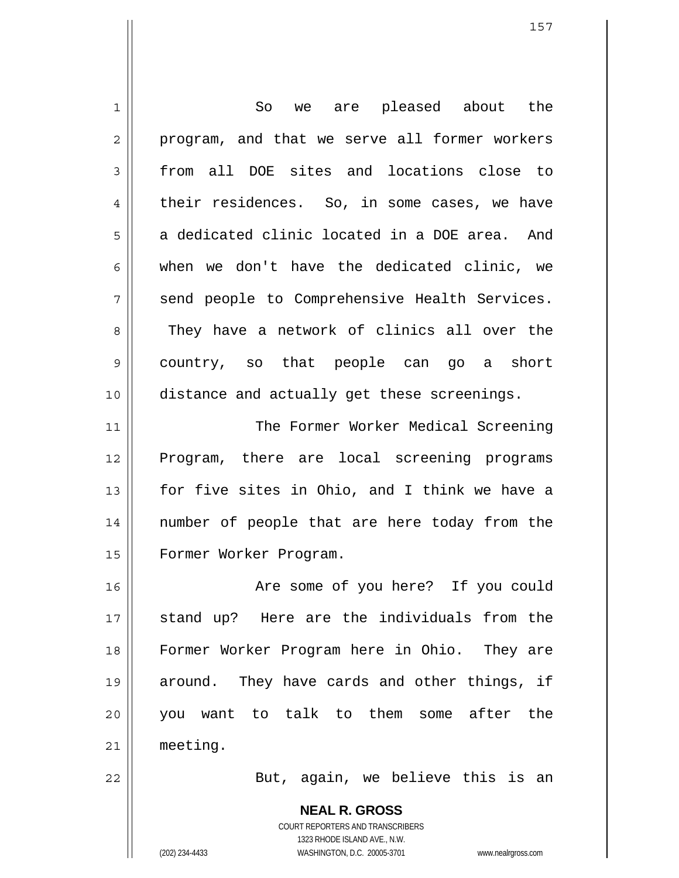So we are pleased about the program, and that we serve all former workers from all DOE sites and locations close to their residences. So, in some cases, we have a dedicated clinic located in a DOE area. And when we don't have the dedicated clinic, we send people to Comprehensive Health Services. They have a network of clinics all over the country, so that people can go a short distance and actually get these screenings.

The Former Worker Medical Screening Program, there are local screening programs for five sites in Ohio, and I think we have a number of people that are here today from the Former Worker Program.

Are some of you here? If you could stand up? Here are the individuals from the Former Worker Program here in Ohio. They are around. They have cards and other things, if you want to talk to them some after the meeting.

But, again, we believe this is an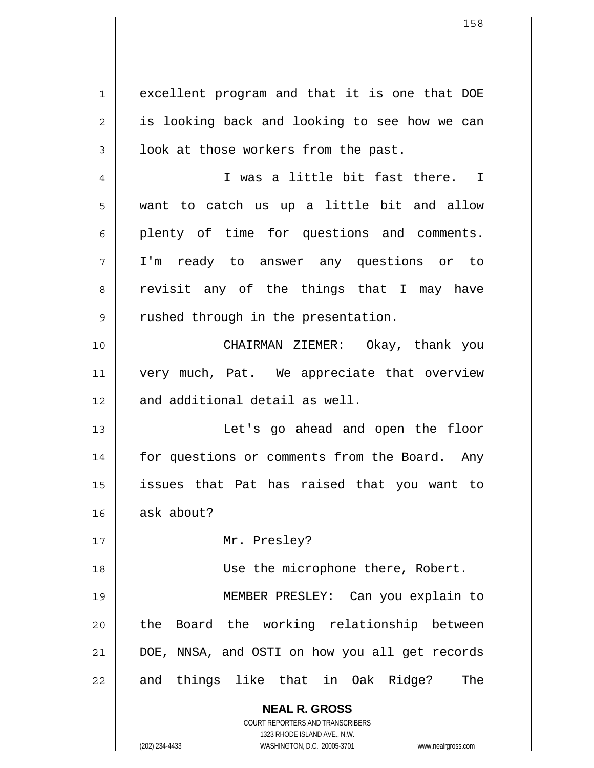excellent program and that it is one that DOE is looking back and looking to see how we can look at those workers from the past.

I was a little bit fast there. I want to catch us up a little bit and allow plenty of time for questions and comments. I'm ready to answer any questions or to revisit any of the things that I may have rushed through in the presentation.

CHAIRMAN ZIEMER: Okay, thank you very much, Pat. We appreciate that overview and additional detail as well.

Let's go ahead and open the floor for questions or comments from the Board. Any issues that Pat has raised that you want to ask about?

Mr. Presley?

Use the microphone there, Robert.

MEMBER PRESLEY: Can you explain to the Board the working relationship between DOE, NNSA, and OSTI on how you all get records and things like that in Oak Ridge? The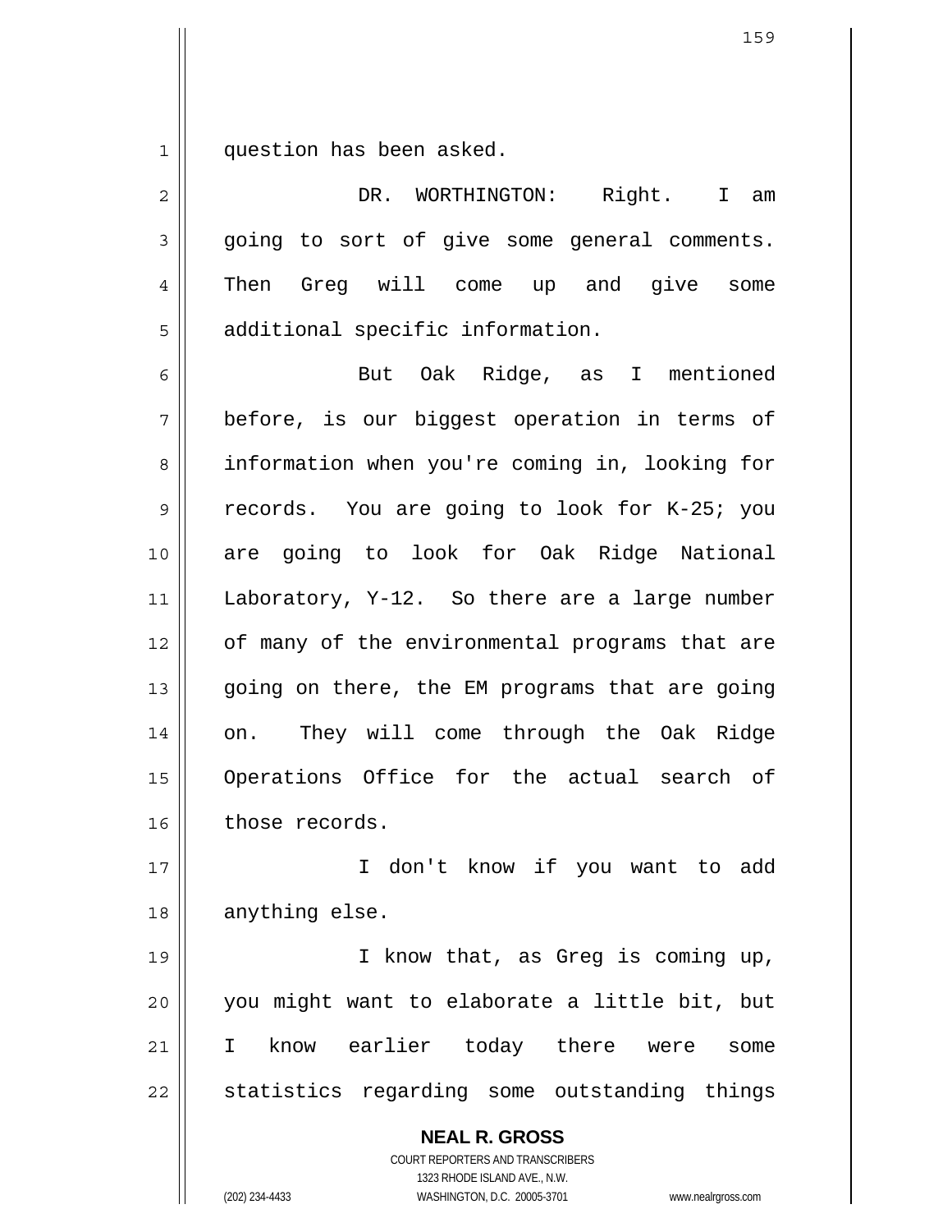question has been asked.

DR. WORTHINGTON: Right. I am going to sort of give some general comments. Then Greg will come up and give some additional specific information.

But Oak Ridge, as I mentioned before, is our biggest operation in terms of information when you're coming in, looking for records. You are going to look for K-25; you are going to look for Oak Ridge National Laboratory, Y-12. So there are a large number of many of the environmental programs that are going on there, the EM programs that are going on. They will come through the Oak Ridge Operations Office for the actual search of those records.

I don't know if you want to add anything else.

I know that, as Greg is coming up, you might want to elaborate a little bit, but I know earlier today there were some statistics regarding some outstanding things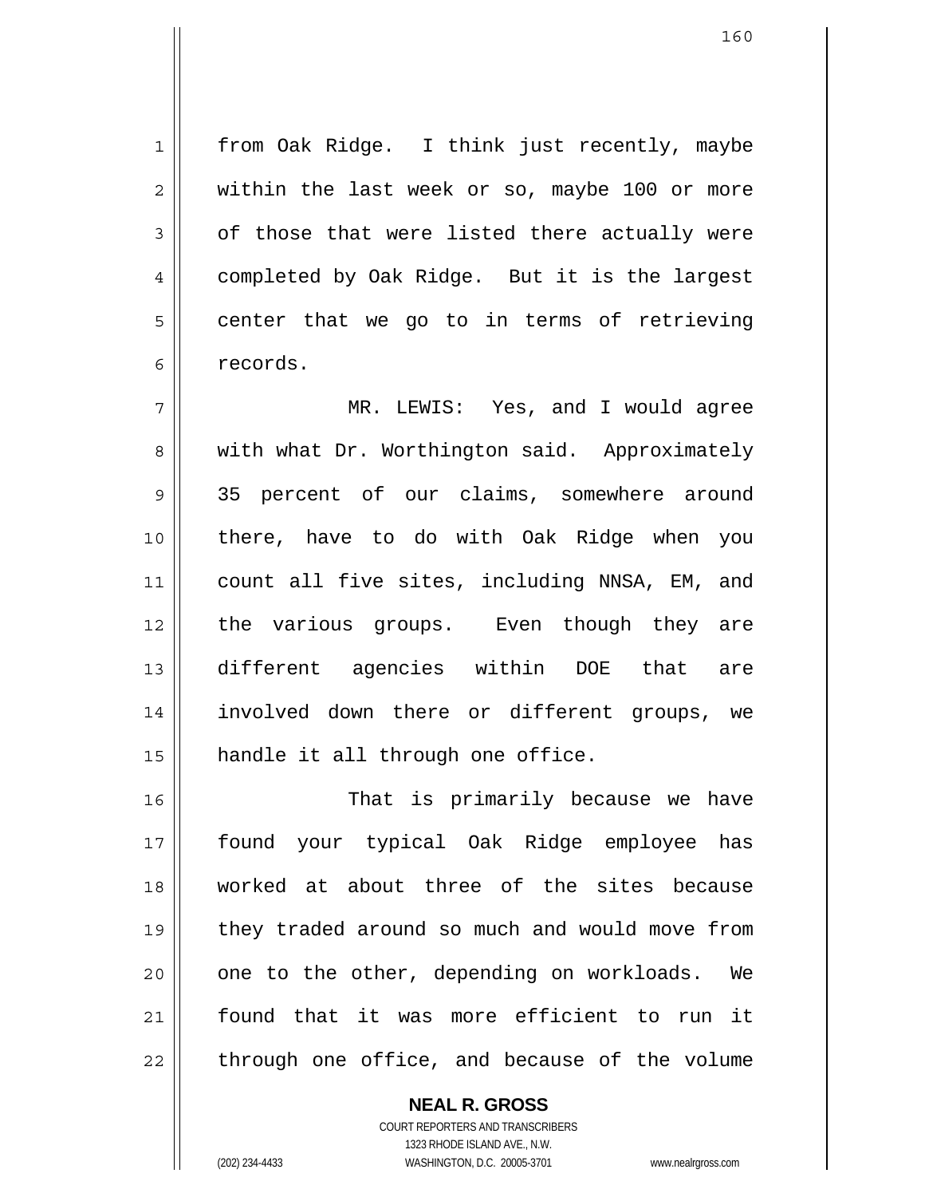from Oak Ridge. I think just recently, maybe within the last week or so, maybe 100 or more of those that were listed there actually were completed by Oak Ridge. But it is the largest center that we go to in terms of retrieving records.

MR. LEWIS: Yes, and I would agree with what Dr. Worthington said. Approximately 35 percent of our claims, somewhere around there, have to do with Oak Ridge when you count all five sites, including NNSA, EM, and the various groups. Even though they are different agencies within DOE that are involved down there or different groups, we handle it all through one office.

That is primarily because we have found your typical Oak Ridge employee has worked at about three of the sites because they traded around so much and would move from one to the other, depending on workloads. We found that it was more efficient to run it through one office, and because of the volume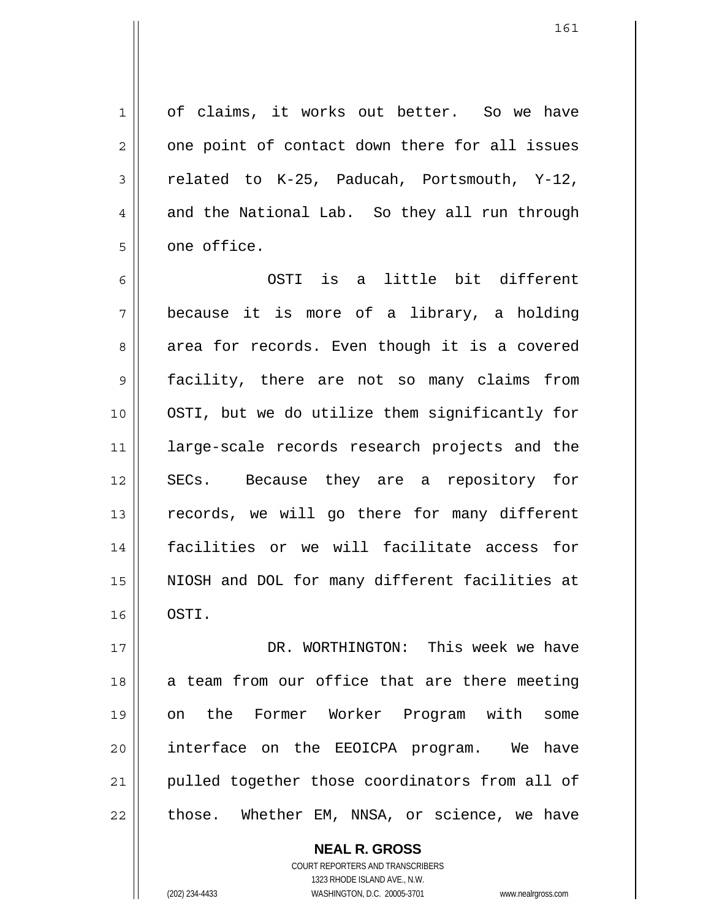of claims, it works out better. So we have one point of contact down there for all issues related to K-25, Paducah, Portsmouth, Y-12, and the National Lab. So they all run through one office.

OSTI is a little bit different because it is more of a library, a holding area for records. Even though it is a covered facility, there are not so many claims from OSTI, but we do utilize them significantly for large-scale records research projects and the SECs. Because they are a repository for records, we will go there for many different facilities or we will facilitate access for NIOSH and DOL for many different facilities at OSTI.

DR. WORTHINGTON: This week we have a team from our office that are there meeting on the Former Worker Program with some interface on the EEOICPA program. We have pulled together those coordinators from all of those. Whether EM, NNSA, or science, we have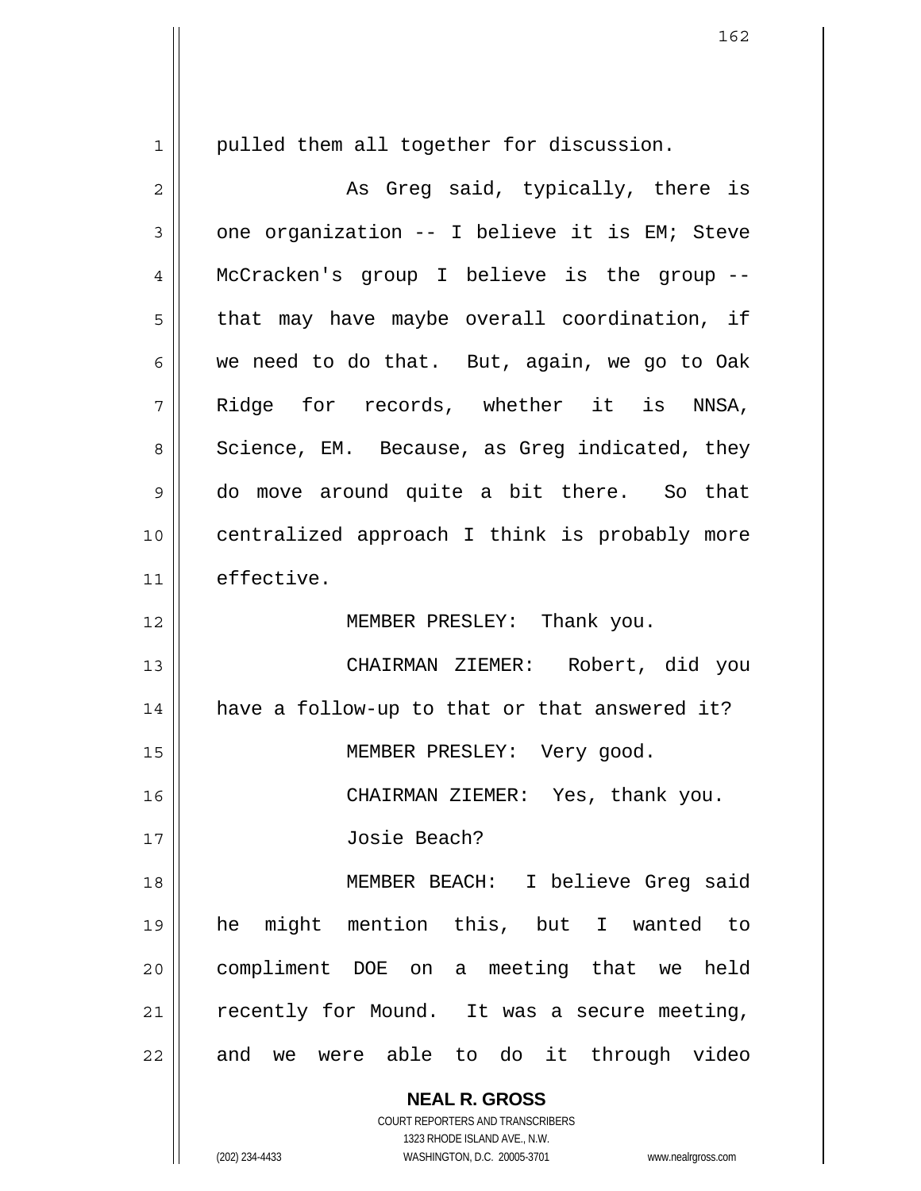pulled them all together for discussion.

As Greg said, typically, there is one organization -- I believe it is EM; Steve McCracken's group I believe is the group -- that may have maybe overall coordination, if we need to do that. But, again, we go to Oak Ridge for records, whether it is NNSA, Science, EM. Because, as Greg indicated, they do move around quite a bit there. So that centralized approach I think is probably more effective.

MEMBER PRESLEY: Thank you.

CHAIRMAN ZIEMER: Robert, did you have a follow-up to that or that answered it?

MEMBER PRESLEY: Very good.

CHAIRMAN ZIEMER: Yes, thank you.

Josie Beach?

MEMBER BEACH: I believe Greg said he might mention this, but I wanted to compliment DOE on a meeting that we held recently for Mound. It was a secure meeting, and we were able to do it through video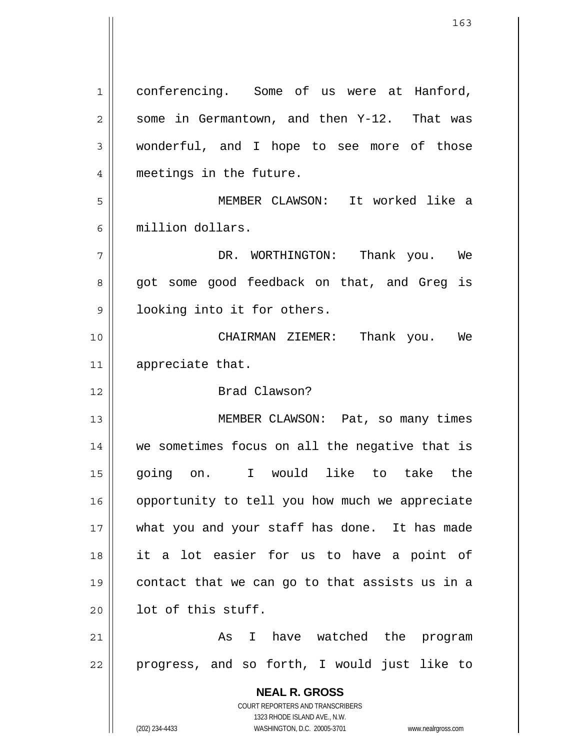conferencing. Some of us were at Hanford, some in Germantown, and then Y-12. That was wonderful, and I hope to see more of those meetings in the future.

MEMBER CLAWSON: It worked like a million dollars.

DR. WORTHINGTON: Thank you. We got some good feedback on that, and Greg is looking into it for others.

CHAIRMAN ZIEMER: Thank you. We appreciate that.

Brad Clawson?

MEMBER CLAWSON: Pat, so many times we sometimes focus on all the negative that is going on. I would like to take the opportunity to tell you how much we appreciate what you and your staff has done. It has made it a lot easier for us to have a point of contact that we can go to that assists us in a lot of this stuff.

As I have watched the program progress, and so forth, I would just like to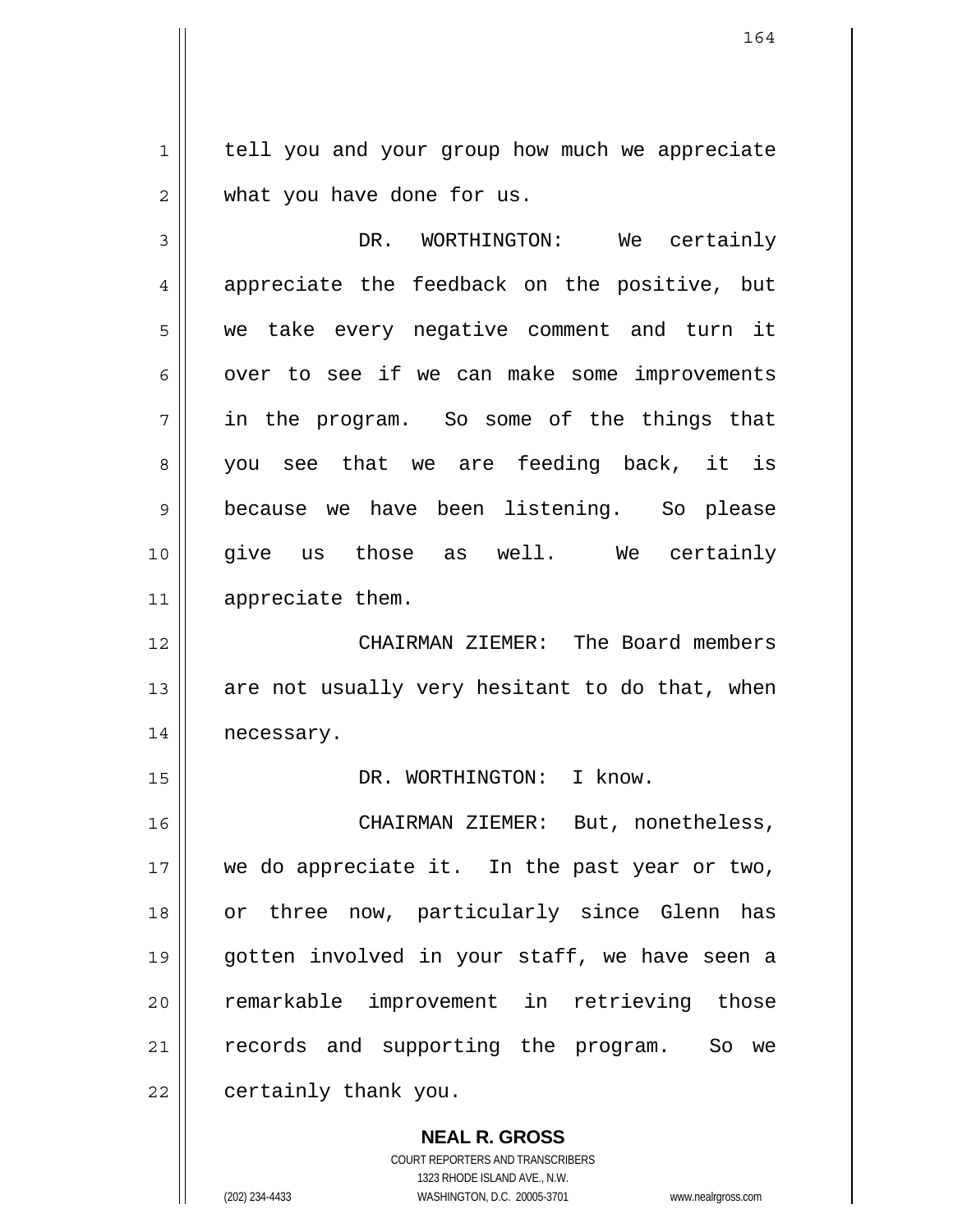tell you and your group how much we appreciate what you have done for us.

DR. WORTHINGTON: We certainly appreciate the feedback on the positive, but we take every negative comment and turn it over to see if we can make some improvements in the program. So some of the things that you see that we are feeding back, it is because we have been listening. So please give us those as well. We certainly appreciate them.

CHAIRMAN ZIEMER: The Board members are not usually very hesitant to do that, when necessary.

DR. WORTHINGTON: I know.

CHAIRMAN ZIEMER: But, nonetheless, we do appreciate it. In the past year or two, or three now, particularly since Glenn has gotten involved in your staff, we have seen a remarkable improvement in retrieving those records and supporting the program. So we certainly thank you.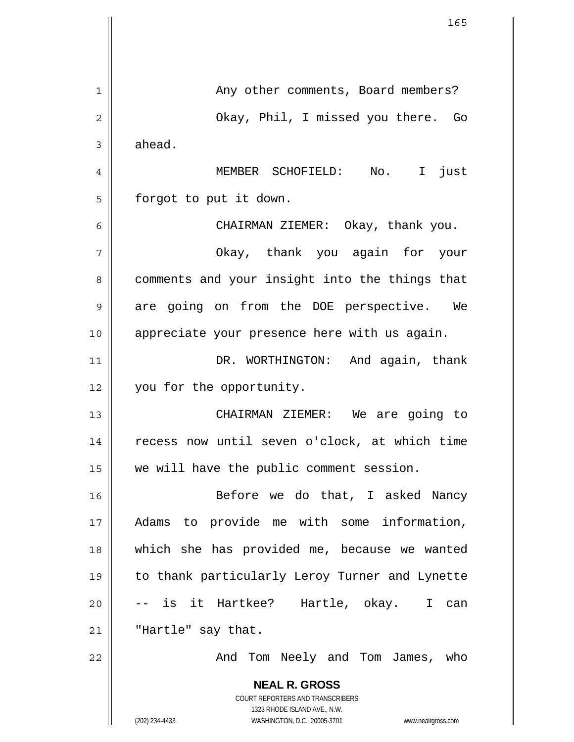Any other comments, Board members?

Okay, Phil, I missed you there. Go ahead.

MEMBER SCHOFIELD: No. I just forgot to put it down.

CHAIRMAN ZIEMER: Okay, thank you.

Okay, thank you again for your comments and your insight into the things that are going on from the DOE perspective. We appreciate your presence here with us again.

DR. WORTHINGTON: And again, thank you for the opportunity.

CHAIRMAN ZIEMER: We are going to recess now until seven o'clock, at which time we will have the public comment session.

Before we do that, I asked Nancy Adams to provide me with some information, which she has provided me, because we wanted to thank particularly Leroy Turner and Lynette -- is it Hartkee? Hartle, okay. I can "Hartle" say that.

And Tom Neely and Tom James, who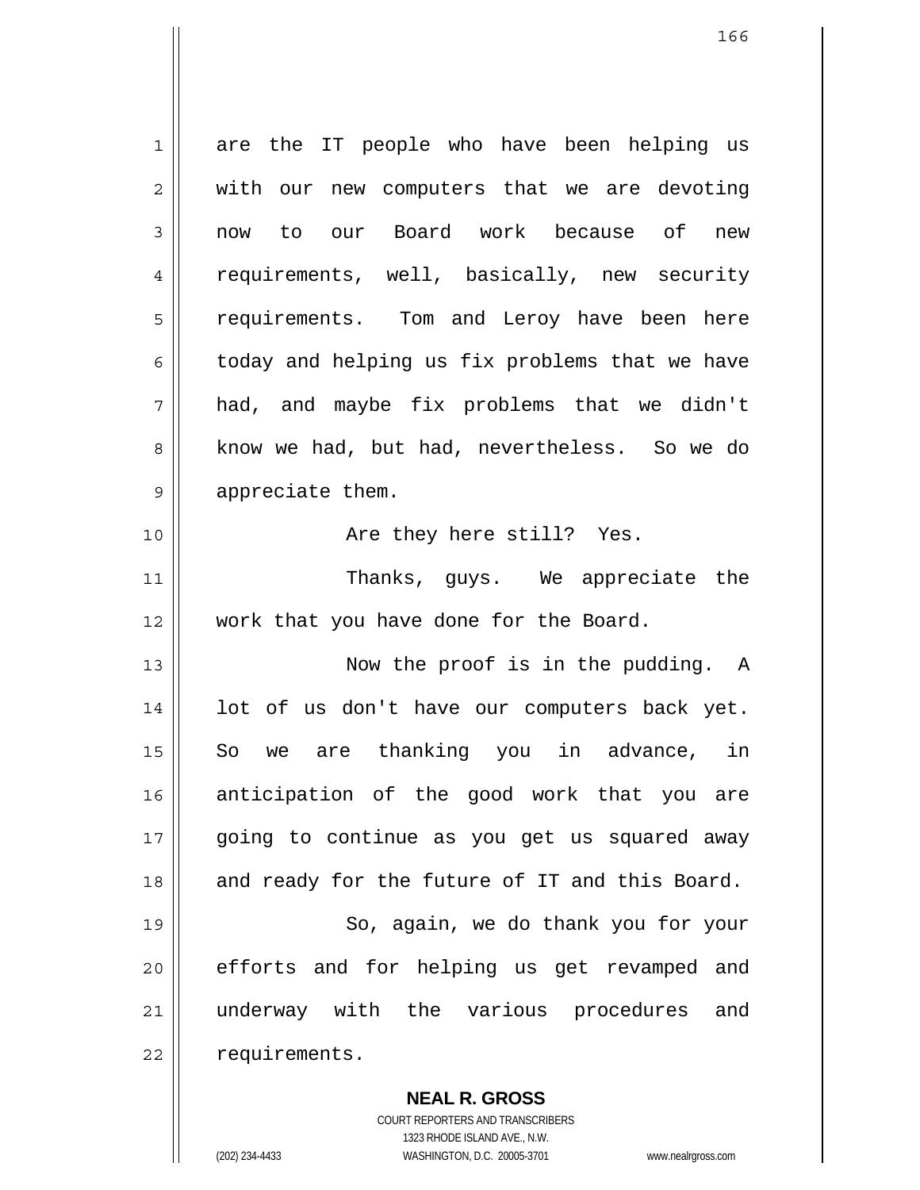are the IT people who have been helping us with our new computers that we are devoting now to our Board work because of new requirements, well, basically, new security requirements. Tom and Leroy have been here today and helping us fix problems that we have had, and maybe fix problems that we didn't know we had, but had, nevertheless. So we do appreciate them.

Are they here still? Yes.

Thanks, guys. We appreciate the work that you have done for the Board.

Now the proof is in the pudding. A lot of us don't have our computers back yet. So we are thanking you in advance, in anticipation of the good work that you are going to continue as you get us squared away and ready for the future of IT and this Board.

So, again, we do thank you for your efforts and for helping us get revamped and underway with the various procedures and requirements.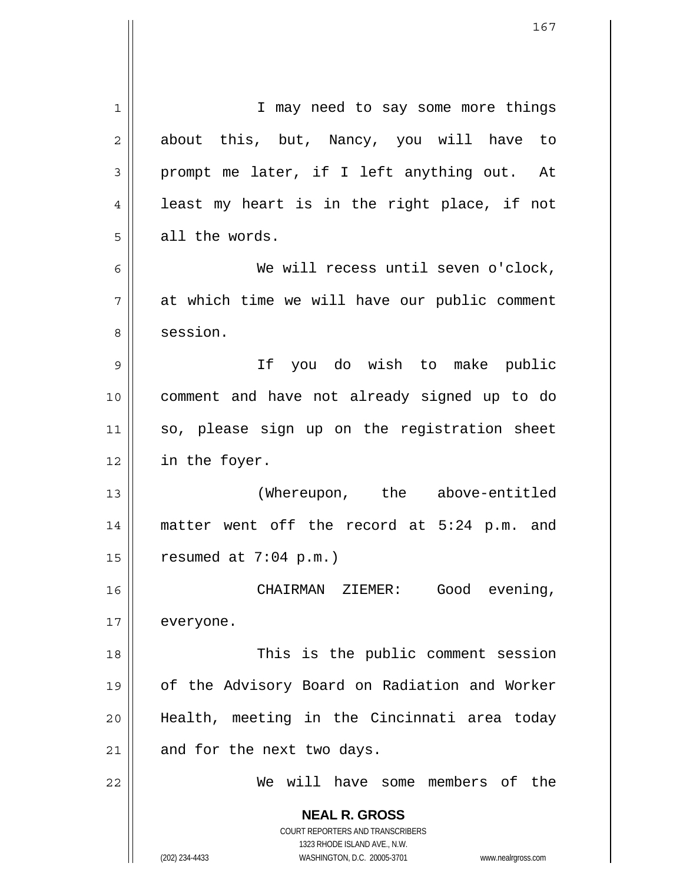I may need to say some more things about this, but, Nancy, you will have to prompt me later, if I left anything out. At least my heart is in the right place, if not all the words.

We will recess until seven o'clock, at which time we will have our public comment session.

If you do wish to make public comment and have not already signed up to do so, please sign up on the registration sheet in the foyer.

(Whereupon, the above-entitled matter went off the record at 5:24 p.m. and resumed at 7:04 p.m.)

CHAIRMAN ZIEMER: Good evening, everyone.

This is the public comment session of the Advisory Board on Radiation and Worker Health, meeting in the Cincinnati area today and for the next two days.

We will have some members of the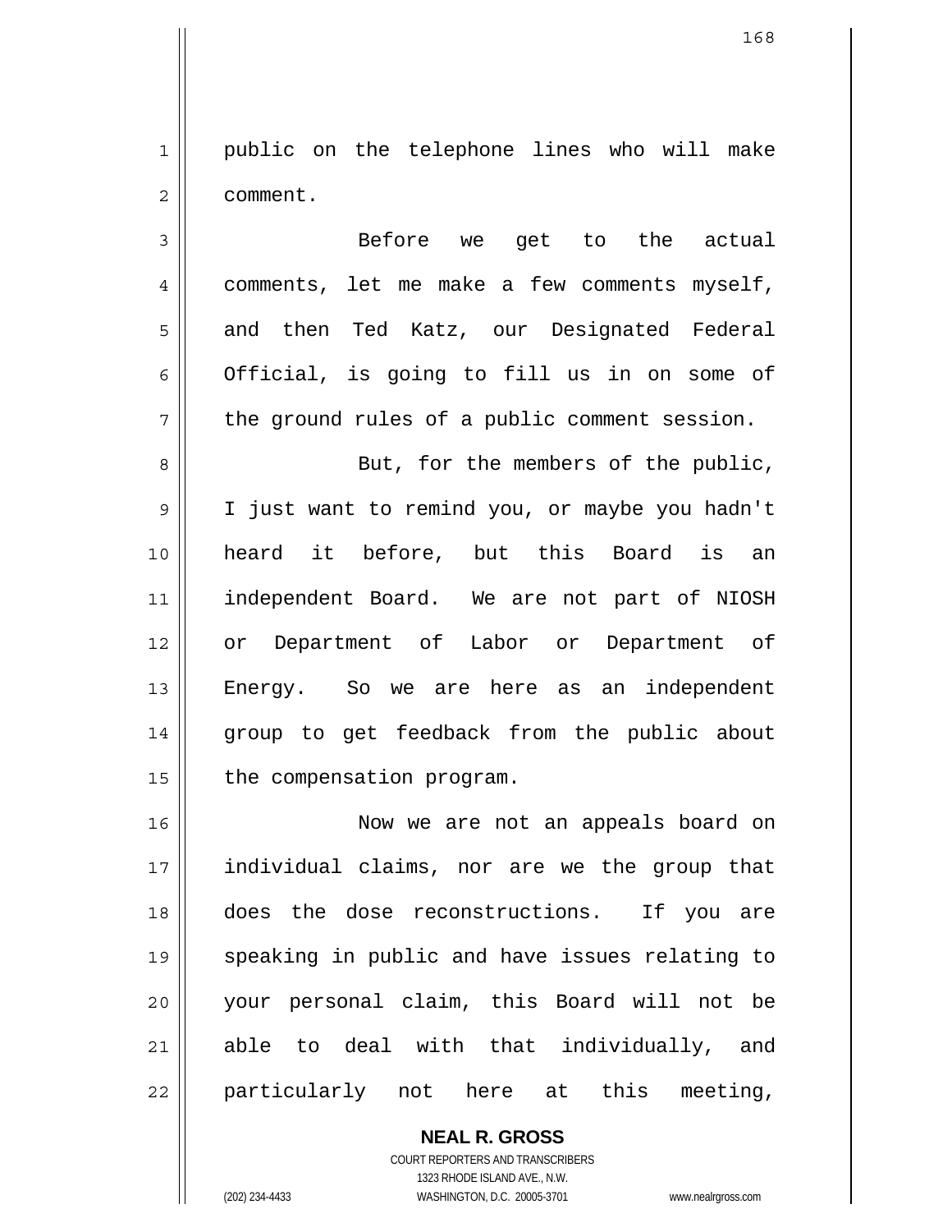public on the telephone lines who will make comment.

Before we get to the actual comments, let me make a few comments myself, and then Ted Katz, our Designated Federal Official, is going to fill us in on some of the ground rules of a public comment session.

But, for the members of the public, I just want to remind you, or maybe you hadn't heard it before, but this Board is an independent Board. We are not part of NIOSH or Department of Labor or Department of Energy. So we are here as an independent group to get feedback from the public about the compensation program.

Now we are not an appeals board on individual claims, nor are we the group that does the dose reconstructions. If you are speaking in public and have issues relating to your personal claim, this Board will not be able to deal with that individually, and particularly not here at this meeting,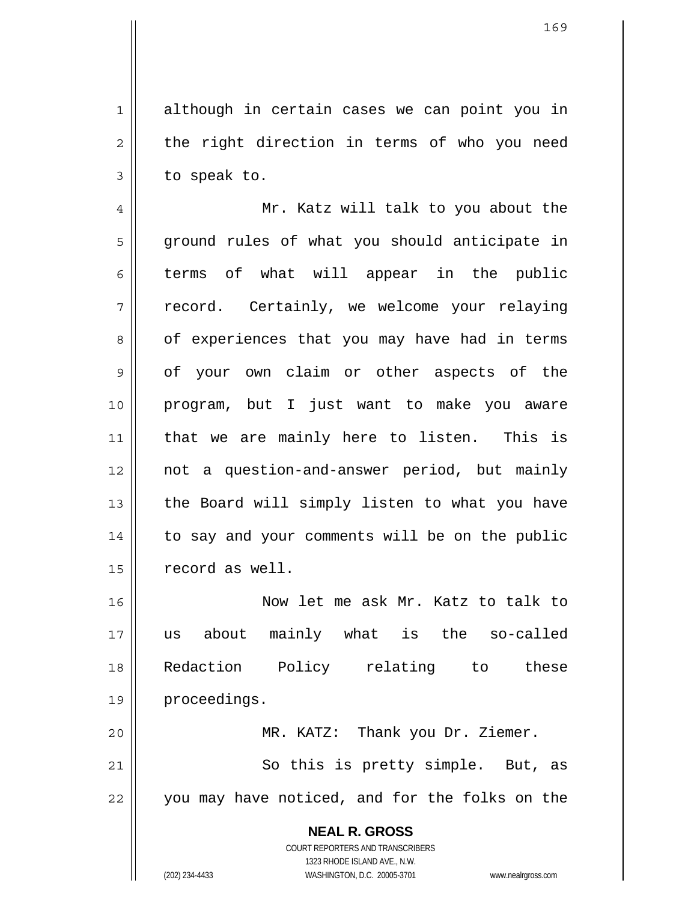although in certain cases we can point you in the right direction in terms of who you need to speak to.

Mr. Katz will talk to you about the ground rules of what you should anticipate in terms of what will appear in the public record. Certainly, we welcome your relaying of experiences that you may have had in terms of your own claim or other aspects of the program, but I just want to make you aware that we are mainly here to listen. This is not a question-and-answer period, but mainly the Board will simply listen to what you have to say and your comments will be on the public record as well.

Now let me ask Mr. Katz to talk to us about mainly what is the so-called Redaction Policy relating to these proceedings.

MR. KATZ: Thank you Dr. Ziemer.

So this is pretty simple. But, as you may have noticed, and for the folks on the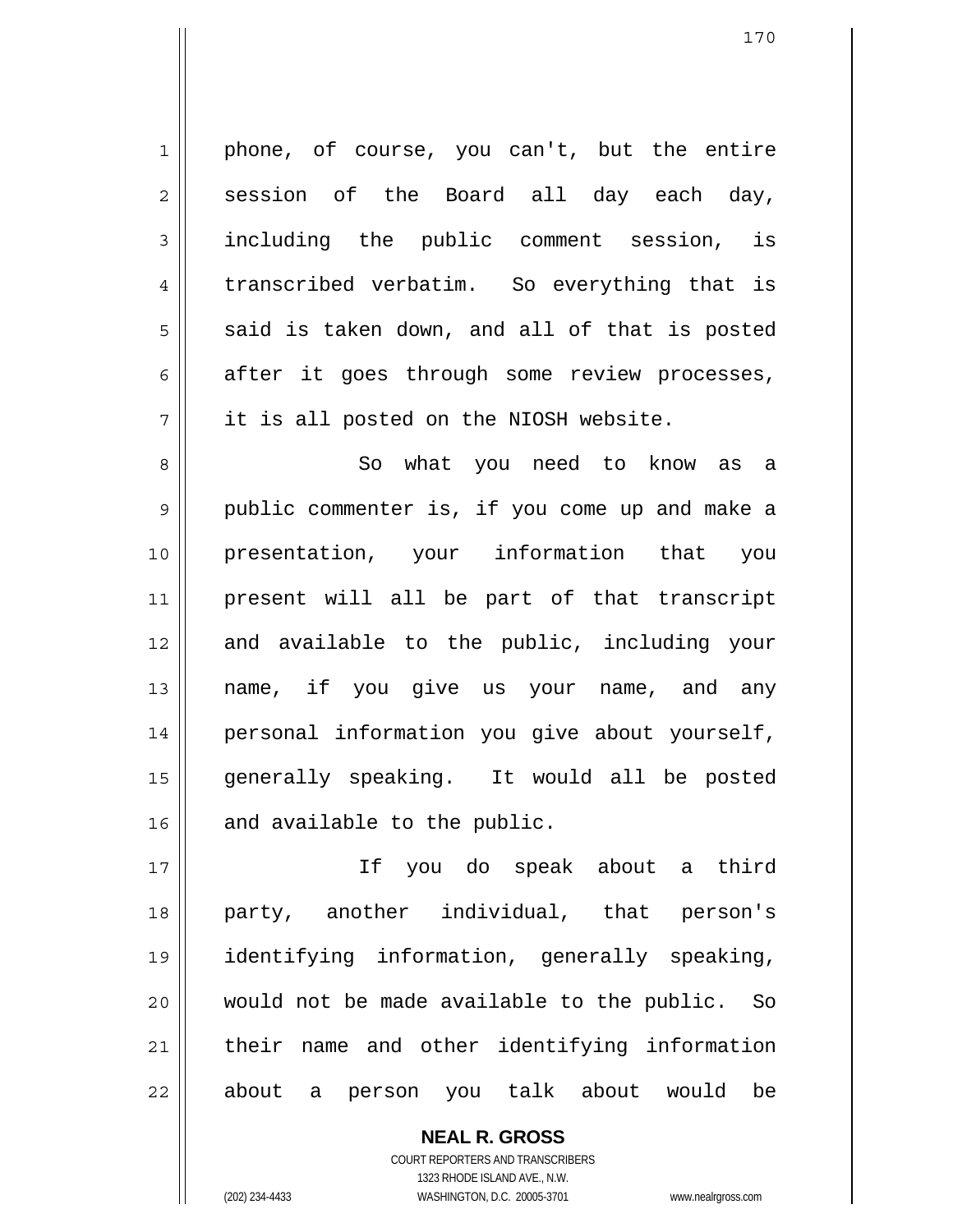phone, of course, you can't, but the entire session of the Board all day each day, including the public comment session, is transcribed verbatim. So everything that is said is taken down, and all of that is posted after it goes through some review processes, it is all posted on the NIOSH website.

So what you need to know as a public commenter is, if you come up and make a presentation, your information that you present will all be part of that transcript and available to the public, including your name, if you give us your name, and any personal information you give about yourself, generally speaking. It would all be posted and available to the public.

If you do speak about a third party, another individual, that person's identifying information, generally speaking, would not be made available to the public. So their name and other identifying information about a person you talk about would be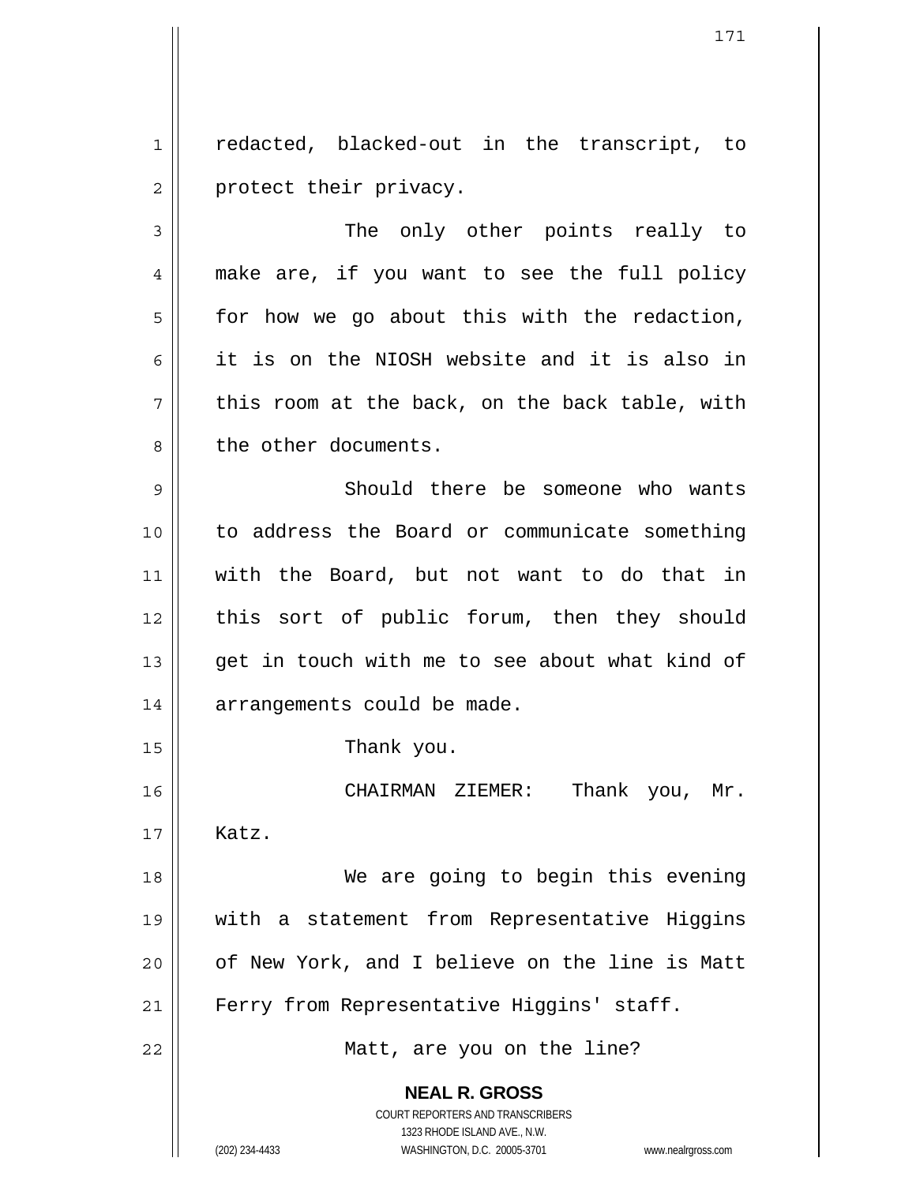redacted, blacked-out in the transcript, to protect their privacy.

The only other points really to make are, if you want to see the full policy for how we go about this with the redaction, it is on the NIOSH website and it is also in this room at the back, on the back table, with the other documents.

Should there be someone who wants to address the Board or communicate something with the Board, but not want to do that in this sort of public forum, then they should get in touch with me to see about what kind of arrangements could be made.

Thank you.

CHAIRMAN ZIEMER: Thank you, Mr. Katz.

We are going to begin this evening with a statement from Representative Higgins of New York, and I believe on the line is Matt Ferry from Representative Higgins' staff.

Matt, are you on the line?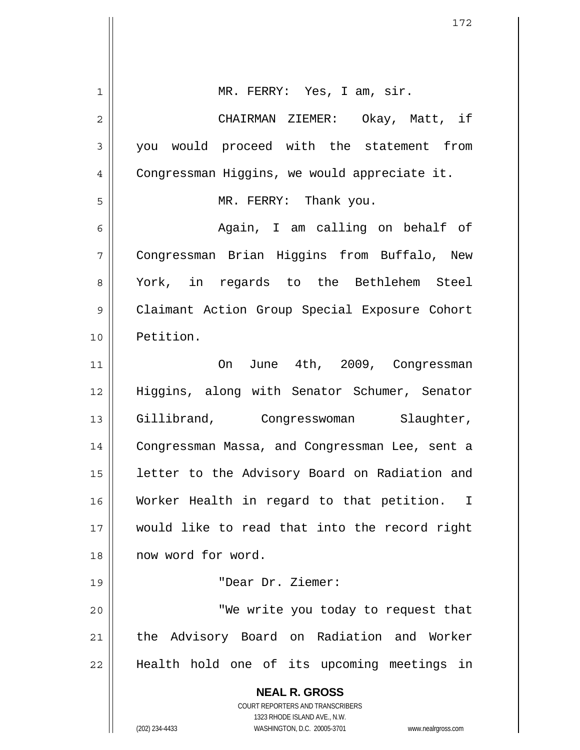MR. FERRY: Yes, I am, sir.

CHAIRMAN ZIEMER: Okay, Matt, if you would proceed with the statement from Congressman Higgins, we would appreciate it.

MR. FERRY: Thank you.

Again, I am calling on behalf of Congressman Brian Higgins from Buffalo, New York, in regards to the Bethlehem Steel Claimant Action Group Special Exposure Cohort Petition.

On June 4th, 2009, Congressman Higgins, along with Senator Schumer, Senator Gillibrand, Congresswoman Slaughter, Congressman Massa, and Congressman Lee, sent a letter to the Advisory Board on Radiation and Worker Health in regard to that petition. I would like to read that into the record right now word for word.

"Dear Dr. Ziemer:

"We write you today to request that the Advisory Board on Radiation and Worker Health hold one of its upcoming meetings in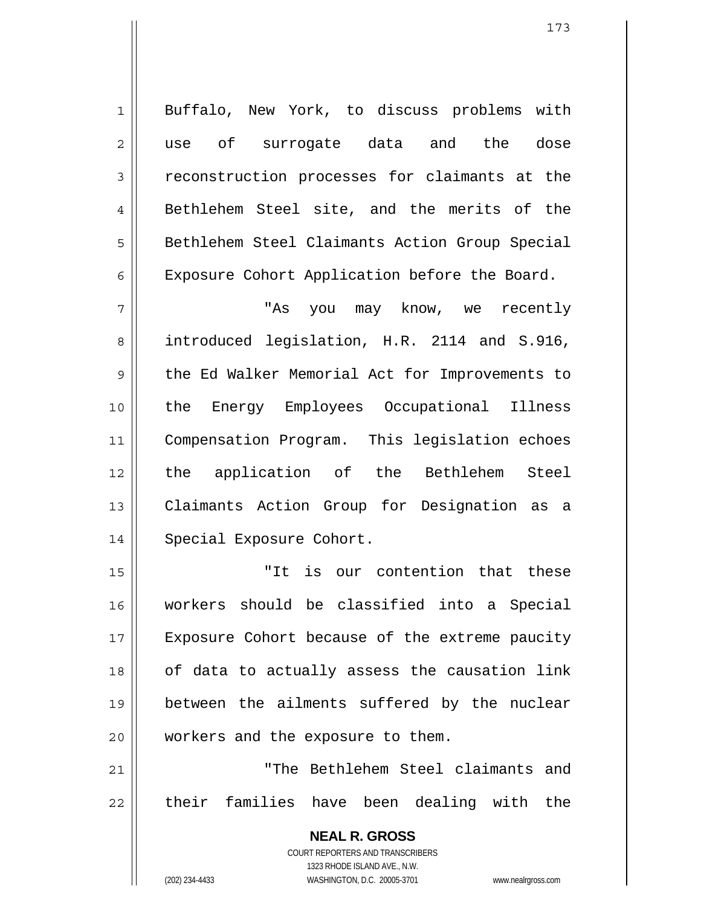Buffalo, New York, to discuss problems with use of surrogate data and the dose reconstruction processes for claimants at the Bethlehem Steel site, and the merits of the Bethlehem Steel Claimants Action Group Special Exposure Cohort Application before the Board.

"As you may know, we recently introduced legislation, H.R. 2114 and S.916, the Ed Walker Memorial Act for Improvements to the Energy Employees Occupational Illness Compensation Program. This legislation echoes the application of the Bethlehem Steel Claimants Action Group for Designation as a Special Exposure Cohort.

"It is our contention that these workers should be classified into a Special Exposure Cohort because of the extreme paucity of data to actually assess the causation link between the ailments suffered by the nuclear workers and the exposure to them.

"The Bethlehem Steel claimants and their families have been dealing with the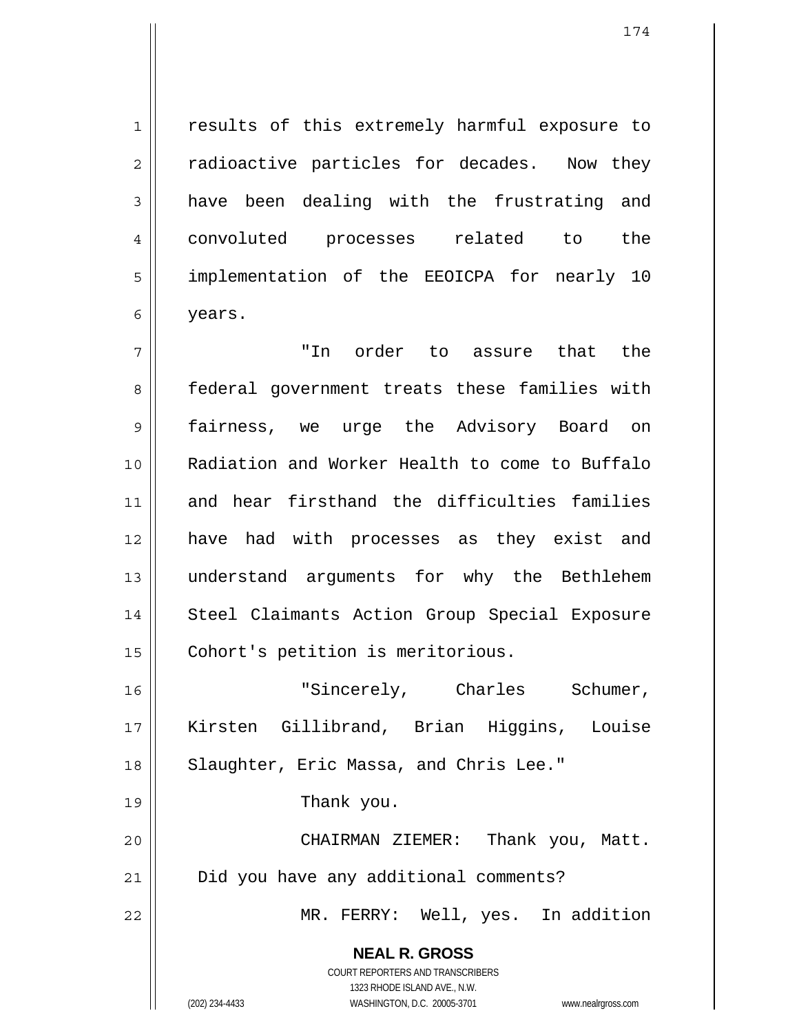results of this extremely harmful exposure to radioactive particles for decades. Now they have been dealing with the frustrating and convoluted processes related to the implementation of the EEOICPA for nearly 10 years.

"In order to assure that the federal government treats these families with fairness, we urge the Advisory Board on Radiation and Worker Health to come to Buffalo and hear firsthand the difficulties families have had with processes as they exist and understand arguments for why the Bethlehem Steel Claimants Action Group Special Exposure Cohort's petition is meritorious.

"Sincerely, Charles Schumer, Kirsten Gillibrand, Brian Higgins, Louise Slaughter, Eric Massa, and Chris Lee."

Thank you.

CHAIRMAN ZIEMER: Thank you, Matt. Did you have any additional comments?

MR. FERRY: Well, yes. In addition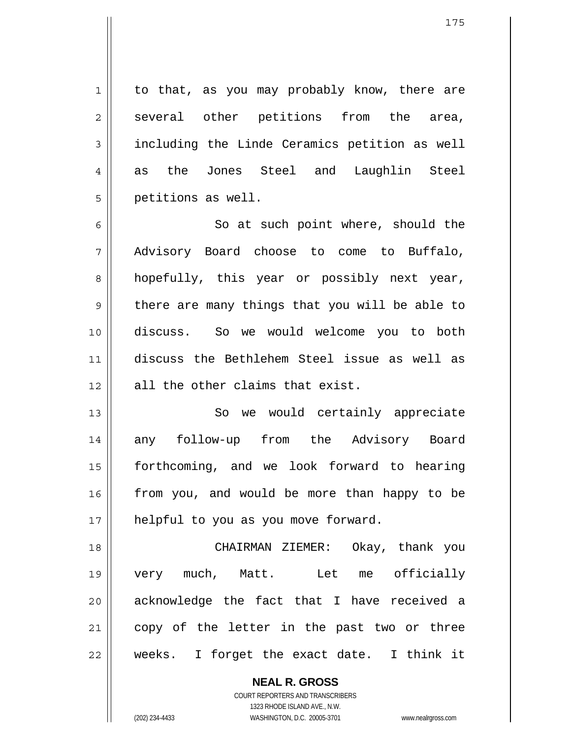to that, as you may probably know, there are several other petitions from the area, including the Linde Ceramics petition as well as the Jones Steel and Laughlin Steel petitions as well.

So at such point where, should the Advisory Board choose to come to Buffalo, hopefully, this year or possibly next year, there are many things that you will be able to discuss. So we would welcome you to both discuss the Bethlehem Steel issue as well as all the other claims that exist.

So we would certainly appreciate any follow-up from the Advisory Board forthcoming, and we look forward to hearing from you, and would be more than happy to be helpful to you as you move forward.

CHAIRMAN ZIEMER: Okay, thank you very much, Matt. Let me officially acknowledge the fact that I have received a copy of the letter in the past two or three weeks. I forget the exact date. I think it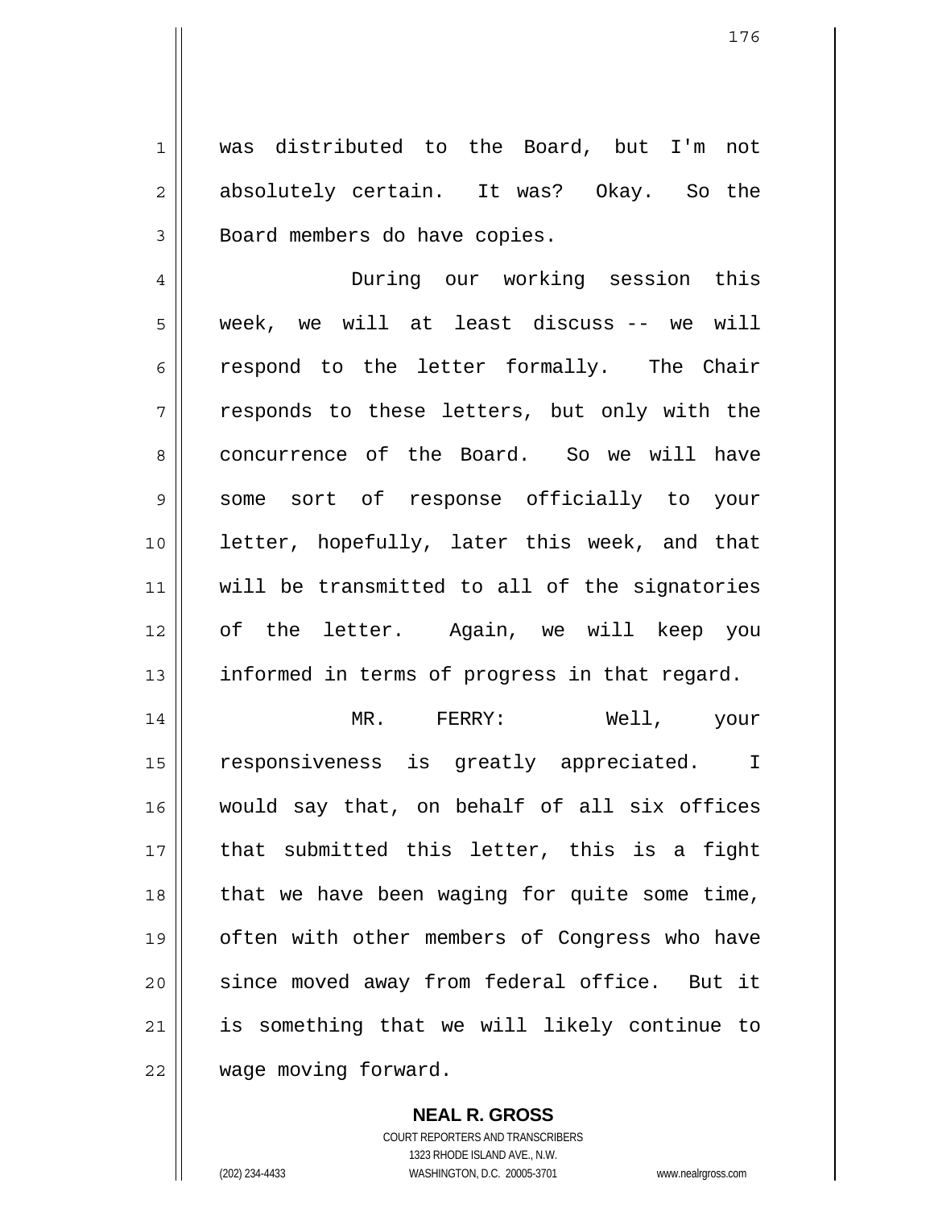was distributed to the Board, but I'm not absolutely certain. It was? Okay. So the Board members do have copies.

During our working session this week, we will at least discuss -- we will respond to the letter formally. The Chair responds to these letters, but only with the concurrence of the Board. So we will have some sort of response officially to your letter, hopefully, later this week, and that will be transmitted to all of the signatories of the letter. Again, we will keep you informed in terms of progress in that regard.

MR. FERRY: Well, your responsiveness is greatly appreciated. I would say that, on behalf of all six offices that submitted this letter, this is a fight that we have been waging for quite some time, often with other members of Congress who have since moved away from federal office. But it is something that we will likely continue to wage moving forward.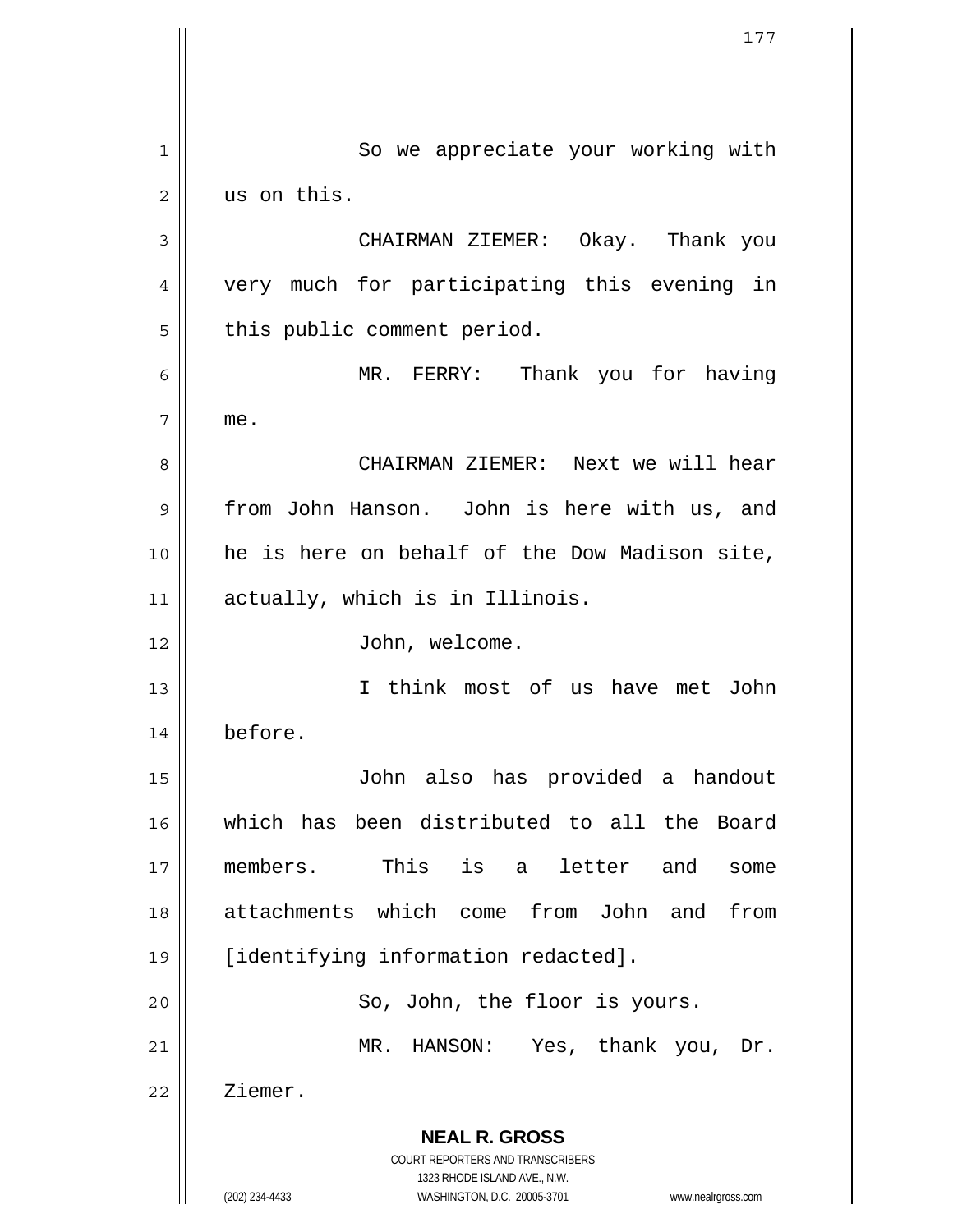So we appreciate your working with us on this.

CHAIRMAN ZIEMER: Okay. Thank you very much for participating this evening in this public comment period.

MR. FERRY: Thank you for having me.

CHAIRMAN ZIEMER: Next we will hear from John Hanson. John is here with us, and he is here on behalf of the Dow Madison site, actually, which is in Illinois.

John, welcome.

I think most of us have met John before.

John also has provided a handout which has been distributed to all the Board members. This is a letter and some attachments which come from John and from [identifying information redacted].

So, John, the floor is yours.

MR. HANSON: Yes, thank you, Dr. Ziemer.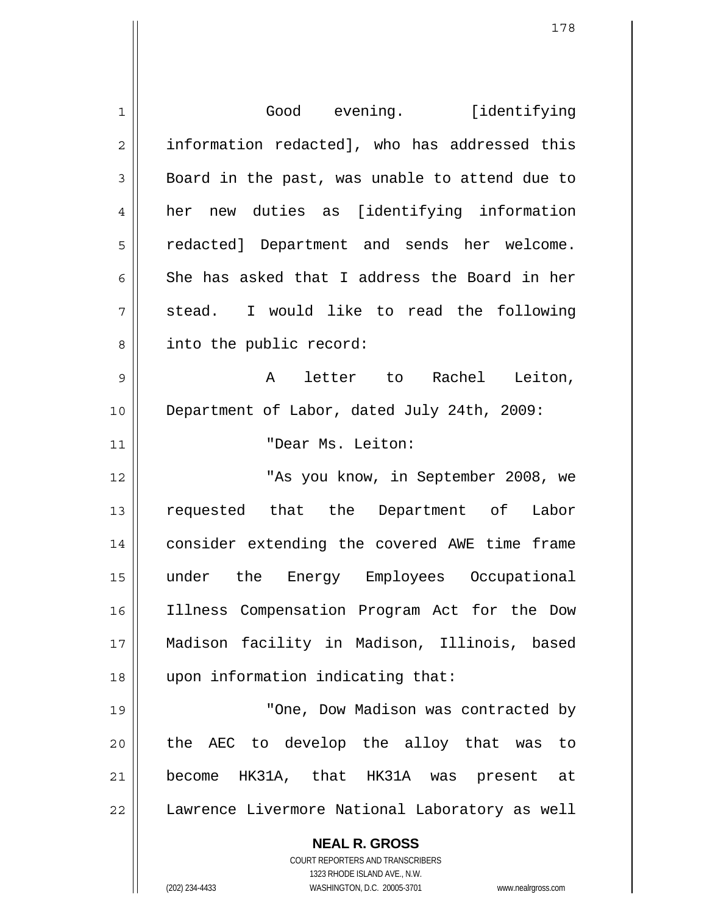Good evening. [identifying information redacted], who has addressed this Board in the past, was unable to attend due to her new duties as [identifying information redacted] Department and sends her welcome. She has asked that I address the Board in her stead. I would like to read the following into the public record:

A letter to Rachel Leiton, Department of Labor, dated July 24th, 2009:

"Dear Ms. Leiton:

"As you know, in September 2008, we requested that the Department of Labor consider extending the covered AWE time frame under the Energy Employees Occupational Illness Compensation Program Act for the Dow Madison facility in Madison, Illinois, based upon information indicating that:

"One, Dow Madison was contracted by the AEC to develop the alloy that was to become HK31A, that HK31A was present at Lawrence Livermore National Laboratory as well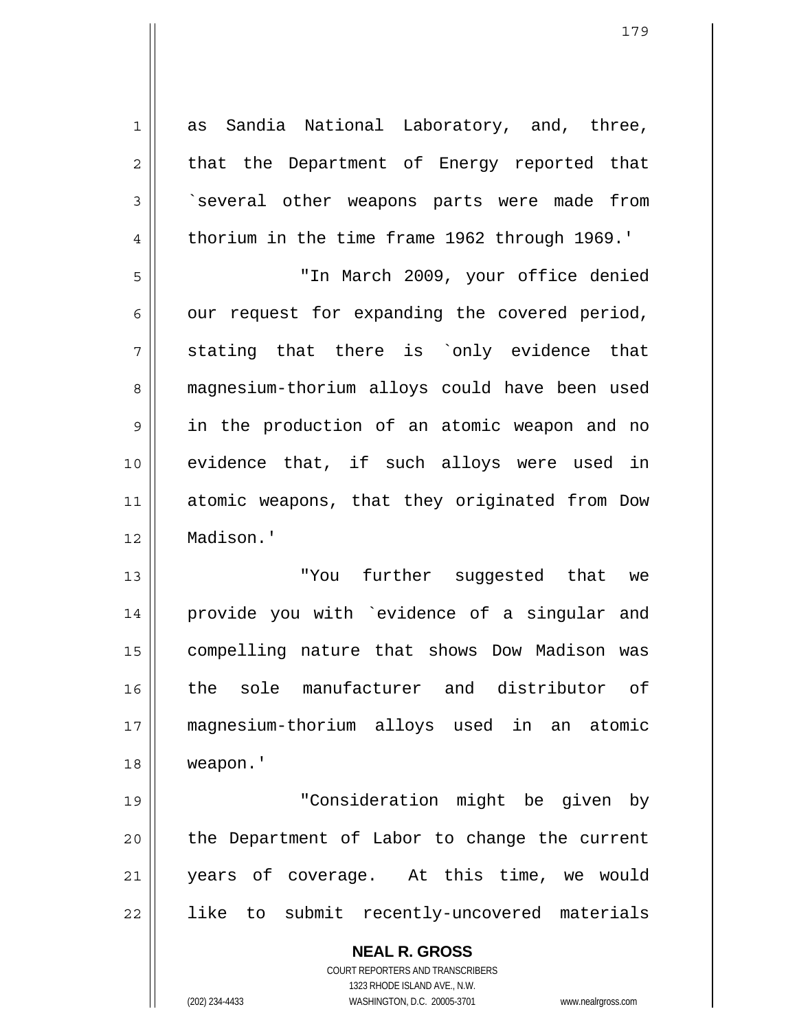as Sandia National Laboratory, and, three, that the Department of Energy reported that `several other weapons parts were made from thorium in the time frame 1962 through 1969.'

"In March 2009, your office denied our request for expanding the covered period, stating that there is `only evidence that magnesium-thorium alloys could have been used in the production of an atomic weapon and no evidence that, if such alloys were used in atomic weapons, that they originated from Dow Madison.'

"You further suggested that we provide you with `evidence of a singular and compelling nature that shows Dow Madison was the sole manufacturer and distributor of magnesium-thorium alloys used in an atomic weapon.'

"Consideration might be given by the Department of Labor to change the current years of coverage. At this time, we would like to submit recently-uncovered materials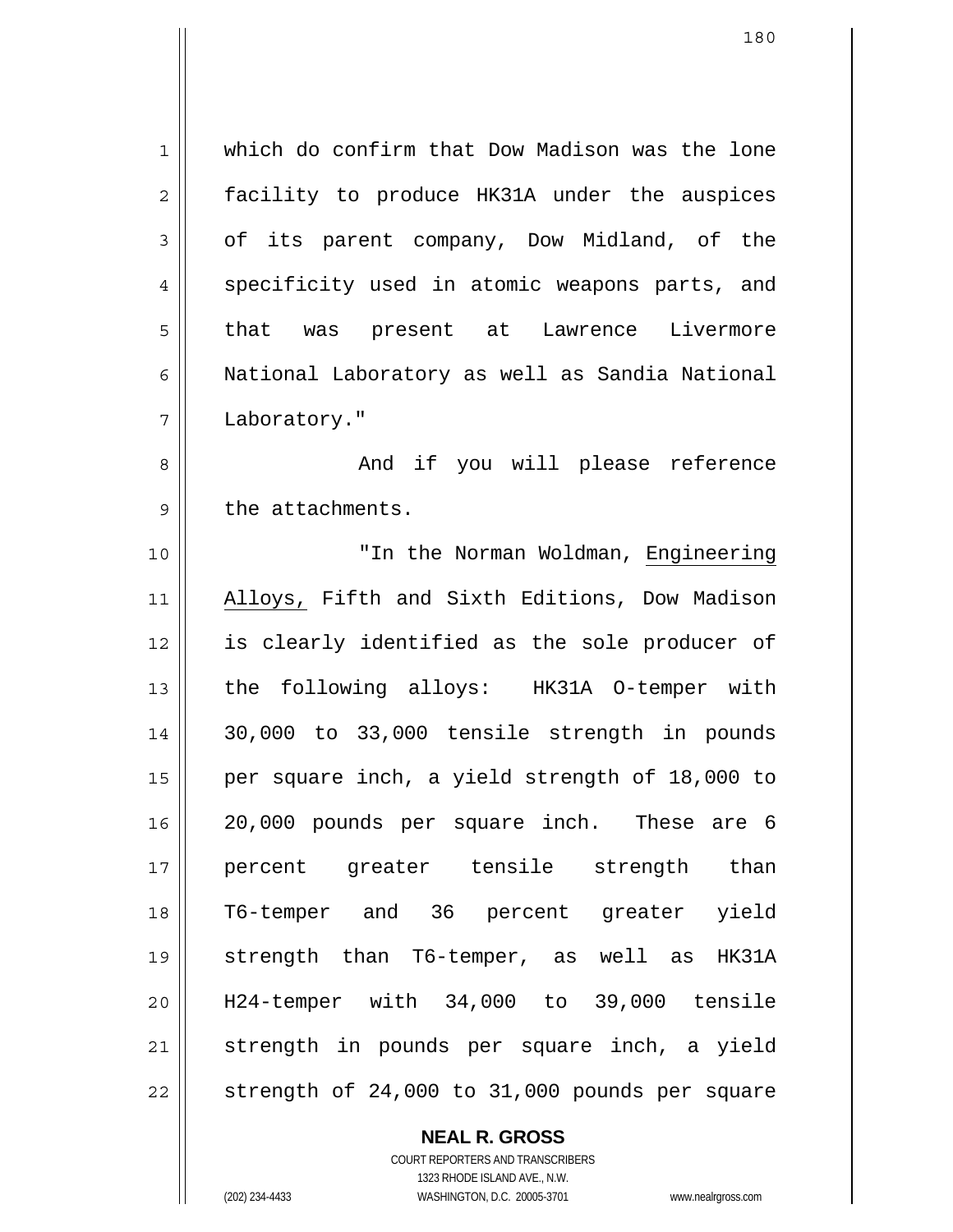which do confirm that Dow Madison was the lone facility to produce HK31A under the auspices of its parent company, Dow Midland, of the specificity used in atomic weapons parts, and that was present at Lawrence Livermore National Laboratory as well as Sandia National Laboratory."

And if you will please reference the attachments.

"In the Norman Woldman, Engineering Alloys, Fifth and Sixth Editions, Dow Madison is clearly identified as the sole producer of the following alloys: HK31A O-temper with 30,000 to 33,000 tensile strength in pounds per square inch, a yield strength of 18,000 to 20,000 pounds per square inch. These are 6 percent greater tensile strength than T6-temper and 36 percent greater yield strength than T6-temper, as well as HK31A H24-temper with 34,000 to 39,000 tensile strength in pounds per square inch, a yield strength of 24,000 to 31,000 pounds per square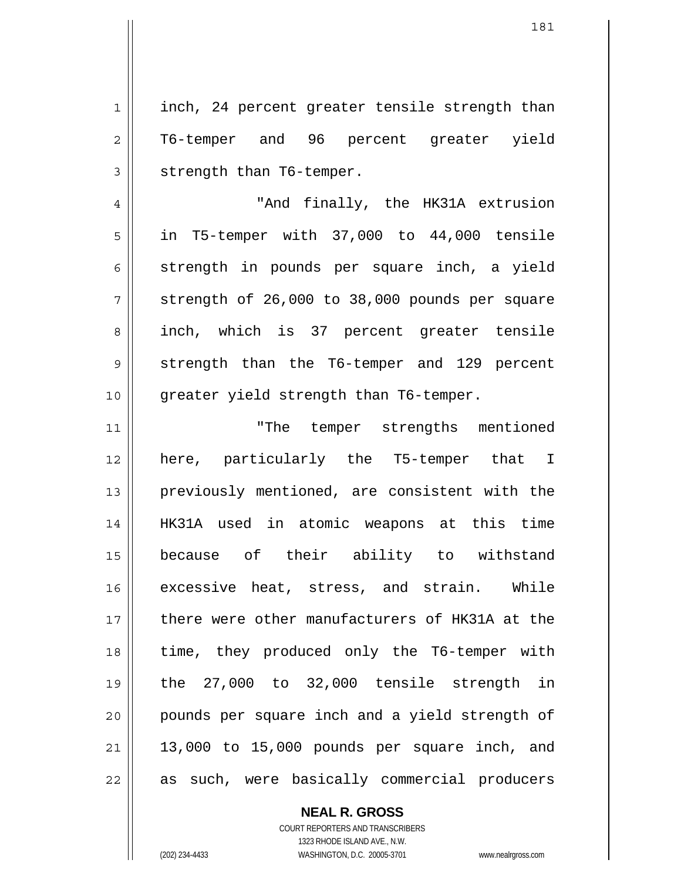inch, 24 percent greater tensile strength than T6-temper and 96 percent greater yield strength than T6-temper.

"And finally, the HK31A extrusion in T5-temper with 37,000 to 44,000 tensile strength in pounds per square inch, a yield strength of 26,000 to 38,000 pounds per square inch, which is 37 percent greater tensile strength than the T6-temper and 129 percent greater yield strength than T6-temper.

"The temper strengths mentioned here, particularly the T5-temper that I previously mentioned, are consistent with the HK31A used in atomic weapons at this time because of their ability to withstand excessive heat, stress, and strain. While there were other manufacturers of HK31A at the time, they produced only the T6-temper with the 27,000 to 32,000 tensile strength in pounds per square inch and a yield strength of 13,000 to 15,000 pounds per square inch, and as such, were basically commercial producers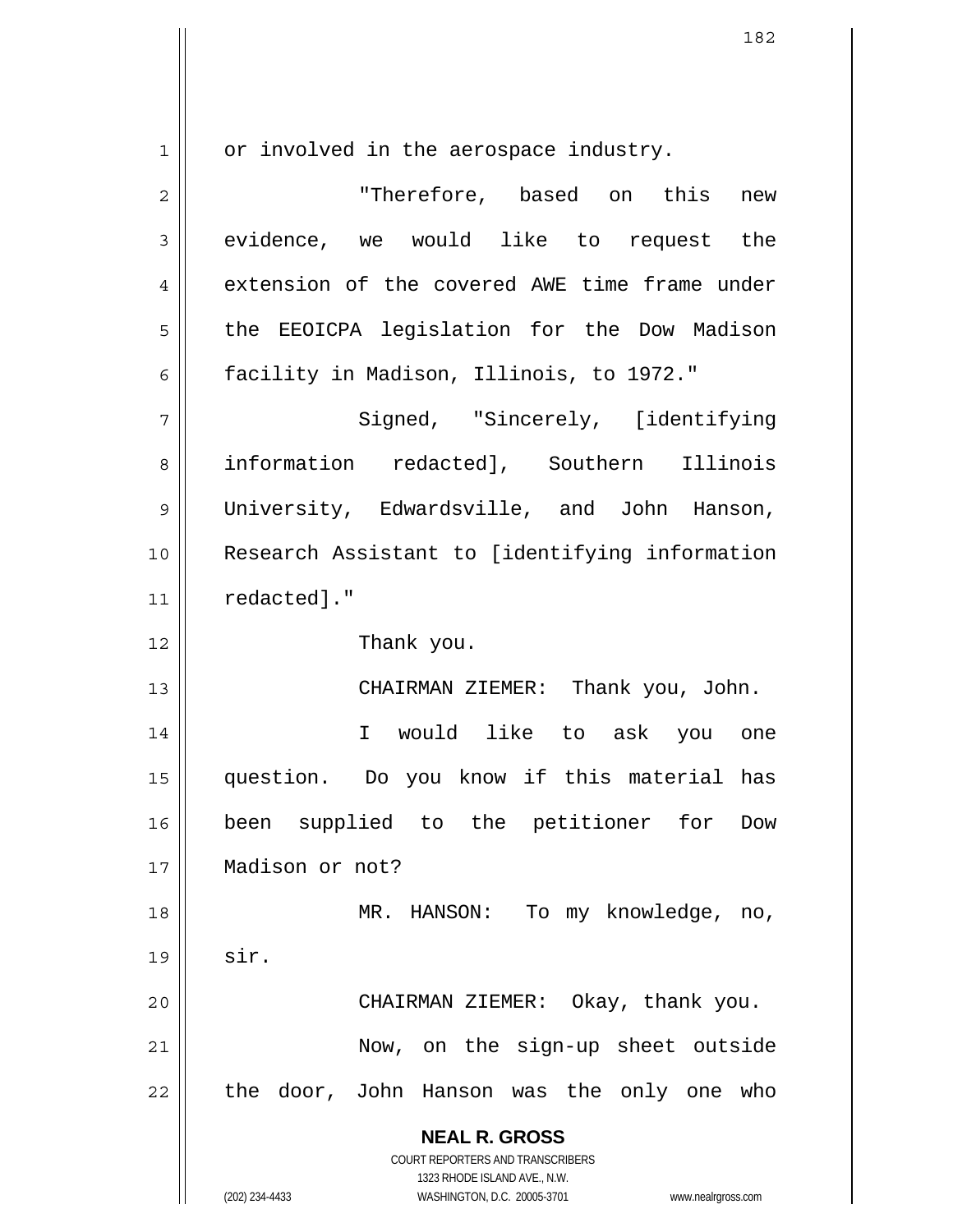or involved in the aerospace industry.

"Therefore, based on this new evidence, we would like to request the extension of the covered AWE time frame under the EEOICPA legislation for the Dow Madison facility in Madison, Illinois, to 1972."

Signed, "Sincerely, [identifying information redacted], Southern Illinois University, Edwardsville, and John Hanson, Research Assistant to [identifying information redacted]."

Thank you.

CHAIRMAN ZIEMER: Thank you, John.

I would like to ask you one question. Do you know if this material has been supplied to the petitioner for Dow Madison or not?

MR. HANSON: To my knowledge, no, sir.

CHAIRMAN ZIEMER: Okay, thank you.

Now, on the sign-up sheet outside the door, John Hanson was the only one who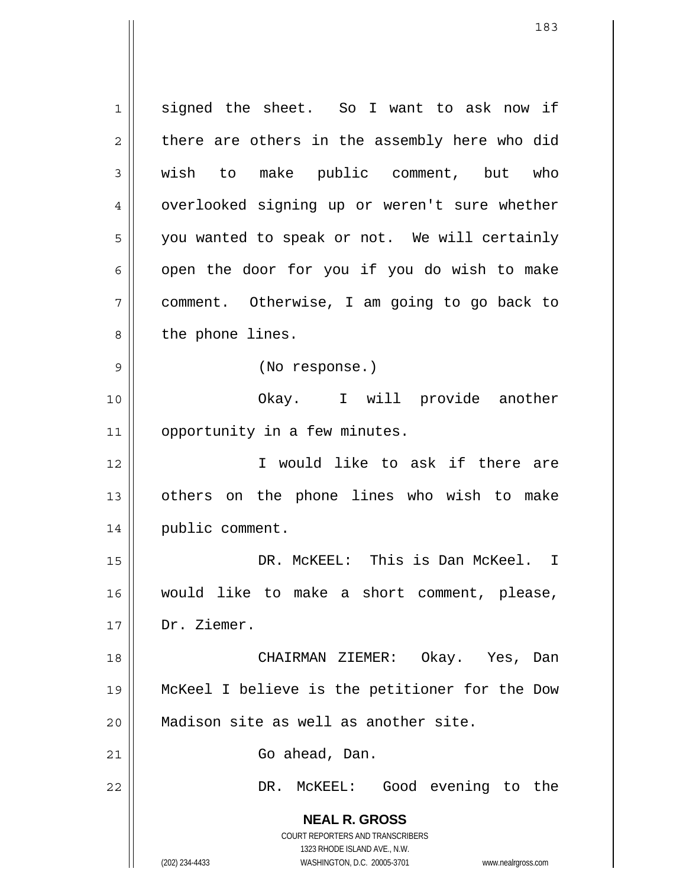signed the sheet. So I want to ask now if there are others in the assembly here who did wish to make public comment, but who overlooked signing up or weren't sure whether you wanted to speak or not. We will certainly open the door for you if you do wish to make comment. Otherwise, I am going to go back to the phone lines.

(No response.)

Okay. I will provide another opportunity in a few minutes.

I would like to ask if there are others on the phone lines who wish to make public comment.

DR. McKEEL: This is Dan McKeel. I would like to make a short comment, please, Dr. Ziemer.

CHAIRMAN ZIEMER: Okay. Yes, Dan McKeel I believe is the petitioner for the Dow Madison site as well as another site.

Go ahead, Dan.

DR. McKEEL: Good evening to the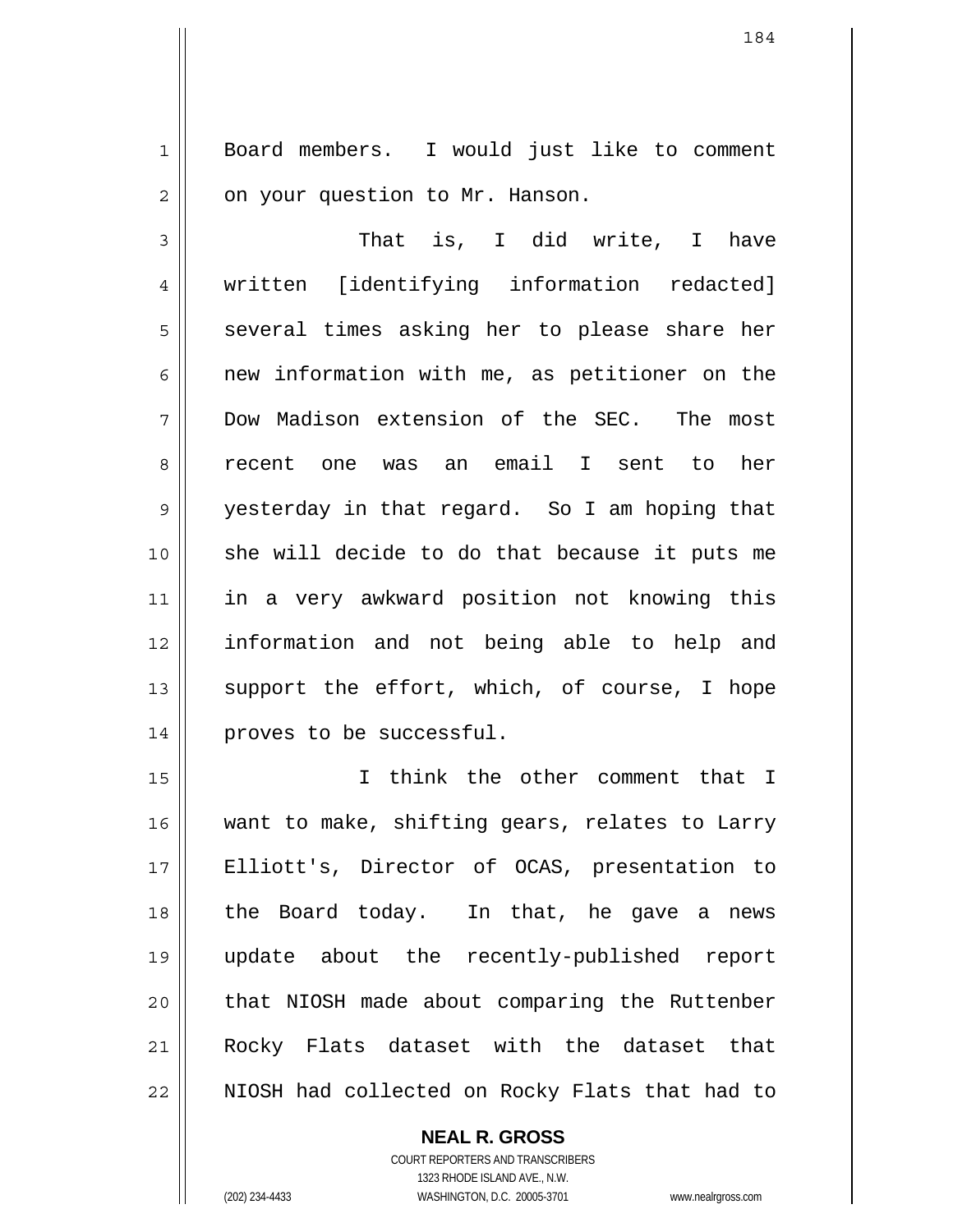Board members. I would just like to comment on your question to Mr. Hanson.

That is, I did write, I have written [identifying information redacted] several times asking her to please share her new information with me, as petitioner on the Dow Madison extension of the SEC. The most recent one was an email I sent to her yesterday in that regard. So I am hoping that she will decide to do that because it puts me in a very awkward position not knowing this information and not being able to help and support the effort, which, of course, I hope proves to be successful.

I think the other comment that I want to make, shifting gears, relates to Larry Elliott's, Director of OCAS, presentation to the Board today. In that, he gave a news update about the recently-published report that NIOSH made about comparing the Ruttenber Rocky Flats dataset with the dataset that NIOSH had collected on Rocky Flats that had to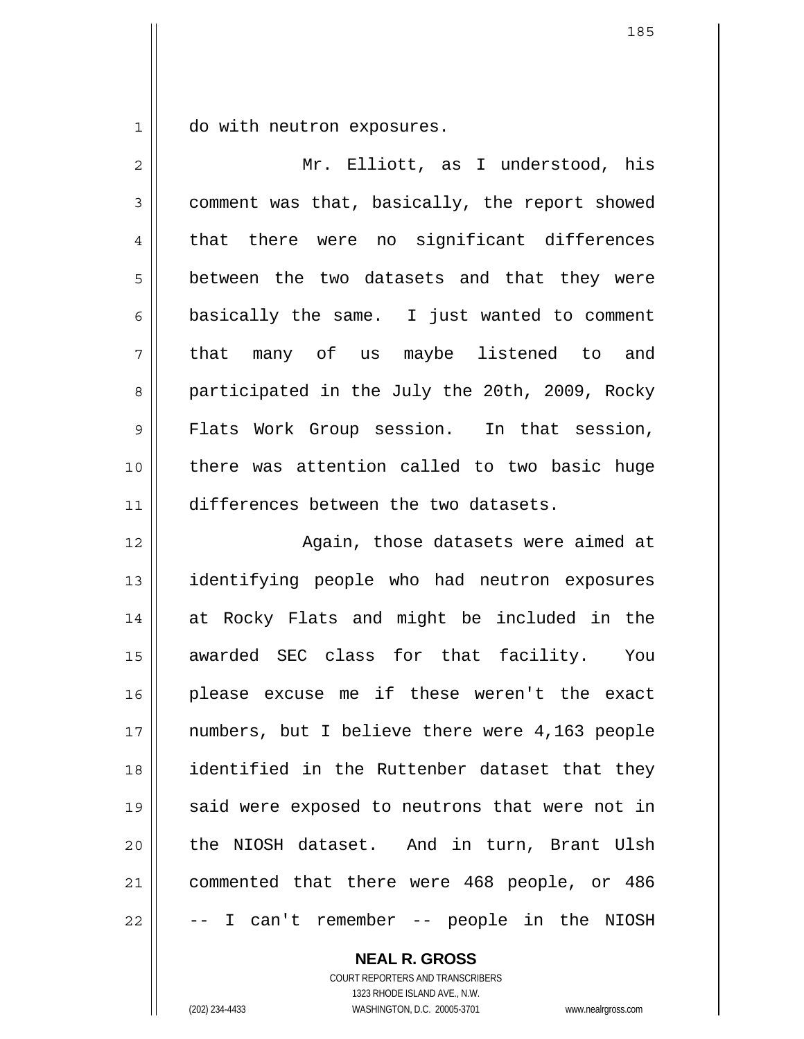do with neutron exposures.

Mr. Elliott, as I understood, his comment was that, basically, the report showed that there were no significant differences between the two datasets and that they were basically the same. I just wanted to comment that many of us maybe listened to and participated in the July the 20th, 2009, Rocky Flats Work Group session. In that session, there was attention called to two basic huge differences between the two datasets.

Again, those datasets were aimed at identifying people who had neutron exposures at Rocky Flats and might be included in the awarded SEC class for that facility. You please excuse me if these weren't the exact numbers, but I believe there were 4,163 people identified in the Ruttenber dataset that they said were exposed to neutrons that were not in the NIOSH dataset. And in turn, Brant Ulsh commented that there were 468 people, or 486 -- I can't remember -- people in the NIOSH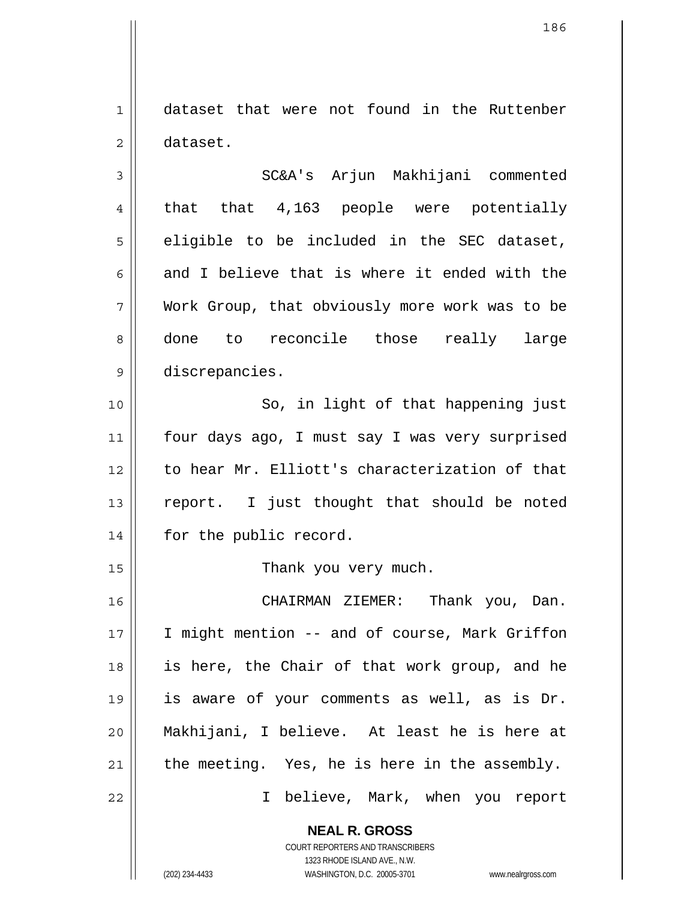dataset that were not found in the Ruttenber dataset.

SC&A's Arjun Makhijani commented that that 4,163 people were potentially eligible to be included in the SEC dataset, and I believe that is where it ended with the Work Group, that obviously more work was to be done to reconcile those really large discrepancies.

So, in light of that happening just four days ago, I must say I was very surprised to hear Mr. Elliott's characterization of that report. I just thought that should be noted for the public record.

Thank you very much.

CHAIRMAN ZIEMER: Thank you, Dan. I might mention -- and of course, Mark Griffon is here, the Chair of that work group, and he is aware of your comments as well, as is Dr. Makhijani, I believe. At least he is here at the meeting. Yes, he is here in the assembly.

I believe, Mark, when you report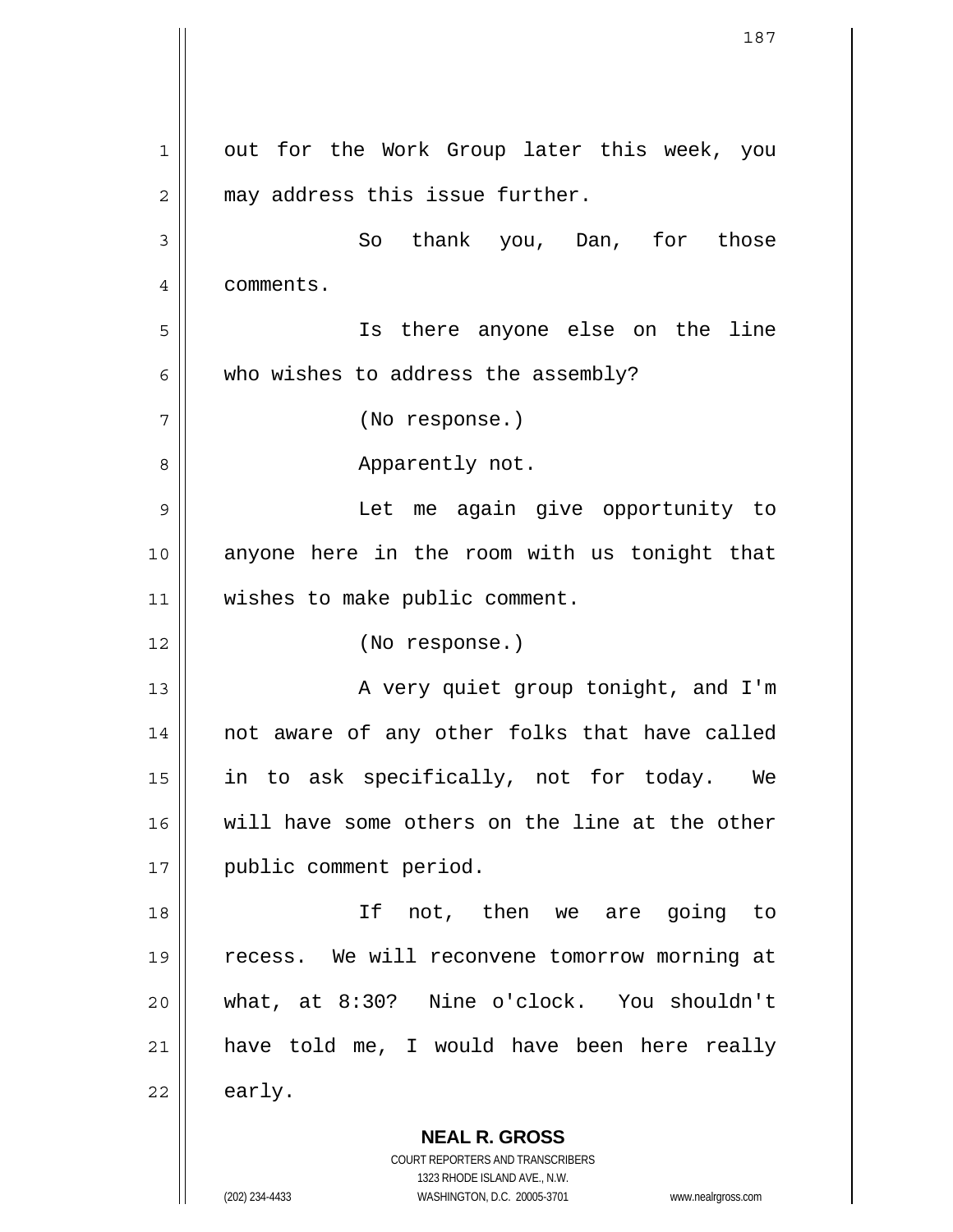out for the Work Group later this week, you may address this issue further.

So thank you, Dan, for those comments.

Is there anyone else on the line who wishes to address the assembly?

(No response.)

Apparently not.

Let me again give opportunity to anyone here in the room with us tonight that wishes to make public comment.

(No response.)

A very quiet group tonight, and I'm not aware of any other folks that have called in to ask specifically, not for today. We will have some others on the line at the other public comment period.

If not, then we are going to recess. We will reconvene tomorrow morning at what, at 8:30? Nine o'clock. You shouldn't have told me, I would have been here really early.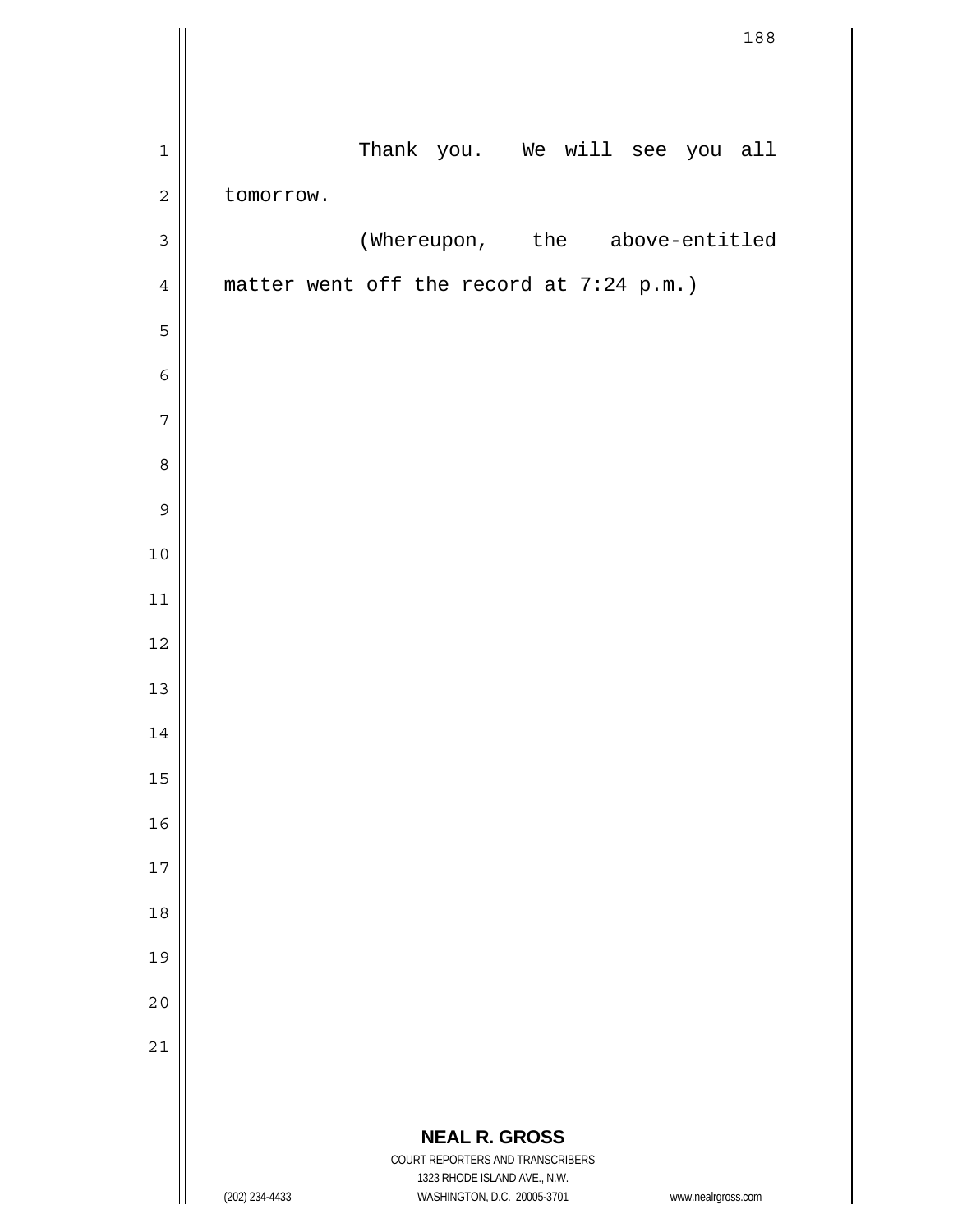Thank you. We will see you all tomorrow.

(Whereupon, the above-entitled matter went off the record at 7:24 p.m.)